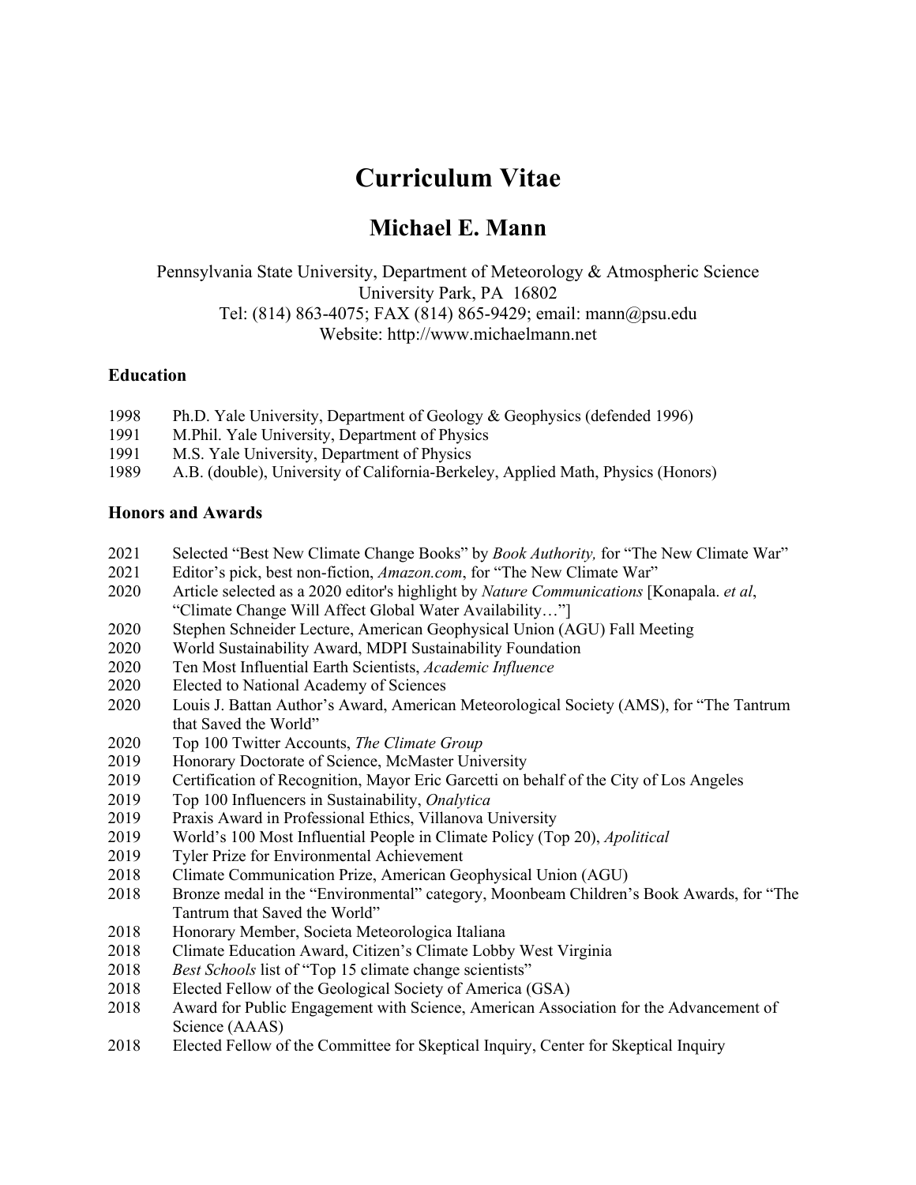# Curriculum Vitae

## Michael E. Mann

Pennsylvania State University, Department of Meteorology & Atmospheric Science
University Park, PA 16802
Tel: (814) 863-4075; FAX (814) 865-9429; email: mann@psu.edu
Website: http://www.michaelmann.net

### Education

1998 Ph.D. Yale University, Department of Geology & Geophysics (defended 1996)
1991 M.Phil. Yale University, Department of Physics
1991 M.S. Yale University, Department of Physics
1989 A.B. (double), University of California-Berkeley, Applied Math, Physics (Honors)

### Honors and Awards

2021 Selected "Best New Climate Change Books" by *Book Authority,* for "The New Climate War"
2021 Editor's pick, best non-fiction, *Amazon.com*, for "The New Climate War"
2020 Article selected as a 2020 editor's highlight by *Nature Communications* [Konapala. *et al*, "Climate Change Will Affect Global Water Availability…"]
2020 Stephen Schneider Lecture, American Geophysical Union (AGU) Fall Meeting
2020 World Sustainability Award, MDPI Sustainability Foundation
2020 Ten Most Influential Earth Scientists, *Academic Influence*
2020 Elected to National Academy of Sciences
2020 Louis J. Battan Author's Award, American Meteorological Society (AMS), for "The Tantrum that Saved the World"
2020 Top 100 Twitter Accounts, *The Climate Group*
2019 Honorary Doctorate of Science, McMaster University
2019 Certification of Recognition, Mayor Eric Garcetti on behalf of the City of Los Angeles
2019 Top 100 Influencers in Sustainability, *Onalytica*
2019 Praxis Award in Professional Ethics, Villanova University
2019 World's 100 Most Influential People in Climate Policy (Top 20), *Apolitical*
2019 Tyler Prize for Environmental Achievement
2018 Climate Communication Prize, American Geophysical Union (AGU)
2018 Bronze medal in the "Environmental" category, Moonbeam Children's Book Awards, for "The Tantrum that Saved the World"
2018 Honorary Member, Societa Meteorologica Italiana
2018 Climate Education Award, Citizen's Climate Lobby West Virginia
2018 *Best Schools* list of "Top 15 climate change scientists"
2018 Elected Fellow of the Geological Society of America (GSA)
2018 Award for Public Engagement with Science, American Association for the Advancement of Science (AAAS)
2018 Elected Fellow of the Committee for Skeptical Inquiry, Center for Skeptical Inquiry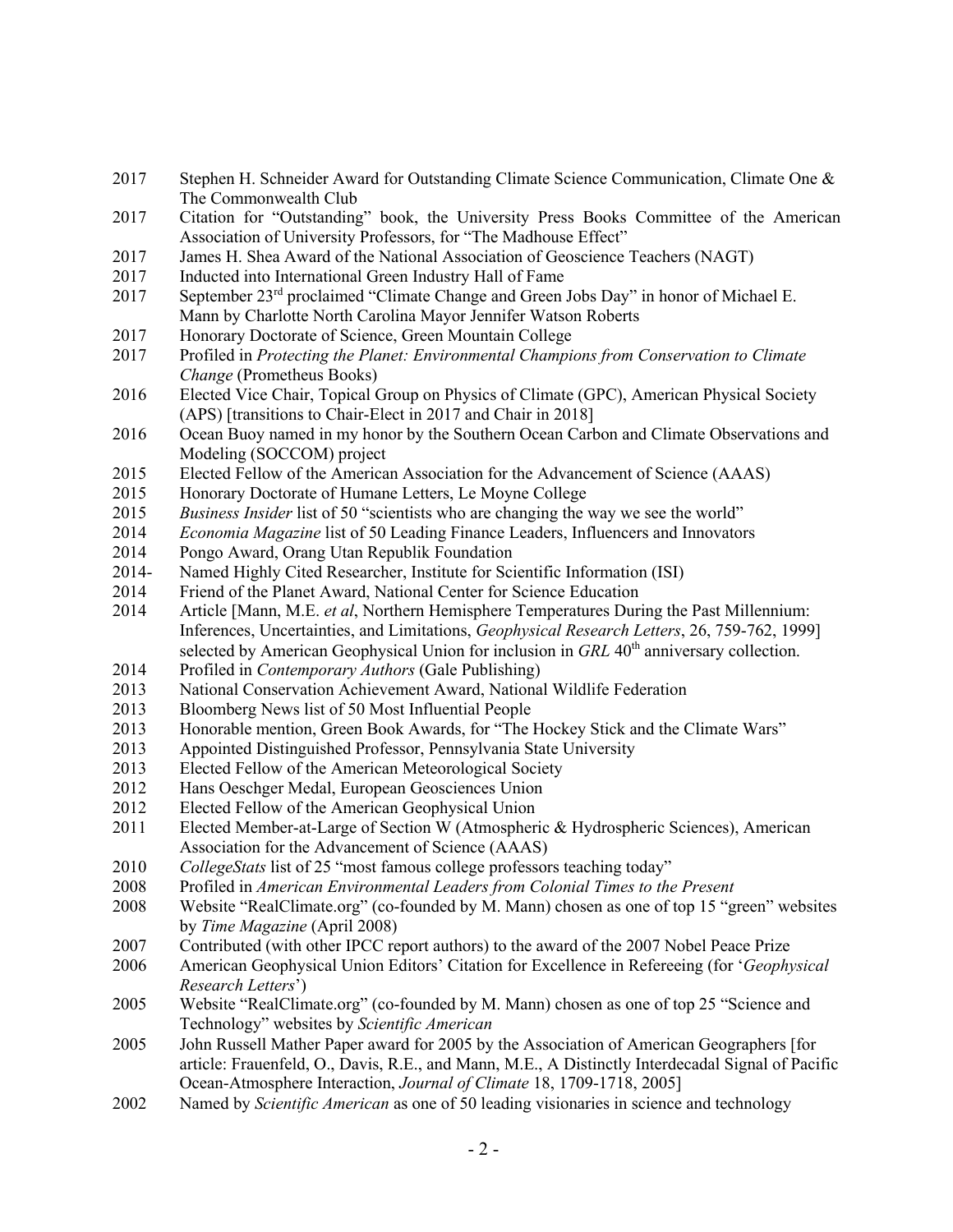2017 Stephen H. Schneider Award for Outstanding Climate Science Communication, Climate One & The Commonwealth Club

2017 Citation for "Outstanding" book, the University Press Books Committee of the American Association of University Professors, for "The Madhouse Effect"

2017 James H. Shea Award of the National Association of Geoscience Teachers (NAGT)

2017 Inducted into International Green Industry Hall of Fame

2017 September 23rd proclaimed "Climate Change and Green Jobs Day" in honor of Michael E. Mann by Charlotte North Carolina Mayor Jennifer Watson Roberts

2017 Honorary Doctorate of Science, Green Mountain College

2017 Profiled in *Protecting the Planet: Environmental Champions from Conservation to Climate Change* (Prometheus Books)

2016 Elected Vice Chair, Topical Group on Physics of Climate (GPC), American Physical Society (APS) [transitions to Chair-Elect in 2017 and Chair in 2018]

2016 Ocean Buoy named in my honor by the Southern Ocean Carbon and Climate Observations and Modeling (SOCCOM) project

2015 Elected Fellow of the American Association for the Advancement of Science (AAAS)

2015 Honorary Doctorate of Humane Letters, Le Moyne College

2015 *Business Insider* list of 50 "scientists who are changing the way we see the world"

2014 *Economia Magazine* list of 50 Leading Finance Leaders, Influencers and Innovators

2014 Pongo Award, Orang Utan Republik Foundation

2014- Named Highly Cited Researcher, Institute for Scientific Information (ISI)

2014 Friend of the Planet Award, National Center for Science Education

2014 Article [Mann, M.E. *et al*, Northern Hemisphere Temperatures During the Past Millennium: Inferences, Uncertainties, and Limitations, *Geophysical Research Letters*, 26, 759-762, 1999] selected by American Geophysical Union for inclusion in *GRL* 40th anniversary collection.

2014 Profiled in *Contemporary Authors* (Gale Publishing)

2013 National Conservation Achievement Award, National Wildlife Federation

2013 Bloomberg News list of 50 Most Influential People

2013 Honorable mention, Green Book Awards, for "The Hockey Stick and the Climate Wars"

2013 Appointed Distinguished Professor, Pennsylvania State University

2013 Elected Fellow of the American Meteorological Society

2012 Hans Oeschger Medal, European Geosciences Union

2012 Elected Fellow of the American Geophysical Union

2011 Elected Member-at-Large of Section W (Atmospheric & Hydrospheric Sciences), American Association for the Advancement of Science (AAAS)

2010 *CollegeStats* list of 25 "most famous college professors teaching today"

2008 Profiled in *American Environmental Leaders from Colonial Times to the Present*

2008 Website "RealClimate.org" (co-founded by M. Mann) chosen as one of top 15 "green" websites by *Time Magazine* (April 2008)

2007 Contributed (with other IPCC report authors) to the award of the 2007 Nobel Peace Prize

2006 American Geophysical Union Editors' Citation for Excellence in Refereeing (for '*Geophysical Research Letters*')

2005 Website "RealClimate.org" (co-founded by M. Mann) chosen as one of top 25 "Science and Technology" websites by *Scientific American*

2005 John Russell Mather Paper award for 2005 by the Association of American Geographers [for article: Frauenfeld, O., Davis, R.E., and Mann, M.E., A Distinctly Interdecadal Signal of Pacific Ocean-Atmosphere Interaction, *Journal of Climate* 18, 1709-1718, 2005]

2002 Named by *Scientific American* as one of 50 leading visionaries in science and technology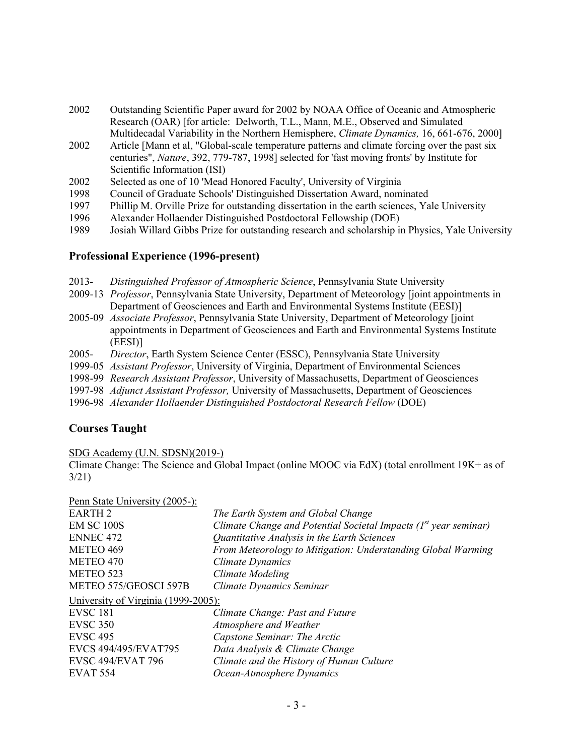2002 Outstanding Scientific Paper award for 2002 by NOAA Office of Oceanic and Atmospheric Research (OAR) [for article: Delworth, T.L., Mann, M.E., Observed and Simulated Multidecadal Variability in the Northern Hemisphere, *Climate Dynamics,* 16, 661-676, 2000]

2002 Article [Mann et al, "Global-scale temperature patterns and climate forcing over the past six centuries", *Nature*, 392, 779-787, 1998] selected for 'fast moving fronts' by Institute for Scientific Information (ISI)

2002 Selected as one of 10 'Mead Honored Faculty', University of Virginia

1998 Council of Graduate Schools' Distinguished Dissertation Award, nominated

1997 Phillip M. Orville Prize for outstanding dissertation in the earth sciences, Yale University

1996 Alexander Hollaender Distinguished Postdoctoral Fellowship (DOE)

1989 Josiah Willard Gibbs Prize for outstanding research and scholarship in Physics, Yale University

## Professional Experience (1996-present)

2013- *Distinguished Professor of Atmospheric Science*, Pennsylvania State University

2009-13 *Professor*, Pennsylvania State University, Department of Meteorology [joint appointments in Department of Geosciences and Earth and Environmental Systems Institute (EESI)]

2005-09 *Associate Professor*, Pennsylvania State University, Department of Meteorology [joint appointments in Department of Geosciences and Earth and Environmental Systems Institute (EESI)]

2005- *Director*, Earth System Science Center (ESSC), Pennsylvania State University

1999-05 *Assistant Professor*, University of Virginia, Department of Environmental Sciences

1998-99 *Research Assistant Professor*, University of Massachusetts, Department of Geosciences

1997-98 *Adjunct Assistant Professor,* University of Massachusetts, Department of Geosciences

1996-98 *Alexander Hollaender Distinguished Postdoctoral Research Fellow* (DOE)

## Courses Taught

SDG Academy (U.N. SDSN)(2019-)

Climate Change: The Science and Global Impact (online MOOC via EdX) (total enrollment 19K+ as of 3/21)

Penn State University (2005-):

| | |
|---|---|
| EARTH 2 | *The Earth System and Global Change* |
| EM SC 100S | *Climate Change and Potential Societal Impacts (1st year seminar)* |
| ENNEC 472 | *Quantitative Analysis in the Earth Sciences* |
| METEO 469 | *From Meteorology to Mitigation: Understanding Global Warming* |
| METEO 470 | *Climate Dynamics* |
| METEO 523 | *Climate Modeling* |
| METEO 575/GEOSCI 597B | *Climate Dynamics Seminar* |

University of Virginia (1999-2005):

| | |
|---|---|
| EVSC 181 | *Climate Change: Past and Future* |
| EVSC 350 | *Atmosphere and Weather* |
| EVSC 495 | *Capstone Seminar: The Arctic* |
| EVCS 494/495/EVAT795 | *Data Analysis & Climate Change* |
| EVSC 494/EVAT 796 | *Climate and the History of Human Culture* |
| EVAT 554 | *Ocean-Atmosphere Dynamics* |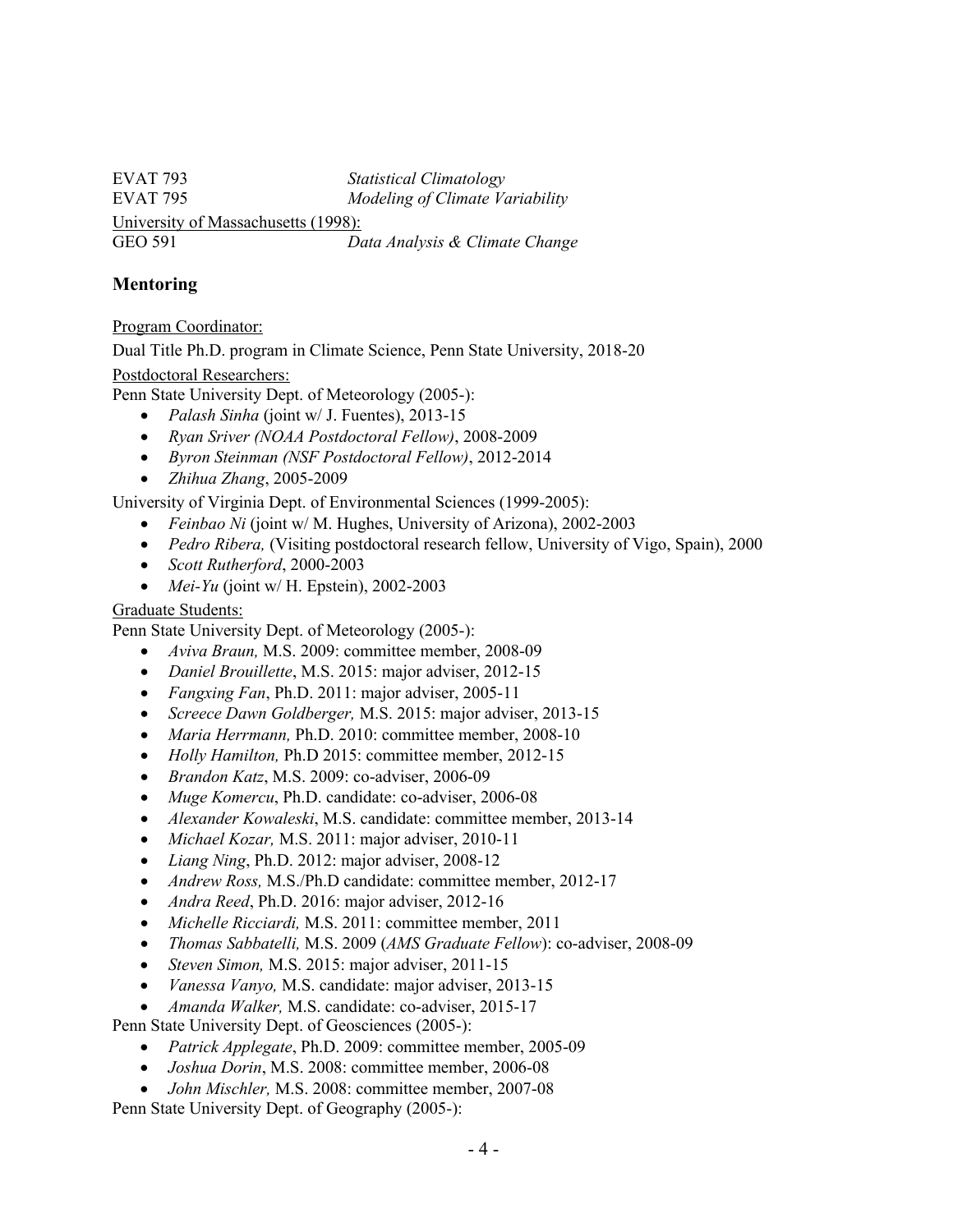| | |
|---|---|
| EVAT 793 | *Statistical Climatology* |
| EVAT 795 | *Modeling of Climate Variability* |

University of Massachusetts (1998):

| | |
|---|---|
| GEO 591 | *Data Analysis & Climate Change* |

## Mentoring

Program Coordinator:

Dual Title Ph.D. program in Climate Science, Penn State University, 2018-20

Postdoctoral Researchers:

Penn State University Dept. of Meteorology (2005-):

- *Palash Sinha* (joint w/ J. Fuentes), 2013-15
- *Ryan Sriver (NOAA Postdoctoral Fellow)*, 2008-2009
- *Byron Steinman (NSF Postdoctoral Fellow)*, 2012-2014
- *Zhihua Zhang*, 2005-2009

University of Virginia Dept. of Environmental Sciences (1999-2005):

- *Feinbao Ni* (joint w/ M. Hughes, University of Arizona), 2002-2003
- *Pedro Ribera,* (Visiting postdoctoral research fellow, University of Vigo, Spain), 2000
- *Scott Rutherford*, 2000-2003
- *Mei-Yu* (joint w/ H. Epstein), 2002-2003

Graduate Students:

Penn State University Dept. of Meteorology (2005-):

- *Aviva Braun,* M.S. 2009: committee member, 2008-09
- *Daniel Brouillette*, M.S. 2015: major adviser, 2012-15
- *Fangxing Fan*, Ph.D. 2011: major adviser, 2005-11
- *Screece Dawn Goldberger,* M.S. 2015: major adviser, 2013-15
- *Maria Herrmann,* Ph.D. 2010: committee member, 2008-10
- *Holly Hamilton,* Ph.D 2015: committee member, 2012-15
- *Brandon Katz*, M.S. 2009: co-adviser, 2006-09
- *Muge Komercu*, Ph.D. candidate: co-adviser, 2006-08
- *Alexander Kowaleski*, M.S. candidate: committee member, 2013-14
- *Michael Kozar,* M.S. 2011: major adviser, 2010-11
- *Liang Ning*, Ph.D. 2012: major adviser, 2008-12
- *Andrew Ross,* M.S./Ph.D candidate: committee member, 2012-17
- *Andra Reed*, Ph.D. 2016: major adviser, 2012-16
- *Michelle Ricciardi,* M.S. 2011: committee member, 2011
- *Thomas Sabbatelli,* M.S. 2009 (*AMS Graduate Fellow*): co-adviser, 2008-09
- *Steven Simon,* M.S. 2015: major adviser, 2011-15
- *Vanessa Vanyo,* M.S. candidate: major adviser, 2013-15
- *Amanda Walker,* M.S. candidate: co-adviser, 2015-17

Penn State University Dept. of Geosciences (2005-):

- *Patrick Applegate*, Ph.D. 2009: committee member, 2005-09
- *Joshua Dorin*, M.S. 2008: committee member, 2006-08
- *John Mischler,* M.S. 2008: committee member, 2007-08

Penn State University Dept. of Geography (2005-):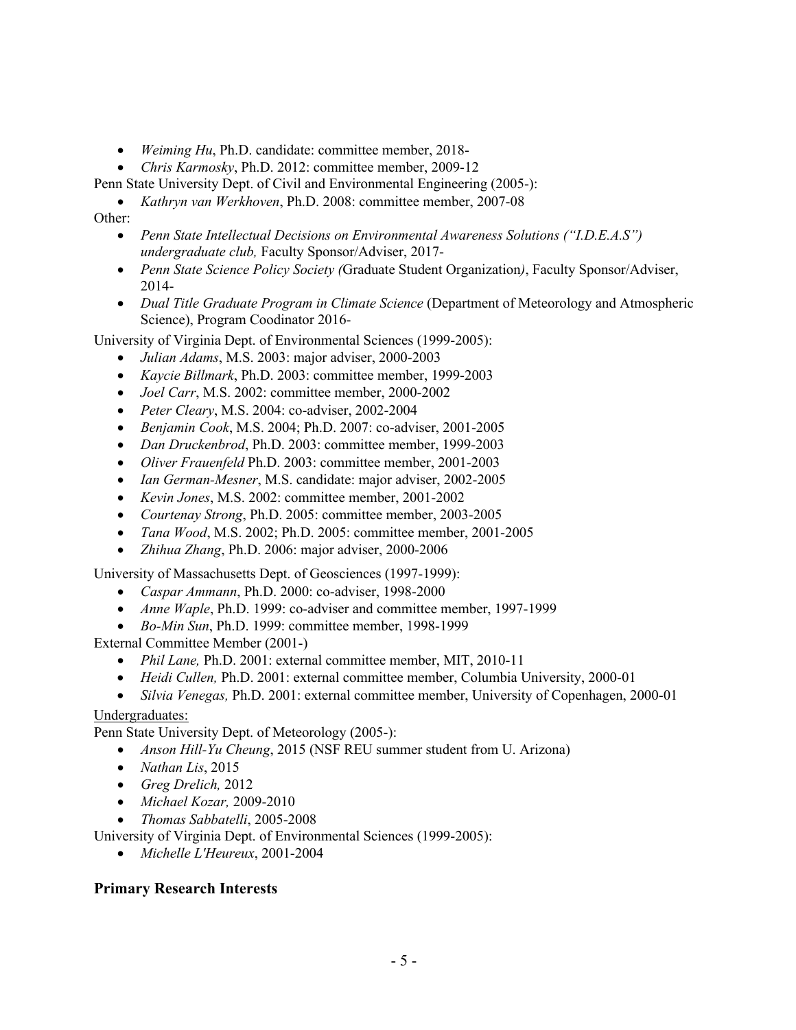- *Weiming Hu*, Ph.D. candidate: committee member, 2018-
- *Chris Karmosky*, Ph.D. 2012: committee member, 2009-12

Penn State University Dept. of Civil and Environmental Engineering (2005-):

- *Kathryn van Werkhoven*, Ph.D. 2008: committee member, 2007-08

Other:

- *Penn State Intellectual Decisions on Environmental Awareness Solutions ("I.D.E.A.S") undergraduate club,* Faculty Sponsor/Adviser, 2017-
- *Penn State Science Policy Society (*Graduate Student Organization*)*, Faculty Sponsor/Adviser, 2014-
- *Dual Title Graduate Program in Climate Science* (Department of Meteorology and Atmospheric Science), Program Coodinator 2016-

University of Virginia Dept. of Environmental Sciences (1999-2005):

- *Julian Adams*, M.S. 2003: major adviser, 2000-2003
- *Kaycie Billmark*, Ph.D. 2003: committee member, 1999-2003
- *Joel Carr*, M.S. 2002: committee member, 2000-2002
- *Peter Cleary*, M.S. 2004: co-adviser, 2002-2004
- *Benjamin Cook*, M.S. 2004; Ph.D. 2007: co-adviser, 2001-2005
- *Dan Druckenbrod*, Ph.D. 2003: committee member, 1999-2003
- *Oliver Frauenfeld* Ph.D. 2003: committee member, 2001-2003
- *Ian German-Mesner*, M.S. candidate: major adviser, 2002-2005
- *Kevin Jones*, M.S. 2002: committee member, 2001-2002
- *Courtenay Strong*, Ph.D. 2005: committee member, 2003-2005
- *Tana Wood*, M.S. 2002; Ph.D. 2005: committee member, 2001-2005
- *Zhihua Zhang*, Ph.D. 2006: major adviser, 2000-2006

University of Massachusetts Dept. of Geosciences (1997-1999):

- *Caspar Ammann*, Ph.D. 2000: co-adviser, 1998-2000
- *Anne Waple*, Ph.D. 1999: co-adviser and committee member, 1997-1999
- *Bo-Min Sun*, Ph.D. 1999: committee member, 1998-1999

External Committee Member (2001-)

- *Phil Lane,* Ph.D. 2001: external committee member, MIT, 2010-11
- *Heidi Cullen,* Ph.D. 2001: external committee member, Columbia University, 2000-01
- *Silvia Venegas,* Ph.D. 2001: external committee member, University of Copenhagen, 2000-01

Undergraduates:

Penn State University Dept. of Meteorology (2005-):

- *Anson Hill-Yu Cheung*, 2015 (NSF REU summer student from U. Arizona)
- *Nathan Lis*, 2015
- *Greg Drelich,* 2012
- *Michael Kozar,* 2009-2010
- *Thomas Sabbatelli*, 2005-2008

University of Virginia Dept. of Environmental Sciences (1999-2005):

- *Michelle L'Heureux*, 2001-2004

## Primary Research Interests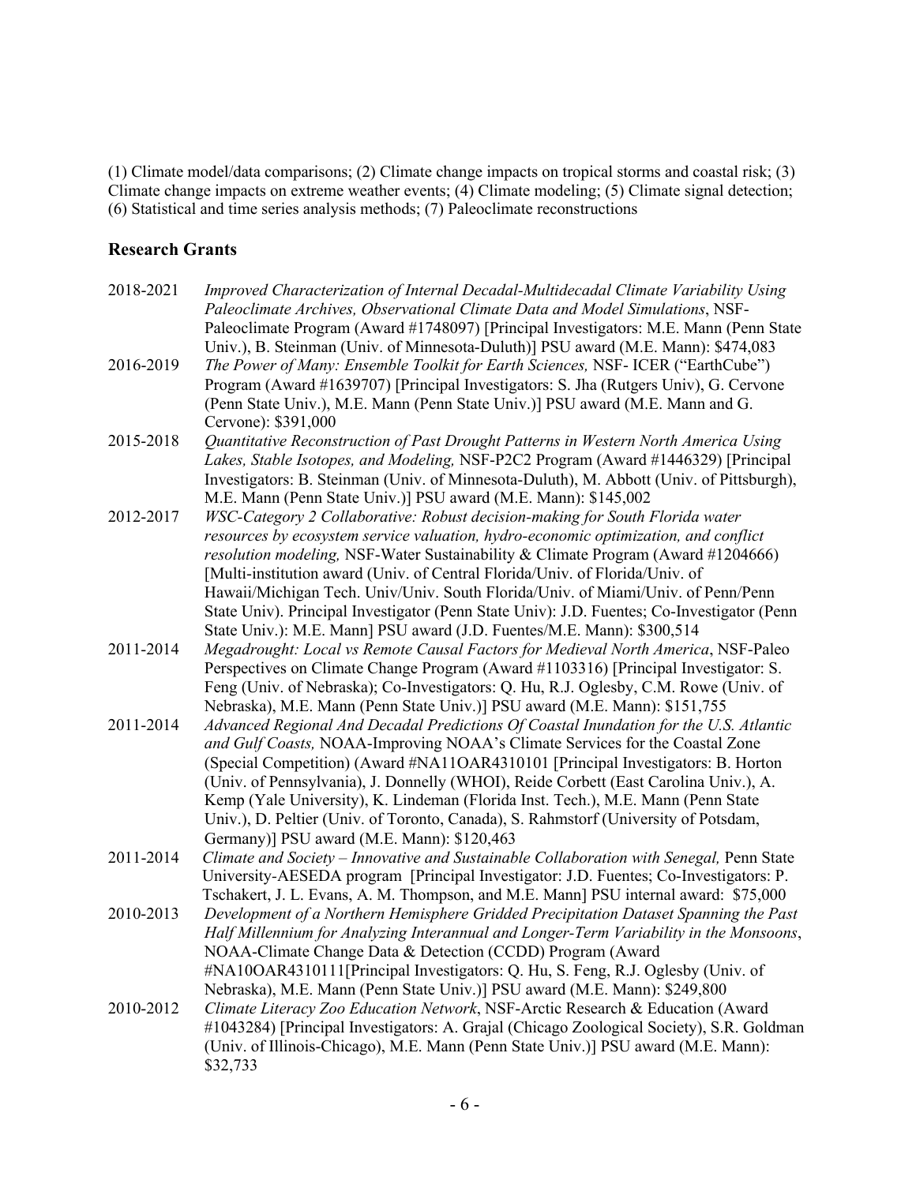(1) Climate model/data comparisons; (2) Climate change impacts on tropical storms and coastal risk; (3) Climate change impacts on extreme weather events; (4) Climate modeling; (5) Climate signal detection; (6) Statistical and time series analysis methods; (7) Paleoclimate reconstructions

## Research Grants

2018-2021 *Improved Characterization of Internal Decadal-Multidecadal Climate Variability Using Paleoclimate Archives, Observational Climate Data and Model Simulations*, NSF-Paleoclimate Program (Award #1748097) [Principal Investigators: M.E. Mann (Penn State Univ.), B. Steinman (Univ. of Minnesota-Duluth)] PSU award (M.E. Mann): $474,083

2016-2019 *The Power of Many: Ensemble Toolkit for Earth Sciences,* NSF- ICER ("EarthCube") Program (Award #1639707) [Principal Investigators: S. Jha (Rutgers Univ), G. Cervone (Penn State Univ.), M.E. Mann (Penn State Univ.)] PSU award (M.E. Mann and G. Cervone): $391,000

2015-2018 *Quantitative Reconstruction of Past Drought Patterns in Western North America Using Lakes, Stable Isotopes, and Modeling,* NSF-P2C2 Program (Award #1446329) [Principal Investigators: B. Steinman (Univ. of Minnesota-Duluth), M. Abbott (Univ. of Pittsburgh), M.E. Mann (Penn State Univ.)] PSU award (M.E. Mann): $145,002

2012-2017 *WSC-Category 2 Collaborative: Robust decision-making for South Florida water resources by ecosystem service valuation, hydro-economic optimization, and conflict resolution modeling,* NSF-Water Sustainability & Climate Program (Award #1204666) [Multi-institution award (Univ. of Central Florida/Univ. of Florida/Univ. of Hawaii/Michigan Tech. Univ/Univ. South Florida/Univ. of Miami/Univ. of Penn/Penn State Univ). Principal Investigator (Penn State Univ): J.D. Fuentes; Co-Investigator (Penn State Univ.): M.E. Mann] PSU award (J.D. Fuentes/M.E. Mann): $300,514

2011-2014 *Megadrought: Local vs Remote Causal Factors for Medieval North America*, NSF-Paleo Perspectives on Climate Change Program (Award #1103316) [Principal Investigator: S. Feng (Univ. of Nebraska); Co-Investigators: Q. Hu, R.J. Oglesby, C.M. Rowe (Univ. of Nebraska), M.E. Mann (Penn State Univ.)] PSU award (M.E. Mann): $151,755

2011-2014 *Advanced Regional And Decadal Predictions Of Coastal Inundation for the U.S. Atlantic and Gulf Coasts,* NOAA-Improving NOAA's Climate Services for the Coastal Zone (Special Competition) (Award #NA11OAR4310101 [Principal Investigators: B. Horton (Univ. of Pennsylvania), J. Donnelly (WHOI), Reide Corbett (East Carolina Univ.), A. Kemp (Yale University), K. Lindeman (Florida Inst. Tech.), M.E. Mann (Penn State Univ.), D. Peltier (Univ. of Toronto, Canada), S. Rahmstorf (University of Potsdam, Germany)] PSU award (M.E. Mann): $120,463

2011-2014 *Climate and Society – Innovative and Sustainable Collaboration with Senegal,* Penn State University-AESEDA program [Principal Investigator: J.D. Fuentes; Co-Investigators: P. Tschakert, J. L. Evans, A. M. Thompson, and M.E. Mann] PSU internal award: $75,000

2010-2013 *Development of a Northern Hemisphere Gridded Precipitation Dataset Spanning the Past Half Millennium for Analyzing Interannual and Longer-Term Variability in the Monsoons*, NOAA-Climate Change Data & Detection (CCDD) Program (Award #NA10OAR4310111[Principal Investigators: Q. Hu, S. Feng, R.J. Oglesby (Univ. of Nebraska), M.E. Mann (Penn State Univ.)] PSU award (M.E. Mann): $249,800

2010-2012 *Climate Literacy Zoo Education Network*, NSF-Arctic Research & Education (Award #1043284) [Principal Investigators: A. Grajal (Chicago Zoological Society), S.R. Goldman (Univ. of Illinois-Chicago), M.E. Mann (Penn State Univ.)] PSU award (M.E. Mann): $32,733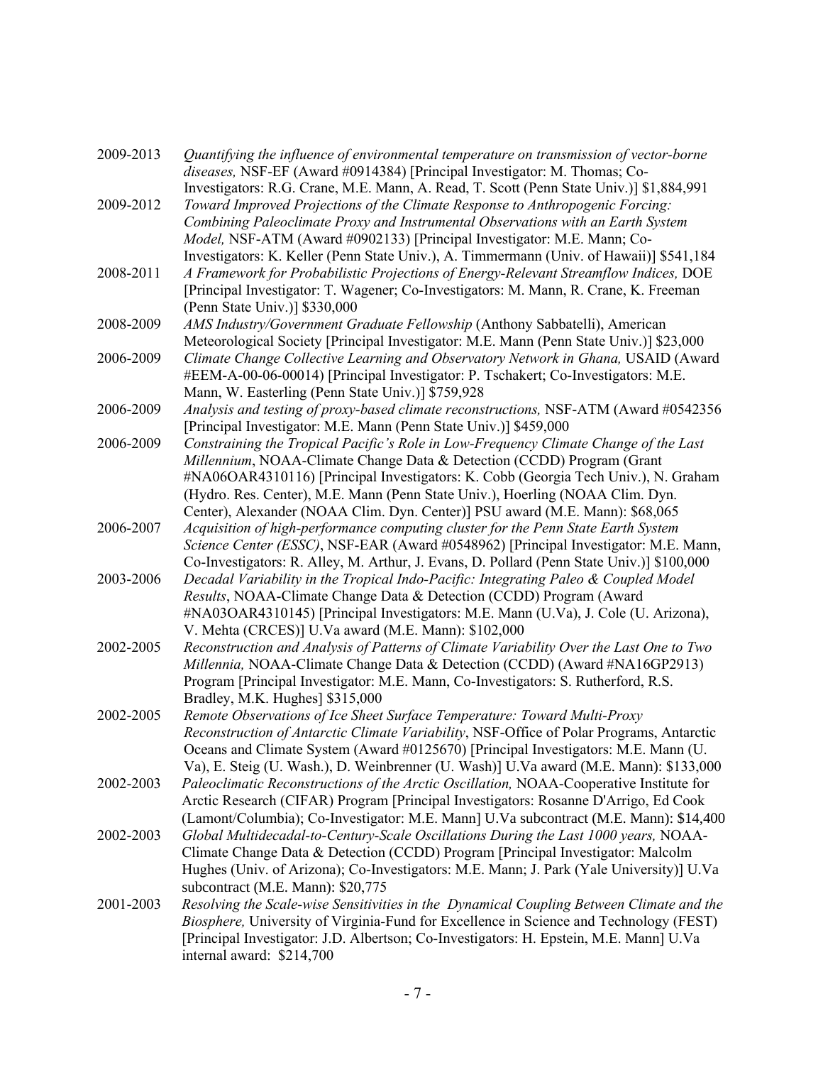2009-2013 *Quantifying the influence of environmental temperature on transmission of vector-borne diseases,* NSF-EF (Award #0914384) [Principal Investigator: M. Thomas; Co-Investigators: R.G. Crane, M.E. Mann, A. Read, T. Scott (Penn State Univ.)] $1,884,991

2009-2012 *Toward Improved Projections of the Climate Response to Anthropogenic Forcing: Combining Paleoclimate Proxy and Instrumental Observations with an Earth System Model,* NSF-ATM (Award #0902133) [Principal Investigator: M.E. Mann; Co-Investigators: K. Keller (Penn State Univ.), A. Timmermann (Univ. of Hawaii)] $541,184

2008-2011 *A Framework for Probabilistic Projections of Energy-Relevant Streamflow Indices,* DOE [Principal Investigator: T. Wagener; Co-Investigators: M. Mann, R. Crane, K. Freeman (Penn State Univ.)] $330,000

2008-2009 *AMS Industry/Government Graduate Fellowship* (Anthony Sabbatelli), American Meteorological Society [Principal Investigator: M.E. Mann (Penn State Univ.)] $23,000

2006-2009 *Climate Change Collective Learning and Observatory Network in Ghana,* USAID (Award #EEM-A-00-06-00014) [Principal Investigator: P. Tschakert; Co-Investigators: M.E. Mann, W. Easterling (Penn State Univ.)] $759,928

2006-2009 *Analysis and testing of proxy-based climate reconstructions,* NSF-ATM (Award #0542356 [Principal Investigator: M.E. Mann (Penn State Univ.)] $459,000

2006-2009 *Constraining the Tropical Pacific's Role in Low-Frequency Climate Change of the Last Millennium*, NOAA-Climate Change Data & Detection (CCDD) Program (Grant #NA06OAR4310116) [Principal Investigators: K. Cobb (Georgia Tech Univ.), N. Graham (Hydro. Res. Center), M.E. Mann (Penn State Univ.), Hoerling (NOAA Clim. Dyn. Center), Alexander (NOAA Clim. Dyn. Center)] PSU award (M.E. Mann): $68,065

2006-2007 *Acquisition of high-performance computing cluster for the Penn State Earth System Science Center (ESSC)*, NSF-EAR (Award #0548962) [Principal Investigator: M.E. Mann, Co-Investigators: R. Alley, M. Arthur, J. Evans, D. Pollard (Penn State Univ.)] $100,000

2003-2006 *Decadal Variability in the Tropical Indo-Pacific: Integrating Paleo & Coupled Model Results*, NOAA-Climate Change Data & Detection (CCDD) Program (Award #NA03OAR4310145) [Principal Investigators: M.E. Mann (U.Va), J. Cole (U. Arizona), V. Mehta (CRCES)] U.Va award (M.E. Mann): $102,000

2002-2005 *Reconstruction and Analysis of Patterns of Climate Variability Over the Last One to Two Millennia,* NOAA-Climate Change Data & Detection (CCDD) (Award #NA16GP2913) Program [Principal Investigator: M.E. Mann, Co-Investigators: S. Rutherford, R.S. Bradley, M.K. Hughes] $315,000

2002-2005 *Remote Observations of Ice Sheet Surface Temperature: Toward Multi-Proxy Reconstruction of Antarctic Climate Variability*, NSF-Office of Polar Programs, Antarctic Oceans and Climate System (Award #0125670) [Principal Investigators: M.E. Mann (U. Va), E. Steig (U. Wash.), D. Weinbrenner (U. Wash)] U.Va award (M.E. Mann): $133,000

2002-2003 *Paleoclimatic Reconstructions of the Arctic Oscillation,* NOAA-Cooperative Institute for Arctic Research (CIFAR) Program [Principal Investigators: Rosanne D'Arrigo, Ed Cook (Lamont/Columbia); Co-Investigator: M.E. Mann] U.Va subcontract (M.E. Mann): $14,400

2002-2003 *Global Multidecadal-to-Century-Scale Oscillations During the Last 1000 years,* NOAA-Climate Change Data & Detection (CCDD) Program [Principal Investigator: Malcolm Hughes (Univ. of Arizona); Co-Investigators: M.E. Mann; J. Park (Yale University)] U.Va subcontract (M.E. Mann): $20,775

2001-2003 *Resolving the Scale-wise Sensitivities in the Dynamical Coupling Between Climate and the Biosphere,* University of Virginia-Fund for Excellence in Science and Technology (FEST) [Principal Investigator: J.D. Albertson; Co-Investigators: H. Epstein, M.E. Mann] U.Va internal award: $214,700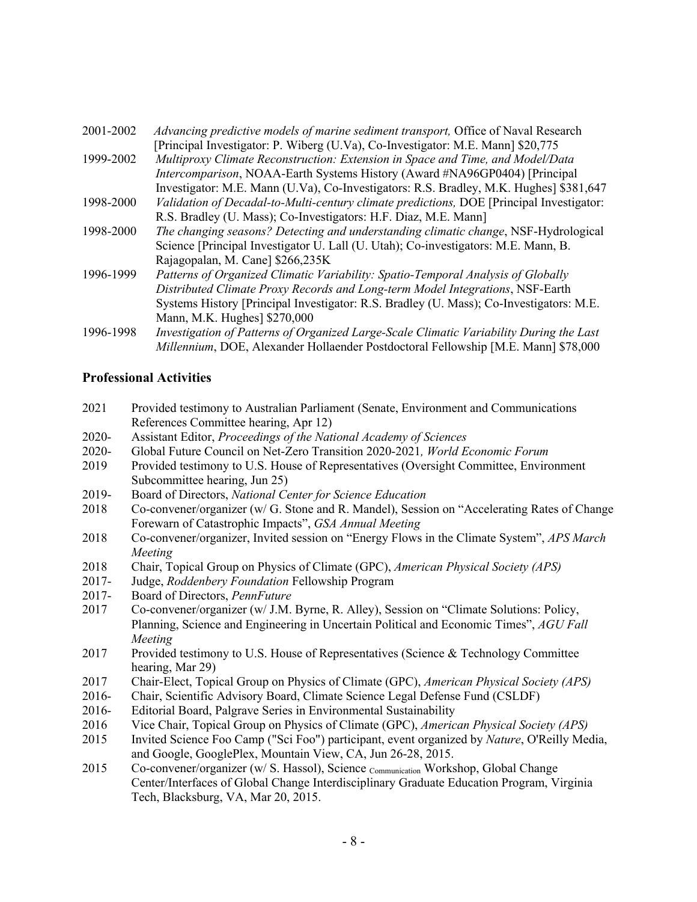2001-2002 *Advancing predictive models of marine sediment transport,* Office of Naval Research [Principal Investigator: P. Wiberg (U.Va), Co-Investigator: M.E. Mann] $20,775

1999-2002 *Multiproxy Climate Reconstruction: Extension in Space and Time, and Model/Data Intercomparison*, NOAA-Earth Systems History (Award #NA96GP0404) [Principal Investigator: M.E. Mann (U.Va), Co-Investigators: R.S. Bradley, M.K. Hughes] $381,647

1998-2000 *Validation of Decadal-to-Multi-century climate predictions,* DOE [Principal Investigator: R.S. Bradley (U. Mass); Co-Investigators: H.F. Diaz, M.E. Mann]

1998-2000 *The changing seasons? Detecting and understanding climatic change*, NSF-Hydrological Science [Principal Investigator U. Lall (U. Utah); Co-investigators: M.E. Mann, B. Rajagopalan, M. Cane] $266,235K

1996-1999 *Patterns of Organized Climatic Variability: Spatio-Temporal Analysis of Globally Distributed Climate Proxy Records and Long-term Model Integrations*, NSF-Earth Systems History [Principal Investigator: R.S. Bradley (U. Mass); Co-Investigators: M.E. Mann, M.K. Hughes] $270,000

1996-1998 *Investigation of Patterns of Organized Large-Scale Climatic Variability During the Last Millennium*, DOE, Alexander Hollaender Postdoctoral Fellowship [M.E. Mann] $78,000

## Professional Activities

2021 Provided testimony to Australian Parliament (Senate, Environment and Communications References Committee hearing, Apr 12)

2020- Assistant Editor, *Proceedings of the National Academy of Sciences*

2020- Global Future Council on Net-Zero Transition 2020-2021*, World Economic Forum*

2019 Provided testimony to U.S. House of Representatives (Oversight Committee, Environment Subcommittee hearing, Jun 25)

2019- Board of Directors, *National Center for Science Education*

2018 Co-convener/organizer (w/ G. Stone and R. Mandel), Session on "Accelerating Rates of Change Forewarn of Catastrophic Impacts", *GSA Annual Meeting*

2018 Co-convener/organizer, Invited session on "Energy Flows in the Climate System", *APS March Meeting*

2018 Chair, Topical Group on Physics of Climate (GPC), *American Physical Society (APS)*

2017- Judge, *Roddenbery Foundation* Fellowship Program

2017- Board of Directors, *PennFuture*

2017 Co-convener/organizer (w/ J.M. Byrne, R. Alley), Session on "Climate Solutions: Policy, Planning, Science and Engineering in Uncertain Political and Economic Times", *AGU Fall Meeting*

2017 Provided testimony to U.S. House of Representatives (Science & Technology Committee hearing, Mar 29)

2017 Chair-Elect, Topical Group on Physics of Climate (GPC), *American Physical Society (APS)*

2016- Chair, Scientific Advisory Board, Climate Science Legal Defense Fund (CSLDF)

2016- Editorial Board, Palgrave Series in Environmental Sustainability

2016 Vice Chair, Topical Group on Physics of Climate (GPC), *American Physical Society (APS)*

2015 Invited Science Foo Camp ("Sci Foo") participant, event organized by *Nature*, O'Reilly Media, and Google, GooglePlex, Mountain View, CA, Jun 26-28, 2015.

2015 Co-convener/organizer (w/ S. Hassol), Science Communication Workshop, Global Change Center/Interfaces of Global Change Interdisciplinary Graduate Education Program, Virginia Tech, Blacksburg, VA, Mar 20, 2015.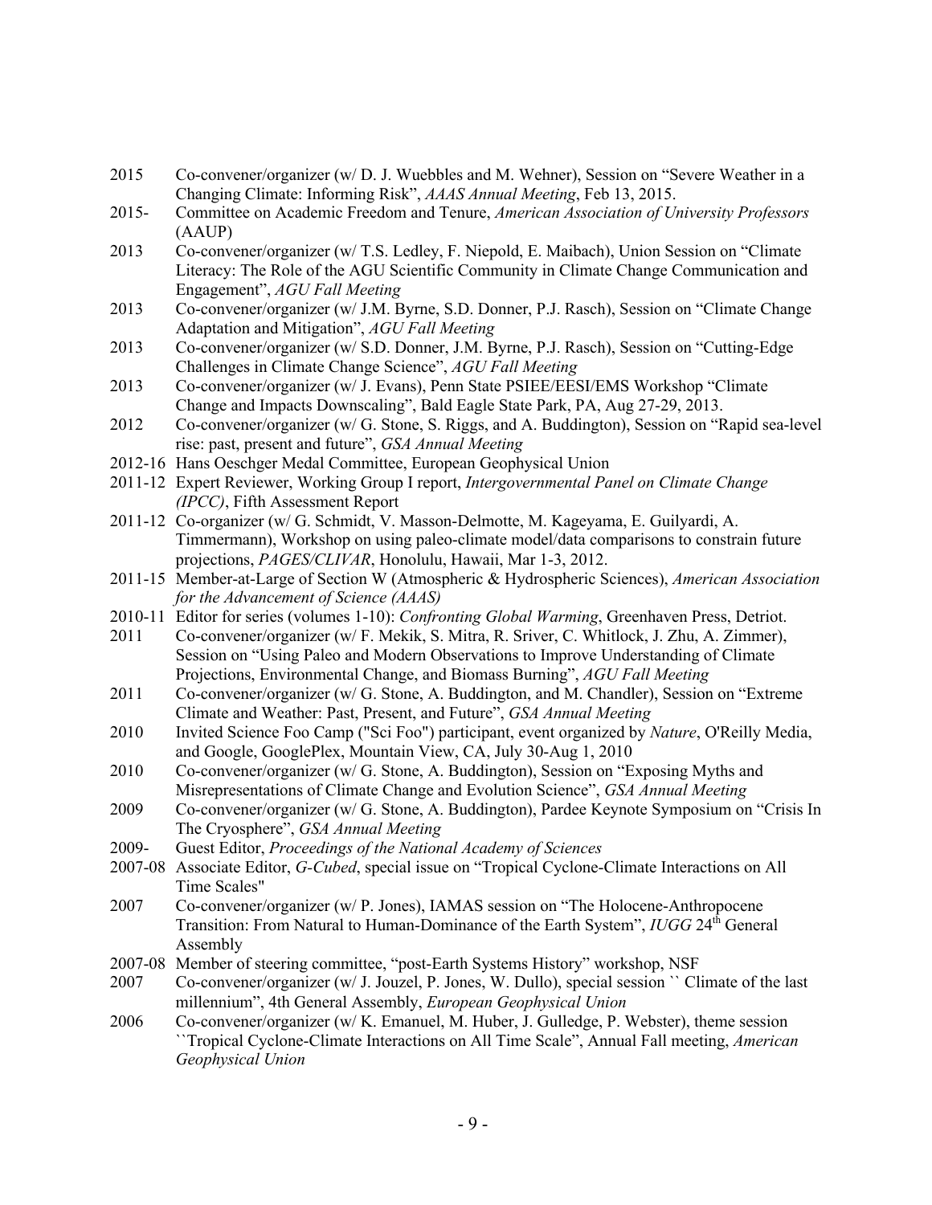2015 Co-convener/organizer (w/ D. J. Wuebbles and M. Wehner), Session on "Severe Weather in a Changing Climate: Informing Risk", *AAAS Annual Meeting*, Feb 13, 2015.

2015- Committee on Academic Freedom and Tenure, *American Association of University Professors* (AAUP)

2013 Co-convener/organizer (w/ T.S. Ledley, F. Niepold, E. Maibach), Union Session on "Climate Literacy: The Role of the AGU Scientific Community in Climate Change Communication and Engagement", *AGU Fall Meeting*

2013 Co-convener/organizer (w/ J.M. Byrne, S.D. Donner, P.J. Rasch), Session on "Climate Change Adaptation and Mitigation", *AGU Fall Meeting*

2013 Co-convener/organizer (w/ S.D. Donner, J.M. Byrne, P.J. Rasch), Session on "Cutting-Edge Challenges in Climate Change Science", *AGU Fall Meeting*

2013 Co-convener/organizer (w/ J. Evans), Penn State PSIEE/EESI/EMS Workshop "Climate Change and Impacts Downscaling", Bald Eagle State Park, PA, Aug 27-29, 2013.

2012 Co-convener/organizer (w/ G. Stone, S. Riggs, and A. Buddington), Session on "Rapid sea-level rise: past, present and future", *GSA Annual Meeting*

2012-16 Hans Oeschger Medal Committee, European Geophysical Union

2011-12 Expert Reviewer, Working Group I report, *Intergovernmental Panel on Climate Change (IPCC)*, Fifth Assessment Report

2011-12 Co-organizer (w/ G. Schmidt, V. Masson-Delmotte, M. Kageyama, E. Guilyardi, A. Timmermann), Workshop on using paleo-climate model/data comparisons to constrain future projections, *PAGES/CLIVAR*, Honolulu, Hawaii, Mar 1-3, 2012.

2011-15 Member-at-Large of Section W (Atmospheric & Hydrospheric Sciences), *American Association for the Advancement of Science (AAAS)*

2010-11 Editor for series (volumes 1-10): *Confronting Global Warming*, Greenhaven Press, Detriot.

2011 Co-convener/organizer (w/ F. Mekik, S. Mitra, R. Sriver, C. Whitlock, J. Zhu, A. Zimmer), Session on "Using Paleo and Modern Observations to Improve Understanding of Climate Projections, Environmental Change, and Biomass Burning", *AGU Fall Meeting*

2011 Co-convener/organizer (w/ G. Stone, A. Buddington, and M. Chandler), Session on "Extreme Climate and Weather: Past, Present, and Future", *GSA Annual Meeting*

2010 Invited Science Foo Camp ("Sci Foo") participant, event organized by *Nature*, O'Reilly Media, and Google, GooglePlex, Mountain View, CA, July 30-Aug 1, 2010

2010 Co-convener/organizer (w/ G. Stone, A. Buddington), Session on "Exposing Myths and Misrepresentations of Climate Change and Evolution Science", *GSA Annual Meeting*

2009 Co-convener/organizer (w/ G. Stone, A. Buddington), Pardee Keynote Symposium on "Crisis In The Cryosphere", *GSA Annual Meeting*

2009- Guest Editor, *Proceedings of the National Academy of Sciences*

2007-08 Associate Editor, *G-Cubed*, special issue on "Tropical Cyclone-Climate Interactions on All Time Scales"

2007 Co-convener/organizer (w/ P. Jones), IAMAS session on "The Holocene-Anthropocene Transition: From Natural to Human-Dominance of the Earth System", *IUGG* 24th General Assembly

2007-08 Member of steering committee, "post-Earth Systems History" workshop, NSF

2007 Co-convener/organizer (w/ J. Jouzel, P. Jones, W. Dullo), special session `` Climate of the last millennium", 4th General Assembly, *European Geophysical Union*

2006 Co-convener/organizer (w/ K. Emanuel, M. Huber, J. Gulledge, P. Webster), theme session ``Tropical Cyclone-Climate Interactions on All Time Scale", Annual Fall meeting, *American Geophysical Union*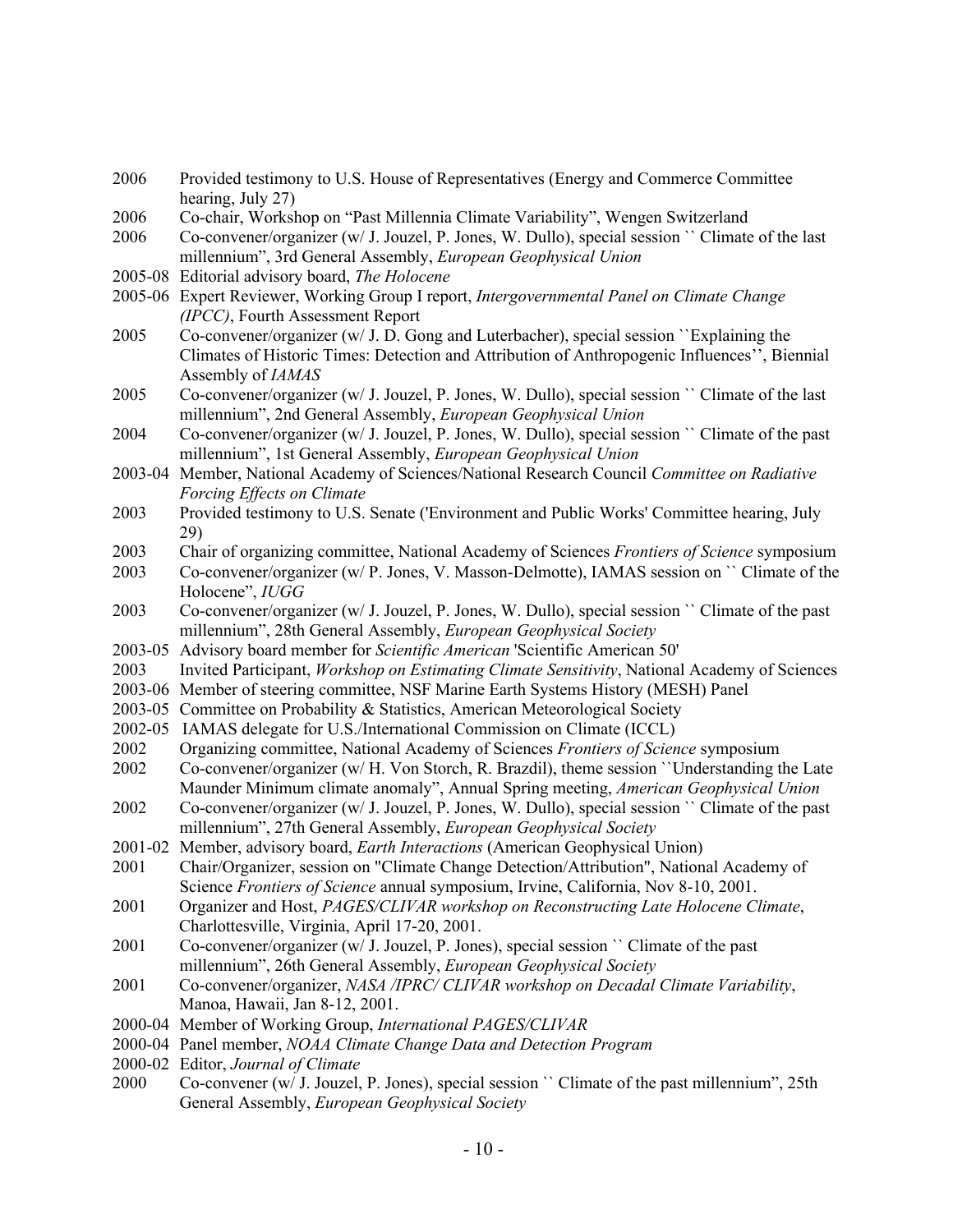2006 Provided testimony to U.S. House of Representatives (Energy and Commerce Committee hearing, July 27)

2006 Co-chair, Workshop on "Past Millennia Climate Variability", Wengen Switzerland

2006 Co-convener/organizer (w/ J. Jouzel, P. Jones, W. Dullo), special session `` Climate of the last millennium", 3rd General Assembly, *European Geophysical Union*

2005-08 Editorial advisory board, *The Holocene*

2005-06 Expert Reviewer, Working Group I report, *Intergovernmental Panel on Climate Change (IPCC)*, Fourth Assessment Report

2005 Co-convener/organizer (w/ J. D. Gong and Luterbacher), special session ``Explaining the Climates of Historic Times: Detection and Attribution of Anthropogenic Influences'', Biennial Assembly of *IAMAS*

2005 Co-convener/organizer (w/ J. Jouzel, P. Jones, W. Dullo), special session `` Climate of the last millennium", 2nd General Assembly, *European Geophysical Union*

2004 Co-convener/organizer (w/ J. Jouzel, P. Jones, W. Dullo), special session `` Climate of the past millennium", 1st General Assembly, *European Geophysical Union*

2003-04 Member, National Academy of Sciences/National Research Council *Committee on Radiative Forcing Effects on Climate*

2003 Provided testimony to U.S. Senate ('Environment and Public Works' Committee hearing, July 29)

2003 Chair of organizing committee, National Academy of Sciences *Frontiers of Science* symposium

2003 Co-convener/organizer (w/ P. Jones, V. Masson-Delmotte), IAMAS session on `` Climate of the Holocene", *IUGG*

2003 Co-convener/organizer (w/ J. Jouzel, P. Jones, W. Dullo), special session `` Climate of the past millennium", 28th General Assembly, *European Geophysical Society*

2003-05 Advisory board member for *Scientific American* 'Scientific American 50'

2003 Invited Participant, *Workshop on Estimating Climate Sensitivity*, National Academy of Sciences

2003-06 Member of steering committee, NSF Marine Earth Systems History (MESH) Panel

2003-05 Committee on Probability & Statistics, American Meteorological Society

2002-05 IAMAS delegate for U.S./International Commission on Climate (ICCL)

2002 Organizing committee, National Academy of Sciences *Frontiers of Science* symposium

2002 Co-convener/organizer (w/ H. Von Storch, R. Brazdil), theme session ``Understanding the Late Maunder Minimum climate anomaly", Annual Spring meeting, *American Geophysical Union*

2002 Co-convener/organizer (w/ J. Jouzel, P. Jones, W. Dullo), special session `` Climate of the past millennium", 27th General Assembly, *European Geophysical Society*

2001-02 Member, advisory board, *Earth Interactions* (American Geophysical Union)

2001 Chair/Organizer, session on "Climate Change Detection/Attribution", National Academy of Science *Frontiers of Science* annual symposium, Irvine, California, Nov 8-10, 2001.

2001 Organizer and Host, *PAGES/CLIVAR workshop on Reconstructing Late Holocene Climate*, Charlottesville, Virginia, April 17-20, 2001.

2001 Co-convener/organizer (w/ J. Jouzel, P. Jones), special session `` Climate of the past millennium", 26th General Assembly, *European Geophysical Society*

2001 Co-convener/organizer, *NASA /IPRC/ CLIVAR workshop on Decadal Climate Variability*, Manoa, Hawaii, Jan 8-12, 2001.

2000-04 Member of Working Group, *International PAGES/CLIVAR*

2000-04 Panel member, *NOAA Climate Change Data and Detection Program*

2000-02 Editor, *Journal of Climate*

2000 Co-convener (w/ J. Jouzel, P. Jones), special session `` Climate of the past millennium", 25th General Assembly, *European Geophysical Society*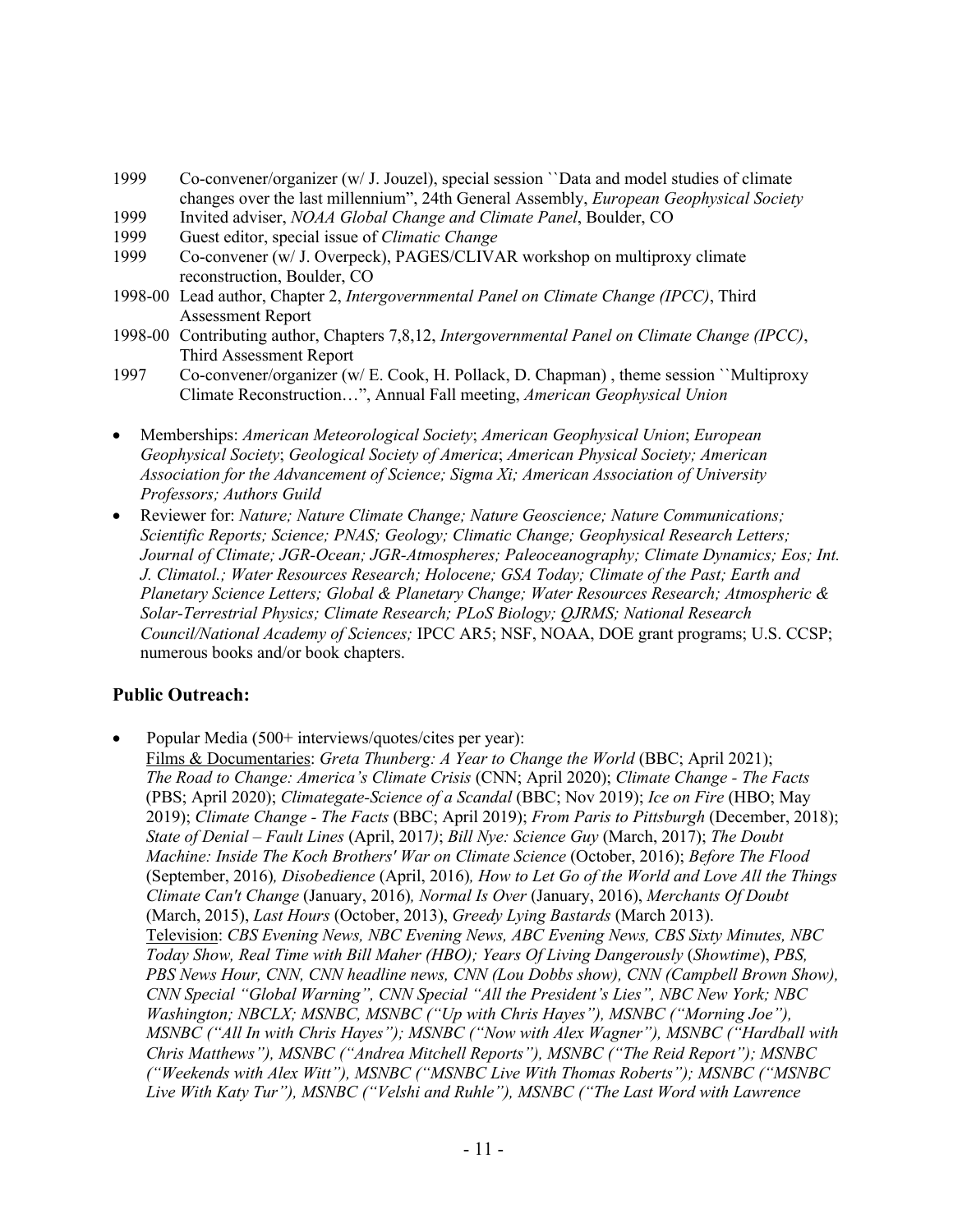1999 Co-convener/organizer (w/ J. Jouzel), special session ``Data and model studies of climate changes over the last millennium", 24th General Assembly, *European Geophysical Society*

1999 Invited adviser, *NOAA Global Change and Climate Panel*, Boulder, CO

1999 Guest editor, special issue of *Climatic Change*

1999 Co-convener (w/ J. Overpeck), PAGES/CLIVAR workshop on multiproxy climate reconstruction, Boulder, CO

1998-00 Lead author, Chapter 2, *Intergovernmental Panel on Climate Change (IPCC)*, Third Assessment Report

1998-00 Contributing author, Chapters 7,8,12, *Intergovernmental Panel on Climate Change (IPCC)*, Third Assessment Report

1997 Co-convener/organizer (w/ E. Cook, H. Pollack, D. Chapman) , theme session ``Multiproxy Climate Reconstruction…", Annual Fall meeting, *American Geophysical Union*

- Memberships: *American Meteorological Society*; *American Geophysical Union*; *European Geophysical Society*; *Geological Society of America*; *American Physical Society; American Association for the Advancement of Science; Sigma Xi; American Association of University Professors; Authors Guild*
- Reviewer for: *Nature; Nature Climate Change; Nature Geoscience; Nature Communications; Scientific Reports; Science; PNAS; Geology; Climatic Change; Geophysical Research Letters; Journal of Climate; JGR-Ocean; JGR-Atmospheres; Paleoceanography; Climate Dynamics; Eos; Int. J. Climatol.; Water Resources Research; Holocene; GSA Today; Climate of the Past; Earth and Planetary Science Letters; Global & Planetary Change; Water Resources Research; Atmospheric & Solar-Terrestrial Physics; Climate Research; PLoS Biology; QJRMS; National Research Council/National Academy of Sciences;* IPCC AR5; NSF, NOAA, DOE grant programs; U.S. CCSP; numerous books and/or book chapters.

## Public Outreach:

- Popular Media (500+ interviews/quotes/cites per year):
  Films & Documentaries: *Greta Thunberg: A Year to Change the World* (BBC; April 2021); *The Road to Change: America's Climate Crisis* (CNN; April 2020); *Climate Change - The Facts* (PBS; April 2020); *Climategate-Science of a Scandal* (BBC; Nov 2019); *Ice on Fire* (HBO; May 2019); *Climate Change - The Facts* (BBC; April 2019); *From Paris to Pittsburgh* (December, 2018); *State of Denial – Fault Lines* (April, 2017); *Bill Nye: Science Guy* (March, 2017); *The Doubt Machine: Inside The Koch Brothers' War on Climate Science* (October, 2016); *Before The Flood* (September, 2016), *Disobedience* (April, 2016), *How to Let Go of the World and Love All the Things Climate Can't Change* (January, 2016), *Normal Is Over* (January, 2016), *Merchants Of Doubt* (March, 2015), *Last Hours* (October, 2013), *Greedy Lying Bastards* (March 2013).
  Television: *CBS Evening News, NBC Evening News, ABC Evening News, CBS Sixty Minutes, NBC Today Show, Real Time with Bill Maher (HBO); Years Of Living Dangerously* (*Showtime*), *PBS, PBS News Hour, CNN, CNN headline news, CNN (Lou Dobbs show), CNN (Campbell Brown Show), CNN Special "Global Warning", CNN Special "All the President's Lies", NBC New York; NBC Washington; NBCLX; MSNBC, MSNBC ("Up with Chris Hayes"), MSNBC ("Morning Joe"), MSNBC ("All In with Chris Hayes"); MSNBC ("Now with Alex Wagner"), MSNBC ("Hardball with Chris Matthews"), MSNBC ("Andrea Mitchell Reports"), MSNBC ("The Reid Report"); MSNBC ("Weekends with Alex Witt"), MSNBC ("MSNBC Live With Thomas Roberts"); MSNBC ("MSNBC Live With Katy Tur"), MSNBC ("Velshi and Ruhle"), MSNBC ("The Last Word with Lawrence*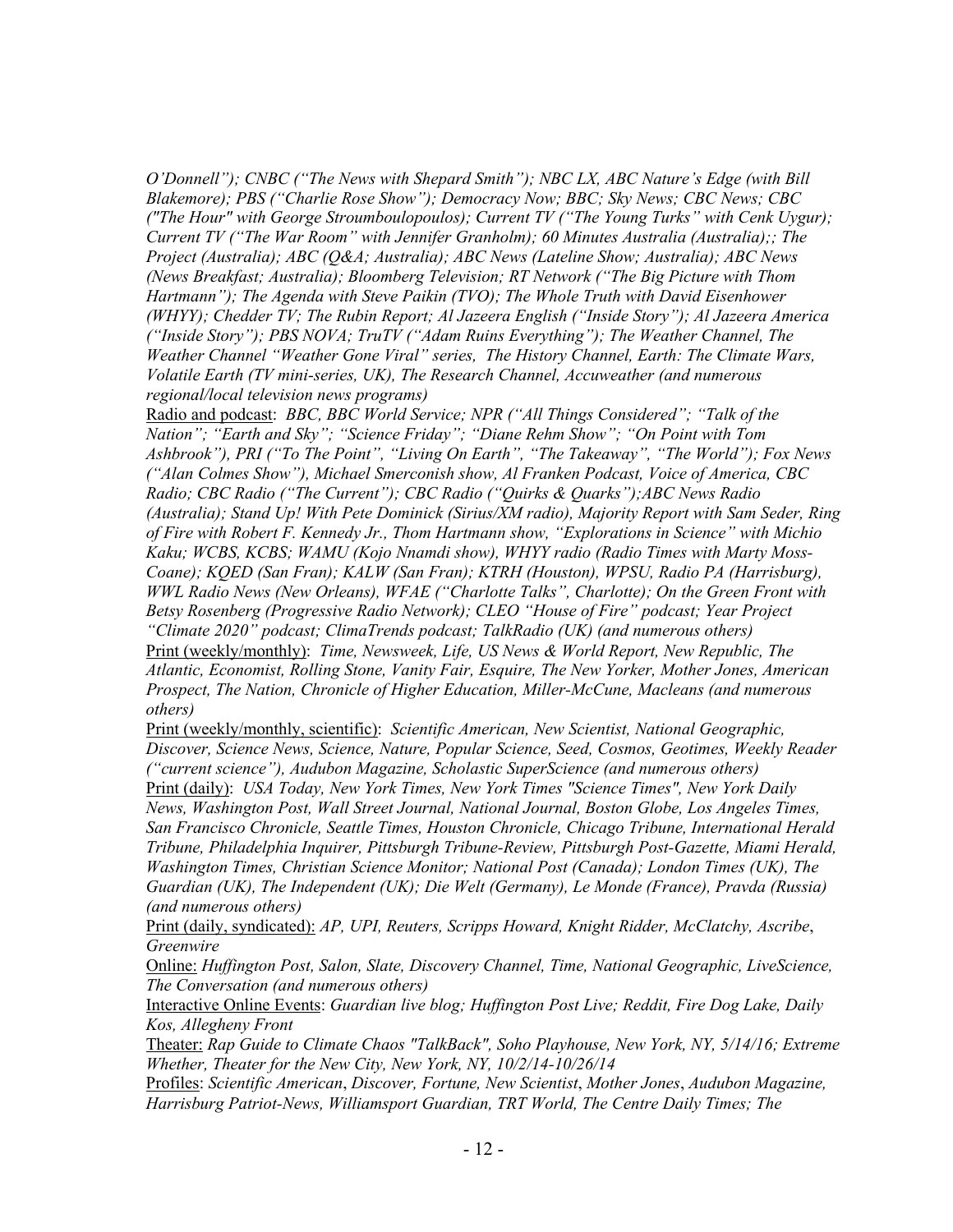*O'Donnell"); CNBC ("The News with Shepard Smith"); NBC LX, ABC Nature's Edge (with Bill Blakemore); PBS ("Charlie Rose Show"); Democracy Now; BBC; Sky News; CBC News; CBC ("The Hour" with George Stroumboulopoulos); Current TV ("The Young Turks" with Cenk Uygur); Current TV ("The War Room" with Jennifer Granholm); 60 Minutes Australia (Australia);; The Project (Australia); ABC (Q&A; Australia); ABC News (Lateline Show; Australia); ABC News (News Breakfast; Australia); Bloomberg Television; RT Network ("The Big Picture with Thom Hartmann"); The Agenda with Steve Paikin (TVO); The Whole Truth with David Eisenhower (WHYY); Chedder TV; The Rubin Report; Al Jazeera English ("Inside Story"); Al Jazeera America ("Inside Story"); PBS NOVA; TruTV ("Adam Ruins Everything"); The Weather Channel, The Weather Channel "Weather Gone Viral" series, The History Channel, Earth: The Climate Wars, Volatile Earth (TV mini-series, UK), The Research Channel, Accuweather (and numerous regional/local television news programs)*

Radio and podcast: *BBC, BBC World Service; NPR ("All Things Considered"; "Talk of the Nation"; "Earth and Sky"; "Science Friday"; "Diane Rehm Show"; "On Point with Tom Ashbrook"), PRI ("To The Point", "Living On Earth", "The Takeaway", "The World"); Fox News ("Alan Colmes Show"), Michael Smerconish show, Al Franken Podcast, Voice of America, CBC Radio; CBC Radio ("The Current"); CBC Radio ("Quirks & Quarks");ABC News Radio (Australia); Stand Up! With Pete Dominick (Sirius/XM radio), Majority Report with Sam Seder, Ring of Fire with Robert F. Kennedy Jr., Thom Hartmann show, "Explorations in Science" with Michio Kaku; WCBS, KCBS; WAMU (Kojo Nnamdi show), WHYY radio (Radio Times with Marty Moss-Coane); KQED (San Fran); KALW (San Fran); KTRH (Houston), WPSU, Radio PA (Harrisburg), WWL Radio News (New Orleans), WFAE ("Charlotte Talks", Charlotte); On the Green Front with Betsy Rosenberg (Progressive Radio Network); CLEO "House of Fire" podcast; Year Project "Climate 2020" podcast; ClimaTrends podcast; TalkRadio (UK) (and numerous others)*

Print (weekly/monthly): *Time, Newsweek, Life, US News & World Report, New Republic, The Atlantic, Economist, Rolling Stone, Vanity Fair, Esquire, The New Yorker, Mother Jones, American Prospect, The Nation, Chronicle of Higher Education, Miller-McCune, Macleans (and numerous others)*

Print (weekly/monthly, scientific): *Scientific American, New Scientist, National Geographic, Discover, Science News, Science, Nature, Popular Science, Seed, Cosmos, Geotimes, Weekly Reader ("current science"), Audubon Magazine, Scholastic SuperScience (and numerous others)*

Print (daily): *USA Today, New York Times, New York Times "Science Times", New York Daily News, Washington Post, Wall Street Journal, National Journal, Boston Globe, Los Angeles Times, San Francisco Chronicle, Seattle Times, Houston Chronicle, Chicago Tribune, International Herald Tribune, Philadelphia Inquirer, Pittsburgh Tribune-Review, Pittsburgh Post-Gazette, Miami Herald, Washington Times, Christian Science Monitor; National Post (Canada); London Times (UK), The Guardian (UK), The Independent (UK); Die Welt (Germany), Le Monde (France), Pravda (Russia) (and numerous others)*

Print (daily, syndicated): *AP, UPI, Reuters, Scripps Howard, Knight Ridder, McClatchy, Ascribe*, *Greenwire*

Online: *Huffington Post, Salon, Slate, Discovery Channel, Time, National Geographic, LiveScience, The Conversation (and numerous others)*

Interactive Online Events: *Guardian live blog; Huffington Post Live; Reddit, Fire Dog Lake, Daily Kos, Allegheny Front*

Theater: *Rap Guide to Climate Chaos "TalkBack", Soho Playhouse, New York, NY, 5/14/16; Extreme Whether, Theater for the New City, New York, NY, 10/2/14-10/26/14*

Profiles: *Scientific American*, *Discover, Fortune, New Scientist*, *Mother Jones*, *Audubon Magazine, Harrisburg Patriot-News, Williamsport Guardian, TRT World, The Centre Daily Times; The*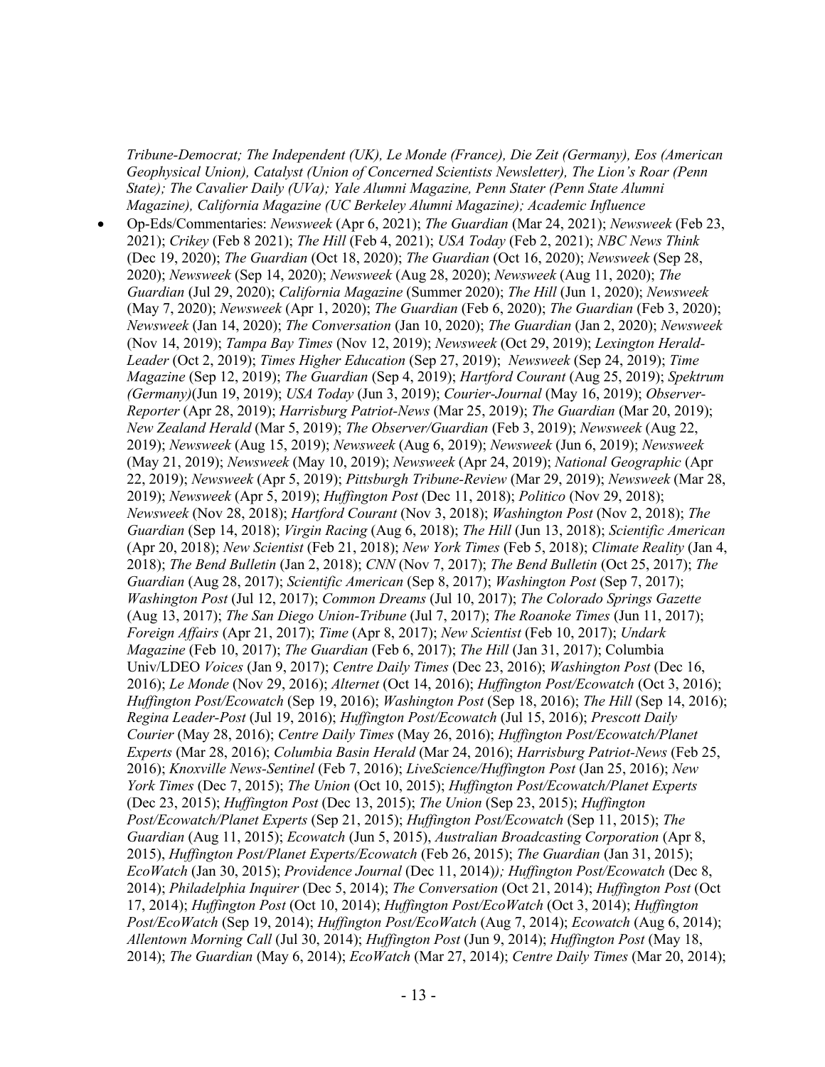*Tribune-Democrat; The Independent (UK), Le Monde (France), Die Zeit (Germany), Eos (American Geophysical Union), Catalyst (Union of Concerned Scientists Newsletter), The Lion's Roar (Penn State); The Cavalier Daily (UVa); Yale Alumni Magazine, Penn Stater (Penn State Alumni Magazine), California Magazine (UC Berkeley Alumni Magazine); Academic Influence*

- Op-Eds/Commentaries: *Newsweek* (Apr 6, 2021); *The Guardian* (Mar 24, 2021); *Newsweek* (Feb 23, 2021); *Crikey* (Feb 8 2021); *The Hill* (Feb 4, 2021); *USA Today* (Feb 2, 2021); *NBC News Think* (Dec 19, 2020); *The Guardian* (Oct 18, 2020); *The Guardian* (Oct 16, 2020); *Newsweek* (Sep 28, 2020); *Newsweek* (Sep 14, 2020); *Newsweek* (Aug 28, 2020); *Newsweek* (Aug 11, 2020); *The Guardian* (Jul 29, 2020); *California Magazine* (Summer 2020); *The Hill* (Jun 1, 2020); *Newsweek* (May 7, 2020); *Newsweek* (Apr 1, 2020); *The Guardian* (Feb 6, 2020); *The Guardian* (Feb 3, 2020); *Newsweek* (Jan 14, 2020); *The Conversation* (Jan 10, 2020); *The Guardian* (Jan 2, 2020); *Newsweek* (Nov 14, 2019); *Tampa Bay Times* (Nov 12, 2019); *Newsweek* (Oct 29, 2019); *Lexington Herald-Leader* (Oct 2, 2019); *Times Higher Education* (Sep 27, 2019); *Newsweek* (Sep 24, 2019); *Time Magazine* (Sep 12, 2019); *The Guardian* (Sep 4, 2019); *Hartford Courant* (Aug 25, 2019); *Spektrum (Germany)*(Jun 19, 2019); *USA Today* (Jun 3, 2019); *Courier-Journal* (May 16, 2019); *Observer-Reporter* (Apr 28, 2019); *Harrisburg Patriot-News* (Mar 25, 2019); *The Guardian* (Mar 20, 2019); *New Zealand Herald* (Mar 5, 2019); *The Observer/Guardian* (Feb 3, 2019); *Newsweek* (Aug 22, 2019); *Newsweek* (Aug 15, 2019); *Newsweek* (Aug 6, 2019); *Newsweek* (Jun 6, 2019); *Newsweek* (May 21, 2019); *Newsweek* (May 10, 2019); *Newsweek* (Apr 24, 2019); *National Geographic* (Apr 22, 2019); *Newsweek* (Apr 5, 2019); *Pittsburgh Tribune-Review* (Mar 29, 2019); *Newsweek* (Mar 28, 2019); *Newsweek* (Apr 5, 2019); *Huffington Post* (Dec 11, 2018); *Politico* (Nov 29, 2018); *Newsweek* (Nov 28, 2018); *Hartford Courant* (Nov 3, 2018); *Washington Post* (Nov 2, 2018); *The Guardian* (Sep 14, 2018); *Virgin Racing* (Aug 6, 2018); *The Hill* (Jun 13, 2018); *Scientific American* (Apr 20, 2018); *New Scientist* (Feb 21, 2018); *New York Times* (Feb 5, 2018); *Climate Reality* (Jan 4, 2018); *The Bend Bulletin* (Jan 2, 2018); *CNN* (Nov 7, 2017); *The Bend Bulletin* (Oct 25, 2017); *The Guardian* (Aug 28, 2017); *Scientific American* (Sep 8, 2017); *Washington Post* (Sep 7, 2017); *Washington Post* (Jul 12, 2017); *Common Dreams* (Jul 10, 2017); *The Colorado Springs Gazette* (Aug 13, 2017); *The San Diego Union-Tribune* (Jul 7, 2017); *The Roanoke Times* (Jun 11, 2017); *Foreign Affairs* (Apr 21, 2017); *Time* (Apr 8, 2017); *New Scientist* (Feb 10, 2017); *Undark Magazine* (Feb 10, 2017); *The Guardian* (Feb 6, 2017); *The Hill* (Jan 31, 2017); Columbia Univ/LDEO *Voices* (Jan 9, 2017); *Centre Daily Times* (Dec 23, 2016); *Washington Post* (Dec 16, 2016); *Le Monde* (Nov 29, 2016); *Alternet* (Oct 14, 2016); *Huffington Post/Ecowatch* (Oct 3, 2016); *Huffington Post/Ecowatch* (Sep 19, 2016); *Washington Post* (Sep 18, 2016); *The Hill* (Sep 14, 2016); *Regina Leader-Post* (Jul 19, 2016); *Huffington Post/Ecowatch* (Jul 15, 2016); *Prescott Daily Courier* (May 28, 2016); *Centre Daily Times* (May 26, 2016); *Huffington Post/Ecowatch/Planet Experts* (Mar 28, 2016); *Columbia Basin Herald* (Mar 24, 2016); *Harrisburg Patriot-News* (Feb 25, 2016); *Knoxville News-Sentinel* (Feb 7, 2016); *LiveScience/Huffington Post* (Jan 25, 2016); *New York Times* (Dec 7, 2015); *The Union* (Oct 10, 2015); *Huffington Post/Ecowatch/Planet Experts* (Dec 23, 2015); *Huffington Post* (Dec 13, 2015); *The Union* (Sep 23, 2015); *Huffington Post/Ecowatch/Planet Experts* (Sep 21, 2015); *Huffington Post/Ecowatch* (Sep 11, 2015); *The Guardian* (Aug 11, 2015); *Ecowatch* (Jun 5, 2015), *Australian Broadcasting Corporation* (Apr 8, 2015), *Huffington Post/Planet Experts/Ecowatch* (Feb 26, 2015); *The Guardian* (Jan 31, 2015); *EcoWatch* (Jan 30, 2015); *Providence Journal* (Dec 11, 2014)*); Huffington Post/Ecowatch* (Dec 8, 2014); *Philadelphia Inquirer* (Dec 5, 2014); *The Conversation* (Oct 21, 2014); *Huffington Post* (Oct 17, 2014); *Huffington Post* (Oct 10, 2014); *Huffington Post/EcoWatch* (Oct 3, 2014); *Huffington Post/EcoWatch* (Sep 19, 2014); *Huffington Post/EcoWatch* (Aug 7, 2014); *Ecowatch* (Aug 6, 2014); *Allentown Morning Call* (Jul 30, 2014); *Huffington Post* (Jun 9, 2014); *Huffington Post* (May 18, 2014); *The Guardian* (May 6, 2014); *EcoWatch* (Mar 27, 2014); *Centre Daily Times* (Mar 20, 2014);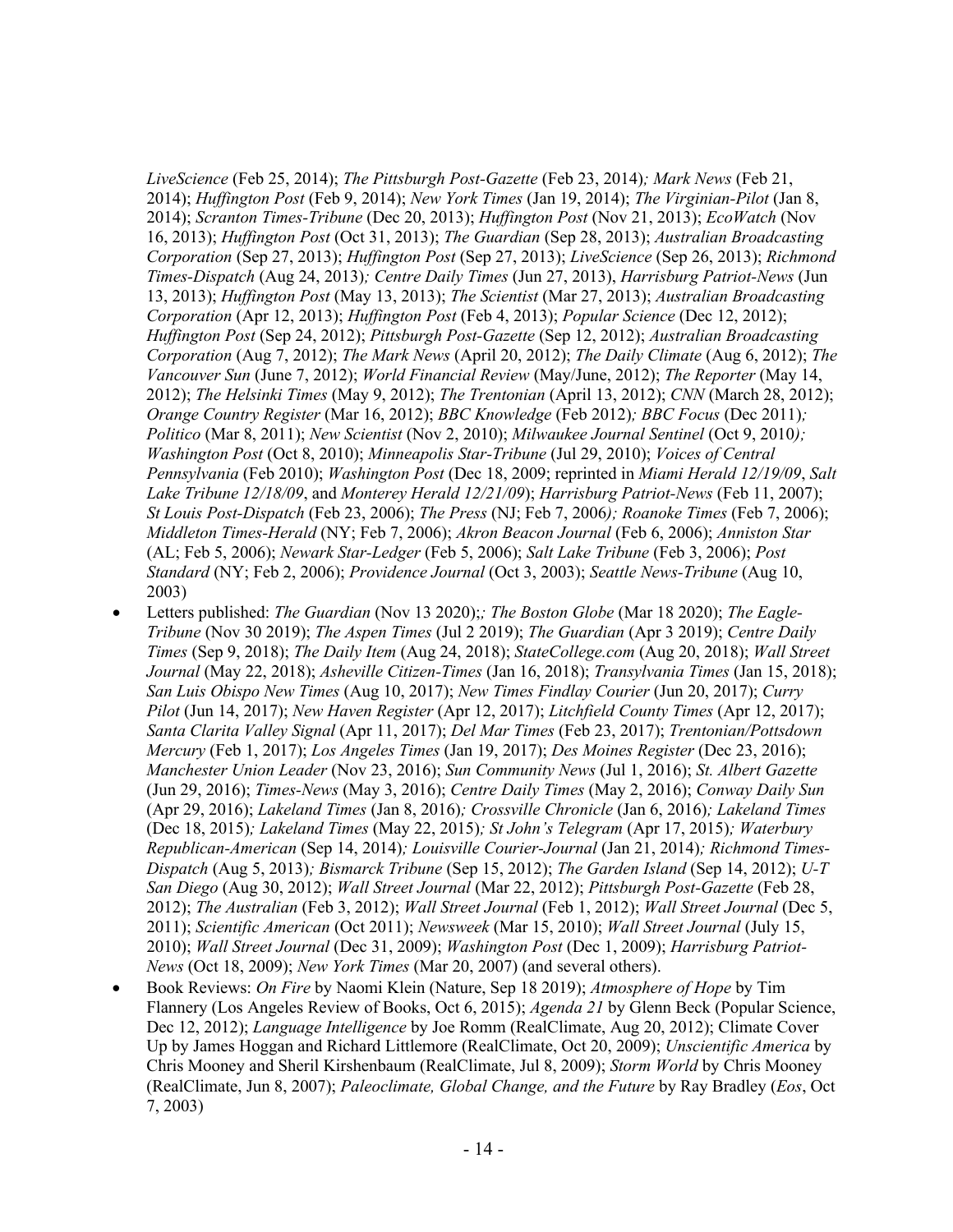*LiveScience* (Feb 25, 2014); *The Pittsburgh Post-Gazette* (Feb 23, 2014)*; Mark News* (Feb 21, 2014); *Huffington Post* (Feb 9, 2014); *New York Times* (Jan 19, 2014); *The Virginian-Pilot* (Jan 8, 2014); *Scranton Times-Tribune* (Dec 20, 2013); *Huffington Post* (Nov 21, 2013); *EcoWatch* (Nov 16, 2013); *Huffington Post* (Oct 31, 2013); *The Guardian* (Sep 28, 2013); *Australian Broadcasting Corporation* (Sep 27, 2013); *Huffington Post* (Sep 27, 2013); *LiveScience* (Sep 26, 2013); *Richmond Times-Dispatch* (Aug 24, 2013)*; Centre Daily Times* (Jun 27, 2013), *Harrisburg Patriot-News* (Jun 13, 2013); *Huffington Post* (May 13, 2013); *The Scientist* (Mar 27, 2013); *Australian Broadcasting Corporation* (Apr 12, 2013); *Huffington Post* (Feb 4, 2013); *Popular Science* (Dec 12, 2012); *Huffington Post* (Sep 24, 2012); *Pittsburgh Post-Gazette* (Sep 12, 2012); *Australian Broadcasting Corporation* (Aug 7, 2012); *The Mark News* (April 20, 2012); *The Daily Climate* (Aug 6, 2012); *The Vancouver Sun* (June 7, 2012); *World Financial Review* (May/June, 2012); *The Reporter* (May 14, 2012); *The Helsinki Times* (May 9, 2012); *The Trentonian* (April 13, 2012); *CNN* (March 28, 2012); *Orange Country Register* (Mar 16, 2012); *BBC Knowledge* (Feb 2012)*; BBC Focus* (Dec 2011)*; Politico* (Mar 8, 2011); *New Scientist* (Nov 2, 2010); *Milwaukee Journal Sentinel* (Oct 9, 2010)*; Washington Post* (Oct 8, 2010); *Minneapolis Star-Tribune* (Jul 29, 2010); *Voices of Central Pennsylvania* (Feb 2010); *Washington Post* (Dec 18, 2009; reprinted in *Miami Herald 12/19/09*, *Salt Lake Tribune 12/18/09*, and *Monterey Herald 12/21/09*); *Harrisburg Patriot-News* (Feb 11, 2007); *St Louis Post-Dispatch* (Feb 23, 2006); *The Press* (NJ; Feb 7, 2006*); Roanoke Times* (Feb 7, 2006); *Middleton Times-Herald* (NY; Feb 7, 2006); *Akron Beacon Journal* (Feb 6, 2006); *Anniston Star* (AL; Feb 5, 2006); *Newark Star-Ledger* (Feb 5, 2006); *Salt Lake Tribune* (Feb 3, 2006); *Post Standard* (NY; Feb 2, 2006); *Providence Journal* (Oct 3, 2003); *Seattle News-Tribune* (Aug 10, 2003)

- Letters published: *The Guardian* (Nov 13 2020);*; The Boston Globe* (Mar 18 2020); *The Eagle-Tribune* (Nov 30 2019); *The Aspen Times* (Jul 2 2019); *The Guardian* (Apr 3 2019); *Centre Daily Times* (Sep 9, 2018); *The Daily Item* (Aug 24, 2018); *StateCollege.com* (Aug 20, 2018); *Wall Street Journal* (May 22, 2018); *Asheville Citizen-Times* (Jan 16, 2018); *Transylvania Times* (Jan 15, 2018); *San Luis Obispo New Times* (Aug 10, 2017); *New Times Findlay Courier* (Jun 20, 2017); *Curry Pilot* (Jun 14, 2017); *New Haven Register* (Apr 12, 2017); *Litchfield County Times* (Apr 12, 2017); *Santa Clarita Valley Signal* (Apr 11, 2017); *Del Mar Times* (Feb 23, 2017); *Trentonian/Pottsdown Mercury* (Feb 1, 2017); *Los Angeles Times* (Jan 19, 2017); *Des Moines Register* (Dec 23, 2016); *Manchester Union Leader* (Nov 23, 2016); *Sun Community News* (Jul 1, 2016); *St. Albert Gazette* (Jun 29, 2016); *Times-News* (May 3, 2016); *Centre Daily Times* (May 2, 2016); *Conway Daily Sun* (Apr 29, 2016); *Lakeland Times* (Jan 8, 2016)*; Crossville Chronicle* (Jan 6, 2016)*; Lakeland Times* (Dec 18, 2015)*; Lakeland Times* (May 22, 2015)*; St John's Telegram* (Apr 17, 2015)*; Waterbury Republican-American* (Sep 14, 2014)*; Louisville Courier-Journal* (Jan 21, 2014)*; Richmond Times-Dispatch* (Aug 5, 2013)*; Bismarck Tribune* (Sep 15, 2012); *The Garden Island* (Sep 14, 2012); *U-T San Diego* (Aug 30, 2012); *Wall Street Journal* (Mar 22, 2012); *Pittsburgh Post-Gazette* (Feb 28, 2012); *The Australian* (Feb 3, 2012); *Wall Street Journal* (Feb 1, 2012); *Wall Street Journal* (Dec 5, 2011); *Scientific American* (Oct 2011); *Newsweek* (Mar 15, 2010); *Wall Street Journal* (July 15, 2010); *Wall Street Journal* (Dec 31, 2009); *Washington Post* (Dec 1, 2009); *Harrisburg Patriot-News* (Oct 18, 2009); *New York Times* (Mar 20, 2007) (and several others).
- Book Reviews: *On Fire* by Naomi Klein (Nature, Sep 18 2019); *Atmosphere of Hope* by Tim Flannery (Los Angeles Review of Books, Oct 6, 2015); *Agenda 21* by Glenn Beck (Popular Science, Dec 12, 2012); *Language Intelligence* by Joe Romm (RealClimate, Aug 20, 2012); Climate Cover Up by James Hoggan and Richard Littlemore (RealClimate, Oct 20, 2009); *Unscientific America* by Chris Mooney and Sheril Kirshenbaum (RealClimate, Jul 8, 2009); *Storm World* by Chris Mooney (RealClimate, Jun 8, 2007); *Paleoclimate, Global Change, and the Future* by Ray Bradley (*Eos*, Oct 7, 2003)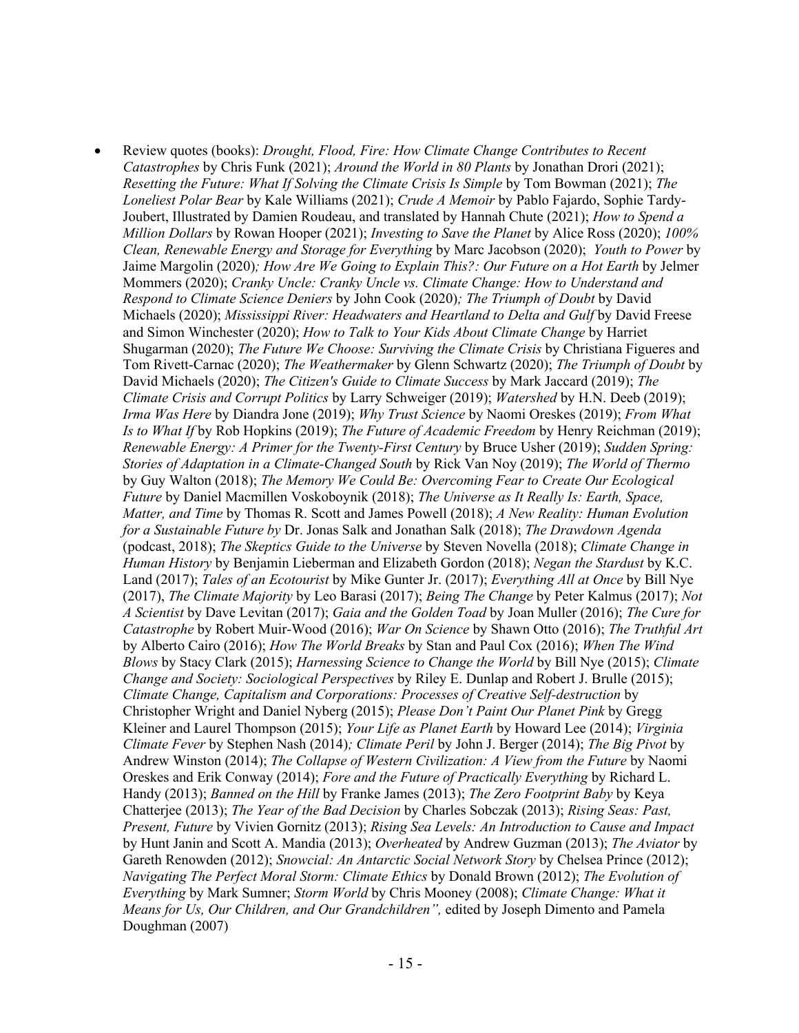- Review quotes (books): *Drought, Flood, Fire: How Climate Change Contributes to Recent Catastrophes* by Chris Funk (2021); *Around the World in 80 Plants* by Jonathan Drori (2021); *Resetting the Future: What If Solving the Climate Crisis Is Simple* by Tom Bowman (2021); *The Loneliest Polar Bear* by Kale Williams (2021); *Crude A Memoir* by Pablo Fajardo, Sophie Tardy-Joubert, Illustrated by Damien Roudeau, and translated by Hannah Chute (2021); *How to Spend a Million Dollars* by Rowan Hooper (2021); *Investing to Save the Planet* by Alice Ross (2020); *100% Clean, Renewable Energy and Storage for Everything* by Marc Jacobson (2020); *Youth to Power* by Jaime Margolin (2020); *How Are We Going to Explain This?: Our Future on a Hot Earth* by Jelmer Mommers (2020); *Cranky Uncle: Cranky Uncle vs. Climate Change: How to Understand and Respond to Climate Science Deniers* by John Cook (2020); *The Triumph of Doubt* by David Michaels (2020); *Mississippi River: Headwaters and Heartland to Delta and Gulf* by David Freese and Simon Winchester (2020); *How to Talk to Your Kids About Climate Change* by Harriet Shugarman (2020); *The Future We Choose: Surviving the Climate Crisis* by Christiana Figueres and Tom Rivett-Carnac (2020); *The Weathermaker* by Glenn Schwartz (2020); *The Triumph of Doubt* by David Michaels (2020); *The Citizen's Guide to Climate Success* by Mark Jaccard (2019); *The Climate Crisis and Corrupt Politics* by Larry Schweiger (2019); *Watershed* by H.N. Deeb (2019); *Irma Was Here* by Diandra Jone (2019); *Why Trust Science* by Naomi Oreskes (2019); *From What Is to What If* by Rob Hopkins (2019); *The Future of Academic Freedom* by Henry Reichman (2019); *Renewable Energy: A Primer for the Twenty-First Century* by Bruce Usher (2019); *Sudden Spring: Stories of Adaptation in a Climate-Changed South* by Rick Van Noy (2019); *The World of Thermo* by Guy Walton (2018); *The Memory We Could Be: Overcoming Fear to Create Our Ecological Future* by Daniel Macmillen Voskoboynik (2018); *The Universe as It Really Is: Earth, Space, Matter, and Time* by Thomas R. Scott and James Powell (2018); *A New Reality: Human Evolution for a Sustainable Future by* Dr. Jonas Salk and Jonathan Salk (2018); *The Drawdown Agenda* (podcast, 2018); *The Skeptics Guide to the Universe* by Steven Novella (2018); *Climate Change in Human History* by Benjamin Lieberman and Elizabeth Gordon (2018); *Negan the Stardust* by K.C. Land (2017); *Tales of an Ecotourist* by Mike Gunter Jr. (2017); *Everything All at Once* by Bill Nye (2017), *The Climate Majority* by Leo Barasi (2017); *Being The Change* by Peter Kalmus (2017); *Not A Scientist* by Dave Levitan (2017); *Gaia and the Golden Toad* by Joan Muller (2016); *The Cure for Catastrophe* by Robert Muir-Wood (2016); *War On Science* by Shawn Otto (2016); *The Truthful Art* by Alberto Cairo (2016); *How The World Breaks* by Stan and Paul Cox (2016); *When The Wind Blows* by Stacy Clark (2015); *Harnessing Science to Change the World* by Bill Nye (2015); *Climate Change and Society: Sociological Perspectives* by Riley E. Dunlap and Robert J. Brulle (2015); *Climate Change, Capitalism and Corporations: Processes of Creative Self-destruction* by Christopher Wright and Daniel Nyberg (2015); *Please Don't Paint Our Planet Pink* by Gregg Kleiner and Laurel Thompson (2015); *Your Life as Planet Earth* by Howard Lee (2014); *Virginia Climate Fever* by Stephen Nash (2014); *Climate Peril* by John J. Berger (2014); *The Big Pivot* by Andrew Winston (2014); *The Collapse of Western Civilization: A View from the Future* by Naomi Oreskes and Erik Conway (2014); *Fore and the Future of Practically Everything* by Richard L. Handy (2013); *Banned on the Hill* by Franke James (2013); *The Zero Footprint Baby* by Keya Chatterjee (2013); *The Year of the Bad Decision* by Charles Sobczak (2013); *Rising Seas: Past, Present, Future* by Vivien Gornitz (2013); *Rising Sea Levels: An Introduction to Cause and Impact* by Hunt Janin and Scott A. Mandia (2013); *Overheated* by Andrew Guzman (2013); *The Aviator* by Gareth Renowden (2012); *Snowcial: An Antarctic Social Network Story* by Chelsea Prince (2012); *Navigating The Perfect Moral Storm: Climate Ethics* by Donald Brown (2012); *The Evolution of Everything* by Mark Sumner; *Storm World* by Chris Mooney (2008); *Climate Change: What it Means for Us, Our Children, and Our Grandchildren",* edited by Joseph Dimento and Pamela Doughman (2007)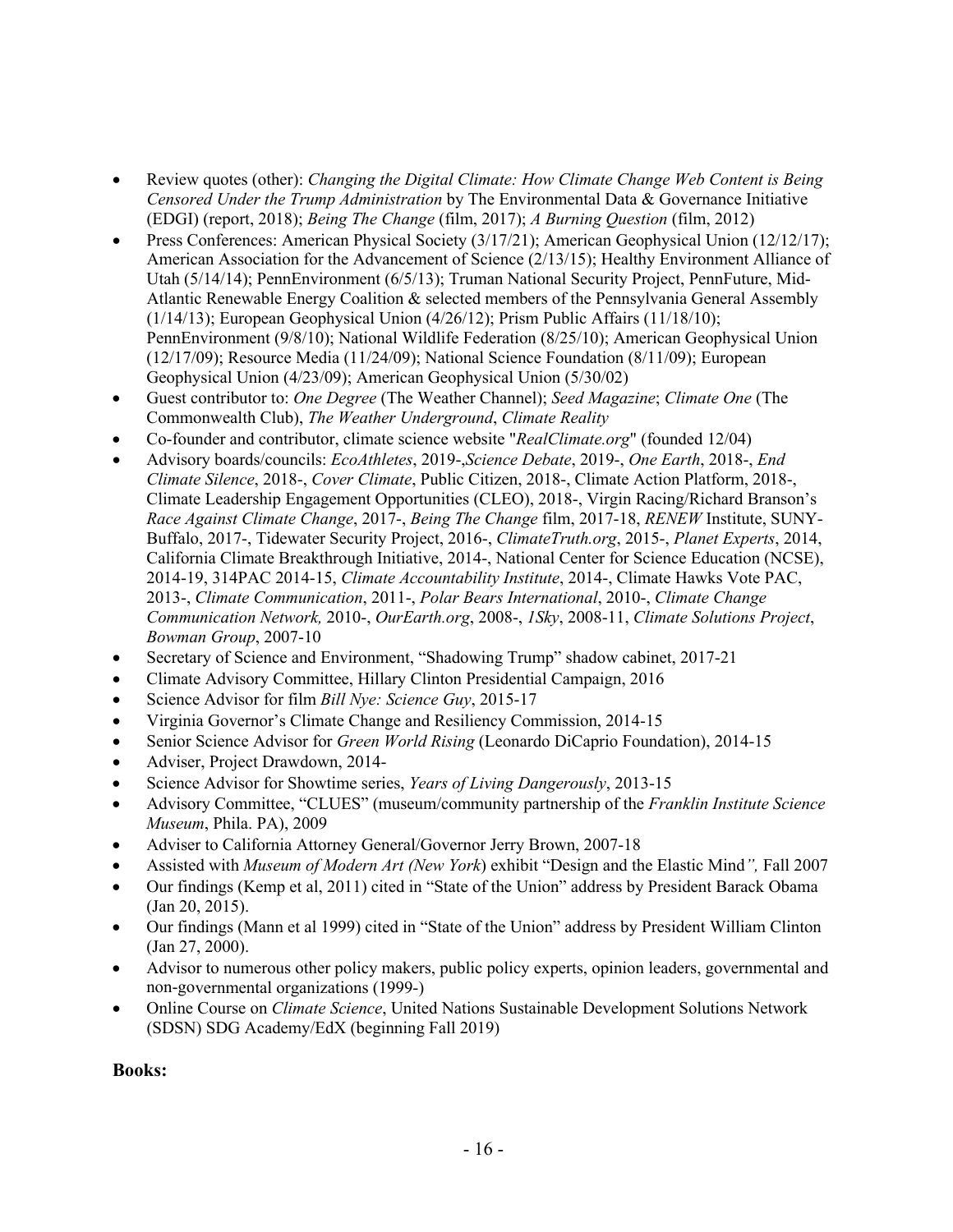- Review quotes (other): *Changing the Digital Climate: How Climate Change Web Content is Being Censored Under the Trump Administration* by The Environmental Data & Governance Initiative (EDGI) (report, 2018); *Being The Change* (film, 2017); *A Burning Question* (film, 2012)
- Press Conferences: American Physical Society (3/17/21); American Geophysical Union (12/12/17); American Association for the Advancement of Science (2/13/15); Healthy Environment Alliance of Utah (5/14/14); PennEnvironment (6/5/13); Truman National Security Project, PennFuture, Mid-Atlantic Renewable Energy Coalition & selected members of the Pennsylvania General Assembly (1/14/13); European Geophysical Union (4/26/12); Prism Public Affairs (11/18/10); PennEnvironment (9/8/10); National Wildlife Federation (8/25/10); American Geophysical Union (12/17/09); Resource Media (11/24/09); National Science Foundation (8/11/09); European Geophysical Union (4/23/09); American Geophysical Union (5/30/02)
- Guest contributor to: *One Degree* (The Weather Channel); *Seed Magazine*; *Climate One* (The Commonwealth Club), *The Weather Underground*, *Climate Reality*
- Co-founder and contributor, climate science website "*RealClimate.org*" (founded 12/04)
- Advisory boards/councils: *EcoAthletes*, 2019-,*Science Debate*, 2019-, *One Earth*, 2018-, *End Climate Silence*, 2018-, *Cover Climate*, Public Citizen, 2018-, Climate Action Platform, 2018-, Climate Leadership Engagement Opportunities (CLEO), 2018-, Virgin Racing/Richard Branson's *Race Against Climate Change*, 2017-, *Being The Change* film, 2017-18, *RENEW* Institute, SUNY-Buffalo, 2017-, Tidewater Security Project, 2016-, *ClimateTruth.org*, 2015-, *Planet Experts*, 2014, California Climate Breakthrough Initiative, 2014-, National Center for Science Education (NCSE), 2014-19, 314PAC 2014-15, *Climate Accountability Institute*, 2014-, Climate Hawks Vote PAC, 2013-, *Climate Communication*, 2011-, *Polar Bears International*, 2010-, *Climate Change Communication Network,* 2010-, *OurEarth.org*, 2008-, *1Sky*, 2008-11, *Climate Solutions Project*, *Bowman Group*, 2007-10
- Secretary of Science and Environment, "Shadowing Trump" shadow cabinet, 2017-21
- Climate Advisory Committee, Hillary Clinton Presidential Campaign, 2016
- Science Advisor for film *Bill Nye: Science Guy*, 2015-17
- Virginia Governor's Climate Change and Resiliency Commission, 2014-15
- Senior Science Advisor for *Green World Rising* (Leonardo DiCaprio Foundation), 2014-15
- Adviser, Project Drawdown, 2014-
- Science Advisor for Showtime series, *Years of Living Dangerously*, 2013-15
- Advisory Committee, "CLUES" (museum/community partnership of the *Franklin Institute Science Museum*, Phila. PA), 2009
- Adviser to California Attorney General/Governor Jerry Brown, 2007-18
- Assisted with *Museum of Modern Art (New York*) exhibit "Design and the Elastic Mind*",* Fall 2007
- Our findings (Kemp et al, 2011) cited in "State of the Union" address by President Barack Obama (Jan 20, 2015).
- Our findings (Mann et al 1999) cited in "State of the Union" address by President William Clinton (Jan 27, 2000).
- Advisor to numerous other policy makers, public policy experts, opinion leaders, governmental and non-governmental organizations (1999-)
- Online Course on *Climate Science*, United Nations Sustainable Development Solutions Network (SDSN) SDG Academy/EdX (beginning Fall 2019)

**Books:**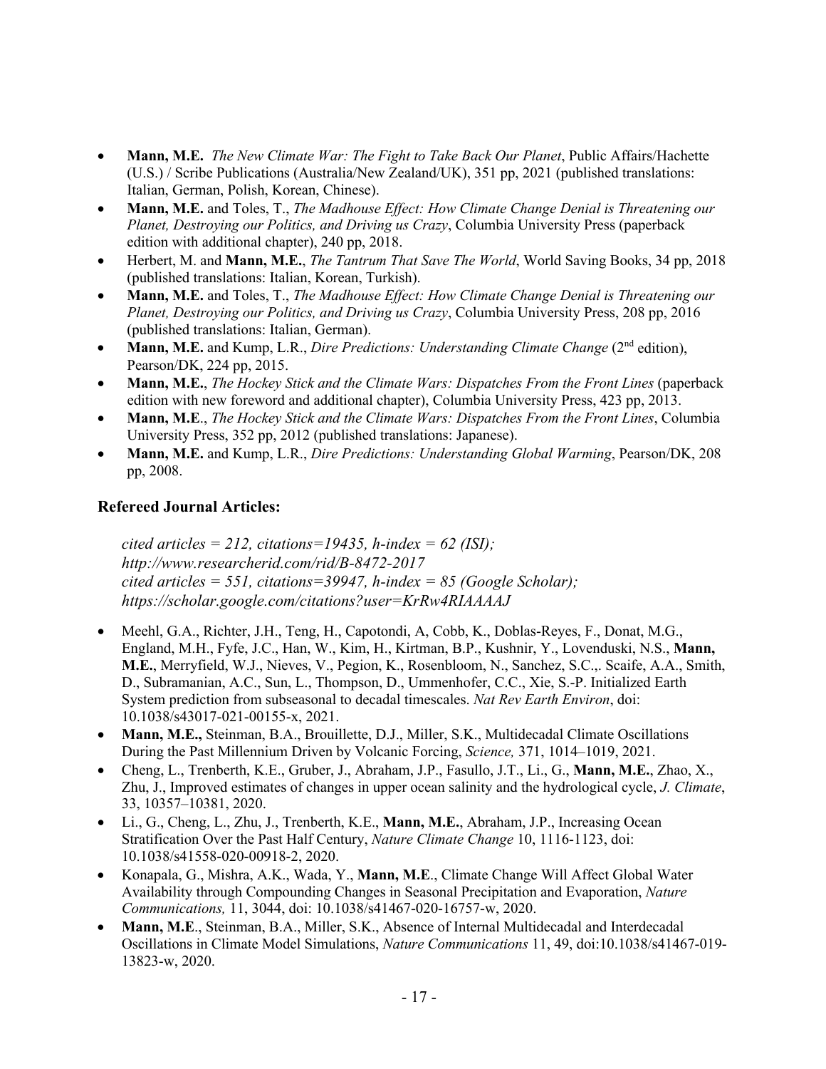- **Mann, M.E.** *The New Climate War: The Fight to Take Back Our Planet*, Public Affairs/Hachette (U.S.) / Scribe Publications (Australia/New Zealand/UK), 351 pp, 2021 (published translations: Italian, German, Polish, Korean, Chinese).
- **Mann, M.E.** and Toles, T., *The Madhouse Effect: How Climate Change Denial is Threatening our Planet, Destroying our Politics, and Driving us Crazy*, Columbia University Press (paperback edition with additional chapter), 240 pp, 2018.
- Herbert, M. and **Mann, M.E.**, *The Tantrum That Save The World*, World Saving Books, 34 pp, 2018 (published translations: Italian, Korean, Turkish).
- **Mann, M.E.** and Toles, T., *The Madhouse Effect: How Climate Change Denial is Threatening our Planet, Destroying our Politics, and Driving us Crazy*, Columbia University Press, 208 pp, 2016 (published translations: Italian, German).
- **Mann, M.E.** and Kump, L.R., *Dire Predictions: Understanding Climate Change* (2nd edition), Pearson/DK, 224 pp, 2015.
- **Mann, M.E.**, *The Hockey Stick and the Climate Wars: Dispatches From the Front Lines* (paperback edition with new foreword and additional chapter), Columbia University Press, 423 pp, 2013.
- **Mann, M.E**., *The Hockey Stick and the Climate Wars: Dispatches From the Front Lines*, Columbia University Press, 352 pp, 2012 (published translations: Japanese).
- **Mann, M.E.** and Kump, L.R., *Dire Predictions: Understanding Global Warming*, Pearson/DK, 208 pp, 2008.

### Refereed Journal Articles:

*cited articles = 212, citations=19435, h-index = 62 (ISI);*
*http://www.researcherid.com/rid/B-8472-2017*
*cited articles = 551, citations=39947, h-index = 85 (Google Scholar);*
*https://scholar.google.com/citations?user=KrRw4RIAAAAJ*

- Meehl, G.A., Richter, J.H., Teng, H., Capotondi, A, Cobb, K., Doblas-Reyes, F., Donat, M.G., England, M.H., Fyfe, J.C., Han, W., Kim, H., Kirtman, B.P., Kushnir, Y., Lovenduski, N.S., **Mann, M.E.**, Merryfield, W.J., Nieves, V., Pegion, K., Rosenbloom, N., Sanchez, S.C.,. Scaife, A.A., Smith, D., Subramanian, A.C., Sun, L., Thompson, D., Ummenhofer, C.C., Xie, S.-P. Initialized Earth System prediction from subseasonal to decadal timescales. *Nat Rev Earth Environ*, doi: 10.1038/s43017-021-00155-x, 2021.
- **Mann, M.E.,** Steinman, B.A., Brouillette, D.J., Miller, S.K., Multidecadal Climate Oscillations During the Past Millennium Driven by Volcanic Forcing, *Science,* 371, 1014–1019, 2021.
- Cheng, L., Trenberth, K.E., Gruber, J., Abraham, J.P., Fasullo, J.T., Li., G., **Mann, M.E.**, Zhao, X., Zhu, J., Improved estimates of changes in upper ocean salinity and the hydrological cycle, *J. Climate*, 33, 10357–10381, 2020.
- Li., G., Cheng, L., Zhu, J., Trenberth, K.E., **Mann, M.E.**, Abraham, J.P., Increasing Ocean Stratification Over the Past Half Century, *Nature Climate Change* 10, 1116-1123, doi: 10.1038/s41558-020-00918-2, 2020.
- Konapala, G., Mishra, A.K., Wada, Y., **Mann, M.E**., Climate Change Will Affect Global Water Availability through Compounding Changes in Seasonal Precipitation and Evaporation, *Nature Communications,* 11, 3044, doi: 10.1038/s41467-020-16757-w, 2020.
- **Mann, M.E**., Steinman, B.A., Miller, S.K., Absence of Internal Multidecadal and Interdecadal Oscillations in Climate Model Simulations, *Nature Communications* 11, 49, doi:10.1038/s41467-019-13823-w, 2020.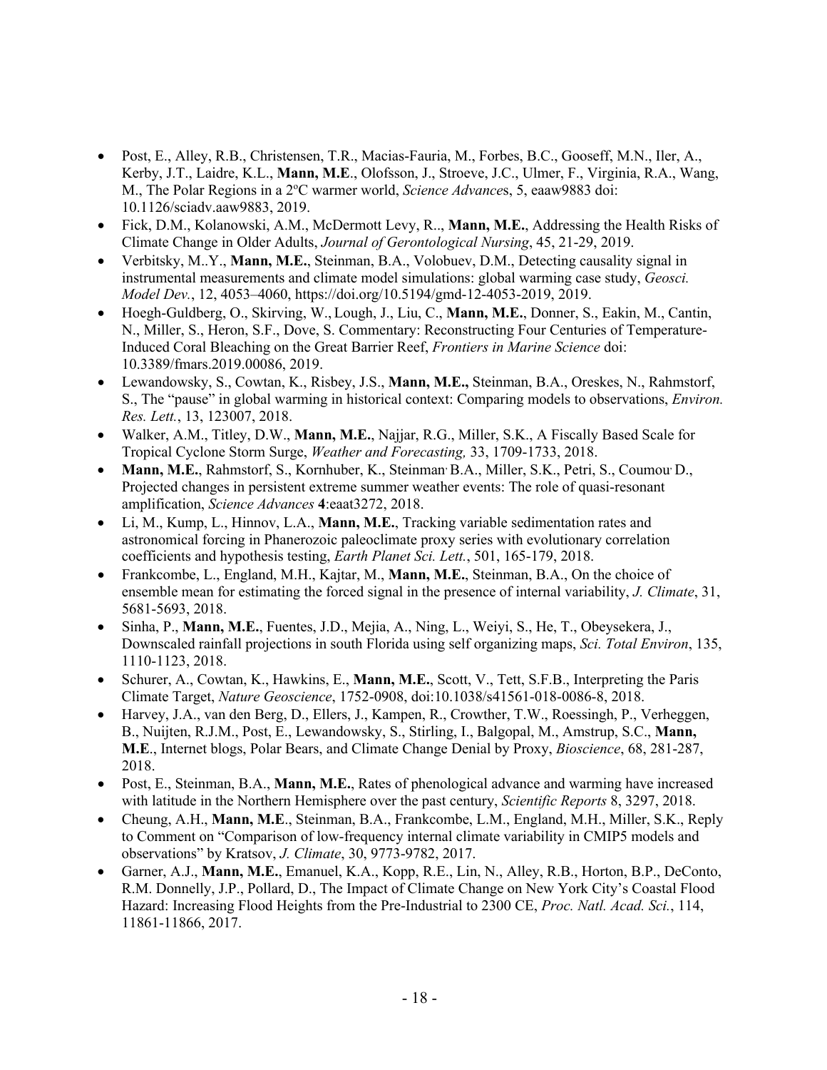- Post, E., Alley, R.B., Christensen, T.R., Macias-Fauria, M., Forbes, B.C., Gooseff, M.N., Iler, A., Kerby, J.T., Laidre, K.L., **Mann, M.E**., Olofsson, J., Stroeve, J.C., Ulmer, F., Virginia, R.A., Wang, M., The Polar Regions in a 2ºC warmer world, *Science Advances*, 5, eaaw9883 doi: 10.1126/sciadv.aaw9883, 2019.
- Fick, D.M., Kolanowski, A.M., McDermott Levy, R.., **Mann, M.E.**, Addressing the Health Risks of Climate Change in Older Adults, *Journal of Gerontological Nursing*, 45, 21-29, 2019.
- Verbitsky, M..Y., **Mann, M.E.**, Steinman, B.A., Volobuev, D.M., Detecting causality signal in instrumental measurements and climate model simulations: global warming case study, *Geosci. Model Dev.*, 12, 4053–4060, https://doi.org/10.5194/gmd-12-4053-2019, 2019.
- Hoegh-Guldberg, O., Skirving, W., Lough, J., Liu, C., **Mann, M.E.**, Donner, S., Eakin, M., Cantin, N., Miller, S., Heron, S.F., Dove, S. Commentary: Reconstructing Four Centuries of Temperature-Induced Coral Bleaching on the Great Barrier Reef, *Frontiers in Marine Science* doi: 10.3389/fmars.2019.00086, 2019.
- Lewandowsky, S., Cowtan, K., Risbey, J.S., **Mann, M.E.,** Steinman, B.A., Oreskes, N., Rahmstorf, S., The "pause" in global warming in historical context: Comparing models to observations, *Environ. Res. Lett.*, 13, 123007, 2018.
- Walker, A.M., Titley, D.W., **Mann, M.E.**, Najjar, R.G., Miller, S.K., A Fiscally Based Scale for Tropical Cyclone Storm Surge, *Weather and Forecasting,* 33, 1709-1733, 2018.
- **Mann, M.E.**, Rahmstorf, S., Kornhuber, K., Steinman, B.A., Miller, S.K., Petri, S., Coumou, D., Projected changes in persistent extreme summer weather events: The role of quasi-resonant amplification, *Science Advances* **4**:eaat3272, 2018.
- Li, M., Kump, L., Hinnov, L.A., **Mann, M.E.**, Tracking variable sedimentation rates and astronomical forcing in Phanerozoic paleoclimate proxy series with evolutionary correlation coefficients and hypothesis testing, *Earth Planet Sci. Lett.*, 501, 165-179, 2018.
- Frankcombe, L., England, M.H., Kajtar, M., **Mann, M.E.**, Steinman, B.A., On the choice of ensemble mean for estimating the forced signal in the presence of internal variability, *J. Climate*, 31, 5681-5693, 2018.
- Sinha, P., **Mann, M.E.**, Fuentes, J.D., Mejia, A., Ning, L., Weiyi, S., He, T., Obeysekera, J., Downscaled rainfall projections in south Florida using self organizing maps, *Sci. Total Environ*, 135, 1110-1123, 2018.
- Schurer, A., Cowtan, K., Hawkins, E., **Mann, M.E.**, Scott, V., Tett, S.F.B., Interpreting the Paris Climate Target, *Nature Geoscience*, 1752-0908, doi:10.1038/s41561-018-0086-8, 2018.
- Harvey, J.A., van den Berg, D., Ellers, J., Kampen, R., Crowther, T.W., Roessingh, P., Verheggen, B., Nuijten, R.J.M., Post, E., Lewandowsky, S., Stirling, I., Balgopal, M., Amstrup, S.C., **Mann, M.E**., Internet blogs, Polar Bears, and Climate Change Denial by Proxy, *Bioscience*, 68, 281-287, 2018.
- Post, E., Steinman, B.A., **Mann, M.E.**, Rates of phenological advance and warming have increased with latitude in the Northern Hemisphere over the past century, *Scientific Reports* 8, 3297, 2018.
- Cheung, A.H., **Mann, M.E**., Steinman, B.A., Frankcombe, L.M., England, M.H., Miller, S.K., Reply to Comment on "Comparison of low-frequency internal climate variability in CMIP5 models and observations" by Kratsov, *J. Climate*, 30, 9773-9782, 2017.
- Garner, A.J., **Mann, M.E.**, Emanuel, K.A., Kopp, R.E., Lin, N., Alley, R.B., Horton, B.P., DeConto, R.M. Donnelly, J.P., Pollard, D., The Impact of Climate Change on New York City's Coastal Flood Hazard: Increasing Flood Heights from the Pre-Industrial to 2300 CE, *Proc. Natl. Acad. Sci.*, 114, 11861-11866, 2017.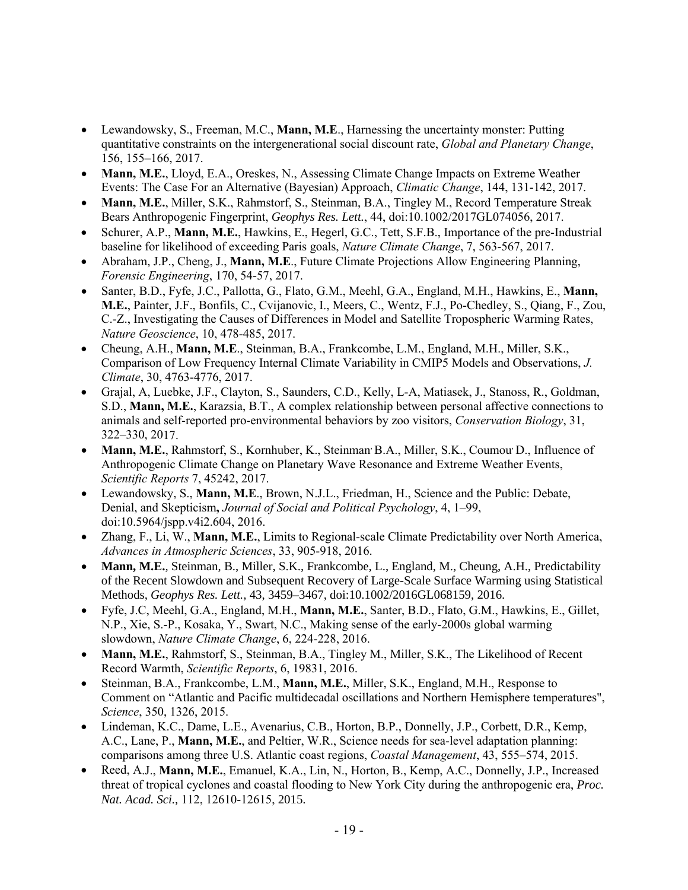- Lewandowsky, S., Freeman, M.C., **Mann, M.E**., Harnessing the uncertainty monster: Putting quantitative constraints on the intergenerational social discount rate, *Global and Planetary Change*, 156, 155–166, 2017.
- **Mann, M.E.**, Lloyd, E.A., Oreskes, N., Assessing Climate Change Impacts on Extreme Weather Events: The Case For an Alternative (Bayesian) Approach, *Climatic Change*, 144, 131-142, 2017.
- **Mann, M.E.**, Miller, S.K., Rahmstorf, S., Steinman, B.A., Tingley M., Record Temperature Streak Bears Anthropogenic Fingerprint, *Geophys Res. Lett.*, 44, doi:10.1002/2017GL074056, 2017.
- Schurer, A.P., **Mann, M.E.**, Hawkins, E., Hegerl, G.C., Tett, S.F.B., Importance of the pre-Industrial baseline for likelihood of exceeding Paris goals, *Nature Climate Change*, 7, 563-567, 2017.
- Abraham, J.P., Cheng, J., **Mann, M.E**., Future Climate Projections Allow Engineering Planning, *Forensic Engineering*, 170, 54-57, 2017.
- Santer, B.D., Fyfe, J.C., Pallotta, G., Flato, G.M., Meehl, G.A., England, M.H., Hawkins, E., **Mann, M.E.**, Painter, J.F., Bonfils, C., Cvijanovic, I., Meers, C., Wentz, F.J., Po-Chedley, S., Qiang, F., Zou, C.-Z., Investigating the Causes of Differences in Model and Satellite Tropospheric Warming Rates, *Nature Geoscience*, 10, 478-485, 2017.
- Cheung, A.H., **Mann, M.E**., Steinman, B.A., Frankcombe, L.M., England, M.H., Miller, S.K., Comparison of Low Frequency Internal Climate Variability in CMIP5 Models and Observations, *J. Climate*, 30, 4763-4776, 2017.
- Grajal, A, Luebke, J.F., Clayton, S., Saunders, C.D., Kelly, L-A, Matiasek, J., Stanoss, R., Goldman, S.D., **Mann, M.E.**, Karazsia, B.T., A complex relationship between personal affective connections to animals and self-reported pro-environmental behaviors by zoo visitors, *Conservation Biology*, 31, 322–330, 2017.
- **Mann, M.E.**, Rahmstorf, S., Kornhuber, K., Steinman, B.A., Miller, S.K., Coumou, D., Influence of Anthropogenic Climate Change on Planetary Wave Resonance and Extreme Weather Events, *Scientific Reports* 7, 45242, 2017.
- Lewandowsky, S., **Mann, M.E**., Brown, N.J.L., Friedman, H., Science and the Public: Debate, Denial, and Skepticism**,** *Journal of Social and Political Psychology*, 4, 1–99, doi:10.5964/jspp.v4i2.604, 2016.
- Zhang, F., Li, W., **Mann, M.E.**, Limits to Regional-scale Climate Predictability over North America, *Advances in Atmospheric Sciences*, 33, 905-918, 2016.
- **Mann, M.E.**, Steinman, B., Miller, S.K., Frankcombe, L., England, M., Cheung, A.H., Predictability of the Recent Slowdown and Subsequent Recovery of Large-Scale Surface Warming using Statistical Methods, *Geophys Res. Lett.*, 43, 3459–3467, doi:10.1002/2016GL068159, 2016.
- Fyfe, J.C, Meehl, G.A., England, M.H., **Mann, M.E.**, Santer, B.D., Flato, G.M., Hawkins, E., Gillet, N.P., Xie, S.-P., Kosaka, Y., Swart, N.C., Making sense of the early-2000s global warming slowdown, *Nature Climate Change*, 6, 224-228, 2016.
- **Mann, M.E.**, Rahmstorf, S., Steinman, B.A., Tingley M., Miller, S.K., The Likelihood of Recent Record Warmth, *Scientific Reports*, 6, 19831, 2016.
- Steinman, B.A., Frankcombe, L.M., **Mann, M.E.**, Miller, S.K., England, M.H., Response to Comment on "Atlantic and Pacific multidecadal oscillations and Northern Hemisphere temperatures", *Science*, 350, 1326, 2015.
- Lindeman, K.C., Dame, L.E., Avenarius, C.B., Horton, B.P., Donnelly, J.P., Corbett, D.R., Kemp, A.C., Lane, P., **Mann, M.E.**, and Peltier, W.R., Science needs for sea-level adaptation planning: comparisons among three U.S. Atlantic coast regions, *Coastal Management*, 43, 555–574, 2015.
- Reed, A.J., **Mann, M.E.**, Emanuel, K.A., Lin, N., Horton, B., Kemp, A.C., Donnelly, J.P., Increased threat of tropical cyclones and coastal flooding to New York City during the anthropogenic era, *Proc. Nat. Acad. Sci.*, 112, 12610-12615, 2015.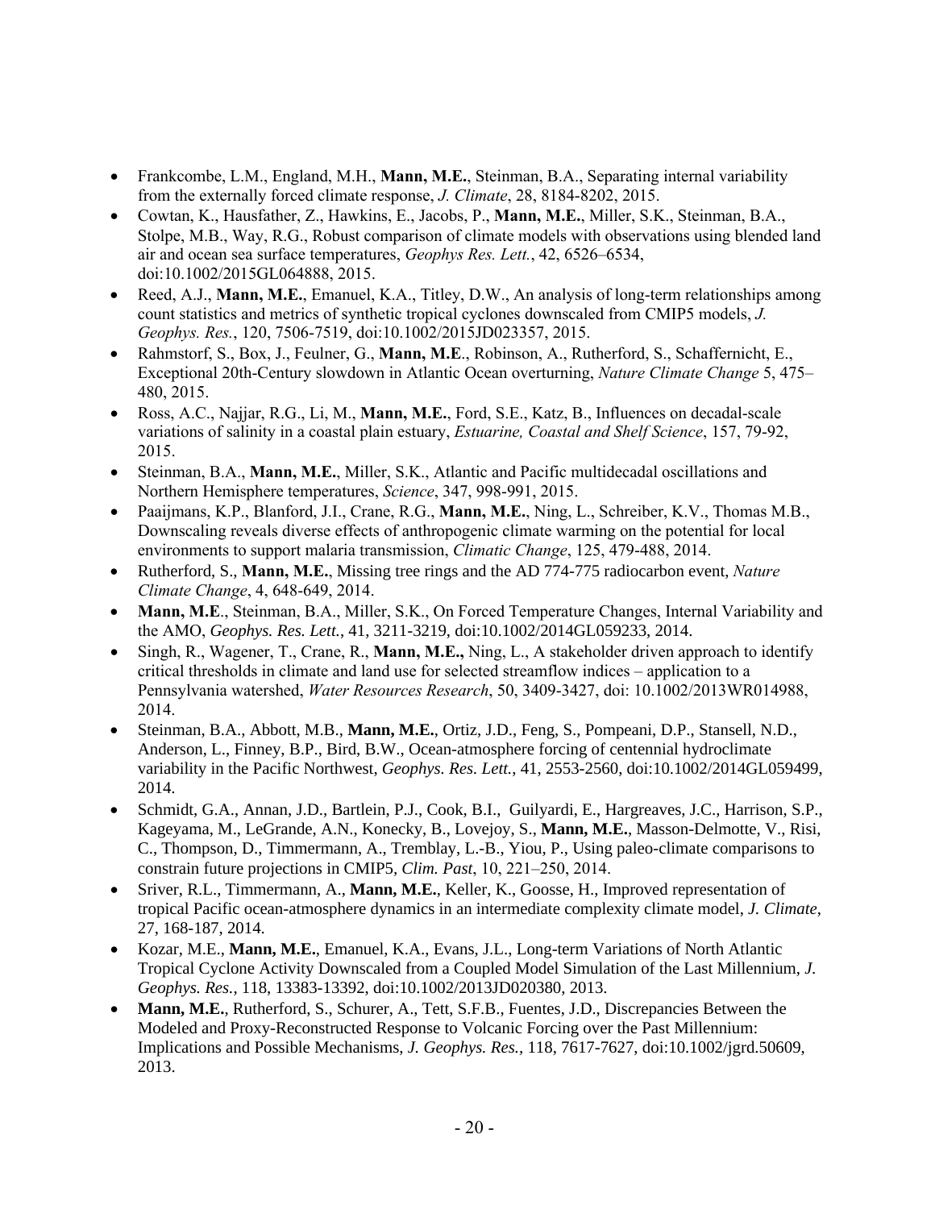- Frankcombe, L.M., England, M.H., **Mann, M.E.**, Steinman, B.A., Separating internal variability from the externally forced climate response, *J. Climate*, 28, 8184-8202, 2015.
- Cowtan, K., Hausfather, Z., Hawkins, E., Jacobs, P., **Mann, M.E.**, Miller, S.K., Steinman, B.A., Stolpe, M.B., Way, R.G., Robust comparison of climate models with observations using blended land air and ocean sea surface temperatures, *Geophys Res. Lett.*, 42, 6526–6534, doi:10.1002/2015GL064888, 2015.
- Reed, A.J., **Mann, M.E.**, Emanuel, K.A., Titley, D.W., An analysis of long-term relationships among count statistics and metrics of synthetic tropical cyclones downscaled from CMIP5 models, *J. Geophys. Res.*, 120, 7506-7519, doi:10.1002/2015JD023357, 2015.
- Rahmstorf, S., Box, J., Feulner, G., **Mann, M.E**., Robinson, A., Rutherford, S., Schaffernicht, E., Exceptional 20th-Century slowdown in Atlantic Ocean overturning, *Nature Climate Change* 5, 475–480, 2015.
- Ross, A.C., Najjar, R.G., Li, M., **Mann, M.E.**, Ford, S.E., Katz, B., Influences on decadal-scale variations of salinity in a coastal plain estuary, *Estuarine, Coastal and Shelf Science*, 157, 79-92, 2015.
- Steinman, B.A., **Mann, M.E.**, Miller, S.K., Atlantic and Pacific multidecadal oscillations and Northern Hemisphere temperatures, *Science*, 347, 998-991, 2015.
- Paaijmans, K.P., Blanford, J.I., Crane, R.G., **Mann, M.E.**, Ning, L., Schreiber, K.V., Thomas M.B., Downscaling reveals diverse effects of anthropogenic climate warming on the potential for local environments to support malaria transmission, *Climatic Change*, 125, 479-488, 2014.
- Rutherford, S., **Mann, M.E.**, Missing tree rings and the AD 774-775 radiocarbon event, *Nature Climate Change*, 4, 648-649, 2014.
- **Mann, M.E**., Steinman, B.A., Miller, S.K., On Forced Temperature Changes, Internal Variability and the AMO, *Geophys. Res. Lett.*, 41, 3211-3219, doi:10.1002/2014GL059233, 2014.
- Singh, R., Wagener, T., Crane, R., **Mann, M.E.,** Ning, L., A stakeholder driven approach to identify critical thresholds in climate and land use for selected streamflow indices – application to a Pennsylvania watershed, *Water Resources Research*, 50, 3409-3427, doi: 10.1002/2013WR014988, 2014.
- Steinman, B.A., Abbott, M.B., **Mann, M.E.**, Ortiz, J.D., Feng, S., Pompeani, D.P., Stansell, N.D., Anderson, L., Finney, B.P., Bird, B.W., Ocean-atmosphere forcing of centennial hydroclimate variability in the Pacific Northwest, *Geophys. Res. Lett.*, 41, 2553-2560, doi:10.1002/2014GL059499, 2014.
- Schmidt, G.A., Annan, J.D., Bartlein, P.J., Cook, B.I., Guilyardi, E., Hargreaves, J.C., Harrison, S.P., Kageyama, M., LeGrande, A.N., Konecky, B., Lovejoy, S., **Mann, M.E.**, Masson-Delmotte, V., Risi, C., Thompson, D., Timmermann, A., Tremblay, L.-B., Yiou, P., Using paleo-climate comparisons to constrain future projections in CMIP5, *Clim. Past*, 10, 221–250, 2014.
- Sriver, R.L., Timmermann, A., **Mann, M.E.**, Keller, K., Goosse, H., Improved representation of tropical Pacific ocean-atmosphere dynamics in an intermediate complexity climate model, *J. Climate*, 27, 168-187, 2014.
- Kozar, M.E., **Mann, M.E.**, Emanuel, K.A., Evans, J.L., Long-term Variations of North Atlantic Tropical Cyclone Activity Downscaled from a Coupled Model Simulation of the Last Millennium, *J. Geophys. Res.*, 118, 13383-13392, doi:10.1002/2013JD020380, 2013.
- **Mann, M.E.**, Rutherford, S., Schurer, A., Tett, S.F.B., Fuentes, J.D., Discrepancies Between the Modeled and Proxy-Reconstructed Response to Volcanic Forcing over the Past Millennium: Implications and Possible Mechanisms, *J. Geophys. Res.*, 118, 7617-7627, doi:10.1002/jgrd.50609, 2013.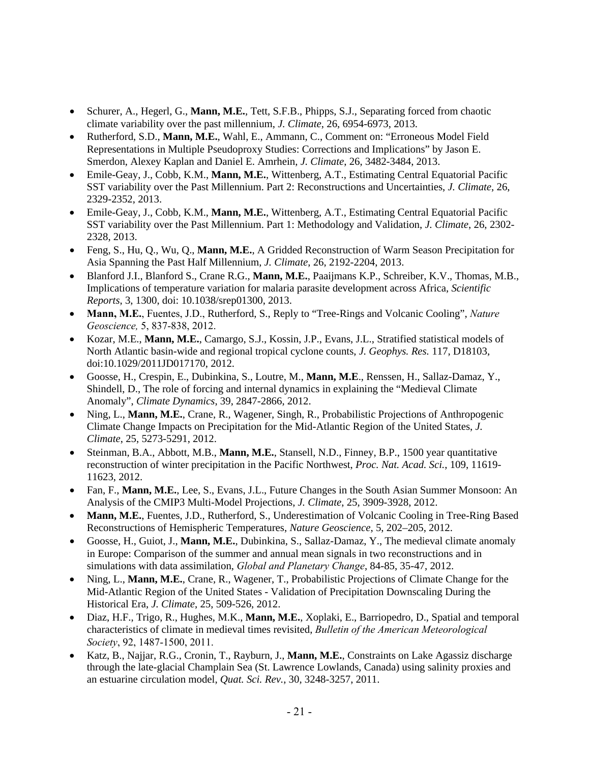- Schurer, A., Hegerl, G., **Mann, M.E.**, Tett, S.F.B., Phipps, S.J., Separating forced from chaotic climate variability over the past millennium, *J. Climate*, 26, 6954-6973, 2013.
- Rutherford, S.D., **Mann, M.E.**, Wahl, E., Ammann, C., Comment on: "Erroneous Model Field Representations in Multiple Pseudoproxy Studies: Corrections and Implications" by Jason E. Smerdon, Alexey Kaplan and Daniel E. Amrhein, *J. Climate*, 26, 3482-3484, 2013.
- Emile-Geay, J., Cobb, K.M., **Mann, M.E.**, Wittenberg, A.T., Estimating Central Equatorial Pacific SST variability over the Past Millennium. Part 2: Reconstructions and Uncertainties, *J. Climate*, 26, 2329-2352, 2013.
- Emile-Geay, J., Cobb, K.M., **Mann, M.E.**, Wittenberg, A.T., Estimating Central Equatorial Pacific SST variability over the Past Millennium. Part 1: Methodology and Validation, *J. Climate*, 26, 2302-2328, 2013.
- Feng, S., Hu, Q., Wu, Q., **Mann, M.E.**, A Gridded Reconstruction of Warm Season Precipitation for Asia Spanning the Past Half Millennium, *J. Climate*, 26, 2192-2204, 2013.
- Blanford J.I., Blanford S., Crane R.G., **Mann, M.E.**, Paaijmans K.P., Schreiber, K.V., Thomas, M.B., Implications of temperature variation for malaria parasite development across Africa, *Scientific Reports*, 3, 1300, doi: 10.1038/srep01300, 2013.
- **Mann, M.E.**, Fuentes, J.D., Rutherford, S., Reply to "Tree-Rings and Volcanic Cooling", *Nature Geoscience,* 5, 837-838, 2012.
- Kozar, M.E., **Mann, M.E.**, Camargo, S.J., Kossin, J.P., Evans, J.L., Stratified statistical models of North Atlantic basin-wide and regional tropical cyclone counts, *J. Geophys. Res.* 117, D18103, doi:10.1029/2011JD017170, 2012.
- Goosse, H., Crespin, E., Dubinkina, S., Loutre, M., **Mann, M.E**., Renssen, H., Sallaz-Damaz, Y., Shindell, D., The role of forcing and internal dynamics in explaining the "Medieval Climate Anomaly", *Climate Dynamics*, 39, 2847-2866, 2012.
- Ning, L., **Mann, M.E.**, Crane, R., Wagener, Singh, R., Probabilistic Projections of Anthropogenic Climate Change Impacts on Precipitation for the Mid-Atlantic Region of the United States, *J. Climate*, 25, 5273-5291, 2012.
- Steinman, B.A., Abbott, M.B., **Mann, M.E.**, Stansell, N.D., Finney, B.P., 1500 year quantitative reconstruction of winter precipitation in the Pacific Northwest, *Proc. Nat. Acad. Sci.*, 109, 11619-11623, 2012.
- Fan, F., **Mann, M.E.**, Lee, S., Evans, J.L., Future Changes in the South Asian Summer Monsoon: An Analysis of the CMIP3 Multi-Model Projections, *J. Climate*, 25, 3909-3928, 2012.
- **Mann, M.E.**, Fuentes, J.D., Rutherford, S., Underestimation of Volcanic Cooling in Tree-Ring Based Reconstructions of Hemispheric Temperatures, *Nature Geoscience*, 5, 202–205, 2012.
- Goosse, H., Guiot, J., **Mann, M.E.**, Dubinkina, S., Sallaz-Damaz, Y., The medieval climate anomaly in Europe: Comparison of the summer and annual mean signals in two reconstructions and in simulations with data assimilation, *Global and Planetary Change*, 84-85, 35-47, 2012.
- Ning, L., **Mann, M.E.**, Crane, R., Wagener, T., Probabilistic Projections of Climate Change for the Mid-Atlantic Region of the United States - Validation of Precipitation Downscaling During the Historical Era, *J. Climate*, 25, 509-526, 2012.
- Diaz, H.F., Trigo, R., Hughes, M.K., **Mann, M.E.**, Xoplaki, E., Barriopedro, D., Spatial and temporal characteristics of climate in medieval times revisited, *Bulletin of the American Meteorological Society*, 92, 1487-1500, 2011.
- Katz, B., Najjar, R.G., Cronin, T., Rayburn, J., **Mann, M.E.**, Constraints on Lake Agassiz discharge through the late-glacial Champlain Sea (St. Lawrence Lowlands, Canada) using salinity proxies and an estuarine circulation model, *Quat. Sci. Rev.*, 30, 3248-3257, 2011.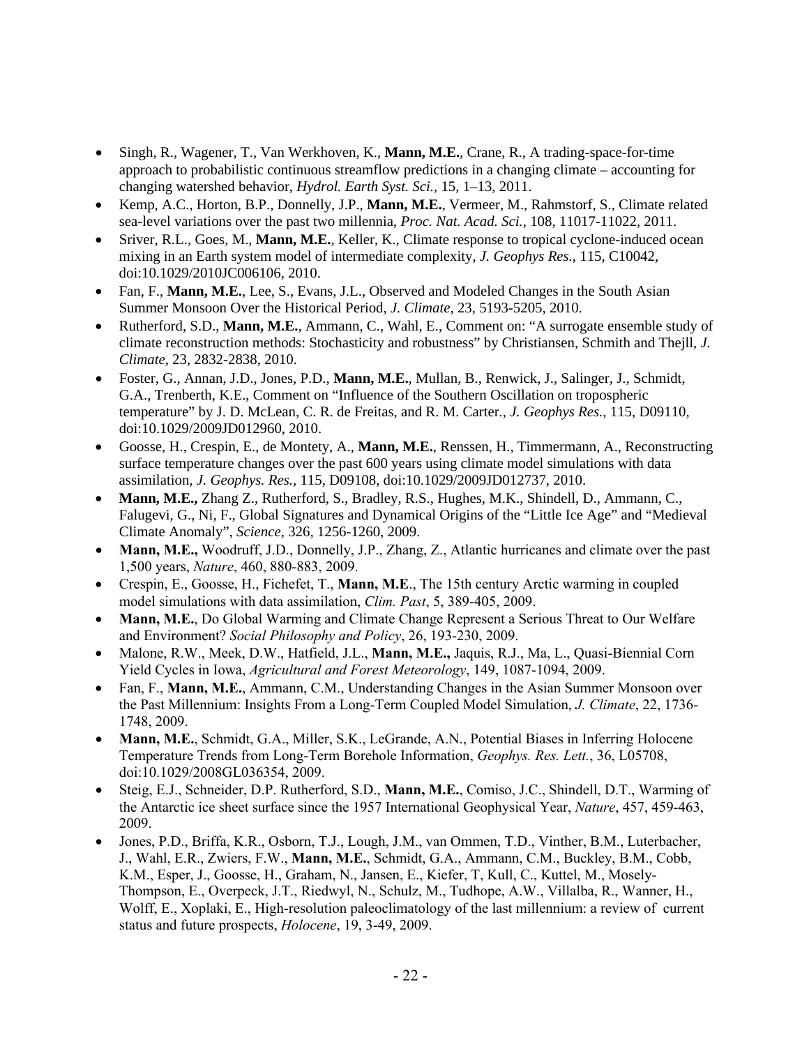- Singh, R., Wagener, T., Van Werkhoven, K., **Mann, M.E.**, Crane, R., A trading-space-for-time approach to probabilistic continuous streamflow predictions in a changing climate – accounting for changing watershed behavior, *Hydrol. Earth Syst. Sci.,* 15, 1–13, 2011.
- Kemp, A.C., Horton, B.P., Donnelly, J.P., **Mann, M.E.**, Vermeer, M., Rahmstorf, S., Climate related sea-level variations over the past two millennia, *Proc. Nat. Acad. Sci.*, 108, 11017-11022, 2011.
- Sriver, R.L., Goes, M., **Mann, M.E.**, Keller, K., Climate response to tropical cyclone-induced ocean mixing in an Earth system model of intermediate complexity, *J. Geophys Res.*, 115, C10042, doi:10.1029/2010JC006106, 2010.
- Fan, F., **Mann, M.E.**, Lee, S., Evans, J.L., Observed and Modeled Changes in the South Asian Summer Monsoon Over the Historical Period, *J. Climate*, 23, 5193-5205, 2010.
- Rutherford, S.D., **Mann, M.E.**, Ammann, C., Wahl, E., Comment on: "A surrogate ensemble study of climate reconstruction methods: Stochasticity and robustness" by Christiansen, Schmith and Thejll, *J. Climate*, 23, 2832-2838, 2010.
- Foster, G., Annan, J.D., Jones, P.D., **Mann, M.E.**, Mullan, B., Renwick, J., Salinger, J., Schmidt, G.A., Trenberth, K.E., Comment on "Influence of the Southern Oscillation on tropospheric temperature" by J. D. McLean, C. R. de Freitas, and R. M. Carter*., J. Geophys Res.*, 115, D09110, doi:10.1029/2009JD012960, 2010.
- Goosse, H., Crespin, E., de Montety, A., **Mann, M.E.**, Renssen, H., Timmermann, A., Reconstructing surface temperature changes over the past 600 years using climate model simulations with data assimilation, *J. Geophys. Res.*, 115, D09108, doi:10.1029/2009JD012737, 2010.
- **Mann, M.E.,** Zhang Z., Rutherford, S., Bradley, R.S., Hughes, M.K., Shindell, D., Ammann, C., Falugevi, G., Ni, F., Global Signatures and Dynamical Origins of the "Little Ice Age" and "Medieval Climate Anomaly", *Science*, 326, 1256-1260, 2009.
- **Mann, M.E.,** Woodruff, J.D., Donnelly, J.P., Zhang, Z., Atlantic hurricanes and climate over the past 1,500 years, *Nature*, 460, 880-883, 2009.
- Crespin, E., Goosse, H., Fichefet, T., **Mann, M.E**., The 15th century Arctic warming in coupled model simulations with data assimilation, *Clim. Past*, 5, 389-405, 2009.
- **Mann, M.E.**, Do Global Warming and Climate Change Represent a Serious Threat to Our Welfare and Environment? *Social Philosophy and Policy*, 26, 193-230, 2009.
- Malone, R.W., Meek, D.W., Hatfield, J.L., **Mann, M.E.,** Jaquis, R.J., Ma, L., Quasi-Biennial Corn Yield Cycles in Iowa, *Agricultural and Forest Meteorology*, 149, 1087-1094, 2009.
- Fan, F., **Mann, M.E.**, Ammann, C.M., Understanding Changes in the Asian Summer Monsoon over the Past Millennium: Insights From a Long-Term Coupled Model Simulation, *J. Climate*, 22, 1736-1748, 2009.
- **Mann, M.E.**, Schmidt, G.A., Miller, S.K., LeGrande, A.N., Potential Biases in Inferring Holocene Temperature Trends from Long-Term Borehole Information, *Geophys. Res. Lett.*, 36, L05708, doi:10.1029/2008GL036354, 2009.
- Steig, E.J., Schneider, D.P. Rutherford, S.D., **Mann, M.E.**, Comiso, J.C., Shindell, D.T., Warming of the Antarctic ice sheet surface since the 1957 International Geophysical Year, *Nature*, 457, 459-463, 2009.
- Jones, P.D., Briffa, K.R., Osborn, T.J., Lough, J.M., van Ommen, T.D., Vinther, B.M., Luterbacher, J., Wahl, E.R., Zwiers, F.W., **Mann, M.E.**, Schmidt, G.A., Ammann, C.M., Buckley, B.M., Cobb, K.M., Esper, J., Goosse, H., Graham, N., Jansen, E., Kiefer, T, Kull, C., Kuttel, M., Mosely-Thompson, E., Overpeck, J.T., Riedwyl, N., Schulz, M., Tudhope, A.W., Villalba, R., Wanner, H., Wolff, E., Xoplaki, E., High-resolution paleoclimatology of the last millennium: a review of current status and future prospects, *Holocene*, 19, 3-49, 2009.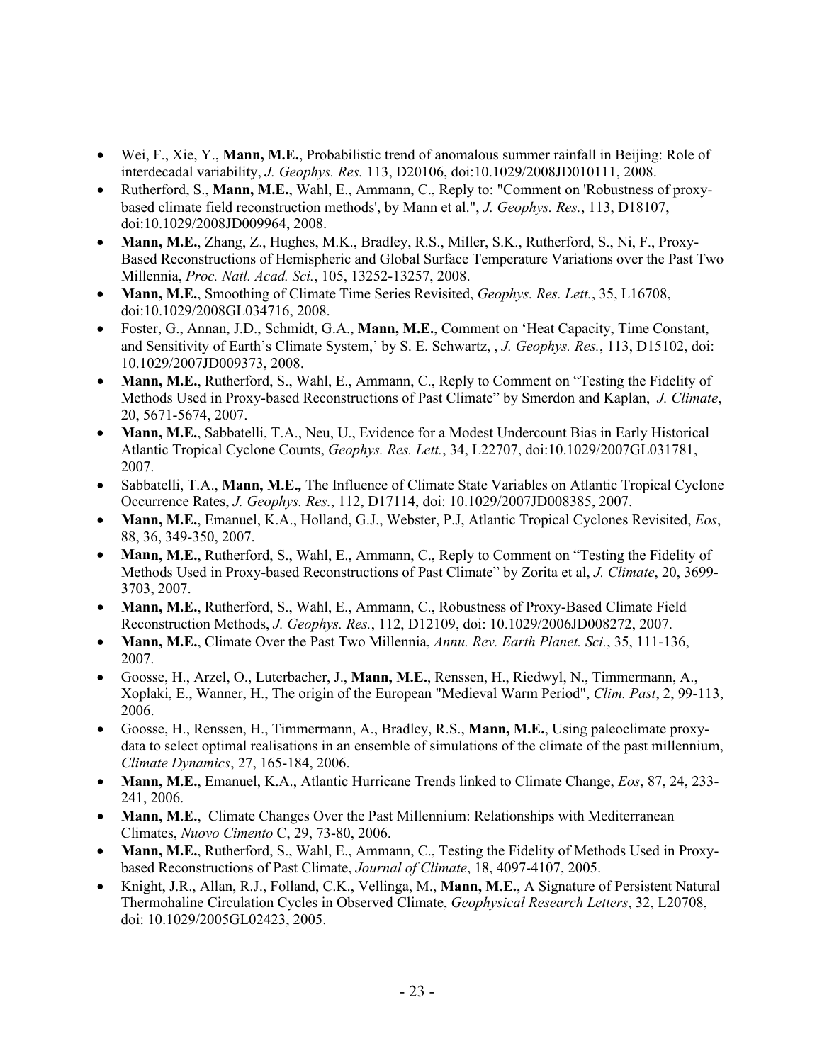- Wei, F., Xie, Y., **Mann, M.E.**, Probabilistic trend of anomalous summer rainfall in Beijing: Role of interdecadal variability, *J. Geophys. Res.* 113, D20106, doi:10.1029/2008JD010111, 2008.
- Rutherford, S., **Mann, M.E.**, Wahl, E., Ammann, C., Reply to: "Comment on 'Robustness of proxy-based climate field reconstruction methods', by Mann et al.", *J. Geophys. Res.*, 113, D18107, doi:10.1029/2008JD009964, 2008.
- **Mann, M.E.**, Zhang, Z., Hughes, M.K., Bradley, R.S., Miller, S.K., Rutherford, S., Ni, F., Proxy-Based Reconstructions of Hemispheric and Global Surface Temperature Variations over the Past Two Millennia, *Proc. Natl. Acad. Sci.*, 105, 13252-13257, 2008.
- **Mann, M.E.**, Smoothing of Climate Time Series Revisited, *Geophys. Res. Lett.*, 35, L16708, doi:10.1029/2008GL034716, 2008.
- Foster, G., Annan, J.D., Schmidt, G.A., **Mann, M.E.**, Comment on 'Heat Capacity, Time Constant, and Sensitivity of Earth's Climate System,' by S. E. Schwartz, , *J. Geophys. Res.*, 113, D15102, doi: 10.1029/2007JD009373, 2008.
- **Mann, M.E.**, Rutherford, S., Wahl, E., Ammann, C., Reply to Comment on "Testing the Fidelity of Methods Used in Proxy-based Reconstructions of Past Climate" by Smerdon and Kaplan, *J. Climate*, 20, 5671-5674, 2007.
- **Mann, M.E.**, Sabbatelli, T.A., Neu, U., Evidence for a Modest Undercount Bias in Early Historical Atlantic Tropical Cyclone Counts, *Geophys. Res. Lett.*, 34, L22707, doi:10.1029/2007GL031781, 2007.
- Sabbatelli, T.A., **Mann, M.E.,** The Influence of Climate State Variables on Atlantic Tropical Cyclone Occurrence Rates, *J. Geophys. Res.*, 112, D17114, doi: 10.1029/2007JD008385, 2007.
- **Mann, M.E.**, Emanuel, K.A., Holland, G.J., Webster, P.J, Atlantic Tropical Cyclones Revisited, *Eos*, 88, 36, 349-350, 2007.
- **Mann, M.E.**, Rutherford, S., Wahl, E., Ammann, C., Reply to Comment on "Testing the Fidelity of Methods Used in Proxy-based Reconstructions of Past Climate" by Zorita et al, *J. Climate*, 20, 3699-3703, 2007.
- **Mann, M.E.**, Rutherford, S., Wahl, E., Ammann, C., Robustness of Proxy-Based Climate Field Reconstruction Methods, *J. Geophys. Res.*, 112, D12109, doi: 10.1029/2006JD008272, 2007.
- **Mann, M.E.**, Climate Over the Past Two Millennia, *Annu. Rev. Earth Planet. Sci.*, 35, 111-136, 2007.
- Goosse, H., Arzel, O., Luterbacher, J., **Mann, M.E.**, Renssen, H., Riedwyl, N., Timmermann, A., Xoplaki, E., Wanner, H., The origin of the European "Medieval Warm Period", *Clim. Past*, 2, 99-113, 2006.
- Goosse, H., Renssen, H., Timmermann, A., Bradley, R.S., **Mann, M.E.**, Using paleoclimate proxy-data to select optimal realisations in an ensemble of simulations of the climate of the past millennium, *Climate Dynamics*, 27, 165-184, 2006.
- **Mann, M.E.**, Emanuel, K.A., Atlantic Hurricane Trends linked to Climate Change, *Eos*, 87, 24, 233-241, 2006.
- **Mann, M.E.**, Climate Changes Over the Past Millennium: Relationships with Mediterranean Climates, *Nuovo Cimento* C, 29, 73-80, 2006.
- **Mann, M.E.**, Rutherford, S., Wahl, E., Ammann, C., Testing the Fidelity of Methods Used in Proxy-based Reconstructions of Past Climate, *Journal of Climate*, 18, 4097-4107, 2005.
- Knight, J.R., Allan, R.J., Folland, C.K., Vellinga, M., **Mann, M.E.**, A Signature of Persistent Natural Thermohaline Circulation Cycles in Observed Climate, *Geophysical Research Letters*, 32, L20708, doi: 10.1029/2005GL02423, 2005.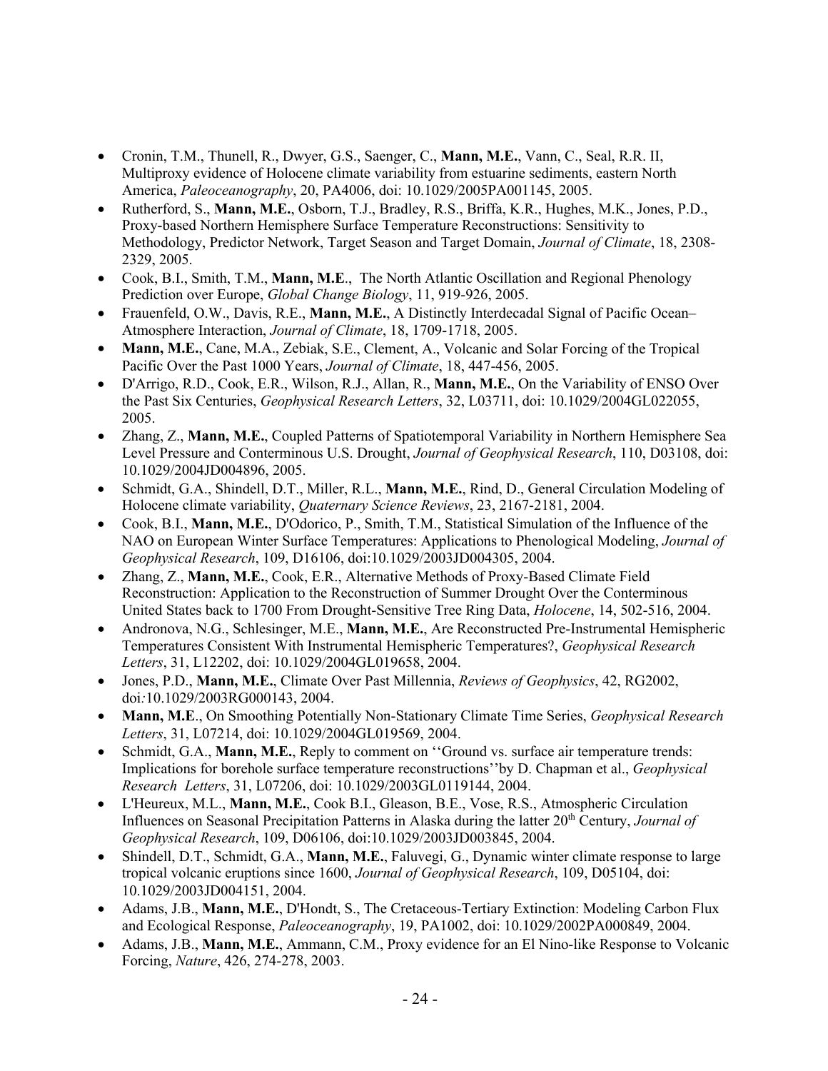- Cronin, T.M., Thunell, R., Dwyer, G.S., Saenger, C., **Mann, M.E.**, Vann, C., Seal, R.R. II, Multiproxy evidence of Holocene climate variability from estuarine sediments, eastern North America, *Paleoceanography*, 20, PA4006, doi: 10.1029/2005PA001145, 2005.
- Rutherford, S., **Mann, M.E.**, Osborn, T.J., Bradley, R.S., Briffa, K.R., Hughes, M.K., Jones, P.D., Proxy-based Northern Hemisphere Surface Temperature Reconstructions: Sensitivity to Methodology, Predictor Network, Target Season and Target Domain, *Journal of Climate*, 18, 2308-2329, 2005.
- Cook, B.I., Smith, T.M., **Mann, M.E**., The North Atlantic Oscillation and Regional Phenology Prediction over Europe, *Global Change Biology*, 11, 919-926, 2005.
- Frauenfeld, O.W., Davis, R.E., **Mann, M.E.**, A Distinctly Interdecadal Signal of Pacific Ocean–Atmosphere Interaction, *Journal of Climate*, 18, 1709-1718, 2005.
- **Mann, M.E.**, Cane, M.A., Zebiak, S.E., Clement, A., Volcanic and Solar Forcing of the Tropical Pacific Over the Past 1000 Years, *Journal of Climate*, 18, 447-456, 2005.
- D'Arrigo, R.D., Cook, E.R., Wilson, R.J., Allan, R., **Mann, M.E.**, On the Variability of ENSO Over the Past Six Centuries, *Geophysical Research Letters*, 32, L03711, doi: 10.1029/2004GL022055, 2005.
- Zhang, Z., **Mann, M.E.**, Coupled Patterns of Spatiotemporal Variability in Northern Hemisphere Sea Level Pressure and Conterminous U.S. Drought, *Journal of Geophysical Research*, 110, D03108, doi: 10.1029/2004JD004896, 2005.
- Schmidt, G.A., Shindell, D.T., Miller, R.L., **Mann, M.E.**, Rind, D., General Circulation Modeling of Holocene climate variability, *Quaternary Science Reviews*, 23, 2167-2181, 2004.
- Cook, B.I., **Mann, M.E.**, D'Odorico, P., Smith, T.M., Statistical Simulation of the Influence of the NAO on European Winter Surface Temperatures: Applications to Phenological Modeling, *Journal of Geophysical Research*, 109, D16106, doi:10.1029/2003JD004305, 2004.
- Zhang, Z., **Mann, M.E.**, Cook, E.R., Alternative Methods of Proxy-Based Climate Field Reconstruction: Application to the Reconstruction of Summer Drought Over the Conterminous United States back to 1700 From Drought-Sensitive Tree Ring Data, *Holocene*, 14, 502-516, 2004.
- Andronova, N.G., Schlesinger, M.E., **Mann, M.E.**, Are Reconstructed Pre-Instrumental Hemispheric Temperatures Consistent With Instrumental Hemispheric Temperatures?, *Geophysical Research Letters*, 31, L12202, doi: 10.1029/2004GL019658, 2004.
- Jones, P.D., **Mann, M.E.**, Climate Over Past Millennia, *Reviews of Geophysics*, 42, RG2002, doi:10.1029/2003RG000143, 2004.
- **Mann, M.E**., On Smoothing Potentially Non-Stationary Climate Time Series, *Geophysical Research Letters*, 31, L07214, doi: 10.1029/2004GL019569, 2004.
- Schmidt, G.A., **Mann, M.E.**, Reply to comment on ''Ground vs. surface air temperature trends: Implications for borehole surface temperature reconstructions''by D. Chapman et al., *Geophysical Research Letters*, 31, L07206, doi: 10.1029/2003GL0119144, 2004.
- L'Heureux, M.L., **Mann, M.E.**, Cook B.I., Gleason, B.E., Vose, R.S., Atmospheric Circulation Influences on Seasonal Precipitation Patterns in Alaska during the latter 20th Century, *Journal of Geophysical Research*, 109, D06106, doi:10.1029/2003JD003845, 2004.
- Shindell, D.T., Schmidt, G.A., **Mann, M.E.**, Faluvegi, G., Dynamic winter climate response to large tropical volcanic eruptions since 1600, *Journal of Geophysical Research*, 109, D05104, doi: 10.1029/2003JD004151, 2004.
- Adams, J.B., **Mann, M.E.**, D'Hondt, S., The Cretaceous-Tertiary Extinction: Modeling Carbon Flux and Ecological Response, *Paleoceanography*, 19, PA1002, doi: 10.1029/2002PA000849, 2004.
- Adams, J.B., **Mann, M.E.**, Ammann, C.M., Proxy evidence for an El Nino-like Response to Volcanic Forcing, *Nature*, 426, 274-278, 2003.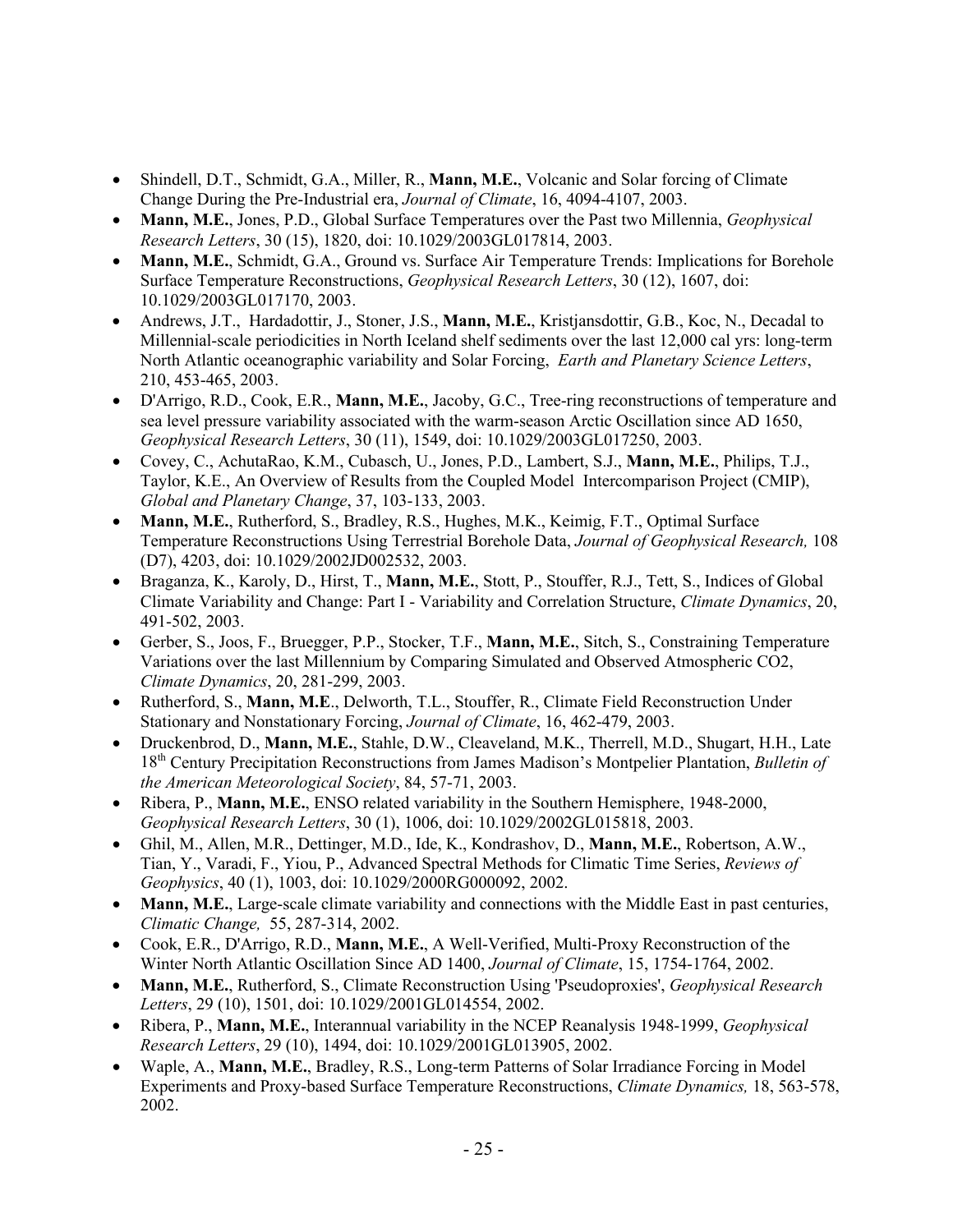- Shindell, D.T., Schmidt, G.A., Miller, R., **Mann, M.E.**, Volcanic and Solar forcing of Climate Change During the Pre-Industrial era, *Journal of Climate*, 16, 4094-4107, 2003.
- **Mann, M.E.**, Jones, P.D., Global Surface Temperatures over the Past two Millennia, *Geophysical Research Letters*, 30 (15), 1820, doi: 10.1029/2003GL017814, 2003.
- **Mann, M.E.**, Schmidt, G.A., Ground vs. Surface Air Temperature Trends: Implications for Borehole Surface Temperature Reconstructions, *Geophysical Research Letters*, 30 (12), 1607, doi: 10.1029/2003GL017170, 2003.
- Andrews, J.T., Hardadottir, J., Stoner, J.S., **Mann, M.E.**, Kristjansdottir, G.B., Koc, N., Decadal to Millennial-scale periodicities in North Iceland shelf sediments over the last 12,000 cal yrs: long-term North Atlantic oceanographic variability and Solar Forcing, *Earth and Planetary Science Letters*, 210, 453-465, 2003.
- D'Arrigo, R.D., Cook, E.R., **Mann, M.E.**, Jacoby, G.C., Tree-ring reconstructions of temperature and sea level pressure variability associated with the warm-season Arctic Oscillation since AD 1650, *Geophysical Research Letters*, 30 (11), 1549, doi: 10.1029/2003GL017250, 2003.
- Covey, C., AchutaRao, K.M., Cubasch, U., Jones, P.D., Lambert, S.J., **Mann, M.E.**, Philips, T.J., Taylor, K.E., An Overview of Results from the Coupled Model Intercomparison Project (CMIP), *Global and Planetary Change*, 37, 103-133, 2003.
- **Mann, M.E.**, Rutherford, S., Bradley, R.S., Hughes, M.K., Keimig, F.T., Optimal Surface Temperature Reconstructions Using Terrestrial Borehole Data, *Journal of Geophysical Research,* 108 (D7), 4203, doi: 10.1029/2002JD002532, 2003.
- Braganza, K., Karoly, D., Hirst, T., **Mann, M.E.**, Stott, P., Stouffer, R.J., Tett, S., Indices of Global Climate Variability and Change: Part I - Variability and Correlation Structure, *Climate Dynamics*, 20, 491-502, 2003.
- Gerber, S., Joos, F., Bruegger, P.P., Stocker, T.F., **Mann, M.E.**, Sitch, S., Constraining Temperature Variations over the last Millennium by Comparing Simulated and Observed Atmospheric CO2, *Climate Dynamics*, 20, 281-299, 2003.
- Rutherford, S., **Mann, M.E**., Delworth, T.L., Stouffer, R., Climate Field Reconstruction Under Stationary and Nonstationary Forcing, *Journal of Climate*, 16, 462-479, 2003.
- Druckenbrod, D., **Mann, M.E.**, Stahle, D.W., Cleaveland, M.K., Therrell, M.D., Shugart, H.H., Late 18th Century Precipitation Reconstructions from James Madison's Montpelier Plantation, *Bulletin of the American Meteorological Society*, 84, 57-71, 2003.
- Ribera, P., **Mann, M.E.**, ENSO related variability in the Southern Hemisphere, 1948-2000, *Geophysical Research Letters*, 30 (1), 1006, doi: 10.1029/2002GL015818, 2003.
- Ghil, M., Allen, M.R., Dettinger, M.D., Ide, K., Kondrashov, D., **Mann, M.E.**, Robertson, A.W., Tian, Y., Varadi, F., Yiou, P., Advanced Spectral Methods for Climatic Time Series, *Reviews of Geophysics*, 40 (1), 1003, doi: 10.1029/2000RG000092, 2002.
- **Mann, M.E.**, Large-scale climate variability and connections with the Middle East in past centuries, *Climatic Change,* 55, 287-314, 2002.
- Cook, E.R., D'Arrigo, R.D., **Mann, M.E.**, A Well-Verified, Multi-Proxy Reconstruction of the Winter North Atlantic Oscillation Since AD 1400, *Journal of Climate*, 15, 1754-1764, 2002.
- **Mann, M.E.**, Rutherford, S., Climate Reconstruction Using 'Pseudoproxies', *Geophysical Research Letters*, 29 (10), 1501, doi: 10.1029/2001GL014554, 2002.
- Ribera, P., **Mann, M.E.**, Interannual variability in the NCEP Reanalysis 1948-1999, *Geophysical Research Letters*, 29 (10), 1494, doi: 10.1029/2001GL013905, 2002.
- Waple, A., **Mann, M.E.**, Bradley, R.S., Long-term Patterns of Solar Irradiance Forcing in Model Experiments and Proxy-based Surface Temperature Reconstructions, *Climate Dynamics,* 18, 563-578, 2002.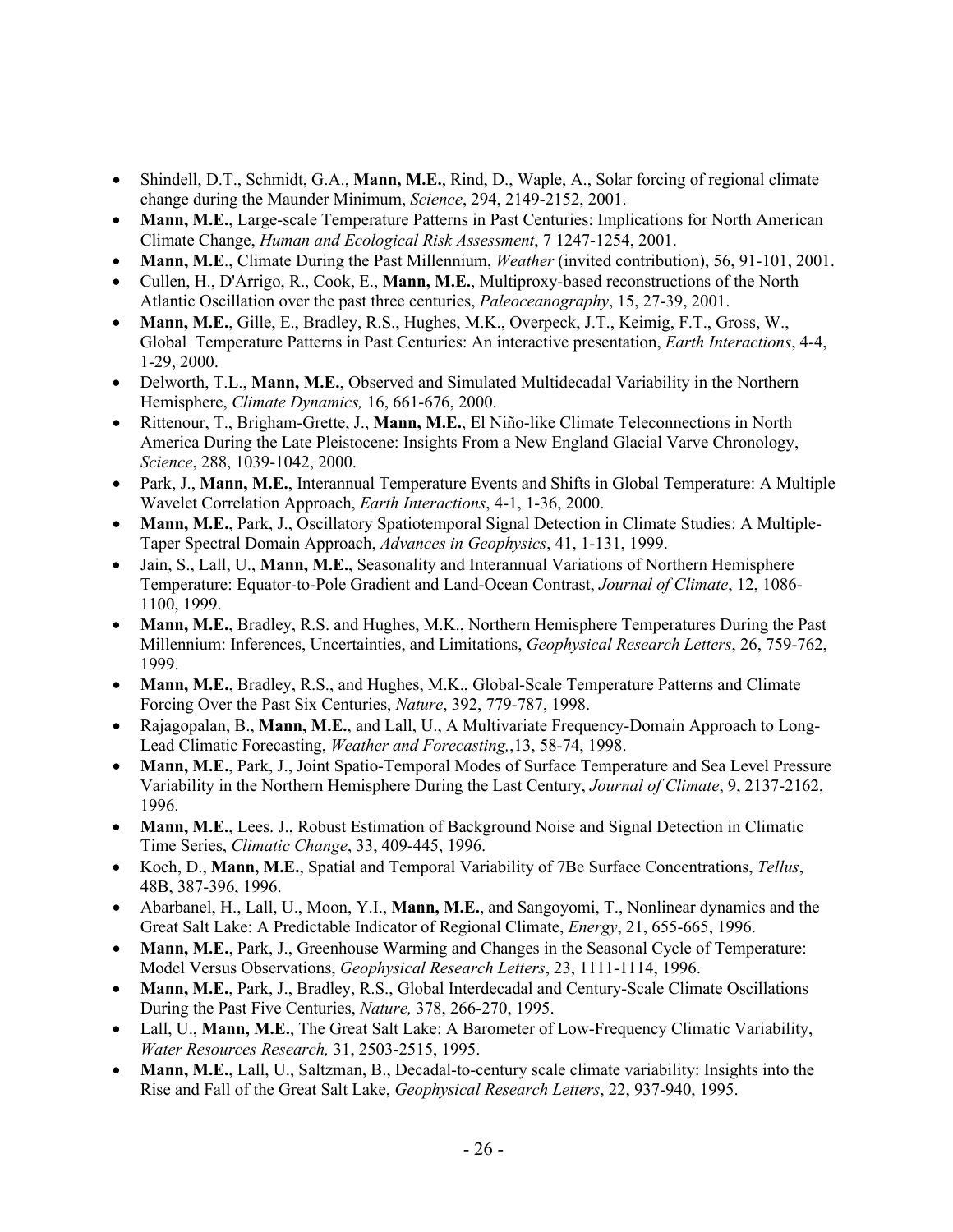- Shindell, D.T., Schmidt, G.A., **Mann, M.E.**, Rind, D., Waple, A., Solar forcing of regional climate change during the Maunder Minimum, *Science*, 294, 2149-2152, 2001.
- **Mann, M.E.**, Large-scale Temperature Patterns in Past Centuries: Implications for North American Climate Change, *Human and Ecological Risk Assessment*, 7 1247-1254, 2001.
- **Mann, M.E**., Climate During the Past Millennium, *Weather* (invited contribution), 56, 91-101, 2001.
- Cullen, H., D'Arrigo, R., Cook, E., **Mann, M.E.**, Multiproxy-based reconstructions of the North Atlantic Oscillation over the past three centuries, *Paleoceanography*, 15, 27-39, 2001.
- **Mann, M.E.**, Gille, E., Bradley, R.S., Hughes, M.K., Overpeck, J.T., Keimig, F.T., Gross, W., Global Temperature Patterns in Past Centuries: An interactive presentation, *Earth Interactions*, 4-4, 1-29, 2000.
- Delworth, T.L., **Mann, M.E.**, Observed and Simulated Multidecadal Variability in the Northern Hemisphere, *Climate Dynamics,* 16, 661-676, 2000.
- Rittenour, T., Brigham-Grette, J., **Mann, M.E.**, El Niño-like Climate Teleconnections in North America During the Late Pleistocene: Insights From a New England Glacial Varve Chronology, *Science*, 288, 1039-1042, 2000.
- Park, J., **Mann, M.E.**, Interannual Temperature Events and Shifts in Global Temperature: A Multiple Wavelet Correlation Approach, *Earth Interactions*, 4-1, 1-36, 2000.
- **Mann, M.E.**, Park, J., Oscillatory Spatiotemporal Signal Detection in Climate Studies: A Multiple-Taper Spectral Domain Approach, *Advances in Geophysics*, 41, 1-131, 1999.
- Jain, S., Lall, U., **Mann, M.E.**, Seasonality and Interannual Variations of Northern Hemisphere Temperature: Equator-to-Pole Gradient and Land-Ocean Contrast, *Journal of Climate*, 12, 1086-1100, 1999.
- **Mann, M.E.**, Bradley, R.S. and Hughes, M.K., Northern Hemisphere Temperatures During the Past Millennium: Inferences, Uncertainties, and Limitations, *Geophysical Research Letters*, 26, 759-762, 1999.
- **Mann, M.E.**, Bradley, R.S., and Hughes, M.K., Global-Scale Temperature Patterns and Climate Forcing Over the Past Six Centuries, *Nature*, 392, 779-787, 1998.
- Rajagopalan, B., **Mann, M.E.**, and Lall, U., A Multivariate Frequency-Domain Approach to Long-Lead Climatic Forecasting, *Weather and Forecasting,*,13, 58-74, 1998.
- **Mann, M.E.**, Park, J., Joint Spatio-Temporal Modes of Surface Temperature and Sea Level Pressure Variability in the Northern Hemisphere During the Last Century, *Journal of Climate*, 9, 2137-2162, 1996.
- **Mann, M.E.**, Lees. J., Robust Estimation of Background Noise and Signal Detection in Climatic Time Series, *Climatic Change*, 33, 409-445, 1996.
- Koch, D., **Mann, M.E.**, Spatial and Temporal Variability of 7Be Surface Concentrations, *Tellus*, 48B, 387-396, 1996.
- Abarbanel, H., Lall, U., Moon, Y.I., **Mann, M.E.**, and Sangoyomi, T., Nonlinear dynamics and the Great Salt Lake: A Predictable Indicator of Regional Climate, *Energy*, 21, 655-665, 1996.
- **Mann, M.E.**, Park, J., Greenhouse Warming and Changes in the Seasonal Cycle of Temperature: Model Versus Observations, *Geophysical Research Letters*, 23, 1111-1114, 1996.
- **Mann, M.E.**, Park, J., Bradley, R.S., Global Interdecadal and Century-Scale Climate Oscillations During the Past Five Centuries, *Nature,* 378, 266-270, 1995.
- Lall, U., **Mann, M.E.**, The Great Salt Lake: A Barometer of Low-Frequency Climatic Variability, *Water Resources Research,* 31, 2503-2515, 1995.
- **Mann, M.E.**, Lall, U., Saltzman, B., Decadal-to-century scale climate variability: Insights into the Rise and Fall of the Great Salt Lake, *Geophysical Research Letters*, 22, 937-940, 1995.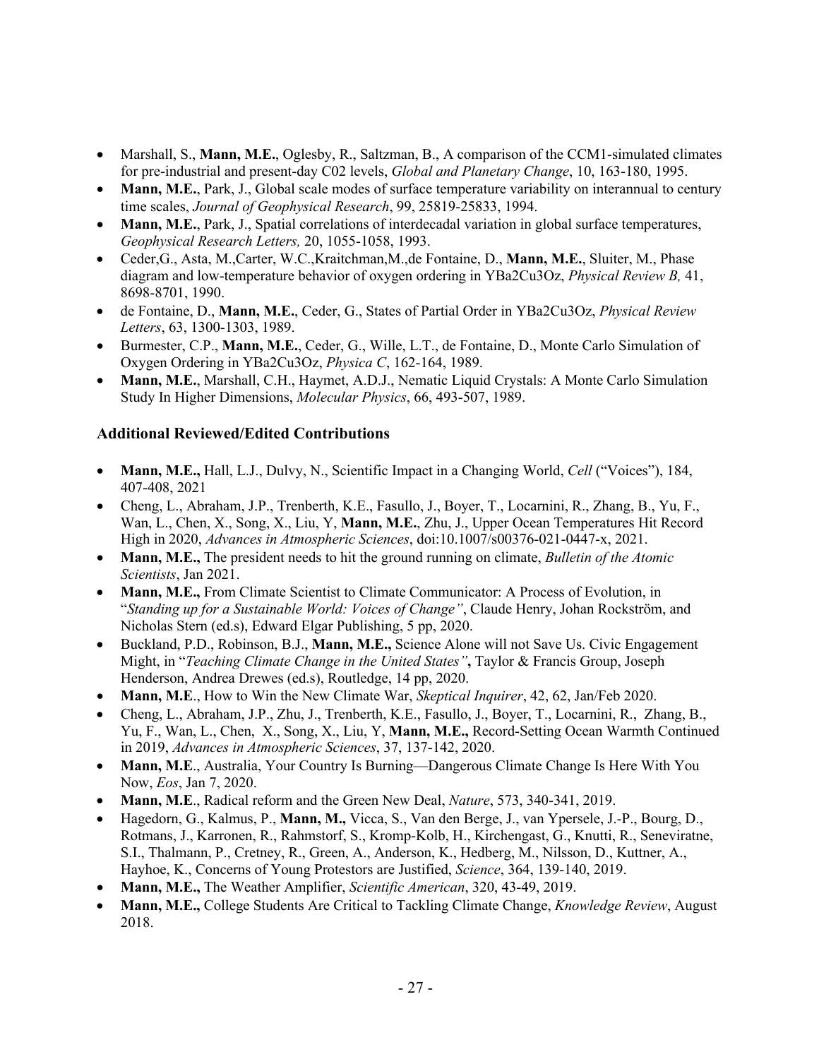- Marshall, S., **Mann, M.E.**, Oglesby, R., Saltzman, B., A comparison of the CCM1-simulated climates for pre-industrial and present-day C02 levels, *Global and Planetary Change*, 10, 163-180, 1995.
- **Mann, M.E.**, Park, J., Global scale modes of surface temperature variability on interannual to century time scales, *Journal of Geophysical Research*, 99, 25819-25833, 1994.
- **Mann, M.E.**, Park, J., Spatial correlations of interdecadal variation in global surface temperatures, *Geophysical Research Letters,* 20, 1055-1058, 1993.
- Ceder,G., Asta, M.,Carter, W.C.,Kraitchman,M.,de Fontaine, D., **Mann, M.E.**, Sluiter, M., Phase diagram and low-temperature behavior of oxygen ordering in $YBa_2Cu_3O_z$, *Physical Review B,* 41, 8698-8701, 1990.
- de Fontaine, D., **Mann, M.E.**, Ceder, G., States of Partial Order in $YBa_2Cu_3O_z$, *Physical Review Letters*, 63, 1300-1303, 1989.
- Burmester, C.P., **Mann, M.E.**, Ceder, G., Wille, L.T., de Fontaine, D., Monte Carlo Simulation of Oxygen Ordering in $YBa_2Cu_3O_z$, *Physica C*, 162-164, 1989.
- **Mann, M.E.**, Marshall, C.H., Haymet, A.D.J., Nematic Liquid Crystals: A Monte Carlo Simulation Study In Higher Dimensions, *Molecular Physics*, 66, 493-507, 1989.

### Additional Reviewed/Edited Contributions

- **Mann, M.E.,** Hall, L.J., Dulvy, N., Scientific Impact in a Changing World, *Cell* ("Voices"), 184, 407-408, 2021
- Cheng, L., Abraham, J.P., Trenberth, K.E., Fasullo, J., Boyer, T., Locarnini, R., Zhang, B., Yu, F., Wan, L., Chen, X., Song, X., Liu, Y, **Mann, M.E.**, Zhu, J., Upper Ocean Temperatures Hit Record High in 2020, *Advances in Atmospheric Sciences*, doi:10.1007/s00376-021-0447-x, 2021.
- **Mann, M.E.,** The president needs to hit the ground running on climate, *Bulletin of the Atomic Scientists*, Jan 2021.
- **Mann, M.E.,** From Climate Scientist to Climate Communicator: A Process of Evolution, in "*Standing up for a Sustainable World: Voices of Change"*, Claude Henry, Johan Rockström, and Nicholas Stern (ed.s), Edward Elgar Publishing, 5 pp, 2020.
- Buckland, P.D., Robinson, B.J., **Mann, M.E.,** Science Alone will not Save Us. Civic Engagement Might, in "*Teaching Climate Change in the United States"***,** Taylor & Francis Group, Joseph Henderson, Andrea Drewes (ed.s), Routledge, 14 pp, 2020.
- **Mann, M.E**., How to Win the New Climate War, *Skeptical Inquirer*, 42, 62, Jan/Feb 2020.
- Cheng, L., Abraham, J.P., Zhu, J., Trenberth, K.E., Fasullo, J., Boyer, T., Locarnini, R., Zhang, B., Yu, F., Wan, L., Chen, X., Song, X., Liu, Y, **Mann, M.E.,** Record-Setting Ocean Warmth Continued in 2019, *Advances in Atmospheric Sciences*, 37, 137-142, 2020.
- **Mann, M.E**., Australia, Your Country Is Burning—Dangerous Climate Change Is Here With You Now, *Eos*, Jan 7, 2020.
- **Mann, M.E**., Radical reform and the Green New Deal, *Nature*, 573, 340-341, 2019.
- Hagedorn, G., Kalmus, P., **Mann, M.,** Vicca, S., Van den Berge, J., van Ypersele, J.-P., Bourg, D., Rotmans, J., Karronen, R., Rahmstorf, S., Kromp-Kolb, H., Kirchengast, G., Knutti, R., Seneviratne, S.I., Thalmann, P., Cretney, R., Green, A., Anderson, K., Hedberg, M., Nilsson, D., Kuttner, A., Hayhoe, K., Concerns of Young Protestors are Justified, *Science*, 364, 139-140, 2019.
- **Mann, M.E.,** The Weather Amplifier, *Scientific American*, 320, 43-49, 2019.
- **Mann, M.E.,** College Students Are Critical to Tackling Climate Change, *Knowledge Review*, August 2018.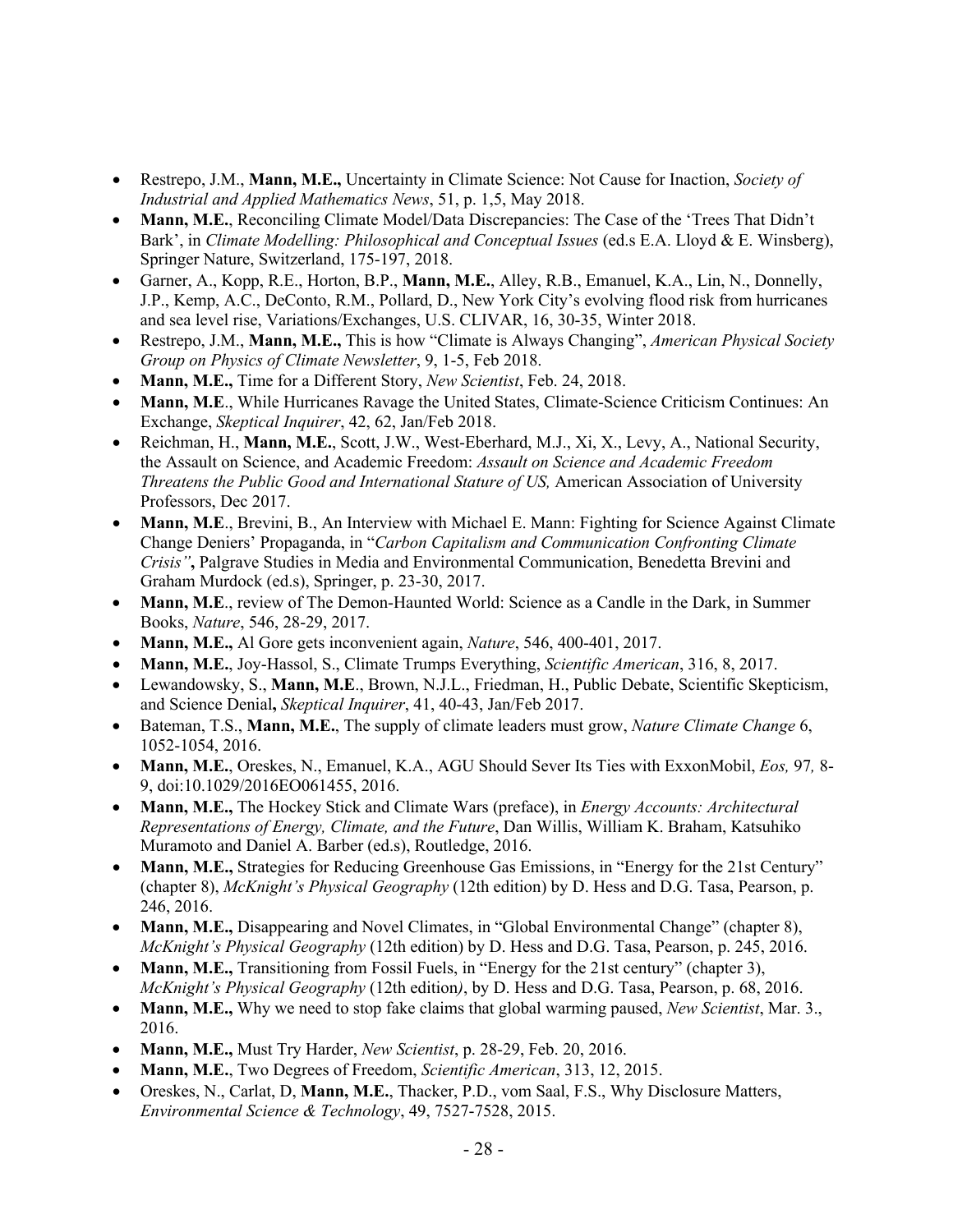- Restrepo, J.M., **Mann, M.E.,** Uncertainty in Climate Science: Not Cause for Inaction, *Society of Industrial and Applied Mathematics News*, 51, p. 1,5, May 2018.
- **Mann, M.E.**, Reconciling Climate Model/Data Discrepancies: The Case of the 'Trees That Didn't Bark', in *Climate Modelling: Philosophical and Conceptual Issues* (ed.s E.A. Lloyd & E. Winsberg), Springer Nature, Switzerland, 175-197, 2018.
- Garner, A., Kopp, R.E., Horton, B.P., **Mann, M.E.**, Alley, R.B., Emanuel, K.A., Lin, N., Donnelly, J.P., Kemp, A.C., DeConto, R.M., Pollard, D., New York City's evolving flood risk from hurricanes and sea level rise, Variations/Exchanges, U.S. CLIVAR, 16, 30-35, Winter 2018.
- Restrepo, J.M., **Mann, M.E.,** This is how "Climate is Always Changing", *American Physical Society Group on Physics of Climate Newsletter*, 9, 1-5, Feb 2018.
- **Mann, M.E.,** Time for a Different Story, *New Scientist*, Feb. 24, 2018.
- **Mann, M.E**., While Hurricanes Ravage the United States, Climate-Science Criticism Continues: An Exchange, *Skeptical Inquirer*, 42, 62, Jan/Feb 2018.
- Reichman, H., **Mann, M.E.**, Scott, J.W., West-Eberhard, M.J., Xi, X., Levy, A., National Security, the Assault on Science, and Academic Freedom: *Assault on Science and Academic Freedom Threatens the Public Good and International Stature of US,* American Association of University Professors, Dec 2017.
- **Mann, M.E**., Brevini, B., An Interview with Michael E. Mann: Fighting for Science Against Climate Change Deniers' Propaganda, in "*Carbon Capitalism and Communication Confronting Climate Crisis"***,** Palgrave Studies in Media and Environmental Communication, Benedetta Brevini and Graham Murdock (ed.s), Springer, p. 23-30, 2017.
- **Mann, M.E**., review of The Demon-Haunted World: Science as a Candle in the Dark, in Summer Books, *Nature*, 546, 28-29, 2017.
- **Mann, M.E.,** Al Gore gets inconvenient again, *Nature*, 546, 400-401, 2017.
- **Mann, M.E.**, Joy-Hassol, S., Climate Trumps Everything, *Scientific American*, 316, 8, 2017.
- Lewandowsky, S., **Mann, M.E**., Brown, N.J.L., Friedman, H., Public Debate, Scientific Skepticism, and Science Denial**,** *Skeptical Inquirer*, 41, 40-43, Jan/Feb 2017.
- Bateman, T.S., **Mann, M.E.**, The supply of climate leaders must grow, *Nature Climate Change* 6, 1052-1054, 2016.
- **Mann, M.E.**, Oreskes, N., Emanuel, K.A., AGU Should Sever Its Ties with ExxonMobil, *Eos,* 97*,* 8-9, doi:10.1029/2016EO061455, 2016.
- **Mann, M.E.,** The Hockey Stick and Climate Wars (preface), in *Energy Accounts: Architectural Representations of Energy, Climate, and the Future*, Dan Willis, William K. Braham, Katsuhiko Muramoto and Daniel A. Barber (ed.s), Routledge, 2016.
- **Mann, M.E.,** Strategies for Reducing Greenhouse Gas Emissions, in "Energy for the 21st Century" (chapter 8), *McKnight's Physical Geography* (12th edition) by D. Hess and D.G. Tasa, Pearson, p. 246, 2016.
- **Mann, M.E.,** Disappearing and Novel Climates, in "Global Environmental Change" (chapter 8), *McKnight's Physical Geography* (12th edition) by D. Hess and D.G. Tasa, Pearson, p. 245, 2016.
- **Mann, M.E.,** Transitioning from Fossil Fuels, in "Energy for the 21st century" (chapter 3), *McKnight's Physical Geography* (12th edition*)*, by D. Hess and D.G. Tasa, Pearson, p. 68, 2016.
- **Mann, M.E.,** Why we need to stop fake claims that global warming paused, *New Scientist*, Mar. 3., 2016.
- **Mann, M.E.,** Must Try Harder, *New Scientist*, p. 28-29, Feb. 20, 2016.
- **Mann, M.E.**, Two Degrees of Freedom, *Scientific American*, 313, 12, 2015.
- Oreskes, N., Carlat, D, **Mann, M.E.**, Thacker, P.D., vom Saal, F.S., Why Disclosure Matters, *Environmental Science & Technology*, 49, 7527-7528, 2015.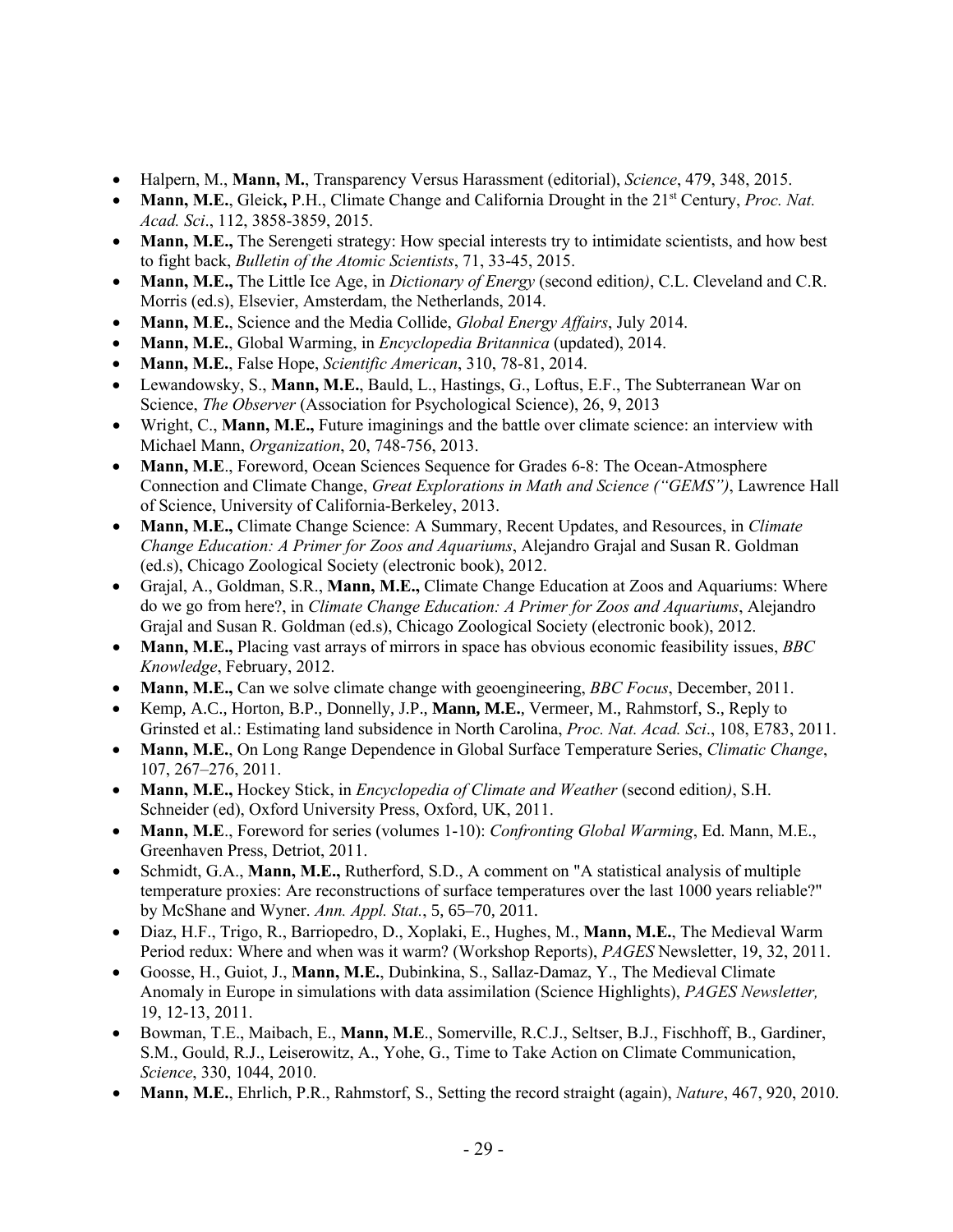- Halpern, M., **Mann, M.**, Transparency Versus Harassment (editorial), *Science*, 479, 348, 2015.
- **Mann, M.E.**, Gleick**,** P.H., Climate Change and California Drought in the 21st Century, *Proc. Nat. Acad. Sci*., 112, 3858-3859, 2015.
- **Mann, M.E.,** The Serengeti strategy: How special interests try to intimidate scientists, and how best to fight back, *Bulletin of the Atomic Scientists*, 71, 33-45, 2015.
- **Mann, M.E.,** The Little Ice Age, in *Dictionary of Energy* (second edition*)*, C.L. Cleveland and C.R. Morris (ed.s), Elsevier, Amsterdam, the Netherlands, 2014.
- **Mann, M.E.**, Science and the Media Collide, *Global Energy Affairs*, July 2014.
- **Mann, M.E.**, Global Warming, in *Encyclopedia Britannica* (updated), 2014.
- **Mann, M.E.**, False Hope, *Scientific American*, 310, 78-81, 2014.
- Lewandowsky, S., **Mann, M.E.**, Bauld, L., Hastings, G., Loftus, E.F., The Subterranean War on Science, *The Observer* (Association for Psychological Science), 26, 9, 2013
- Wright, C., **Mann, M.E.,** Future imaginings and the battle over climate science: an interview with Michael Mann, *Organization*, 20, 748-756, 2013.
- **Mann, M.E**., Foreword, Ocean Sciences Sequence for Grades 6-8: The Ocean-Atmosphere Connection and Climate Change, *Great Explorations in Math and Science ("GEMS")*, Lawrence Hall of Science, University of California-Berkeley, 2013.
- **Mann, M.E.,** Climate Change Science: A Summary, Recent Updates, and Resources, in *Climate Change Education: A Primer for Zoos and Aquariums*, Alejandro Grajal and Susan R. Goldman (ed.s), Chicago Zoological Society (electronic book), 2012.
- Grajal, A., Goldman, S.R., **Mann, M.E.,** Climate Change Education at Zoos and Aquariums: Where do we go from here?, in *Climate Change Education: A Primer for Zoos and Aquariums*, Alejandro Grajal and Susan R. Goldman (ed.s), Chicago Zoological Society (electronic book), 2012.
- **Mann, M.E.,** Placing vast arrays of mirrors in space has obvious economic feasibility issues, *BBC Knowledge*, February, 2012.
- **Mann, M.E.,** Can we solve climate change with geoengineering, *BBC Focus*, December, 2011.
- Kemp, A.C., Horton, B.P., Donnelly, J.P., **Mann, M.E.**, Vermeer, M., Rahmstorf, S., Reply to Grinsted et al.: Estimating land subsidence in North Carolina, *Proc. Nat. Acad. Sci*., 108, E783, 2011.
- **Mann, M.E.**, On Long Range Dependence in Global Surface Temperature Series, *Climatic Change*, 107, 267–276, 2011.
- **Mann, M.E.,** Hockey Stick, in *Encyclopedia of Climate and Weather* (second edition*)*, S.H. Schneider (ed), Oxford University Press, Oxford, UK, 2011.
- **Mann, M.E**., Foreword for series (volumes 1-10): *Confronting Global Warming*, Ed. Mann, M.E., Greenhaven Press, Detriot, 2011.
- Schmidt, G.A., **Mann, M.E.,** Rutherford, S.D., A comment on "A statistical analysis of multiple temperature proxies: Are reconstructions of surface temperatures over the last 1000 years reliable?" by McShane and Wyner. *Ann. Appl. Stat.*, 5, 65–70, 2011.
- Diaz, H.F., Trigo, R., Barriopedro, D., Xoplaki, E., Hughes, M., **Mann, M.E.**, The Medieval Warm Period redux: Where and when was it warm? (Workshop Reports), *PAGES* Newsletter, 19, 32, 2011.
- Goosse, H., Guiot, J., **Mann, M.E.**, Dubinkina, S., Sallaz-Damaz, Y., The Medieval Climate Anomaly in Europe in simulations with data assimilation (Science Highlights), *PAGES Newsletter,* 19, 12-13, 2011.
- Bowman, T.E., Maibach, E., **Mann, M.E**., Somerville, R.C.J., Seltser, B.J., Fischhoff, B., Gardiner, S.M., Gould, R.J., Leiserowitz, A., Yohe, G., Time to Take Action on Climate Communication, *Science*, 330, 1044, 2010.
- **Mann, M.E.**, Ehrlich, P.R., Rahmstorf, S., Setting the record straight (again), *Nature*, 467, 920, 2010.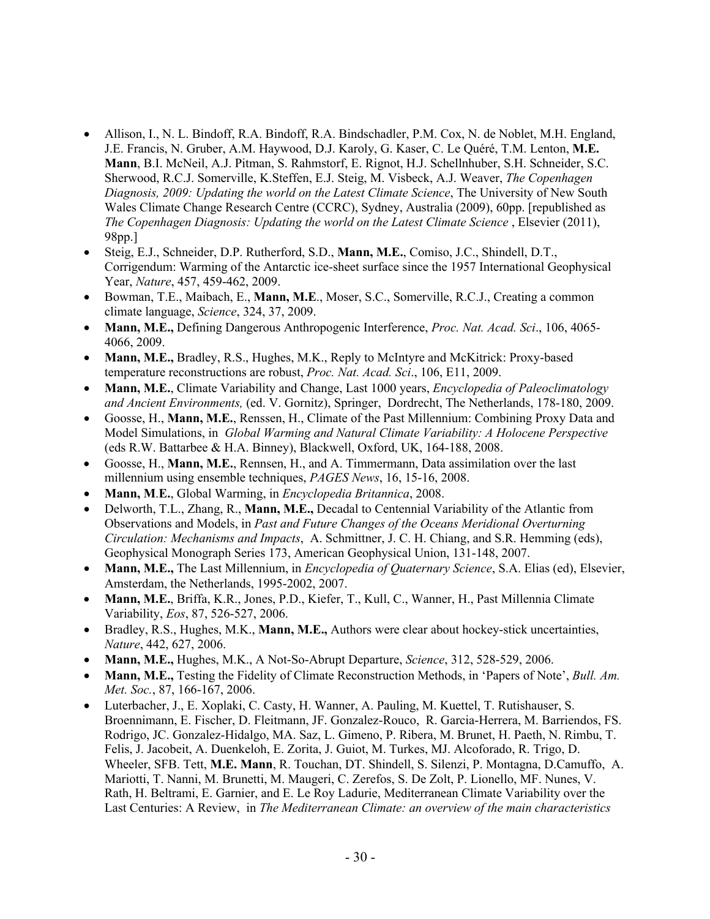- Allison, I., N. L. Bindoff, R.A. Bindoff, R.A. Bindschadler, P.M. Cox, N. de Noblet, M.H. England, J.E. Francis, N. Gruber, A.M. Haywood, D.J. Karoly, G. Kaser, C. Le Quéré, T.M. Lenton, **M.E. Mann**, B.I. McNeil, A.J. Pitman, S. Rahmstorf, E. Rignot, H.J. Schellnhuber, S.H. Schneider, S.C. Sherwood, R.C.J. Somerville, K.Steffen, E.J. Steig, M. Visbeck, A.J. Weaver, *The Copenhagen Diagnosis, 2009: Updating the world on the Latest Climate Science*, The University of New South Wales Climate Change Research Centre (CCRC), Sydney, Australia (2009), 60pp. [republished as *The Copenhagen Diagnosis: Updating the world on the Latest Climate Science* , Elsevier (2011), 98pp.]
- Steig, E.J., Schneider, D.P. Rutherford, S.D., **Mann, M.E.**, Comiso, J.C., Shindell, D.T., Corrigendum: Warming of the Antarctic ice-sheet surface since the 1957 International Geophysical Year, *Nature*, 457, 459-462, 2009.
- Bowman, T.E., Maibach, E., **Mann, M.E**., Moser, S.C., Somerville, R.C.J., Creating a common climate language, *Science*, 324, 37, 2009.
- **Mann, M.E.,** Defining Dangerous Anthropogenic Interference, *Proc. Nat. Acad. Sci*., 106, 4065-4066, 2009.
- **Mann, M.E.,** Bradley, R.S., Hughes, M.K., Reply to McIntyre and McKitrick: Proxy-based temperature reconstructions are robust, *Proc. Nat. Acad. Sci*., 106, E11, 2009.
- **Mann, M.E.**, Climate Variability and Change, Last 1000 years, *Encyclopedia of Paleoclimatology and Ancient Environments,* (ed. V. Gornitz), Springer, Dordrecht, The Netherlands, 178-180, 2009.
- Goosse, H., **Mann, M.E.**, Renssen, H., Climate of the Past Millennium: Combining Proxy Data and Model Simulations, in *Global Warming and Natural Climate Variability: A Holocene Perspective* (eds R.W. Battarbee & H.A. Binney), Blackwell, Oxford, UK, 164-188, 2008.
- Goosse, H., **Mann, M.E.**, Rennsen, H., and A. Timmermann, Data assimilation over the last millennium using ensemble techniques, *PAGES News*, 16, 15-16, 2008.
- **Mann, M.E.**, Global Warming, in *Encyclopedia Britannica*, 2008.
- Delworth, T.L., Zhang, R., **Mann, M.E.,** Decadal to Centennial Variability of the Atlantic from Observations and Models, in *Past and Future Changes of the Oceans Meridional Overturning Circulation: Mechanisms and Impacts*, A. Schmittner, J. C. H. Chiang, and S.R. Hemming (eds), Geophysical Monograph Series 173, American Geophysical Union, 131-148, 2007.
- **Mann, M.E.,** The Last Millennium, in *Encyclopedia of Quaternary Science*, S.A. Elias (ed), Elsevier, Amsterdam, the Netherlands, 1995-2002, 2007.
- **Mann, M.E.**, Briffa, K.R., Jones, P.D., Kiefer, T., Kull, C., Wanner, H., Past Millennia Climate Variability, *Eos*, 87, 526-527, 2006.
- Bradley, R.S., Hughes, M.K., **Mann, M.E.,** Authors were clear about hockey-stick uncertainties, *Nature*, 442, 627, 2006.
- **Mann, M.E.,** Hughes, M.K., A Not-So-Abrupt Departure, *Science*, 312, 528-529, 2006.
- **Mann, M.E.,** Testing the Fidelity of Climate Reconstruction Methods, in 'Papers of Note', *Bull. Am. Met. Soc.*, 87, 166-167, 2006.
- Luterbacher, J., E. Xoplaki, C. Casty, H. Wanner, A. Pauling, M. Kuettel, T. Rutishauser, S. Broennimann, E. Fischer, D. Fleitmann, JF. Gonzalez-Rouco, R. Garcia-Herrera, M. Barriendos, FS. Rodrigo, JC. Gonzalez-Hidalgo, MA. Saz, L. Gimeno, P. Ribera, M. Brunet, H. Paeth, N. Rimbu, T. Felis, J. Jacobeit, A. Duenkeloh, E. Zorita, J. Guiot, M. Turkes, MJ. Alcoforado, R. Trigo, D. Wheeler, SFB. Tett, **M.E. Mann**, R. Touchan, DT. Shindell, S. Silenzi, P. Montagna, D.Camuffo, A. Mariotti, T. Nanni, M. Brunetti, M. Maugeri, C. Zerefos, S. De Zolt, P. Lionello, MF. Nunes, V. Rath, H. Beltrami, E. Garnier, and E. Le Roy Ladurie, Mediterranean Climate Variability over the Last Centuries: A Review, in *The Mediterranean Climate: an overview of the main characteristics*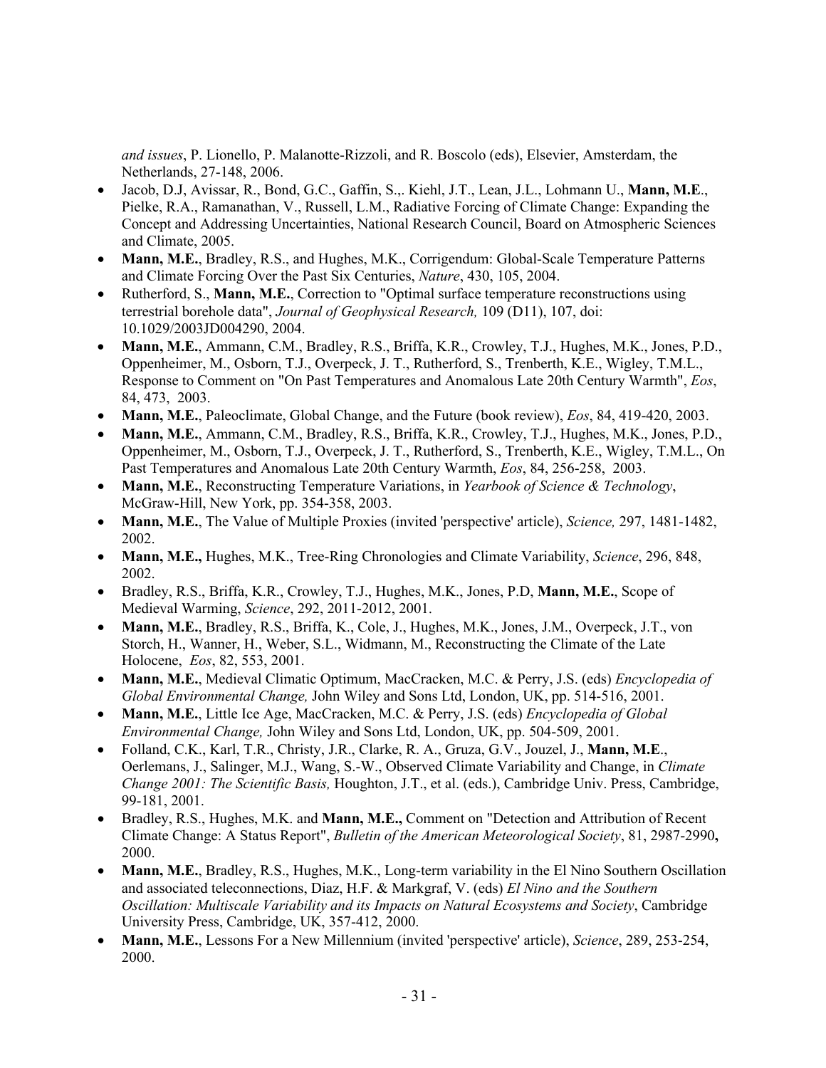*and issues*, P. Lionello, P. Malanotte-Rizzoli, and R. Boscolo (eds), Elsevier, Amsterdam, the Netherlands, 27-148, 2006.

- Jacob, D.J, Avissar, R., Bond, G.C., Gaffin, S.,. Kiehl, J.T., Lean, J.L., Lohmann U., **Mann, M.E**., Pielke, R.A., Ramanathan, V., Russell, L.M., Radiative Forcing of Climate Change: Expanding the Concept and Addressing Uncertainties, National Research Council, Board on Atmospheric Sciences and Climate, 2005.
- **Mann, M.E.**, Bradley, R.S., and Hughes, M.K., Corrigendum: Global-Scale Temperature Patterns and Climate Forcing Over the Past Six Centuries, *Nature*, 430, 105, 2004.
- Rutherford, S., **Mann, M.E.**, Correction to "Optimal surface temperature reconstructions using terrestrial borehole data", *Journal of Geophysical Research,* 109 (D11), 107, doi: 10.1029/2003JD004290, 2004.
- **Mann, M.E.**, Ammann, C.M., Bradley, R.S., Briffa, K.R., Crowley, T.J., Hughes, M.K., Jones, P.D., Oppenheimer, M., Osborn, T.J., Overpeck, J. T., Rutherford, S., Trenberth, K.E., Wigley, T.M.L., Response to Comment on "On Past Temperatures and Anomalous Late 20th Century Warmth", *Eos*, 84, 473, 2003.
- **Mann, M.E.**, Paleoclimate, Global Change, and the Future (book review), *Eos*, 84, 419-420, 2003.
- **Mann, M.E.**, Ammann, C.M., Bradley, R.S., Briffa, K.R., Crowley, T.J., Hughes, M.K., Jones, P.D., Oppenheimer, M., Osborn, T.J., Overpeck, J. T., Rutherford, S., Trenberth, K.E., Wigley, T.M.L., On Past Temperatures and Anomalous Late 20th Century Warmth, *Eos*, 84, 256-258, 2003.
- **Mann, M.E.**, Reconstructing Temperature Variations, in *Yearbook of Science & Technology*, McGraw-Hill, New York, pp. 354-358, 2003.
- **Mann, M.E.**, The Value of Multiple Proxies (invited 'perspective' article), *Science,* 297, 1481-1482, 2002.
- **Mann, M.E.,** Hughes, M.K., Tree-Ring Chronologies and Climate Variability, *Science*, 296, 848, 2002.
- Bradley, R.S., Briffa, K.R., Crowley, T.J., Hughes, M.K., Jones, P.D, **Mann, M.E.**, Scope of Medieval Warming, *Science*, 292, 2011-2012, 2001.
- **Mann, M.E.**, Bradley, R.S., Briffa, K., Cole, J., Hughes, M.K., Jones, J.M., Overpeck, J.T., von Storch, H., Wanner, H., Weber, S.L., Widmann, M., Reconstructing the Climate of the Late Holocene, *Eos*, 82, 553, 2001.
- **Mann, M.E.**, Medieval Climatic Optimum, MacCracken, M.C. & Perry, J.S. (eds) *Encyclopedia of Global Environmental Change,* John Wiley and Sons Ltd, London, UK, pp. 514-516, 2001.
- **Mann, M.E.**, Little Ice Age, MacCracken, M.C. & Perry, J.S. (eds) *Encyclopedia of Global Environmental Change,* John Wiley and Sons Ltd, London, UK, pp. 504-509, 2001.
- Folland, C.K., Karl, T.R., Christy, J.R., Clarke, R. A., Gruza, G.V., Jouzel, J., **Mann, M.E**., Oerlemans, J., Salinger, M.J., Wang, S.-W., Observed Climate Variability and Change, in *Climate Change 2001: The Scientific Basis,* Houghton, J.T., et al. (eds.), Cambridge Univ. Press, Cambridge, 99-181, 2001.
- Bradley, R.S., Hughes, M.K. and **Mann, M.E.,** Comment on "Detection and Attribution of Recent Climate Change: A Status Report", *Bulletin of the American Meteorological Society*, 81, 2987-2990**,** 2000.
- **Mann, M.E.**, Bradley, R.S., Hughes, M.K., Long-term variability in the El Nino Southern Oscillation and associated teleconnections, Diaz, H.F. & Markgraf, V. (eds) *El Nino and the Southern Oscillation: Multiscale Variability and its Impacts on Natural Ecosystems and Society*, Cambridge University Press, Cambridge, UK, 357-412, 2000.
- **Mann, M.E.**, Lessons For a New Millennium (invited 'perspective' article), *Science*, 289, 253-254, 2000.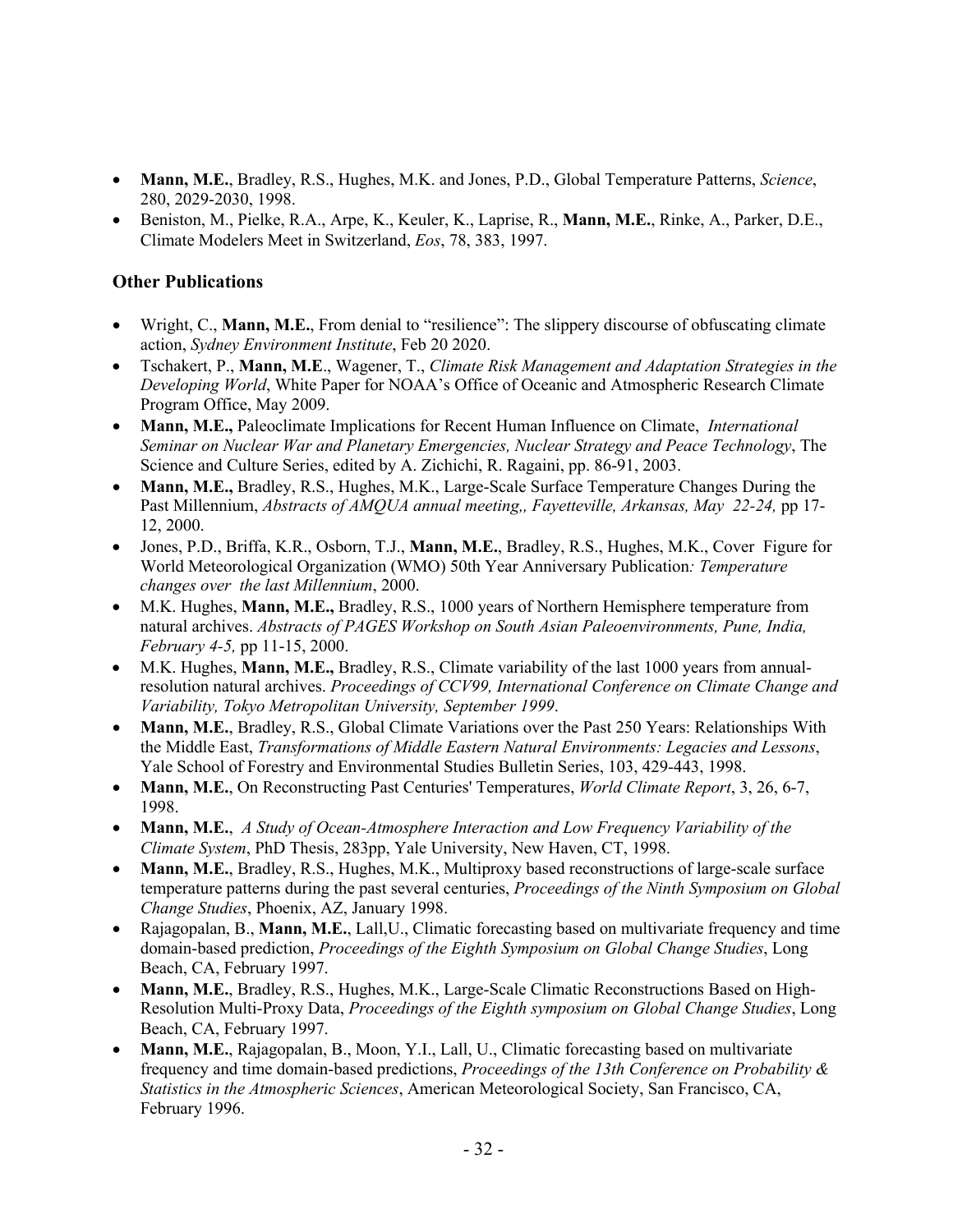- **Mann, M.E.**, Bradley, R.S., Hughes, M.K. and Jones, P.D., Global Temperature Patterns, *Science*, 280, 2029-2030, 1998.
- Beniston, M., Pielke, R.A., Arpe, K., Keuler, K., Laprise, R., **Mann, M.E.**, Rinke, A., Parker, D.E., Climate Modelers Meet in Switzerland, *Eos*, 78, 383, 1997.

## Other Publications

- Wright, C., **Mann, M.E.**, From denial to "resilience": The slippery discourse of obfuscating climate action, *Sydney Environment Institute*, Feb 20 2020.
- Tschakert, P., **Mann, M.E**., Wagener, T., *Climate Risk Management and Adaptation Strategies in the Developing World*, White Paper for NOAA's Office of Oceanic and Atmospheric Research Climate Program Office, May 2009.
- **Mann, M.E.,** Paleoclimate Implications for Recent Human Influence on Climate, *International Seminar on Nuclear War and Planetary Emergencies, Nuclear Strategy and Peace Technology*, The Science and Culture Series, edited by A. Zichichi, R. Ragaini, pp. 86-91, 2003.
- **Mann, M.E.,** Bradley, R.S., Hughes, M.K., Large-Scale Surface Temperature Changes During the Past Millennium, *Abstracts of AMQUA annual meeting,, Fayetteville, Arkansas, May 22-24,* pp 17-12, 2000.
- Jones, P.D., Briffa, K.R., Osborn, T.J., **Mann, M.E.**, Bradley, R.S., Hughes, M.K., Cover Figure for World Meteorological Organization (WMO) 50th Year Anniversary Publication*: Temperature changes over the last Millennium*, 2000.
- M.K. Hughes, **Mann, M.E.,** Bradley, R.S., 1000 years of Northern Hemisphere temperature from natural archives. *Abstracts of PAGES Workshop on South Asian Paleoenvironments, Pune, India, February 4-5,* pp 11-15, 2000.
- M.K. Hughes, **Mann, M.E.,** Bradley, R.S., Climate variability of the last 1000 years from annual-resolution natural archives. *Proceedings of CCV99, International Conference on Climate Change and Variability, Tokyo Metropolitan University, September 1999*.
- **Mann, M.E.**, Bradley, R.S., Global Climate Variations over the Past 250 Years: Relationships With the Middle East, *Transformations of Middle Eastern Natural Environments: Legacies and Lessons*, Yale School of Forestry and Environmental Studies Bulletin Series, 103, 429-443, 1998.
- **Mann, M.E.**, On Reconstructing Past Centuries' Temperatures, *World Climate Report*, 3, 26, 6-7, 1998.
- **Mann, M.E.**, *A Study of Ocean-Atmosphere Interaction and Low Frequency Variability of the Climate System*, PhD Thesis, 283pp, Yale University, New Haven, CT, 1998.
- **Mann, M.E.**, Bradley, R.S., Hughes, M.K., Multiproxy based reconstructions of large-scale surface temperature patterns during the past several centuries, *Proceedings of the Ninth Symposium on Global Change Studies*, Phoenix, AZ, January 1998.
- Rajagopalan, B., **Mann, M.E.**, Lall,U., Climatic forecasting based on multivariate frequency and time domain-based prediction, *Proceedings of the Eighth Symposium on Global Change Studies*, Long Beach, CA, February 1997.
- **Mann, M.E.**, Bradley, R.S., Hughes, M.K., Large-Scale Climatic Reconstructions Based on High-Resolution Multi-Proxy Data, *Proceedings of the Eighth symposium on Global Change Studies*, Long Beach, CA, February 1997.
- **Mann, M.E.**, Rajagopalan, B., Moon, Y.I., Lall, U., Climatic forecasting based on multivariate frequency and time domain-based predictions, *Proceedings of the 13th Conference on Probability & Statistics in the Atmospheric Sciences*, American Meteorological Society, San Francisco, CA, February 1996.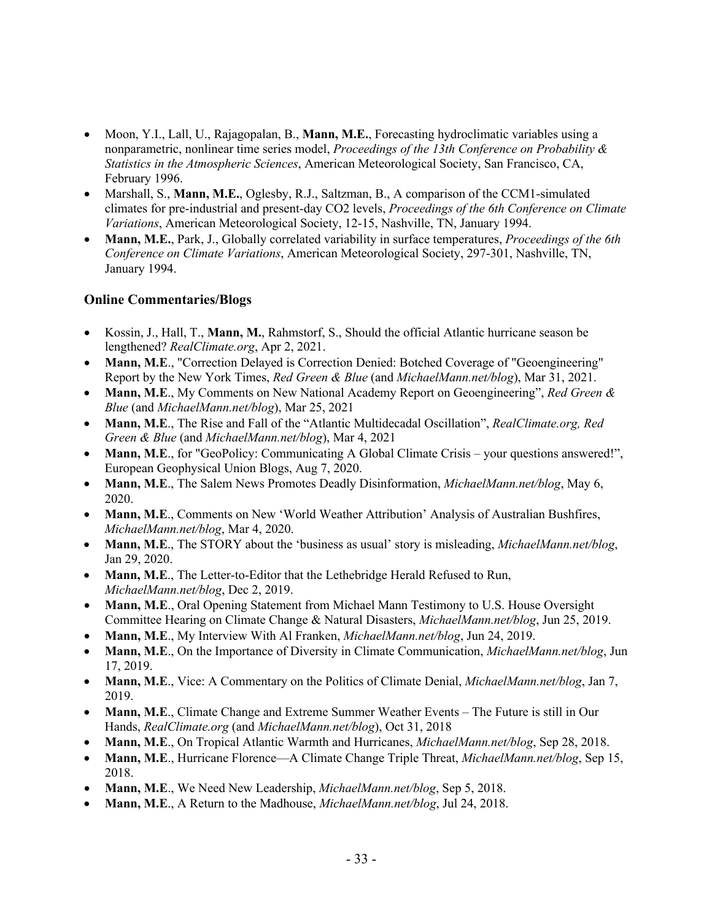- Moon, Y.I., Lall, U., Rajagopalan, B., **Mann, M.E.**, Forecasting hydroclimatic variables using a nonparametric, nonlinear time series model, *Proceedings of the 13th Conference on Probability & Statistics in the Atmospheric Sciences*, American Meteorological Society, San Francisco, CA, February 1996.
- Marshall, S., **Mann, M.E.**, Oglesby, R.J., Saltzman, B., A comparison of the CCM1-simulated climates for pre-industrial and present-day CO2 levels, *Proceedings of the 6th Conference on Climate Variations*, American Meteorological Society, 12-15, Nashville, TN, January 1994.
- **Mann, M.E.**, Park, J., Globally correlated variability in surface temperatures, *Proceedings of the 6th Conference on Climate Variations*, American Meteorological Society, 297-301, Nashville, TN, January 1994.

### Online Commentaries/Blogs

- Kossin, J., Hall, T., **Mann, M.**, Rahmstorf, S., Should the official Atlantic hurricane season be lengthened? *RealClimate.org*, Apr 2, 2021.
- **Mann, M.E**., "Correction Delayed is Correction Denied: Botched Coverage of "Geoengineering" Report by the New York Times, *Red Green & Blue* (and *MichaelMann.net/blog*), Mar 31, 2021.
- **Mann, M.E**., My Comments on New National Academy Report on Geoengineering", *Red Green & Blue* (and *MichaelMann.net/blog*), Mar 25, 2021
- **Mann, M.E**., The Rise and Fall of the "Atlantic Multidecadal Oscillation", *RealClimate.org, Red Green & Blue* (and *MichaelMann.net/blog*), Mar 4, 2021
- **Mann, M.E**., for "GeoPolicy: Communicating A Global Climate Crisis – your questions answered!", European Geophysical Union Blogs, Aug 7, 2020.
- **Mann, M.E**., The Salem News Promotes Deadly Disinformation, *MichaelMann.net/blog*, May 6, 2020.
- **Mann, M.E**., Comments on New 'World Weather Attribution' Analysis of Australian Bushfires, *MichaelMann.net/blog*, Mar 4, 2020.
- **Mann, M.E**., The STORY about the 'business as usual' story is misleading, *MichaelMann.net/blog*, Jan 29, 2020.
- **Mann, M.E**., The Letter-to-Editor that the Lethebridge Herald Refused to Run, *MichaelMann.net/blog*, Dec 2, 2019.
- **Mann, M.E**., Oral Opening Statement from Michael Mann Testimony to U.S. House Oversight Committee Hearing on Climate Change & Natural Disasters, *MichaelMann.net/blog*, Jun 25, 2019.
- **Mann, M.E**., My Interview With Al Franken, *MichaelMann.net/blog*, Jun 24, 2019.
- **Mann, M.E**., On the Importance of Diversity in Climate Communication, *MichaelMann.net/blog*, Jun 17, 2019.
- **Mann, M.E**., Vice: A Commentary on the Politics of Climate Denial, *MichaelMann.net/blog*, Jan 7, 2019.
- **Mann, M.E**., Climate Change and Extreme Summer Weather Events – The Future is still in Our Hands, *RealClimate.org* (and *MichaelMann.net/blog*), Oct 31, 2018
- **Mann, M.E**., On Tropical Atlantic Warmth and Hurricanes, *MichaelMann.net/blog*, Sep 28, 2018.
- **Mann, M.E**., Hurricane Florence—A Climate Change Triple Threat, *MichaelMann.net/blog*, Sep 15, 2018.
- **Mann, M.E**., We Need New Leadership, *MichaelMann.net/blog*, Sep 5, 2018.
- **Mann, M.E**., A Return to the Madhouse, *MichaelMann.net/blog*, Jul 24, 2018.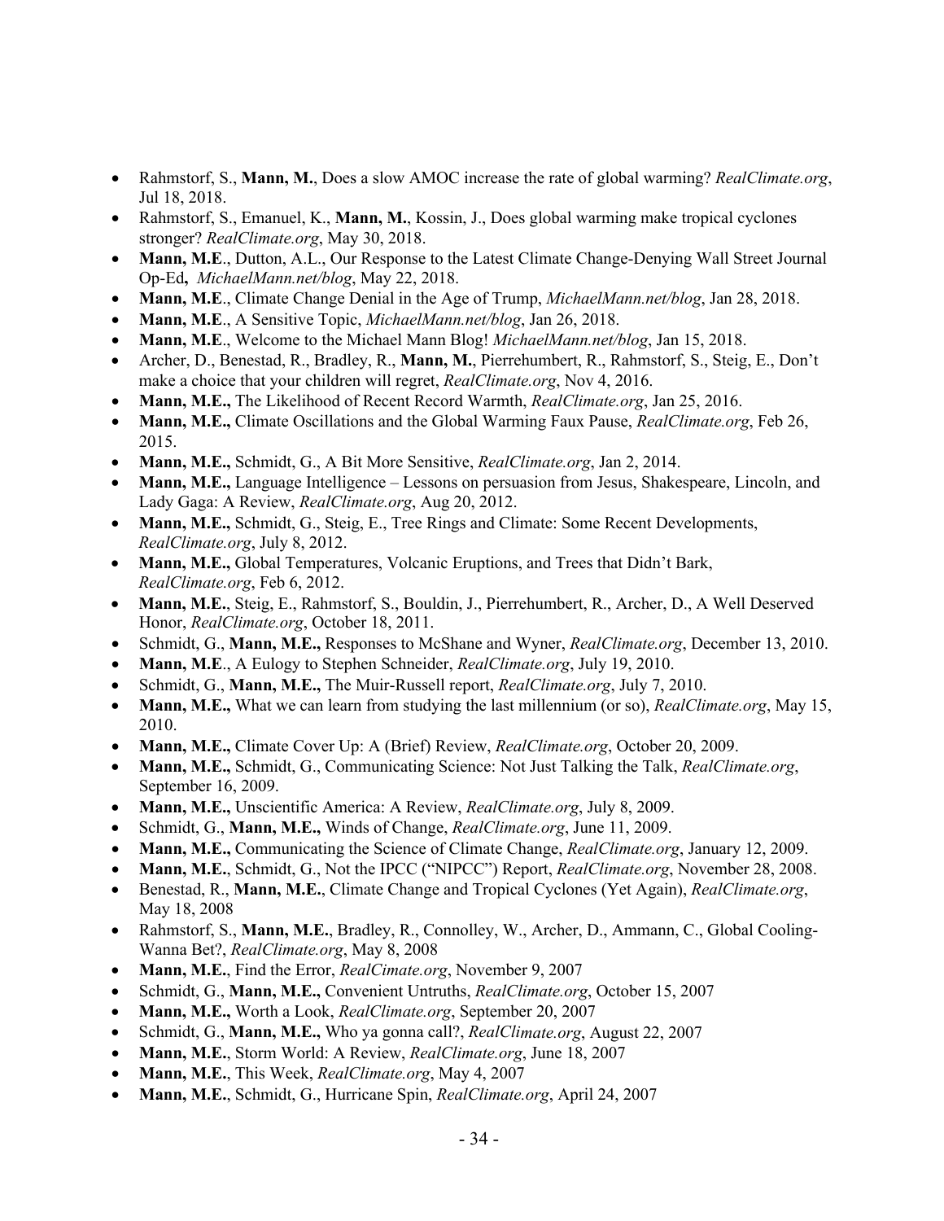- Rahmstorf, S., **Mann, M.**, Does a slow AMOC increase the rate of global warming? *RealClimate.org*, Jul 18, 2018.
- Rahmstorf, S., Emanuel, K., **Mann, M.**, Kossin, J., Does global warming make tropical cyclones stronger? *RealClimate.org*, May 30, 2018.
- **Mann, M.E**., Dutton, A.L., Our Response to the Latest Climate Change-Denying Wall Street Journal Op-Ed**,** *MichaelMann.net/blog*, May 22, 2018.
- **Mann, M.E**., Climate Change Denial in the Age of Trump, *MichaelMann.net/blog*, Jan 28, 2018.
- **Mann, M.E**., A Sensitive Topic, *MichaelMann.net/blog*, Jan 26, 2018.
- **Mann, M.E**., Welcome to the Michael Mann Blog! *MichaelMann.net/blog*, Jan 15, 2018.
- Archer, D., Benestad, R., Bradley, R., **Mann, M.**, Pierrehumbert, R., Rahmstorf, S., Steig, E., Don't make a choice that your children will regret, *RealClimate.org*, Nov 4, 2016.
- **Mann, M.E.,** The Likelihood of Recent Record Warmth, *RealClimate.org*, Jan 25, 2016.
- **Mann, M.E.,** Climate Oscillations and the Global Warming Faux Pause, *RealClimate.org*, Feb 26, 2015.
- **Mann, M.E.,** Schmidt, G., A Bit More Sensitive, *RealClimate.org*, Jan 2, 2014.
- **Mann, M.E.,** Language Intelligence – Lessons on persuasion from Jesus, Shakespeare, Lincoln, and Lady Gaga: A Review, *RealClimate.org*, Aug 20, 2012.
- **Mann, M.E.,** Schmidt, G., Steig, E., Tree Rings and Climate: Some Recent Developments, *RealClimate.org*, July 8, 2012.
- **Mann, M.E.,** Global Temperatures, Volcanic Eruptions, and Trees that Didn't Bark, *RealClimate.org*, Feb 6, 2012.
- **Mann, M.E.**, Steig, E., Rahmstorf, S., Bouldin, J., Pierrehumbert, R., Archer, D., A Well Deserved Honor, *RealClimate.org*, October 18, 2011.
- Schmidt, G., **Mann, M.E.,** Responses to McShane and Wyner, *RealClimate.org*, December 13, 2010.
- **Mann, M.E**., A Eulogy to Stephen Schneider, *RealClimate.org*, July 19, 2010.
- Schmidt, G., **Mann, M.E.,** The Muir-Russell report, *RealClimate.org*, July 7, 2010.
- **Mann, M.E.,** What we can learn from studying the last millennium (or so), *RealClimate.org*, May 15, 2010.
- **Mann, M.E.,** Climate Cover Up: A (Brief) Review, *RealClimate.org*, October 20, 2009.
- **Mann, M.E.,** Schmidt, G., Communicating Science: Not Just Talking the Talk, *RealClimate.org*, September 16, 2009.
- **Mann, M.E.,** Unscientific America: A Review, *RealClimate.org*, July 8, 2009.
- Schmidt, G., **Mann, M.E.,** Winds of Change, *RealClimate.org*, June 11, 2009.
- **Mann, M.E.,** Communicating the Science of Climate Change, *RealClimate.org*, January 12, 2009.
- **Mann, M.E.**, Schmidt, G., Not the IPCC ("NIPCC") Report, *RealClimate.org*, November 28, 2008.
- Benestad, R., **Mann, M.E.**, Climate Change and Tropical Cyclones (Yet Again), *RealClimate.org*, May 18, 2008
- Rahmstorf, S., **Mann, M.E.**, Bradley, R., Connolley, W., Archer, D., Ammann, C., Global Cooling-Wanna Bet?, *RealClimate.org*, May 8, 2008
- **Mann, M.E.**, Find the Error, *RealCimate.org*, November 9, 2007
- Schmidt, G., **Mann, M.E.,** Convenient Untruths, *RealClimate.org*, October 15, 2007
- **Mann, M.E.,** Worth a Look, *RealClimate.org*, September 20, 2007
- Schmidt, G., **Mann, M.E.,** Who ya gonna call?, *RealClimate.org*, August 22, 2007
- **Mann, M.E.**, Storm World: A Review, *RealClimate.org*, June 18, 2007
- **Mann, M.E.**, This Week, *RealClimate.org*, May 4, 2007
- **Mann, M.E.**, Schmidt, G., Hurricane Spin, *RealClimate.org*, April 24, 2007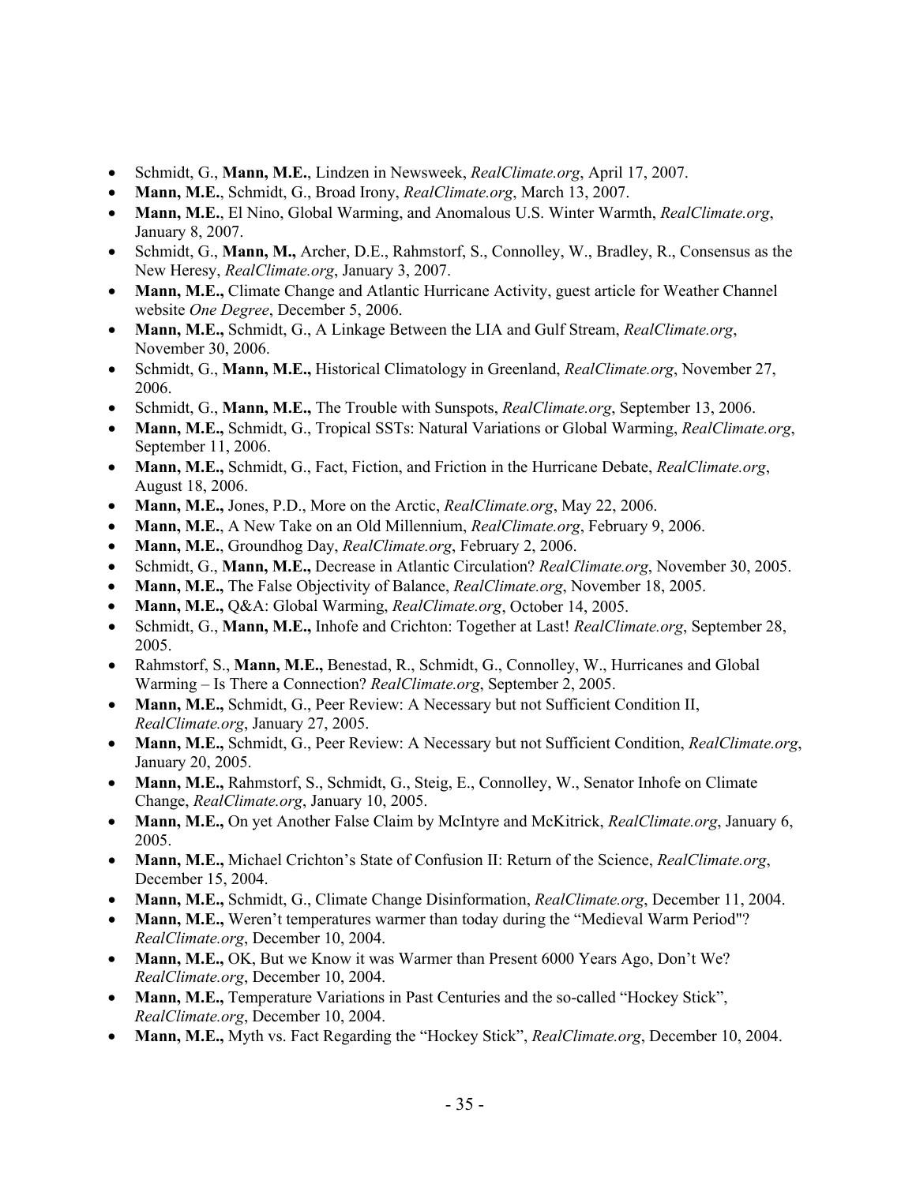- Schmidt, G., **Mann, M.E.**, Lindzen in Newsweek, *RealClimate.org*, April 17, 2007.
- **Mann, M.E.**, Schmidt, G., Broad Irony, *RealClimate.org*, March 13, 2007.
- **Mann, M.E.**, El Nino, Global Warming, and Anomalous U.S. Winter Warmth, *RealClimate.org*, January 8, 2007.
- Schmidt, G., **Mann, M.,** Archer, D.E., Rahmstorf, S., Connolley, W., Bradley, R., Consensus as the New Heresy, *RealClimate.org*, January 3, 2007.
- **Mann, M.E.,** Climate Change and Atlantic Hurricane Activity, guest article for Weather Channel website *One Degree*, December 5, 2006.
- **Mann, M.E.,** Schmidt, G., A Linkage Between the LIA and Gulf Stream, *RealClimate.org*, November 30, 2006.
- Schmidt, G., **Mann, M.E.,** Historical Climatology in Greenland, *RealClimate.org*, November 27, 2006.
- Schmidt, G., **Mann, M.E.,** The Trouble with Sunspots, *RealClimate.org*, September 13, 2006.
- **Mann, M.E.,** Schmidt, G., Tropical SSTs: Natural Variations or Global Warming, *RealClimate.org*, September 11, 2006.
- **Mann, M.E.,** Schmidt, G., Fact, Fiction, and Friction in the Hurricane Debate, *RealClimate.org*, August 18, 2006.
- **Mann, M.E.,** Jones, P.D., More on the Arctic, *RealClimate.org*, May 22, 2006.
- **Mann, M.E.**, A New Take on an Old Millennium, *RealClimate.org*, February 9, 2006.
- **Mann, M.E.**, Groundhog Day, *RealClimate.org*, February 2, 2006.
- Schmidt, G., **Mann, M.E.,** Decrease in Atlantic Circulation? *RealClimate.org*, November 30, 2005.
- **Mann, M.E.,** The False Objectivity of Balance, *RealClimate.org*, November 18, 2005.
- **Mann, M.E.,** Q&A: Global Warming, *RealClimate.org*, October 14, 2005.
- Schmidt, G., **Mann, M.E.,** Inhofe and Crichton: Together at Last! *RealClimate.org*, September 28, 2005.
- Rahmstorf, S., **Mann, M.E.,** Benestad, R., Schmidt, G., Connolley, W., Hurricanes and Global Warming – Is There a Connection? *RealClimate.org*, September 2, 2005.
- **Mann, M.E.,** Schmidt, G., Peer Review: A Necessary but not Sufficient Condition II, *RealClimate.org*, January 27, 2005.
- **Mann, M.E.,** Schmidt, G., Peer Review: A Necessary but not Sufficient Condition, *RealClimate.org*, January 20, 2005.
- **Mann, M.E.,** Rahmstorf, S., Schmidt, G., Steig, E., Connolley, W., Senator Inhofe on Climate Change, *RealClimate.org*, January 10, 2005.
- **Mann, M.E.,** On yet Another False Claim by McIntyre and McKitrick, *RealClimate.org*, January 6, 2005.
- **Mann, M.E.,** Michael Crichton's State of Confusion II: Return of the Science, *RealClimate.org*, December 15, 2004.
- **Mann, M.E.,** Schmidt, G., Climate Change Disinformation, *RealClimate.org*, December 11, 2004.
- **Mann, M.E.,** Weren't temperatures warmer than today during the "Medieval Warm Period"? *RealClimate.org*, December 10, 2004.
- **Mann, M.E.,** OK, But we Know it was Warmer than Present 6000 Years Ago, Don't We? *RealClimate.org*, December 10, 2004.
- **Mann, M.E.,** Temperature Variations in Past Centuries and the so-called "Hockey Stick", *RealClimate.org*, December 10, 2004.
- **Mann, M.E.,** Myth vs. Fact Regarding the "Hockey Stick", *RealClimate.org*, December 10, 2004.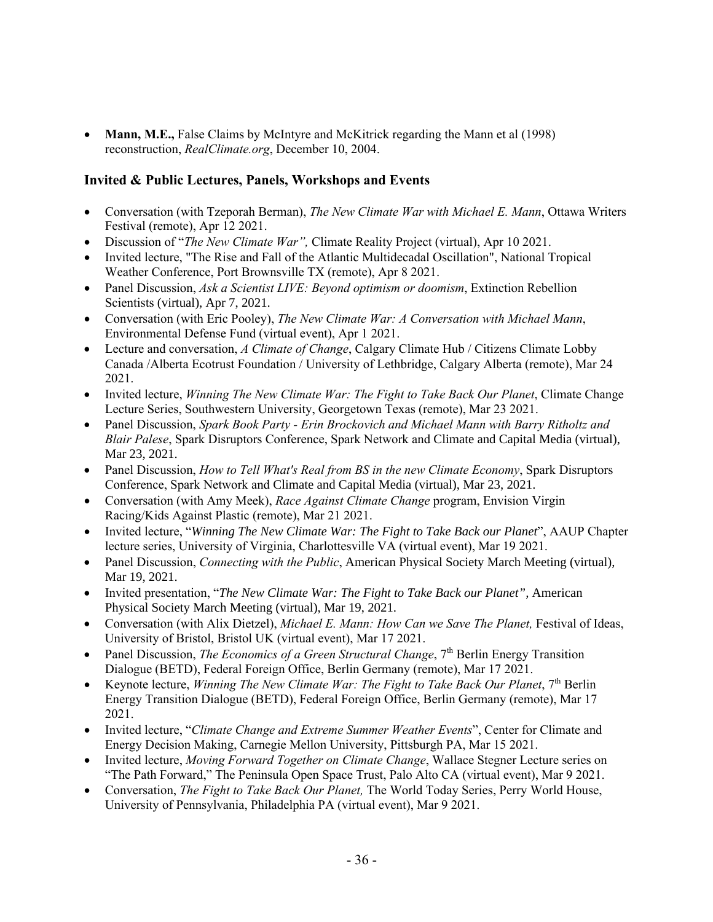- **Mann, M.E.,** False Claims by McIntyre and McKitrick regarding the Mann et al (1998) reconstruction, *RealClimate.org*, December 10, 2004.

### Invited & Public Lectures, Panels, Workshops and Events

- Conversation (with Tzeporah Berman), *The New Climate War with Michael E. Mann*, Ottawa Writers Festival (remote), Apr 12 2021.
- Discussion of "*The New Climate War",* Climate Reality Project (virtual), Apr 10 2021.
- Invited lecture, "The Rise and Fall of the Atlantic Multidecadal Oscillation", National Tropical Weather Conference, Port Brownsville TX (remote), Apr 8 2021.
- Panel Discussion, *Ask a Scientist LIVE: Beyond optimism or doomism*, Extinction Rebellion Scientists (virtual), Apr 7, 2021.
- Conversation (with Eric Pooley), *The New Climate War: A Conversation with Michael Mann*, Environmental Defense Fund (virtual event), Apr 1 2021.
- Lecture and conversation, *A Climate of Change*, Calgary Climate Hub / Citizens Climate Lobby Canada /Alberta Ecotrust Foundation / University of Lethbridge, Calgary Alberta (remote), Mar 24 2021.
- Invited lecture, *Winning The New Climate War: The Fight to Take Back Our Planet*, Climate Change Lecture Series, Southwestern University, Georgetown Texas (remote), Mar 23 2021.
- Panel Discussion, *Spark Book Party - Erin Brockovich and Michael Mann with Barry Ritholtz and Blair Palese*, Spark Disruptors Conference, Spark Network and Climate and Capital Media (virtual), Mar 23, 2021.
- Panel Discussion, *How to Tell What's Real from BS in the new Climate Economy*, Spark Disruptors Conference, Spark Network and Climate and Capital Media (virtual), Mar 23, 2021.
- Conversation (with Amy Meek), *Race Against Climate Change* program, Envision Virgin Racing/Kids Against Plastic (remote), Mar 21 2021.
- Invited lecture, "*Winning The New Climate War: The Fight to Take Back our Planet*", AAUP Chapter lecture series, University of Virginia, Charlottesville VA (virtual event), Mar 19 2021.
- Panel Discussion, *Connecting with the Public*, American Physical Society March Meeting (virtual), Mar 19, 2021.
- Invited presentation, "*The New Climate War: The Fight to Take Back our Planet",* American Physical Society March Meeting (virtual), Mar 19, 2021.
- Conversation (with Alix Dietzel), *Michael E. Mann: How Can we Save The Planet,* Festival of Ideas, University of Bristol, Bristol UK (virtual event), Mar 17 2021.
- Panel Discussion, *The Economics of a Green Structural Change*, 7th Berlin Energy Transition Dialogue (BETD), Federal Foreign Office, Berlin Germany (remote), Mar 17 2021.
- Keynote lecture, *Winning The New Climate War: The Fight to Take Back Our Planet*, 7th Berlin Energy Transition Dialogue (BETD), Federal Foreign Office, Berlin Germany (remote), Mar 17 2021.
- Invited lecture, "*Climate Change and Extreme Summer Weather Events*", Center for Climate and Energy Decision Making, Carnegie Mellon University, Pittsburgh PA, Mar 15 2021.
- Invited lecture, *Moving Forward Together on Climate Change*, Wallace Stegner Lecture series on "The Path Forward," The Peninsula Open Space Trust, Palo Alto CA (virtual event), Mar 9 2021.
- Conversation, *The Fight to Take Back Our Planet,* The World Today Series, Perry World House, University of Pennsylvania, Philadelphia PA (virtual event), Mar 9 2021.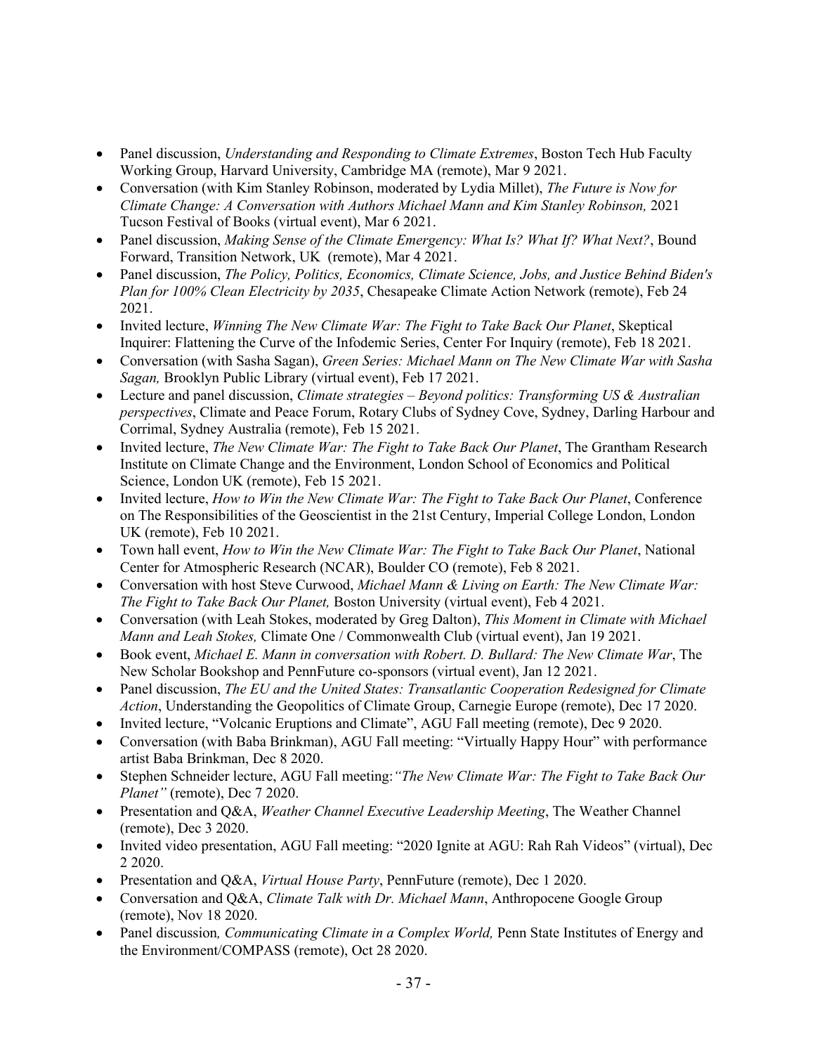- Panel discussion, *Understanding and Responding to Climate Extremes*, Boston Tech Hub Faculty Working Group, Harvard University, Cambridge MA (remote), Mar 9 2021.
- Conversation (with Kim Stanley Robinson, moderated by Lydia Millet), *The Future is Now for Climate Change: A Conversation with Authors Michael Mann and Kim Stanley Robinson,* 2021 Tucson Festival of Books (virtual event), Mar 6 2021.
- Panel discussion, *Making Sense of the Climate Emergency: What Is? What If? What Next?*, Bound Forward, Transition Network, UK (remote), Mar 4 2021.
- Panel discussion, *The Policy, Politics, Economics, Climate Science, Jobs, and Justice Behind Biden's Plan for 100% Clean Electricity by 2035*, Chesapeake Climate Action Network (remote), Feb 24 2021.
- Invited lecture, *Winning The New Climate War: The Fight to Take Back Our Planet*, Skeptical Inquirer: Flattening the Curve of the Infodemic Series, Center For Inquiry (remote), Feb 18 2021.
- Conversation (with Sasha Sagan), *Green Series: Michael Mann on The New Climate War with Sasha Sagan,* Brooklyn Public Library (virtual event), Feb 17 2021.
- Lecture and panel discussion, *Climate strategies – Beyond politics: Transforming US & Australian perspectives*, Climate and Peace Forum, Rotary Clubs of Sydney Cove, Sydney, Darling Harbour and Corrimal, Sydney Australia (remote), Feb 15 2021.
- Invited lecture, *The New Climate War: The Fight to Take Back Our Planet*, The Grantham Research Institute on Climate Change and the Environment, London School of Economics and Political Science, London UK (remote), Feb 15 2021.
- Invited lecture, *How to Win the New Climate War: The Fight to Take Back Our Planet*, Conference on The Responsibilities of the Geoscientist in the 21st Century, Imperial College London, London UK (remote), Feb 10 2021.
- Town hall event, *How to Win the New Climate War: The Fight to Take Back Our Planet*, National Center for Atmospheric Research (NCAR), Boulder CO (remote), Feb 8 2021.
- Conversation with host Steve Curwood, *Michael Mann & Living on Earth: The New Climate War: The Fight to Take Back Our Planet,* Boston University (virtual event), Feb 4 2021.
- Conversation (with Leah Stokes, moderated by Greg Dalton), *This Moment in Climate with Michael Mann and Leah Stokes,* Climate One / Commonwealth Club (virtual event), Jan 19 2021.
- Book event, *Michael E. Mann in conversation with Robert. D. Bullard: The New Climate War*, The New Scholar Bookshop and PennFuture co-sponsors (virtual event), Jan 12 2021.
- Panel discussion, *The EU and the United States: Transatlantic Cooperation Redesigned for Climate Action*, Understanding the Geopolitics of Climate Group, Carnegie Europe (remote), Dec 17 2020.
- Invited lecture, "Volcanic Eruptions and Climate", AGU Fall meeting (remote), Dec 9 2020.
- Conversation (with Baba Brinkman), AGU Fall meeting: "Virtually Happy Hour" with performance artist Baba Brinkman, Dec 8 2020.
- Stephen Schneider lecture, AGU Fall meeting:*"The New Climate War: The Fight to Take Back Our Planet"* (remote), Dec 7 2020.
- Presentation and Q&A, *Weather Channel Executive Leadership Meeting*, The Weather Channel (remote), Dec 3 2020.
- Invited video presentation, AGU Fall meeting: "2020 Ignite at AGU: Rah Rah Videos" (virtual), Dec 2 2020.
- Presentation and Q&A, *Virtual House Party*, PennFuture (remote), Dec 1 2020.
- Conversation and Q&A, *Climate Talk with Dr. Michael Mann*, Anthropocene Google Group (remote), Nov 18 2020.
- Panel discussion*, Communicating Climate in a Complex World,* Penn State Institutes of Energy and the Environment/COMPASS (remote), Oct 28 2020.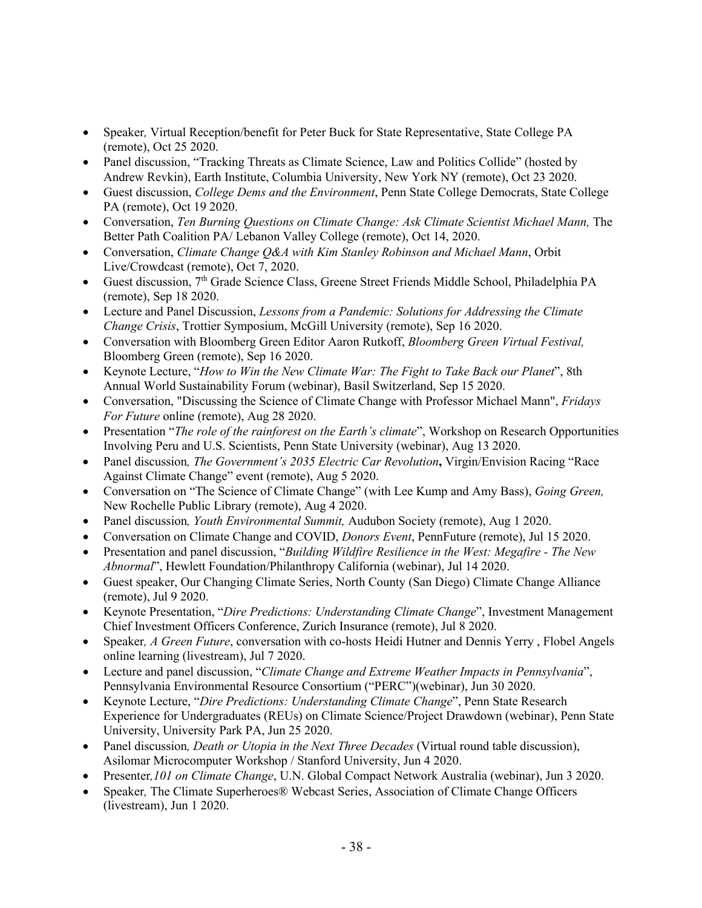- Speaker*,* Virtual Reception/benefit for Peter Buck for State Representative, State College PA (remote), Oct 25 2020.
- Panel discussion, "Tracking Threats as Climate Science, Law and Politics Collide" (hosted by Andrew Revkin), Earth Institute, Columbia University, New York NY (remote), Oct 23 2020.
- Guest discussion, *College Dems and the Environment*, Penn State College Democrats, State College PA (remote), Oct 19 2020.
- Conversation, *Ten Burning Questions on Climate Change: Ask Climate Scientist Michael Mann,* The Better Path Coalition PA/ Lebanon Valley College (remote), Oct 14, 2020.
- Conversation, *Climate Change Q&A with Kim Stanley Robinson and Michael Mann*, Orbit Live/Crowdcast (remote), Oct 7, 2020.
- Guest discussion, 7th Grade Science Class, Greene Street Friends Middle School, Philadelphia PA (remote), Sep 18 2020.
- Lecture and Panel Discussion, *Lessons from a Pandemic: Solutions for Addressing the Climate Change Crisis*, Trottier Symposium, McGill University (remote), Sep 16 2020.
- Conversation with Bloomberg Green Editor Aaron Rutkoff, *Bloomberg Green Virtual Festival,* Bloomberg Green (remote), Sep 16 2020.
- Keynote Lecture, "*How to Win the New Climate War: The Fight to Take Back our Planet*", 8th Annual World Sustainability Forum (webinar), Basil Switzerland, Sep 15 2020.
- Conversation, "Discussing the Science of Climate Change with Professor Michael Mann", *Fridays For Future* online (remote), Aug 28 2020.
- Presentation "*The role of the rainforest on the Earth's climate*", Workshop on Research Opportunities Involving Peru and U.S. Scientists, Penn State University (webinar), Aug 13 2020.
- Panel discussion*, The Government's 2035 Electric Car Revolution***,** Virgin/Envision Racing "Race Against Climate Change" event (remote), Aug 5 2020.
- Conversation on "The Science of Climate Change" (with Lee Kump and Amy Bass), *Going Green,* New Rochelle Public Library (remote), Aug 4 2020.
- Panel discussion*, Youth Environmental Summit,* Audubon Society (remote), Aug 1 2020.
- Conversation on Climate Change and COVID, *Donors Event*, PennFuture (remote), Jul 15 2020.
- Presentation and panel discussion, "*Building Wildfire Resilience in the West: Megafire - The New Abnormal*", Hewlett Foundation/Philanthropy California (webinar), Jul 14 2020.
- Guest speaker, Our Changing Climate Series, North County (San Diego) Climate Change Alliance (remote), Jul 9 2020.
- Keynote Presentation, "*Dire Predictions: Understanding Climate Change*", Investment Management Chief Investment Officers Conference, Zurich Insurance (remote), Jul 8 2020.
- Speaker*, A Green Future*, conversation with co-hosts Heidi Hutner and Dennis Yerry , Flobel Angels online learning (livestream), Jul 7 2020.
- Lecture and panel discussion, "*Climate Change and Extreme Weather Impacts in Pennsylvania*", Pennsylvania Environmental Resource Consortium ("PERC")(webinar), Jun 30 2020.
- Keynote Lecture, "*Dire Predictions: Understanding Climate Change*", Penn State Research Experience for Undergraduates (REUs) on Climate Science/Project Drawdown (webinar), Penn State University, University Park PA, Jun 25 2020.
- Panel discussion*, Death or Utopia in the Next Three Decades* (Virtual round table discussion), Asilomar Microcomputer Workshop / Stanford University, Jun 4 2020.
- Presenter*, 101 on Climate Change*, U.N. Global Compact Network Australia (webinar), Jun 3 2020.
- Speaker*,* The Climate Superheroes® Webcast Series, Association of Climate Change Officers (livestream), Jun 1 2020.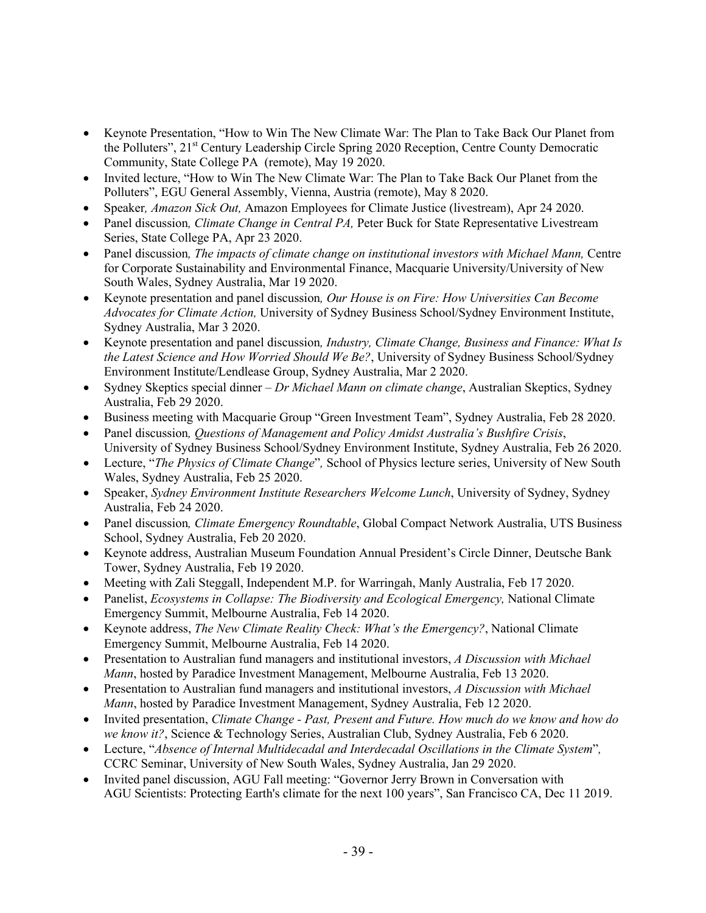- Keynote Presentation, "How to Win The New Climate War: The Plan to Take Back Our Planet from the Polluters", 21st Century Leadership Circle Spring 2020 Reception, Centre County Democratic Community, State College PA (remote), May 19 2020.
- Invited lecture, "How to Win The New Climate War: The Plan to Take Back Our Planet from the Polluters", EGU General Assembly, Vienna, Austria (remote), May 8 2020.
- Speaker*, Amazon Sick Out,* Amazon Employees for Climate Justice (livestream), Apr 24 2020.
- Panel discussion*, Climate Change in Central PA,* Peter Buck for State Representative Livestream Series, State College PA, Apr 23 2020.
- Panel discussion*, The impacts of climate change on institutional investors with Michael Mann,* Centre for Corporate Sustainability and Environmental Finance, Macquarie University/University of New South Wales, Sydney Australia, Mar 19 2020.
- Keynote presentation and panel discussion*, Our House is on Fire: How Universities Can Become Advocates for Climate Action,* University of Sydney Business School/Sydney Environment Institute, Sydney Australia, Mar 3 2020.
- Keynote presentation and panel discussion*, Industry, Climate Change, Business and Finance: What Is the Latest Science and How Worried Should We Be?*, University of Sydney Business School/Sydney Environment Institute/Lendlease Group, Sydney Australia, Mar 2 2020.
- Sydney Skeptics special dinner – *Dr Michael Mann on climate change*, Australian Skeptics, Sydney Australia, Feb 29 2020.
- Business meeting with Macquarie Group "Green Investment Team", Sydney Australia, Feb 28 2020.
- Panel discussion*, Questions of Management and Policy Amidst Australia's Bushfire Crisis*, University of Sydney Business School/Sydney Environment Institute, Sydney Australia, Feb 26 2020.
- Lecture, "*The Physics of Climate Change*", School of Physics lecture series, University of New South Wales, Sydney Australia, Feb 25 2020.
- Speaker, *Sydney Environment Institute Researchers Welcome Lunch*, University of Sydney, Sydney Australia, Feb 24 2020.
- Panel discussion*, Climate Emergency Roundtable*, Global Compact Network Australia, UTS Business School, Sydney Australia, Feb 20 2020.
- Keynote address, Australian Museum Foundation Annual President's Circle Dinner, Deutsche Bank Tower, Sydney Australia, Feb 19 2020.
- Meeting with Zali Steggall, Independent M.P. for Warringah, Manly Australia, Feb 17 2020.
- Panelist, *Ecosystems in Collapse: The Biodiversity and Ecological Emergency,* National Climate Emergency Summit, Melbourne Australia, Feb 14 2020.
- Keynote address, *The New Climate Reality Check: What's the Emergency?*, National Climate Emergency Summit, Melbourne Australia, Feb 14 2020.
- Presentation to Australian fund managers and institutional investors, *A Discussion with Michael Mann*, hosted by Paradice Investment Management, Melbourne Australia, Feb 13 2020.
- Presentation to Australian fund managers and institutional investors, *A Discussion with Michael Mann*, hosted by Paradice Investment Management, Sydney Australia, Feb 12 2020.
- Invited presentation, *Climate Change - Past, Present and Future. How much do we know and how do we know it?*, Science & Technology Series, Australian Club, Sydney Australia, Feb 6 2020.
- Lecture, "*Absence of Internal Multidecadal and Interdecadal Oscillations in the Climate System*", CCRC Seminar, University of New South Wales, Sydney Australia, Jan 29 2020.
- Invited panel discussion, AGU Fall meeting: "Governor Jerry Brown in Conversation with AGU Scientists: Protecting Earth's climate for the next 100 years", San Francisco CA, Dec 11 2019.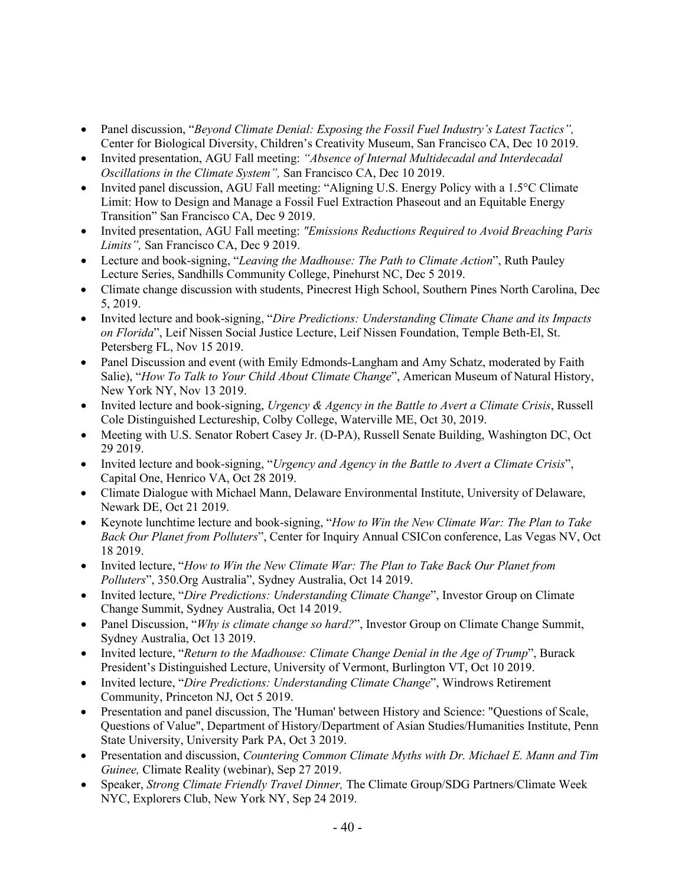- Panel discussion, "*Beyond Climate Denial: Exposing the Fossil Fuel Industry's Latest Tactics",* Center for Biological Diversity, Children's Creativity Museum, San Francisco CA, Dec 10 2019.
- Invited presentation, AGU Fall meeting: *"Absence of Internal Multidecadal and Interdecadal Oscillations in the Climate System",* San Francisco CA, Dec 10 2019.
- Invited panel discussion, AGU Fall meeting: "Aligning U.S. Energy Policy with a 1.5°C Climate Limit: How to Design and Manage a Fossil Fuel Extraction Phaseout and an Equitable Energy Transition" San Francisco CA, Dec 9 2019.
- Invited presentation, AGU Fall meeting: *"Emissions Reductions Required to Avoid Breaching Paris Limits",* San Francisco CA, Dec 9 2019.
- Lecture and book-signing, "*Leaving the Madhouse: The Path to Climate Action*", Ruth Pauley Lecture Series, Sandhills Community College, Pinehurst NC, Dec 5 2019.
- Climate change discussion with students, Pinecrest High School, Southern Pines North Carolina, Dec 5, 2019.
- Invited lecture and book-signing, "*Dire Predictions: Understanding Climate Chane and its Impacts on Florida*", Leif Nissen Social Justice Lecture, Leif Nissen Foundation, Temple Beth-El, St. Petersberg FL, Nov 15 2019.
- Panel Discussion and event (with Emily Edmonds-Langham and Amy Schatz, moderated by Faith Salie), "*How To Talk to Your Child About Climate Change*", American Museum of Natural History, New York NY, Nov 13 2019.
- Invited lecture and book-signing, *Urgency & Agency in the Battle to Avert a Climate Crisis*, Russell Cole Distinguished Lectureship, Colby College, Waterville ME, Oct 30, 2019.
- Meeting with U.S. Senator Robert Casey Jr. (D-PA), Russell Senate Building, Washington DC, Oct 29 2019.
- Invited lecture and book-signing, "*Urgency and Agency in the Battle to Avert a Climate Crisis*", Capital One, Henrico VA, Oct 28 2019.
- Climate Dialogue with Michael Mann, Delaware Environmental Institute, University of Delaware, Newark DE, Oct 21 2019.
- Keynote lunchtime lecture and book-signing, "*How to Win the New Climate War: The Plan to Take Back Our Planet from Polluters*", Center for Inquiry Annual CSICon conference, Las Vegas NV, Oct 18 2019.
- Invited lecture, "*How to Win the New Climate War: The Plan to Take Back Our Planet from Polluters*", 350.Org Australia", Sydney Australia, Oct 14 2019.
- Invited lecture, "*Dire Predictions: Understanding Climate Change*", Investor Group on Climate Change Summit, Sydney Australia, Oct 14 2019.
- Panel Discussion, "*Why is climate change so hard?*", Investor Group on Climate Change Summit, Sydney Australia, Oct 13 2019.
- Invited lecture, "*Return to the Madhouse: Climate Change Denial in the Age of Trump*", Burack President's Distinguished Lecture, University of Vermont, Burlington VT, Oct 10 2019.
- Invited lecture, "*Dire Predictions: Understanding Climate Change*", Windrows Retirement Community, Princeton NJ, Oct 5 2019.
- Presentation and panel discussion, The 'Human' between History and Science: "Questions of Scale, Questions of Value", Department of History/Department of Asian Studies/Humanities Institute, Penn State University, University Park PA, Oct 3 2019.
- Presentation and discussion, *Countering Common Climate Myths with Dr. Michael E. Mann and Tim Guinee,* Climate Reality (webinar), Sep 27 2019.
- Speaker, *Strong Climate Friendly Travel Dinner,* The Climate Group/SDG Partners/Climate Week NYC, Explorers Club, New York NY, Sep 24 2019.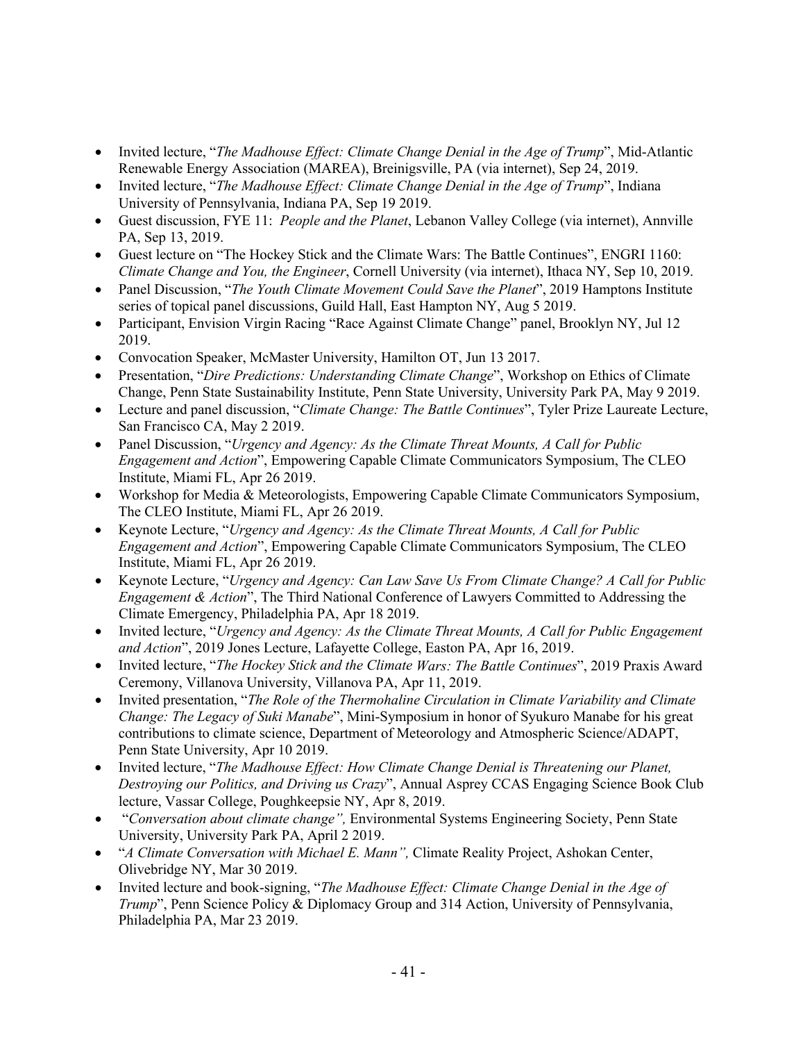- Invited lecture, "*The Madhouse Effect: Climate Change Denial in the Age of Trump*", Mid-Atlantic Renewable Energy Association (MAREA), Breinigsville, PA (via internet), Sep 24, 2019.
- Invited lecture, "*The Madhouse Effect: Climate Change Denial in the Age of Trump*", Indiana University of Pennsylvania, Indiana PA, Sep 19 2019.
- Guest discussion, FYE 11: *People and the Planet*, Lebanon Valley College (via internet), Annville PA, Sep 13, 2019.
- Guest lecture on "The Hockey Stick and the Climate Wars: The Battle Continues", ENGRI 1160: *Climate Change and You, the Engineer*, Cornell University (via internet), Ithaca NY, Sep 10, 2019.
- Panel Discussion, "*The Youth Climate Movement Could Save the Planet*", 2019 Hamptons Institute series of topical panel discussions, Guild Hall, East Hampton NY, Aug 5 2019.
- Participant, Envision Virgin Racing "Race Against Climate Change" panel, Brooklyn NY, Jul 12 2019.
- Convocation Speaker, McMaster University, Hamilton OT, Jun 13 2017.
- Presentation, "*Dire Predictions: Understanding Climate Change*", Workshop on Ethics of Climate Change, Penn State Sustainability Institute, Penn State University, University Park PA, May 9 2019.
- Lecture and panel discussion, "*Climate Change: The Battle Continues*", Tyler Prize Laureate Lecture, San Francisco CA, May 2 2019.
- Panel Discussion, "*Urgency and Agency: As the Climate Threat Mounts, A Call for Public Engagement and Action*", Empowering Capable Climate Communicators Symposium, The CLEO Institute, Miami FL, Apr 26 2019.
- Workshop for Media & Meteorologists, Empowering Capable Climate Communicators Symposium, The CLEO Institute, Miami FL, Apr 26 2019.
- Keynote Lecture, "*Urgency and Agency: As the Climate Threat Mounts, A Call for Public Engagement and Action*", Empowering Capable Climate Communicators Symposium, The CLEO Institute, Miami FL, Apr 26 2019.
- Keynote Lecture, "*Urgency and Agency: Can Law Save Us From Climate Change? A Call for Public Engagement & Action*", The Third National Conference of Lawyers Committed to Addressing the Climate Emergency, Philadelphia PA, Apr 18 2019.
- Invited lecture, "*Urgency and Agency: As the Climate Threat Mounts, A Call for Public Engagement and Action*", 2019 Jones Lecture, Lafayette College, Easton PA, Apr 16, 2019.
- Invited lecture, "*The Hockey Stick and the Climate Wars: The Battle Continues*", 2019 Praxis Award Ceremony, Villanova University, Villanova PA, Apr 11, 2019.
- Invited presentation, "*The Role of the Thermohaline Circulation in Climate Variability and Climate Change: The Legacy of Suki Manabe*", Mini-Symposium in honor of Syukuro Manabe for his great contributions to climate science, Department of Meteorology and Atmospheric Science/ADAPT, Penn State University, Apr 10 2019.
- Invited lecture, "*The Madhouse Effect: How Climate Change Denial is Threatening our Planet, Destroying our Politics, and Driving us Crazy*", Annual Asprey CCAS Engaging Science Book Club lecture, Vassar College, Poughkeepsie NY, Apr 8, 2019.
- "*Conversation about climate change",* Environmental Systems Engineering Society, Penn State University, University Park PA, April 2 2019.
- "*A Climate Conversation with Michael E. Mann",* Climate Reality Project, Ashokan Center, Olivebridge NY, Mar 30 2019.
- Invited lecture and book-signing, "*The Madhouse Effect: Climate Change Denial in the Age of Trump*", Penn Science Policy & Diplomacy Group and 314 Action, University of Pennsylvania, Philadelphia PA, Mar 23 2019.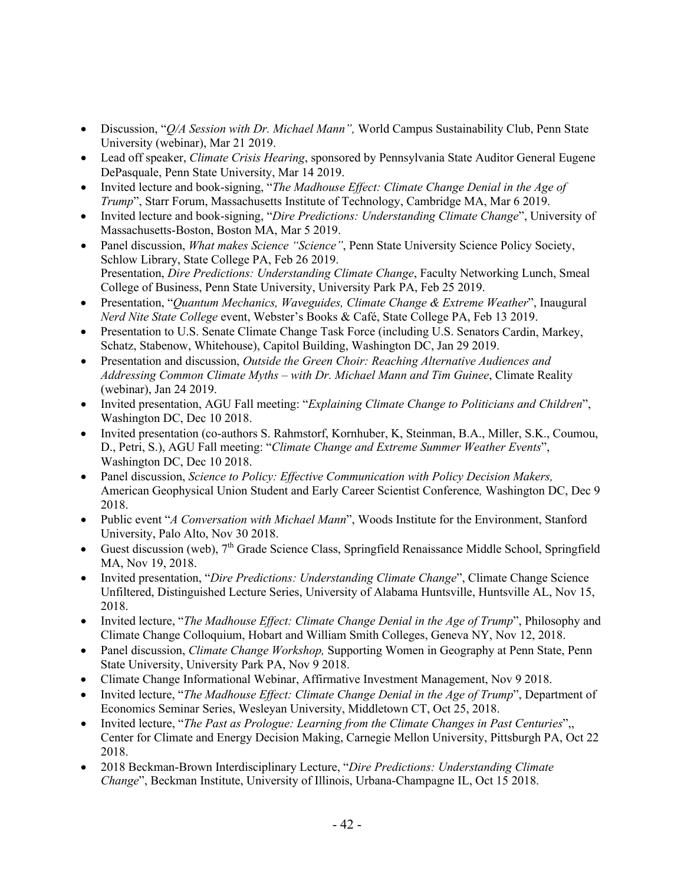- Discussion, "*Q/A Session with Dr. Michael Mann",* World Campus Sustainability Club, Penn State University (webinar), Mar 21 2019.
- Lead off speaker, *Climate Crisis Hearing*, sponsored by Pennsylvania State Auditor General Eugene DePasquale, Penn State University, Mar 14 2019.
- Invited lecture and book-signing, "*The Madhouse Effect: Climate Change Denial in the Age of Trump*", Starr Forum, Massachusetts Institute of Technology, Cambridge MA, Mar 6 2019.
- Invited lecture and book-signing, "*Dire Predictions: Understanding Climate Change*", University of Massachusetts-Boston, Boston MA, Mar 5 2019.
- Panel discussion, *What makes Science "Science"*, Penn State University Science Policy Society, Schlow Library, State College PA, Feb 26 2019.
  Presentation, *Dire Predictions: Understanding Climate Change*, Faculty Networking Lunch, Smeal College of Business, Penn State University, University Park PA, Feb 25 2019.
- Presentation, "*Quantum Mechanics, Waveguides, Climate Change & Extreme Weather*", Inaugural *Nerd Nite State College* event, Webster's Books & Café, State College PA, Feb 13 2019.
- Presentation to U.S. Senate Climate Change Task Force (including U.S. Senators Cardin, Markey, Schatz, Stabenow, Whitehouse), Capitol Building, Washington DC, Jan 29 2019.
- Presentation and discussion, *Outside the Green Choir: Reaching Alternative Audiences and Addressing Common Climate Myths – with Dr. Michael Mann and Tim Guinee*, Climate Reality (webinar), Jan 24 2019.
- Invited presentation, AGU Fall meeting: "*Explaining Climate Change to Politicians and Children*", Washington DC, Dec 10 2018.
- Invited presentation (co-authors S. Rahmstorf, Kornhuber, K, Steinman, B.A., Miller, S.K., Coumou, D., Petri, S.), AGU Fall meeting: "*Climate Change and Extreme Summer Weather Events*", Washington DC, Dec 10 2018.
- Panel discussion, *Science to Policy: Effective Communication with Policy Decision Makers,* American Geophysical Union Student and Early Career Scientist Conference*,* Washington DC, Dec 9 2018.
- Public event "*A Conversation with Michael Mann*", Woods Institute for the Environment, Stanford University, Palo Alto, Nov 30 2018.
- Guest discussion (web), 7th Grade Science Class, Springfield Renaissance Middle School, Springfield MA, Nov 19, 2018.
- Invited presentation, "*Dire Predictions: Understanding Climate Change*", Climate Change Science Unfiltered, Distinguished Lecture Series, University of Alabama Huntsville, Huntsville AL, Nov 15, 2018.
- Invited lecture, "*The Madhouse Effect: Climate Change Denial in the Age of Trump*", Philosophy and Climate Change Colloquium, Hobart and William Smith Colleges, Geneva NY, Nov 12, 2018.
- Panel discussion, *Climate Change Workshop,* Supporting Women in Geography at Penn State, Penn State University, University Park PA, Nov 9 2018.
- Climate Change Informational Webinar, Affirmative Investment Management, Nov 9 2018.
- Invited lecture, "*The Madhouse Effect: Climate Change Denial in the Age of Trump*", Department of Economics Seminar Series, Wesleyan University, Middletown CT, Oct 25, 2018.
- Invited lecture, "*The Past as Prologue: Learning from the Climate Changes in Past Centuries*",, Center for Climate and Energy Decision Making, Carnegie Mellon University, Pittsburgh PA, Oct 22 2018.
- 2018 Beckman-Brown Interdisciplinary Lecture, "*Dire Predictions: Understanding Climate Change*", Beckman Institute, University of Illinois, Urbana-Champagne IL, Oct 15 2018.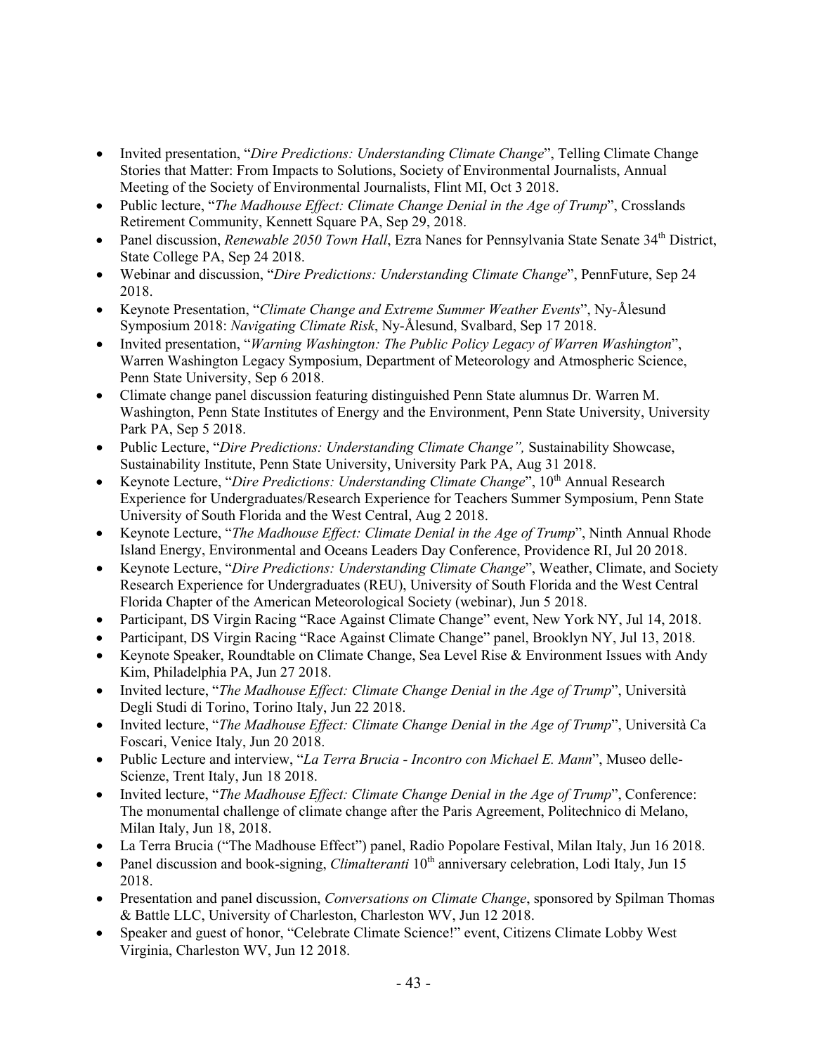- Invited presentation, "*Dire Predictions: Understanding Climate Change*", Telling Climate Change Stories that Matter: From Impacts to Solutions, Society of Environmental Journalists, Annual Meeting of the Society of Environmental Journalists, Flint MI, Oct 3 2018.
- Public lecture, "*The Madhouse Effect: Climate Change Denial in the Age of Trump*", Crosslands Retirement Community, Kennett Square PA, Sep 29, 2018.
- Panel discussion, *Renewable 2050 Town Hall*, Ezra Nanes for Pennsylvania State Senate 34th District, State College PA, Sep 24 2018.
- Webinar and discussion, "*Dire Predictions: Understanding Climate Change*", PennFuture, Sep 24 2018.
- Keynote Presentation, "*Climate Change and Extreme Summer Weather Events*", Ny-Ålesund Symposium 2018: *Navigating Climate Risk*, Ny-Ålesund, Svalbard, Sep 17 2018.
- Invited presentation, "*Warning Washington: The Public Policy Legacy of Warren Washington*", Warren Washington Legacy Symposium, Department of Meteorology and Atmospheric Science, Penn State University, Sep 6 2018.
- Climate change panel discussion featuring distinguished Penn State alumnus Dr. Warren M. Washington, Penn State Institutes of Energy and the Environment, Penn State University, University Park PA, Sep 5 2018.
- Public Lecture, "*Dire Predictions: Understanding Climate Change",* Sustainability Showcase, Sustainability Institute, Penn State University, University Park PA, Aug 31 2018.
- Keynote Lecture, "*Dire Predictions: Understanding Climate Change*", 10th Annual Research Experience for Undergraduates/Research Experience for Teachers Summer Symposium, Penn State University of South Florida and the West Central, Aug 2 2018.
- Keynote Lecture, "*The Madhouse Effect: Climate Denial in the Age of Trump*", Ninth Annual Rhode Island Energy, Environmental and Oceans Leaders Day Conference, Providence RI, Jul 20 2018.
- Keynote Lecture, "*Dire Predictions: Understanding Climate Change*", Weather, Climate, and Society Research Experience for Undergraduates (REU), University of South Florida and the West Central Florida Chapter of the American Meteorological Society (webinar), Jun 5 2018.
- Participant, DS Virgin Racing "Race Against Climate Change" event, New York NY, Jul 14, 2018.
- Participant, DS Virgin Racing "Race Against Climate Change" panel, Brooklyn NY, Jul 13, 2018.
- Keynote Speaker, Roundtable on Climate Change, Sea Level Rise & Environment Issues with Andy Kim, Philadelphia PA, Jun 27 2018.
- Invited lecture, "*The Madhouse Effect: Climate Change Denial in the Age of Trump*", Università Degli Studi di Torino, Torino Italy, Jun 22 2018.
- Invited lecture, "*The Madhouse Effect: Climate Change Denial in the Age of Trump*", Università Ca Foscari, Venice Italy, Jun 20 2018.
- Public Lecture and interview, "*La Terra Brucia - Incontro con Michael E. Mann*", Museo delle-Scienze, Trent Italy, Jun 18 2018.
- Invited lecture, "*The Madhouse Effect: Climate Change Denial in the Age of Trump*", Conference: The monumental challenge of climate change after the Paris Agreement, Politechnico di Melano, Milan Italy, Jun 18, 2018.
- La Terra Brucia ("The Madhouse Effect") panel, Radio Popolare Festival, Milan Italy, Jun 16 2018.
- Panel discussion and book-signing, *Climalteranti* 10th anniversary celebration, Lodi Italy, Jun 15 2018.
- Presentation and panel discussion, *Conversations on Climate Change*, sponsored by Spilman Thomas & Battle LLC, University of Charleston, Charleston WV, Jun 12 2018.
- Speaker and guest of honor, "Celebrate Climate Science!" event, Citizens Climate Lobby West Virginia, Charleston WV, Jun 12 2018.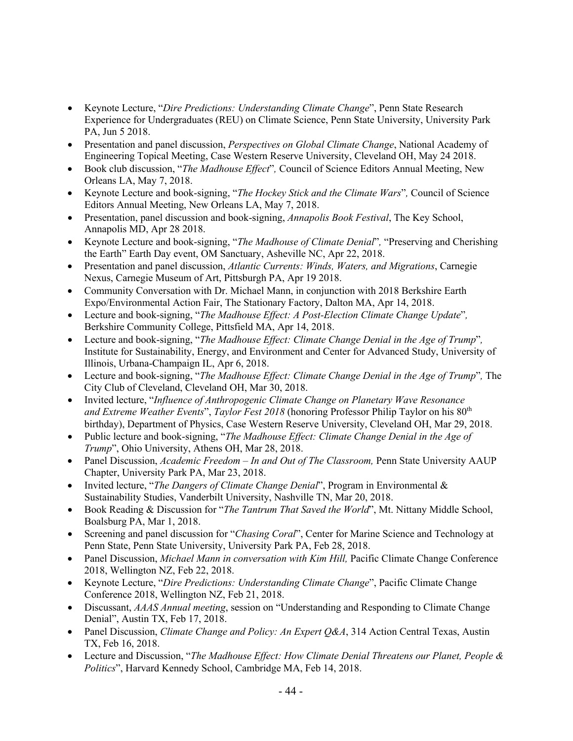- Keynote Lecture, "*Dire Predictions: Understanding Climate Change*", Penn State Research Experience for Undergraduates (REU) on Climate Science, Penn State University, University Park PA, Jun 5 2018.
- Presentation and panel discussion, *Perspectives on Global Climate Change*, National Academy of Engineering Topical Meeting, Case Western Reserve University, Cleveland OH, May 24 2018.
- Book club discussion, "*The Madhouse Effect*"*,* Council of Science Editors Annual Meeting, New Orleans LA, May 7, 2018.
- Keynote Lecture and book-signing, "*The Hockey Stick and the Climate Wars*"*,* Council of Science Editors Annual Meeting, New Orleans LA, May 7, 2018.
- Presentation, panel discussion and book-signing, *Annapolis Book Festival*, The Key School, Annapolis MD, Apr 28 2018.
- Keynote Lecture and book-signing, "*The Madhouse of Climate Denial*"*,* "Preserving and Cherishing the Earth" Earth Day event, OM Sanctuary, Asheville NC, Apr 22, 2018.
- Presentation and panel discussion, *Atlantic Currents: Winds, Waters, and Migrations*, Carnegie Nexus, Carnegie Museum of Art, Pittsburgh PA, Apr 19 2018.
- Community Conversation with Dr. Michael Mann, in conjunction with 2018 Berkshire Earth Expo/Environmental Action Fair, The Stationary Factory, Dalton MA, Apr 14, 2018.
- Lecture and book-signing, "*The Madhouse Effect: A Post-Election Climate Change Update*"*,* Berkshire Community College, Pittsfield MA, Apr 14, 2018.
- Lecture and book-signing, "*The Madhouse Effect: Climate Change Denial in the Age of Trump*"*,* Institute for Sustainability, Energy, and Environment and Center for Advanced Study, University of Illinois, Urbana-Champaign IL, Apr 6, 2018.
- Lecture and book-signing, "*The Madhouse Effect: Climate Change Denial in the Age of Trump*"*,* The City Club of Cleveland, Cleveland OH, Mar 30, 2018.
- Invited lecture, "*Influence of Anthropogenic Climate Change on Planetary Wave Resonance and Extreme Weather Events*", *Taylor Fest 2018* (honoring Professor Philip Taylor on his 80th birthday), Department of Physics, Case Western Reserve University, Cleveland OH, Mar 29, 2018.
- Public lecture and book-signing, "*The Madhouse Effect: Climate Change Denial in the Age of Trump*", Ohio University, Athens OH, Mar 28, 2018.
- Panel Discussion, *Academic Freedom – In and Out of The Classroom,* Penn State University AAUP Chapter, University Park PA, Mar 23, 2018.
- Invited lecture, "*The Dangers of Climate Change Denial*", Program in Environmental & Sustainability Studies, Vanderbilt University, Nashville TN, Mar 20, 2018.
- Book Reading & Discussion for "*The Tantrum That Saved the World*", Mt. Nittany Middle School, Boalsburg PA, Mar 1, 2018.
- Screening and panel discussion for "*Chasing Coral*", Center for Marine Science and Technology at Penn State, Penn State University, University Park PA, Feb 28, 2018.
- Panel Discussion, *Michael Mann in conversation with Kim Hill,* Pacific Climate Change Conference 2018, Wellington NZ, Feb 22, 2018.
- Keynote Lecture, "*Dire Predictions: Understanding Climate Change*", Pacific Climate Change Conference 2018, Wellington NZ, Feb 21, 2018.
- Discussant, *AAAS Annual meeting*, session on "Understanding and Responding to Climate Change Denial", Austin TX, Feb 17, 2018.
- Panel Discussion, *Climate Change and Policy: An Expert Q&A*, 314 Action Central Texas, Austin TX, Feb 16, 2018.
- Lecture and Discussion, "*The Madhouse Effect: How Climate Denial Threatens our Planet, People & Politics*", Harvard Kennedy School, Cambridge MA, Feb 14, 2018.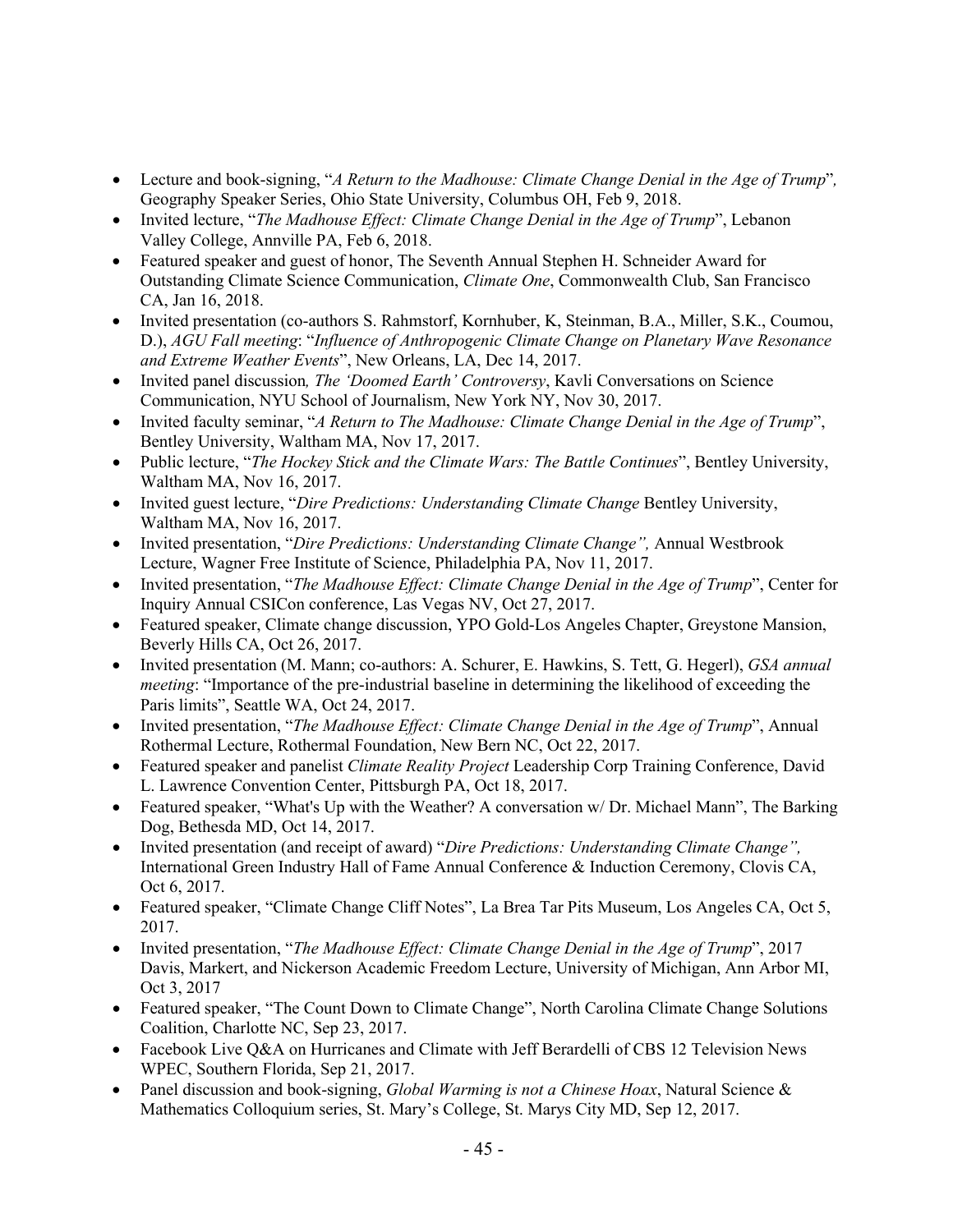- Lecture and book-signing, "*A Return to the Madhouse: Climate Change Denial in the Age of Trump*", Geography Speaker Series, Ohio State University, Columbus OH, Feb 9, 2018.
- Invited lecture, "*The Madhouse Effect: Climate Change Denial in the Age of Trump*", Lebanon Valley College, Annville PA, Feb 6, 2018.
- Featured speaker and guest of honor, The Seventh Annual Stephen H. Schneider Award for Outstanding Climate Science Communication, *Climate One*, Commonwealth Club, San Francisco CA, Jan 16, 2018.
- Invited presentation (co-authors S. Rahmstorf, Kornhuber, K, Steinman, B.A., Miller, S.K., Coumou, D.), *AGU Fall meeting*: "*Influence of Anthropogenic Climate Change on Planetary Wave Resonance and Extreme Weather Events*", New Orleans, LA, Dec 14, 2017.
- Invited panel discussion*, The 'Doomed Earth' Controversy*, Kavli Conversations on Science Communication, NYU School of Journalism, New York NY, Nov 30, 2017.
- Invited faculty seminar, "*A Return to The Madhouse: Climate Change Denial in the Age of Trump*", Bentley University, Waltham MA, Nov 17, 2017.
- Public lecture, "*The Hockey Stick and the Climate Wars: The Battle Continues*", Bentley University, Waltham MA, Nov 16, 2017.
- Invited guest lecture, "*Dire Predictions: Understanding Climate Change* Bentley University, Waltham MA, Nov 16, 2017.
- Invited presentation, "*Dire Predictions: Understanding Climate Change",* Annual Westbrook Lecture, Wagner Free Institute of Science, Philadelphia PA, Nov 11, 2017.
- Invited presentation, "*The Madhouse Effect: Climate Change Denial in the Age of Trump*", Center for Inquiry Annual CSICon conference, Las Vegas NV, Oct 27, 2017.
- Featured speaker, Climate change discussion, YPO Gold-Los Angeles Chapter, Greystone Mansion, Beverly Hills CA, Oct 26, 2017.
- Invited presentation (M. Mann; co-authors: A. Schurer, E. Hawkins, S. Tett, G. Hegerl), *GSA annual meeting*: "Importance of the pre-industrial baseline in determining the likelihood of exceeding the Paris limits", Seattle WA, Oct 24, 2017.
- Invited presentation, "*The Madhouse Effect: Climate Change Denial in the Age of Trump*", Annual Rothermal Lecture, Rothermal Foundation, New Bern NC, Oct 22, 2017.
- Featured speaker and panelist *Climate Reality Project* Leadership Corp Training Conference, David L. Lawrence Convention Center, Pittsburgh PA, Oct 18, 2017.
- Featured speaker, "What's Up with the Weather? A conversation w/ Dr. Michael Mann", The Barking Dog, Bethesda MD, Oct 14, 2017.
- Invited presentation (and receipt of award) "*Dire Predictions: Understanding Climate Change",* International Green Industry Hall of Fame Annual Conference & Induction Ceremony, Clovis CA, Oct 6, 2017.
- Featured speaker, "Climate Change Cliff Notes", La Brea Tar Pits Museum, Los Angeles CA, Oct 5, 2017.
- Invited presentation, "*The Madhouse Effect: Climate Change Denial in the Age of Trump*", 2017 Davis, Markert, and Nickerson Academic Freedom Lecture, University of Michigan, Ann Arbor MI, Oct 3, 2017
- Featured speaker, "The Count Down to Climate Change", North Carolina Climate Change Solutions Coalition, Charlotte NC, Sep 23, 2017.
- Facebook Live Q&A on Hurricanes and Climate with Jeff Berardelli of CBS 12 Television News WPEC, Southern Florida, Sep 21, 2017.
- Panel discussion and book-signing, *Global Warming is not a Chinese Hoax*, Natural Science & Mathematics Colloquium series, St. Mary's College, St. Marys City MD, Sep 12, 2017.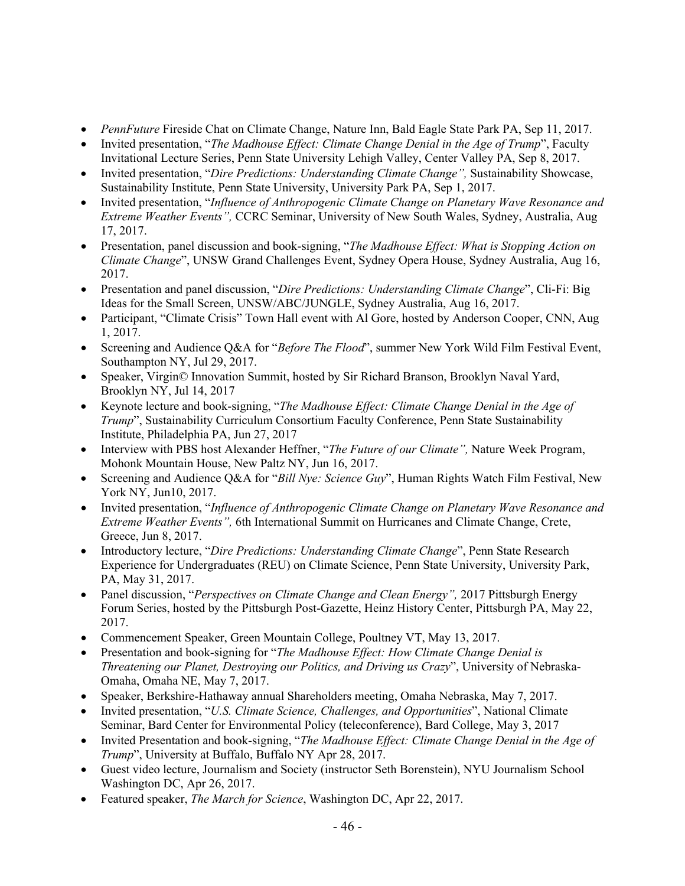- *PennFuture* Fireside Chat on Climate Change, Nature Inn, Bald Eagle State Park PA, Sep 11, 2017.
- Invited presentation, "*The Madhouse Effect: Climate Change Denial in the Age of Trump*", Faculty Invitational Lecture Series, Penn State University Lehigh Valley, Center Valley PA, Sep 8, 2017.
- Invited presentation, "*Dire Predictions: Understanding Climate Change",* Sustainability Showcase, Sustainability Institute, Penn State University, University Park PA, Sep 1, 2017.
- Invited presentation, "*Influence of Anthropogenic Climate Change on Planetary Wave Resonance and Extreme Weather Events",* CCRC Seminar, University of New South Wales, Sydney, Australia, Aug 17, 2017.
- Presentation, panel discussion and book-signing, "*The Madhouse Effect: What is Stopping Action on Climate Change*", UNSW Grand Challenges Event, Sydney Opera House, Sydney Australia, Aug 16, 2017.
- Presentation and panel discussion, "*Dire Predictions: Understanding Climate Change*", Cli-Fi: Big Ideas for the Small Screen, UNSW/ABC/JUNGLE, Sydney Australia, Aug 16, 2017.
- Participant, "Climate Crisis" Town Hall event with Al Gore, hosted by Anderson Cooper, CNN, Aug 1, 2017.
- Screening and Audience Q&A for "*Before The Flood*", summer New York Wild Film Festival Event, Southampton NY, Jul 29, 2017.
- Speaker, Virgin© Innovation Summit, hosted by Sir Richard Branson, Brooklyn Naval Yard, Brooklyn NY, Jul 14, 2017
- Keynote lecture and book-signing, "*The Madhouse Effect: Climate Change Denial in the Age of Trump*", Sustainability Curriculum Consortium Faculty Conference, Penn State Sustainability Institute, Philadelphia PA, Jun 27, 2017
- Interview with PBS host Alexander Heffner, "*The Future of our Climate",* Nature Week Program, Mohonk Mountain House, New Paltz NY, Jun 16, 2017.
- Screening and Audience Q&A for "*Bill Nye: Science Guy*", Human Rights Watch Film Festival, New York NY, Jun10, 2017.
- Invited presentation, "*Influence of Anthropogenic Climate Change on Planetary Wave Resonance and Extreme Weather Events",* 6th International Summit on Hurricanes and Climate Change, Crete, Greece, Jun 8, 2017.
- Introductory lecture, "*Dire Predictions: Understanding Climate Change*", Penn State Research Experience for Undergraduates (REU) on Climate Science, Penn State University, University Park, PA, May 31, 2017.
- Panel discussion, "*Perspectives on Climate Change and Clean Energy",* 2017 Pittsburgh Energy Forum Series, hosted by the Pittsburgh Post-Gazette, Heinz History Center, Pittsburgh PA, May 22, 2017.
- Commencement Speaker, Green Mountain College, Poultney VT, May 13, 2017.
- Presentation and book-signing for "*The Madhouse Effect: How Climate Change Denial is Threatening our Planet, Destroying our Politics, and Driving us Crazy*", University of Nebraska-Omaha, Omaha NE, May 7, 2017.
- Speaker, Berkshire-Hathaway annual Shareholders meeting, Omaha Nebraska, May 7, 2017.
- Invited presentation, "*U.S. Climate Science, Challenges, and Opportunities*", National Climate Seminar, Bard Center for Environmental Policy (teleconference), Bard College, May 3, 2017
- Invited Presentation and book-signing, "*The Madhouse Effect: Climate Change Denial in the Age of Trump*", University at Buffalo, Buffalo NY Apr 28, 2017.
- Guest video lecture, Journalism and Society (instructor Seth Borenstein), NYU Journalism School Washington DC, Apr 26, 2017.
- Featured speaker, *The March for Science*, Washington DC, Apr 22, 2017.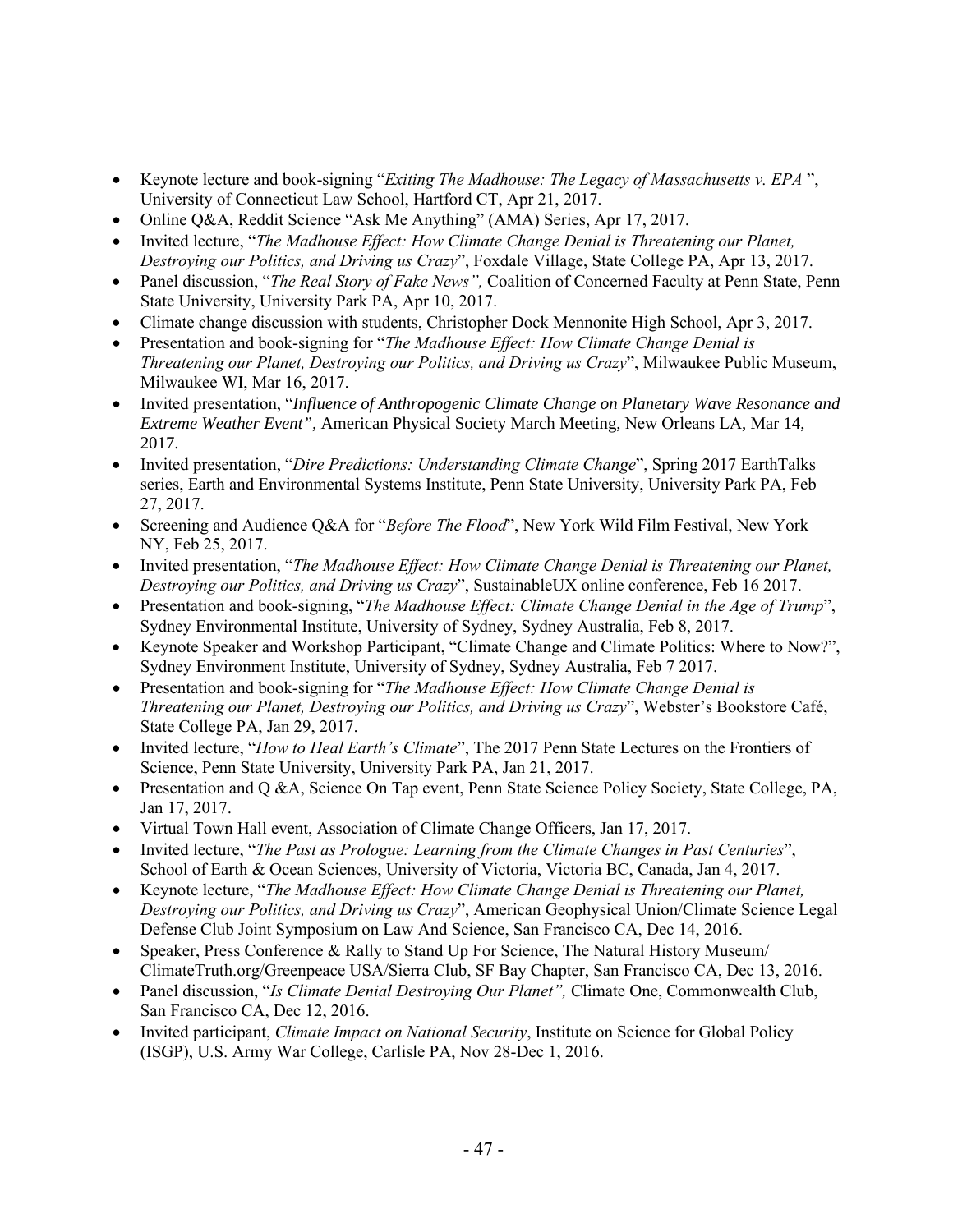- Keynote lecture and book-signing "*Exiting The Madhouse: The Legacy of Massachusetts v. EPA* ", University of Connecticut Law School, Hartford CT, Apr 21, 2017.
- Online Q&A, Reddit Science "Ask Me Anything" (AMA) Series, Apr 17, 2017.
- Invited lecture, "*The Madhouse Effect: How Climate Change Denial is Threatening our Planet, Destroying our Politics, and Driving us Crazy*", Foxdale Village, State College PA, Apr 13, 2017.
- Panel discussion, "*The Real Story of Fake News",* Coalition of Concerned Faculty at Penn State, Penn State University, University Park PA, Apr 10, 2017.
- Climate change discussion with students, Christopher Dock Mennonite High School, Apr 3, 2017.
- Presentation and book-signing for "*The Madhouse Effect: How Climate Change Denial is Threatening our Planet, Destroying our Politics, and Driving us Crazy*", Milwaukee Public Museum, Milwaukee WI, Mar 16, 2017.
- Invited presentation, "*Influence of Anthropogenic Climate Change on Planetary Wave Resonance and Extreme Weather Event",* American Physical Society March Meeting, New Orleans LA, Mar 14, 2017.
- Invited presentation, "*Dire Predictions: Understanding Climate Change*", Spring 2017 EarthTalks series, Earth and Environmental Systems Institute, Penn State University, University Park PA, Feb 27, 2017.
- Screening and Audience Q&A for "*Before The Flood*", New York Wild Film Festival, New York NY, Feb 25, 2017.
- Invited presentation, "*The Madhouse Effect: How Climate Change Denial is Threatening our Planet, Destroying our Politics, and Driving us Crazy*", SustainableUX online conference, Feb 16 2017.
- Presentation and book-signing, "*The Madhouse Effect: Climate Change Denial in the Age of Trump*", Sydney Environmental Institute, University of Sydney, Sydney Australia, Feb 8, 2017.
- Keynote Speaker and Workshop Participant, "Climate Change and Climate Politics: Where to Now?", Sydney Environment Institute, University of Sydney, Sydney Australia, Feb 7 2017.
- Presentation and book-signing for "*The Madhouse Effect: How Climate Change Denial is Threatening our Planet, Destroying our Politics, and Driving us Crazy*", Webster's Bookstore Café, State College PA, Jan 29, 2017.
- Invited lecture, "*How to Heal Earth's Climate*", The 2017 Penn State Lectures on the Frontiers of Science, Penn State University, University Park PA, Jan 21, 2017.
- Presentation and Q &A, Science On Tap event, Penn State Science Policy Society, State College, PA, Jan 17, 2017.
- Virtual Town Hall event, Association of Climate Change Officers, Jan 17, 2017.
- Invited lecture, "*The Past as Prologue: Learning from the Climate Changes in Past Centuries*", School of Earth & Ocean Sciences, University of Victoria, Victoria BC, Canada, Jan 4, 2017.
- Keynote lecture, "*The Madhouse Effect: How Climate Change Denial is Threatening our Planet, Destroying our Politics, and Driving us Crazy*", American Geophysical Union/Climate Science Legal Defense Club Joint Symposium on Law And Science, San Francisco CA, Dec 14, 2016.
- Speaker, Press Conference & Rally to Stand Up For Science, The Natural History Museum/ ClimateTruth.org/Greenpeace USA/Sierra Club, SF Bay Chapter, San Francisco CA, Dec 13, 2016.
- Panel discussion, "*Is Climate Denial Destroying Our Planet",* Climate One, Commonwealth Club, San Francisco CA, Dec 12, 2016.
- Invited participant, *Climate Impact on National Security*, Institute on Science for Global Policy (ISGP), U.S. Army War College, Carlisle PA, Nov 28-Dec 1, 2016.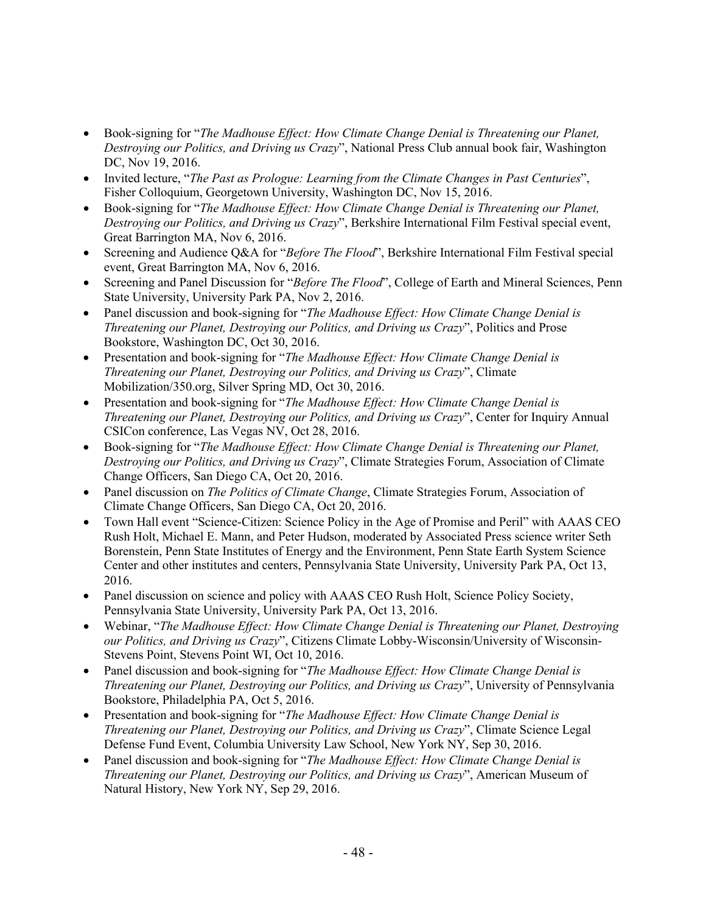- Book-signing for "*The Madhouse Effect: How Climate Change Denial is Threatening our Planet, Destroying our Politics, and Driving us Crazy*", National Press Club annual book fair, Washington DC, Nov 19, 2016.
- Invited lecture, "*The Past as Prologue: Learning from the Climate Changes in Past Centuries*", Fisher Colloquium, Georgetown University, Washington DC, Nov 15, 2016.
- Book-signing for "*The Madhouse Effect: How Climate Change Denial is Threatening our Planet, Destroying our Politics, and Driving us Crazy*", Berkshire International Film Festival special event, Great Barrington MA, Nov 6, 2016.
- Screening and Audience Q&A for "*Before The Flood*", Berkshire International Film Festival special event, Great Barrington MA, Nov 6, 2016.
- Screening and Panel Discussion for "*Before The Flood*", College of Earth and Mineral Sciences, Penn State University, University Park PA, Nov 2, 2016.
- Panel discussion and book-signing for "*The Madhouse Effect: How Climate Change Denial is Threatening our Planet, Destroying our Politics, and Driving us Crazy*", Politics and Prose Bookstore, Washington DC, Oct 30, 2016.
- Presentation and book-signing for "*The Madhouse Effect: How Climate Change Denial is Threatening our Planet, Destroying our Politics, and Driving us Crazy*", Climate Mobilization/350.org, Silver Spring MD, Oct 30, 2016.
- Presentation and book-signing for "*The Madhouse Effect: How Climate Change Denial is Threatening our Planet, Destroying our Politics, and Driving us Crazy*", Center for Inquiry Annual CSICon conference, Las Vegas NV, Oct 28, 2016.
- Book-signing for "*The Madhouse Effect: How Climate Change Denial is Threatening our Planet, Destroying our Politics, and Driving us Crazy*", Climate Strategies Forum, Association of Climate Change Officers, San Diego CA, Oct 20, 2016.
- Panel discussion on *The Politics of Climate Change*, Climate Strategies Forum, Association of Climate Change Officers, San Diego CA, Oct 20, 2016.
- Town Hall event "Science-Citizen: Science Policy in the Age of Promise and Peril" with AAAS CEO Rush Holt, Michael E. Mann, and Peter Hudson, moderated by Associated Press science writer Seth Borenstein, Penn State Institutes of Energy and the Environment, Penn State Earth System Science Center and other institutes and centers, Pennsylvania State University, University Park PA, Oct 13, 2016.
- Panel discussion on science and policy with AAAS CEO Rush Holt, Science Policy Society, Pennsylvania State University, University Park PA, Oct 13, 2016.
- Webinar, "*The Madhouse Effect: How Climate Change Denial is Threatening our Planet, Destroying our Politics, and Driving us Crazy*", Citizens Climate Lobby-Wisconsin/University of Wisconsin-Stevens Point, Stevens Point WI, Oct 10, 2016.
- Panel discussion and book-signing for "*The Madhouse Effect: How Climate Change Denial is Threatening our Planet, Destroying our Politics, and Driving us Crazy*", University of Pennsylvania Bookstore, Philadelphia PA, Oct 5, 2016.
- Presentation and book-signing for "*The Madhouse Effect: How Climate Change Denial is Threatening our Planet, Destroying our Politics, and Driving us Crazy*", Climate Science Legal Defense Fund Event, Columbia University Law School, New York NY, Sep 30, 2016.
- Panel discussion and book-signing for "*The Madhouse Effect: How Climate Change Denial is Threatening our Planet, Destroying our Politics, and Driving us Crazy*", American Museum of Natural History, New York NY, Sep 29, 2016.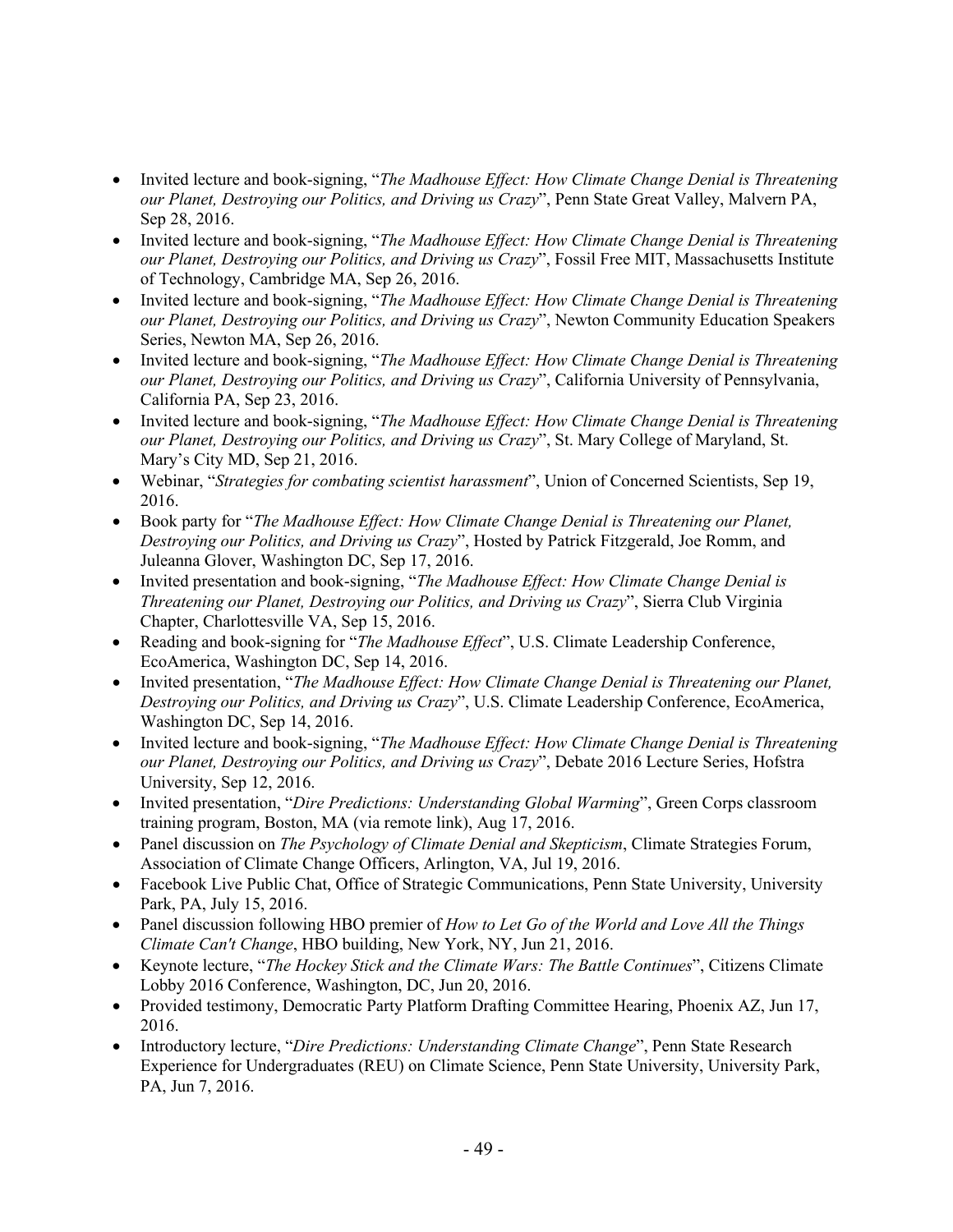- Invited lecture and book-signing, "*The Madhouse Effect: How Climate Change Denial is Threatening our Planet, Destroying our Politics, and Driving us Crazy*", Penn State Great Valley, Malvern PA, Sep 28, 2016.
- Invited lecture and book-signing, "*The Madhouse Effect: How Climate Change Denial is Threatening our Planet, Destroying our Politics, and Driving us Crazy*", Fossil Free MIT, Massachusetts Institute of Technology, Cambridge MA, Sep 26, 2016.
- Invited lecture and book-signing, "*The Madhouse Effect: How Climate Change Denial is Threatening our Planet, Destroying our Politics, and Driving us Crazy*", Newton Community Education Speakers Series, Newton MA, Sep 26, 2016.
- Invited lecture and book-signing, "*The Madhouse Effect: How Climate Change Denial is Threatening our Planet, Destroying our Politics, and Driving us Crazy*", California University of Pennsylvania, California PA, Sep 23, 2016.
- Invited lecture and book-signing, "*The Madhouse Effect: How Climate Change Denial is Threatening our Planet, Destroying our Politics, and Driving us Crazy*", St. Mary College of Maryland, St. Mary's City MD, Sep 21, 2016.
- Webinar, "*Strategies for combating scientist harassment*", Union of Concerned Scientists, Sep 19, 2016.
- Book party for "*The Madhouse Effect: How Climate Change Denial is Threatening our Planet, Destroying our Politics, and Driving us Crazy*", Hosted by Patrick Fitzgerald, Joe Romm, and Juleanna Glover, Washington DC, Sep 17, 2016.
- Invited presentation and book-signing, "*The Madhouse Effect: How Climate Change Denial is Threatening our Planet, Destroying our Politics, and Driving us Crazy*", Sierra Club Virginia Chapter, Charlottesville VA, Sep 15, 2016.
- Reading and book-signing for "*The Madhouse Effect*", U.S. Climate Leadership Conference, EcoAmerica, Washington DC, Sep 14, 2016.
- Invited presentation, "*The Madhouse Effect: How Climate Change Denial is Threatening our Planet, Destroying our Politics, and Driving us Crazy*", U.S. Climate Leadership Conference, EcoAmerica, Washington DC, Sep 14, 2016.
- Invited lecture and book-signing, "*The Madhouse Effect: How Climate Change Denial is Threatening our Planet, Destroying our Politics, and Driving us Crazy*", Debate 2016 Lecture Series, Hofstra University, Sep 12, 2016.
- Invited presentation, "*Dire Predictions: Understanding Global Warming*", Green Corps classroom training program, Boston, MA (via remote link), Aug 17, 2016.
- Panel discussion on *The Psychology of Climate Denial and Skepticism*, Climate Strategies Forum, Association of Climate Change Officers, Arlington, VA, Jul 19, 2016.
- Facebook Live Public Chat, Office of Strategic Communications, Penn State University, University Park, PA, July 15, 2016.
- Panel discussion following HBO premier of *How to Let Go of the World and Love All the Things Climate Can't Change*, HBO building, New York, NY, Jun 21, 2016.
- Keynote lecture, "*The Hockey Stick and the Climate Wars: The Battle Continues*", Citizens Climate Lobby 2016 Conference, Washington, DC, Jun 20, 2016.
- Provided testimony, Democratic Party Platform Drafting Committee Hearing, Phoenix AZ, Jun 17, 2016.
- Introductory lecture, "*Dire Predictions: Understanding Climate Change*", Penn State Research Experience for Undergraduates (REU) on Climate Science, Penn State University, University Park, PA, Jun 7, 2016.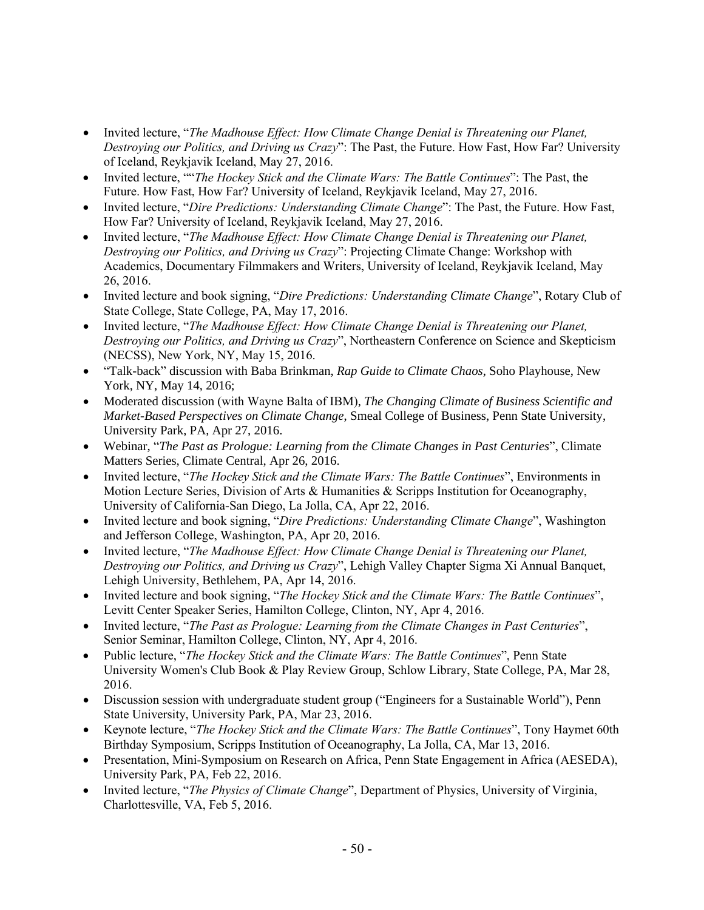- Invited lecture, "*The Madhouse Effect: How Climate Change Denial is Threatening our Planet, Destroying our Politics, and Driving us Crazy*": The Past, the Future. How Fast, How Far? University of Iceland, Reykjavik Iceland, May 27, 2016.
- Invited lecture, ""*The Hockey Stick and the Climate Wars: The Battle Continues*": The Past, the Future. How Fast, How Far? University of Iceland, Reykjavik Iceland, May 27, 2016.
- Invited lecture, "*Dire Predictions: Understanding Climate Change*": The Past, the Future. How Fast, How Far? University of Iceland, Reykjavik Iceland, May 27, 2016.
- Invited lecture, "*The Madhouse Effect: How Climate Change Denial is Threatening our Planet, Destroying our Politics, and Driving us Crazy*": Projecting Climate Change: Workshop with Academics, Documentary Filmmakers and Writers, University of Iceland, Reykjavik Iceland, May 26, 2016.
- Invited lecture and book signing, "*Dire Predictions: Understanding Climate Change*", Rotary Club of State College, State College, PA, May 17, 2016.
- Invited lecture, "*The Madhouse Effect: How Climate Change Denial is Threatening our Planet, Destroying our Politics, and Driving us Crazy*", Northeastern Conference on Science and Skepticism (NECSS), New York, NY, May 15, 2016.
- "Talk-back" discussion with Baba Brinkman, *Rap Guide to Climate Chaos*, Soho Playhouse, New York, NY, May 14, 2016;
- Moderated discussion (with Wayne Balta of IBM), *The Changing Climate of Business Scientific and Market-Based Perspectives on Climate Change*, Smeal College of Business, Penn State University, University Park, PA, Apr 27, 2016.
- Webinar, "*The Past as Prologue: Learning from the Climate Changes in Past Centuries*", Climate Matters Series, Climate Central, Apr 26, 2016.
- Invited lecture, "*The Hockey Stick and the Climate Wars: The Battle Continues*", Environments in Motion Lecture Series, Division of Arts & Humanities & Scripps Institution for Oceanography, University of California-San Diego, La Jolla, CA, Apr 22, 2016.
- Invited lecture and book signing, "*Dire Predictions: Understanding Climate Change*", Washington and Jefferson College, Washington, PA, Apr 20, 2016.
- Invited lecture, "*The Madhouse Effect: How Climate Change Denial is Threatening our Planet, Destroying our Politics, and Driving us Crazy*", Lehigh Valley Chapter Sigma Xi Annual Banquet, Lehigh University, Bethlehem, PA, Apr 14, 2016.
- Invited lecture and book signing, "*The Hockey Stick and the Climate Wars: The Battle Continues*", Levitt Center Speaker Series, Hamilton College, Clinton, NY, Apr 4, 2016.
- Invited lecture, "*The Past as Prologue: Learning from the Climate Changes in Past Centuries*", Senior Seminar, Hamilton College, Clinton, NY, Apr 4, 2016.
- Public lecture, "*The Hockey Stick and the Climate Wars: The Battle Continues*", Penn State University Women's Club Book & Play Review Group, Schlow Library, State College, PA, Mar 28, 2016.
- Discussion session with undergraduate student group ("Engineers for a Sustainable World"), Penn State University, University Park, PA, Mar 23, 2016.
- Keynote lecture, "*The Hockey Stick and the Climate Wars: The Battle Continues*", Tony Haymet 60th Birthday Symposium, Scripps Institution of Oceanography, La Jolla, CA, Mar 13, 2016.
- Presentation, Mini-Symposium on Research on Africa, Penn State Engagement in Africa (AESEDA), University Park, PA, Feb 22, 2016.
- Invited lecture, "*The Physics of Climate Change*", Department of Physics, University of Virginia, Charlottesville, VA, Feb 5, 2016.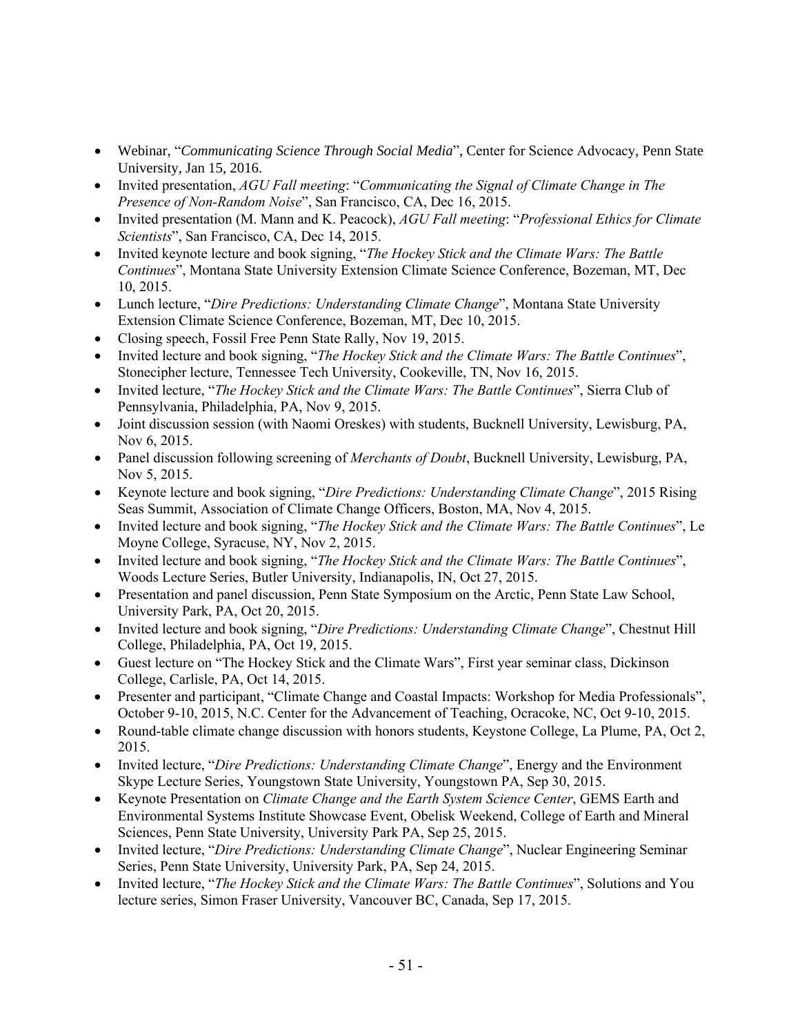- Webinar, "*Communicating Science Through Social Media*", Center for Science Advocacy, Penn State University, Jan 15, 2016.
- Invited presentation, *AGU Fall meeting*: "*Communicating the Signal of Climate Change in The Presence of Non-Random Noise*", San Francisco, CA, Dec 16, 2015.
- Invited presentation (M. Mann and K. Peacock), *AGU Fall meeting*: "*Professional Ethics for Climate Scientists*", San Francisco, CA, Dec 14, 2015.
- Invited keynote lecture and book signing, "*The Hockey Stick and the Climate Wars: The Battle Continues*", Montana State University Extension Climate Science Conference, Bozeman, MT, Dec 10, 2015.
- Lunch lecture, "*Dire Predictions: Understanding Climate Change*", Montana State University Extension Climate Science Conference, Bozeman, MT, Dec 10, 2015.
- Closing speech, Fossil Free Penn State Rally, Nov 19, 2015.
- Invited lecture and book signing, "*The Hockey Stick and the Climate Wars: The Battle Continues*", Stonecipher lecture, Tennessee Tech University, Cookeville, TN, Nov 16, 2015.
- Invited lecture, "*The Hockey Stick and the Climate Wars: The Battle Continues*", Sierra Club of Pennsylvania, Philadelphia, PA, Nov 9, 2015.
- Joint discussion session (with Naomi Oreskes) with students, Bucknell University, Lewisburg, PA, Nov 6, 2015.
- Panel discussion following screening of *Merchants of Doubt*, Bucknell University, Lewisburg, PA, Nov 5, 2015.
- Keynote lecture and book signing, "*Dire Predictions: Understanding Climate Change*", 2015 Rising Seas Summit, Association of Climate Change Officers, Boston, MA, Nov 4, 2015.
- Invited lecture and book signing, "*The Hockey Stick and the Climate Wars: The Battle Continues*", Le Moyne College, Syracuse, NY, Nov 2, 2015.
- Invited lecture and book signing, "*The Hockey Stick and the Climate Wars: The Battle Continues*", Woods Lecture Series, Butler University, Indianapolis, IN, Oct 27, 2015.
- Presentation and panel discussion, Penn State Symposium on the Arctic, Penn State Law School, University Park, PA, Oct 20, 2015.
- Invited lecture and book signing, "*Dire Predictions: Understanding Climate Change*", Chestnut Hill College, Philadelphia, PA, Oct 19, 2015.
- Guest lecture on "The Hockey Stick and the Climate Wars", First year seminar class, Dickinson College, Carlisle, PA, Oct 14, 2015.
- Presenter and participant, "Climate Change and Coastal Impacts: Workshop for Media Professionals", October 9-10, 2015, N.C. Center for the Advancement of Teaching, Ocracoke, NC, Oct 9-10, 2015.
- Round-table climate change discussion with honors students, Keystone College, La Plume, PA, Oct 2, 2015.
- Invited lecture, "*Dire Predictions: Understanding Climate Change*", Energy and the Environment Skype Lecture Series, Youngstown State University, Youngstown PA, Sep 30, 2015.
- Keynote Presentation on *Climate Change and the Earth System Science Center*, GEMS Earth and Environmental Systems Institute Showcase Event, Obelisk Weekend, College of Earth and Mineral Sciences, Penn State University, University Park PA, Sep 25, 2015.
- Invited lecture, "*Dire Predictions: Understanding Climate Change*", Nuclear Engineering Seminar Series, Penn State University, University Park, PA, Sep 24, 2015.
- Invited lecture, "*The Hockey Stick and the Climate Wars: The Battle Continues*", Solutions and You lecture series, Simon Fraser University, Vancouver BC, Canada, Sep 17, 2015.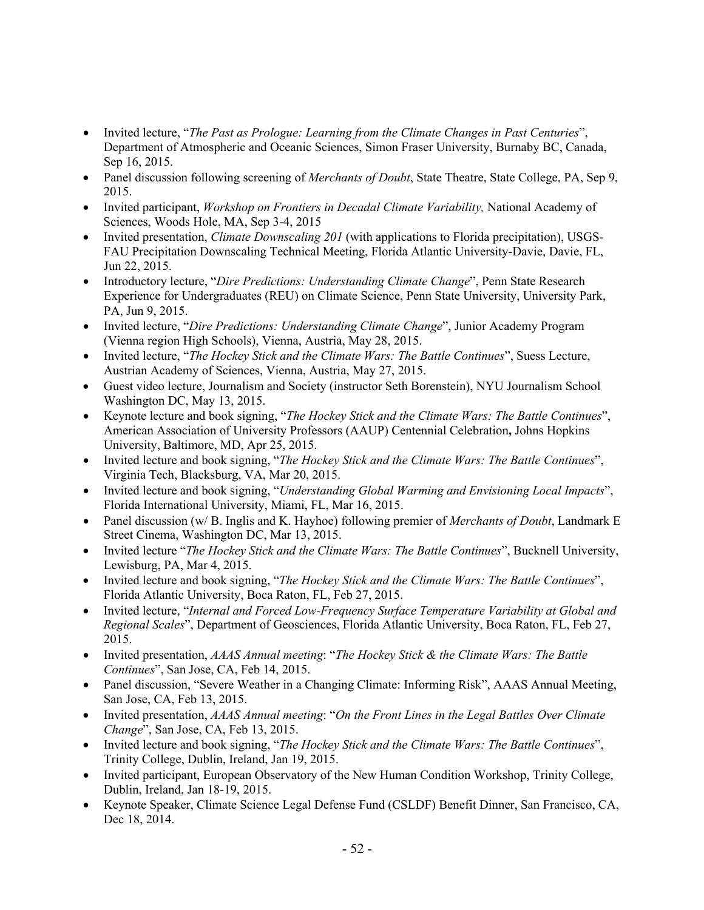- Invited lecture, "*The Past as Prologue: Learning from the Climate Changes in Past Centuries*", Department of Atmospheric and Oceanic Sciences, Simon Fraser University, Burnaby BC, Canada, Sep 16, 2015.
- Panel discussion following screening of *Merchants of Doubt*, State Theatre, State College, PA, Sep 9, 2015.
- Invited participant, *Workshop on Frontiers in Decadal Climate Variability,* National Academy of Sciences, Woods Hole, MA, Sep 3-4, 2015
- Invited presentation, *Climate Downscaling 201* (with applications to Florida precipitation), USGS-FAU Precipitation Downscaling Technical Meeting, Florida Atlantic University-Davie, Davie, FL, Jun 22, 2015.
- Introductory lecture, "*Dire Predictions: Understanding Climate Change*", Penn State Research Experience for Undergraduates (REU) on Climate Science, Penn State University, University Park, PA, Jun 9, 2015.
- Invited lecture, "*Dire Predictions: Understanding Climate Change*", Junior Academy Program (Vienna region High Schools), Vienna, Austria, May 28, 2015.
- Invited lecture, "*The Hockey Stick and the Climate Wars: The Battle Continues*", Suess Lecture, Austrian Academy of Sciences, Vienna, Austria, May 27, 2015.
- Guest video lecture, Journalism and Society (instructor Seth Borenstein), NYU Journalism School Washington DC, May 13, 2015.
- Keynote lecture and book signing, "*The Hockey Stick and the Climate Wars: The Battle Continues*", American Association of University Professors (AAUP) Centennial Celebration**,** Johns Hopkins University, Baltimore, MD, Apr 25, 2015.
- Invited lecture and book signing, "*The Hockey Stick and the Climate Wars: The Battle Continues*", Virginia Tech, Blacksburg, VA, Mar 20, 2015.
- Invited lecture and book signing, "*Understanding Global Warming and Envisioning Local Impacts*", Florida International University, Miami, FL, Mar 16, 2015.
- Panel discussion (w/ B. Inglis and K. Hayhoe) following premier of *Merchants of Doubt*, Landmark E Street Cinema, Washington DC, Mar 13, 2015.
- Invited lecture "*The Hockey Stick and the Climate Wars: The Battle Continues*", Bucknell University, Lewisburg, PA, Mar 4, 2015.
- Invited lecture and book signing, "*The Hockey Stick and the Climate Wars: The Battle Continues*", Florida Atlantic University, Boca Raton, FL, Feb 27, 2015.
- Invited lecture, "*Internal and Forced Low-Frequency Surface Temperature Variability at Global and Regional Scales*", Department of Geosciences, Florida Atlantic University, Boca Raton, FL, Feb 27, 2015.
- Invited presentation, *AAAS Annual meeting*: "*The Hockey Stick & the Climate Wars: The Battle Continues*", San Jose, CA, Feb 14, 2015.
- Panel discussion, "Severe Weather in a Changing Climate: Informing Risk", AAAS Annual Meeting, San Jose, CA, Feb 13, 2015.
- Invited presentation, *AAAS Annual meeting*: "*On the Front Lines in the Legal Battles Over Climate Change*", San Jose, CA, Feb 13, 2015.
- Invited lecture and book signing, "*The Hockey Stick and the Climate Wars: The Battle Continues*", Trinity College, Dublin, Ireland, Jan 19, 2015.
- Invited participant, European Observatory of the New Human Condition Workshop, Trinity College, Dublin, Ireland, Jan 18-19, 2015.
- Keynote Speaker, Climate Science Legal Defense Fund (CSLDF) Benefit Dinner, San Francisco, CA, Dec 18, 2014.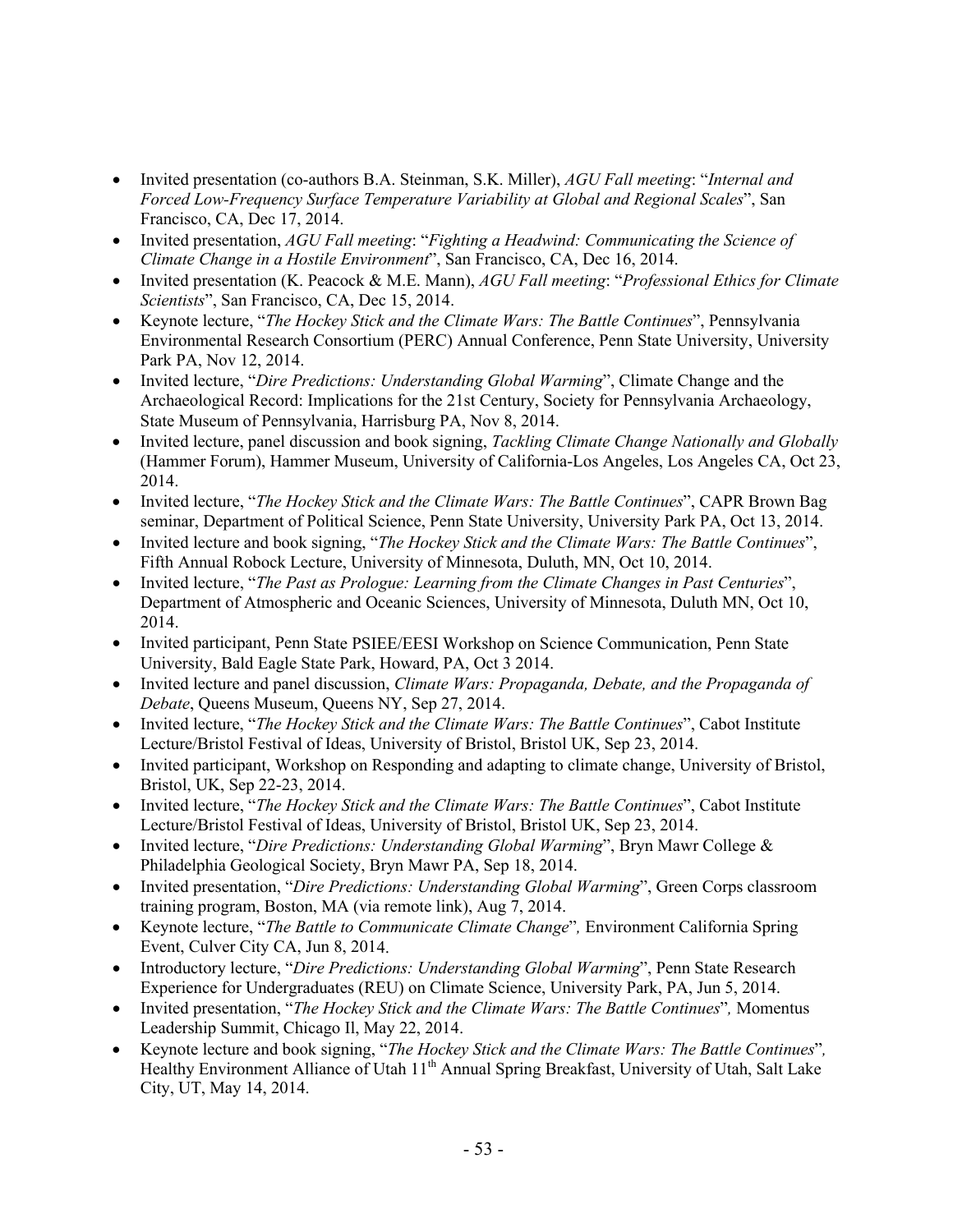- Invited presentation (co-authors B.A. Steinman, S.K. Miller), *AGU Fall meeting*: "*Internal and Forced Low-Frequency Surface Temperature Variability at Global and Regional Scales*", San Francisco, CA, Dec 17, 2014.
- Invited presentation, *AGU Fall meeting*: "*Fighting a Headwind: Communicating the Science of Climate Change in a Hostile Environment*", San Francisco, CA, Dec 16, 2014.
- Invited presentation (K. Peacock & M.E. Mann), *AGU Fall meeting*: "*Professional Ethics for Climate Scientists*", San Francisco, CA, Dec 15, 2014.
- Keynote lecture, "*The Hockey Stick and the Climate Wars: The Battle Continues*", Pennsylvania Environmental Research Consortium (PERC) Annual Conference, Penn State University, University Park PA, Nov 12, 2014.
- Invited lecture, "*Dire Predictions: Understanding Global Warming*", Climate Change and the Archaeological Record: Implications for the 21st Century, Society for Pennsylvania Archaeology, State Museum of Pennsylvania, Harrisburg PA, Nov 8, 2014.
- Invited lecture, panel discussion and book signing, *Tackling Climate Change Nationally and Globally* (Hammer Forum), Hammer Museum, University of California-Los Angeles, Los Angeles CA, Oct 23, 2014.
- Invited lecture, "*The Hockey Stick and the Climate Wars: The Battle Continues*", CAPR Brown Bag seminar, Department of Political Science, Penn State University, University Park PA, Oct 13, 2014.
- Invited lecture and book signing, "*The Hockey Stick and the Climate Wars: The Battle Continues*", Fifth Annual Robock Lecture, University of Minnesota, Duluth, MN, Oct 10, 2014.
- Invited lecture, "*The Past as Prologue: Learning from the Climate Changes in Past Centuries*", Department of Atmospheric and Oceanic Sciences, University of Minnesota, Duluth MN, Oct 10, 2014.
- Invited participant, Penn State PSIEE/EESI Workshop on Science Communication, Penn State University, Bald Eagle State Park, Howard, PA, Oct 3 2014.
- Invited lecture and panel discussion, *Climate Wars: Propaganda, Debate, and the Propaganda of Debate*, Queens Museum, Queens NY, Sep 27, 2014.
- Invited lecture, "*The Hockey Stick and the Climate Wars: The Battle Continues*", Cabot Institute Lecture/Bristol Festival of Ideas, University of Bristol, Bristol UK, Sep 23, 2014.
- Invited participant, Workshop on Responding and adapting to climate change, University of Bristol, Bristol, UK, Sep 22-23, 2014.
- Invited lecture, "*The Hockey Stick and the Climate Wars: The Battle Continues*", Cabot Institute Lecture/Bristol Festival of Ideas, University of Bristol, Bristol UK, Sep 23, 2014.
- Invited lecture, "*Dire Predictions: Understanding Global Warming*", Bryn Mawr College & Philadelphia Geological Society, Bryn Mawr PA, Sep 18, 2014.
- Invited presentation, "*Dire Predictions: Understanding Global Warming*", Green Corps classroom training program, Boston, MA (via remote link), Aug 7, 2014.
- Keynote lecture, "*The Battle to Communicate Climate Change*"*,* Environment California Spring Event, Culver City CA, Jun 8, 2014.
- Introductory lecture, "*Dire Predictions: Understanding Global Warming*", Penn State Research Experience for Undergraduates (REU) on Climate Science, University Park, PA, Jun 5, 2014.
- Invited presentation, "*The Hockey Stick and the Climate Wars: The Battle Continues*"*,* Momentus Leadership Summit, Chicago Il, May 22, 2014.
- Keynote lecture and book signing, "*The Hockey Stick and the Climate Wars: The Battle Continues*"*,* Healthy Environment Alliance of Utah 11th Annual Spring Breakfast, University of Utah, Salt Lake City, UT, May 14, 2014.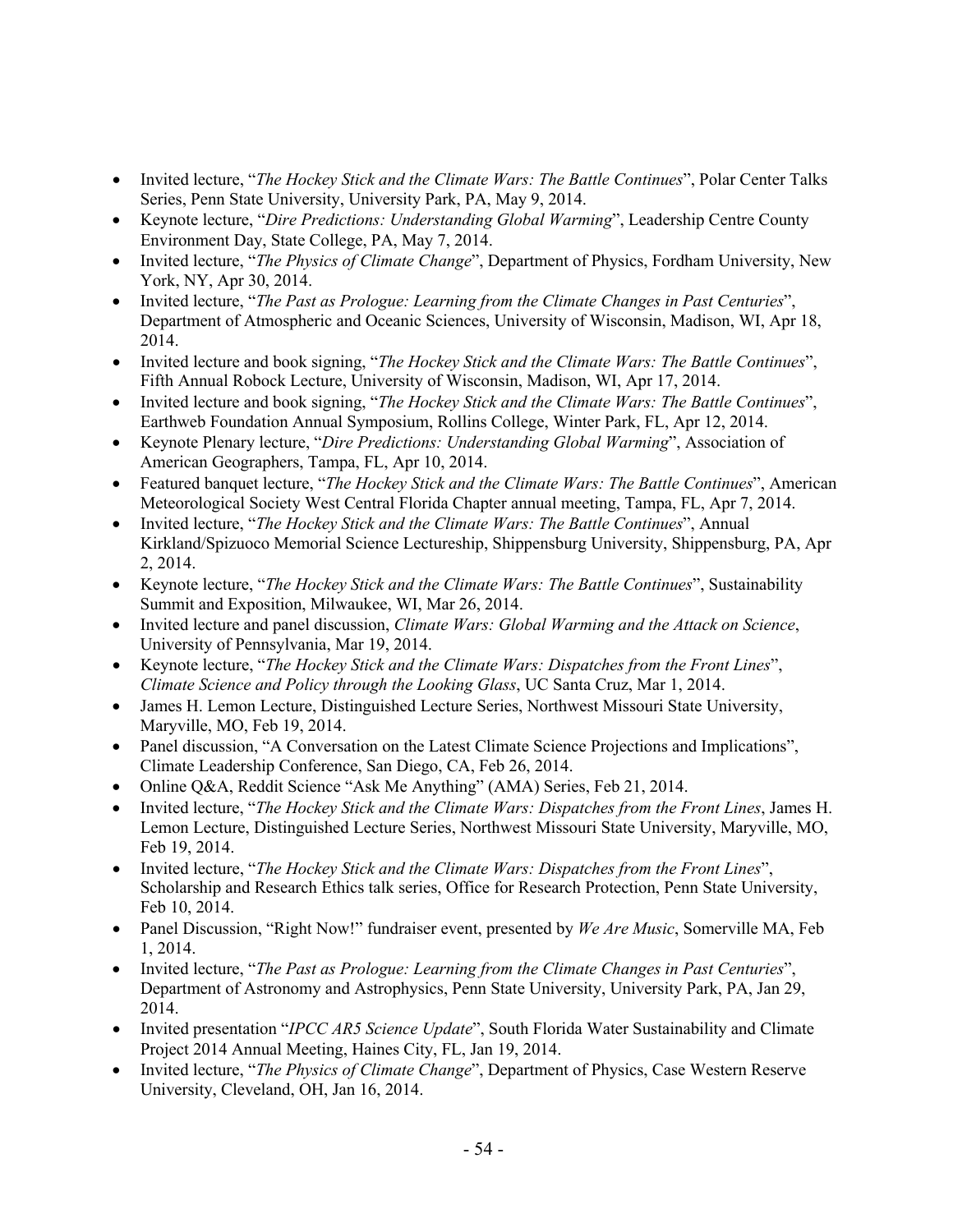- Invited lecture, "*The Hockey Stick and the Climate Wars: The Battle Continues*", Polar Center Talks Series, Penn State University, University Park, PA, May 9, 2014.
- Keynote lecture, "*Dire Predictions: Understanding Global Warming*", Leadership Centre County Environment Day, State College, PA, May 7, 2014.
- Invited lecture, "*The Physics of Climate Change*", Department of Physics, Fordham University, New York, NY, Apr 30, 2014.
- Invited lecture, "*The Past as Prologue: Learning from the Climate Changes in Past Centuries*", Department of Atmospheric and Oceanic Sciences, University of Wisconsin, Madison, WI, Apr 18, 2014.
- Invited lecture and book signing, "*The Hockey Stick and the Climate Wars: The Battle Continues*", Fifth Annual Robock Lecture, University of Wisconsin, Madison, WI, Apr 17, 2014.
- Invited lecture and book signing, "*The Hockey Stick and the Climate Wars: The Battle Continues*", Earthweb Foundation Annual Symposium, Rollins College, Winter Park, FL, Apr 12, 2014.
- Keynote Plenary lecture, "*Dire Predictions: Understanding Global Warming*", Association of American Geographers, Tampa, FL, Apr 10, 2014.
- Featured banquet lecture, "*The Hockey Stick and the Climate Wars: The Battle Continues*", American Meteorological Society West Central Florida Chapter annual meeting, Tampa, FL, Apr 7, 2014.
- Invited lecture, "*The Hockey Stick and the Climate Wars: The Battle Continues*", Annual Kirkland/Spizuoco Memorial Science Lectureship, Shippensburg University, Shippensburg, PA, Apr 2, 2014.
- Keynote lecture, "*The Hockey Stick and the Climate Wars: The Battle Continues*", Sustainability Summit and Exposition, Milwaukee, WI, Mar 26, 2014.
- Invited lecture and panel discussion, *Climate Wars: Global Warming and the Attack on Science*, University of Pennsylvania, Mar 19, 2014.
- Keynote lecture, "*The Hockey Stick and the Climate Wars: Dispatches from the Front Lines*", *Climate Science and Policy through the Looking Glass*, UC Santa Cruz, Mar 1, 2014.
- James H. Lemon Lecture, Distinguished Lecture Series, Northwest Missouri State University, Maryville, MO, Feb 19, 2014.
- Panel discussion, "A Conversation on the Latest Climate Science Projections and Implications", Climate Leadership Conference, San Diego, CA, Feb 26, 2014.
- Online Q&A, Reddit Science "Ask Me Anything" (AMA) Series, Feb 21, 2014.
- Invited lecture, "*The Hockey Stick and the Climate Wars: Dispatches from the Front Lines*, James H. Lemon Lecture, Distinguished Lecture Series, Northwest Missouri State University, Maryville, MO, Feb 19, 2014.
- Invited lecture, "*The Hockey Stick and the Climate Wars: Dispatches from the Front Lines*", Scholarship and Research Ethics talk series, Office for Research Protection, Penn State University, Feb 10, 2014.
- Panel Discussion, "Right Now!" fundraiser event, presented by *We Are Music*, Somerville MA, Feb 1, 2014.
- Invited lecture, "*The Past as Prologue: Learning from the Climate Changes in Past Centuries*", Department of Astronomy and Astrophysics, Penn State University, University Park, PA, Jan 29, 2014.
- Invited presentation "*IPCC AR5 Science Update*", South Florida Water Sustainability and Climate Project 2014 Annual Meeting, Haines City, FL, Jan 19, 2014.
- Invited lecture, "*The Physics of Climate Change*", Department of Physics, Case Western Reserve University, Cleveland, OH, Jan 16, 2014.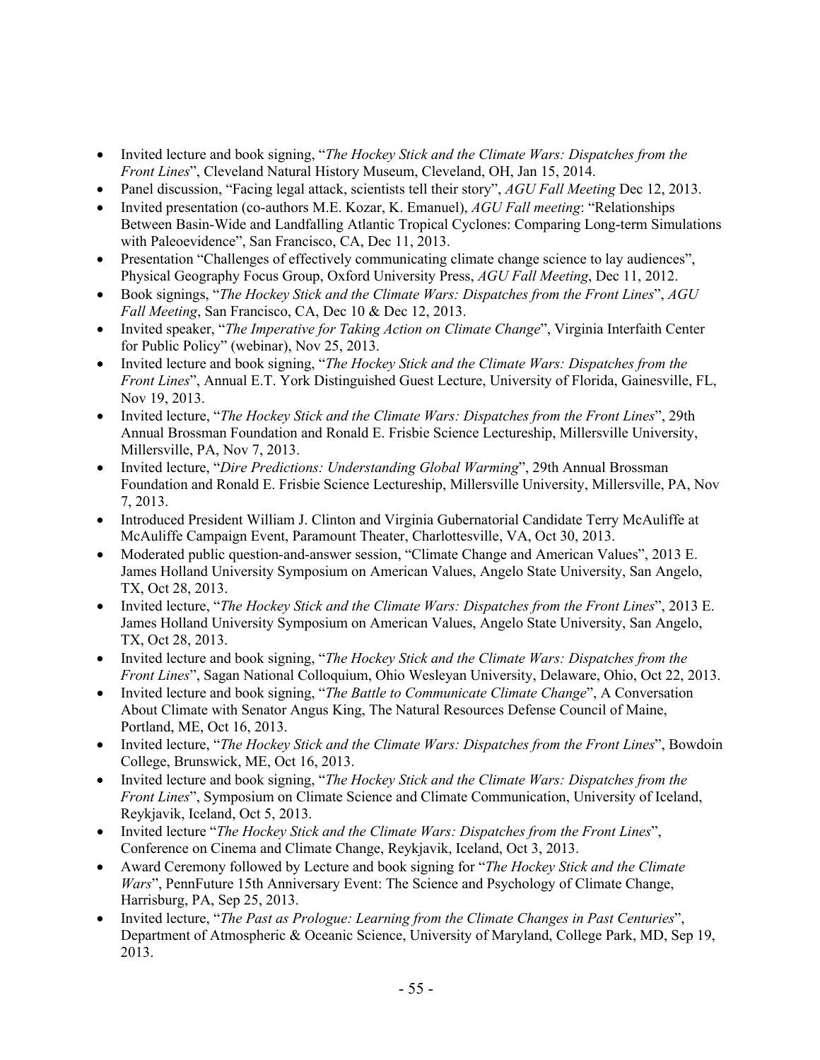- Invited lecture and book signing, "*The Hockey Stick and the Climate Wars: Dispatches from the Front Lines*", Cleveland Natural History Museum, Cleveland, OH, Jan 15, 2014.
- Panel discussion, "Facing legal attack, scientists tell their story", *AGU Fall Meeting* Dec 12, 2013.
- Invited presentation (co-authors M.E. Kozar, K. Emanuel), *AGU Fall meeting*: "Relationships Between Basin-Wide and Landfalling Atlantic Tropical Cyclones: Comparing Long-term Simulations with Paleoevidence", San Francisco, CA, Dec 11, 2013.
- Presentation "Challenges of effectively communicating climate change science to lay audiences", Physical Geography Focus Group, Oxford University Press, *AGU Fall Meeting*, Dec 11, 2012.
- Book signings, "*The Hockey Stick and the Climate Wars: Dispatches from the Front Lines*", *AGU Fall Meeting*, San Francisco, CA, Dec 10 & Dec 12, 2013.
- Invited speaker, "*The Imperative for Taking Action on Climate Change*", Virginia Interfaith Center for Public Policy" (webinar), Nov 25, 2013.
- Invited lecture and book signing, "*The Hockey Stick and the Climate Wars: Dispatches from the Front Lines*", Annual E.T. York Distinguished Guest Lecture, University of Florida, Gainesville, FL, Nov 19, 2013.
- Invited lecture, "*The Hockey Stick and the Climate Wars: Dispatches from the Front Lines*", 29th Annual Brossman Foundation and Ronald E. Frisbie Science Lectureship, Millersville University, Millersville, PA, Nov 7, 2013.
- Invited lecture, "*Dire Predictions: Understanding Global Warming*", 29th Annual Brossman Foundation and Ronald E. Frisbie Science Lectureship, Millersville University, Millersville, PA, Nov 7, 2013.
- Introduced President William J. Clinton and Virginia Gubernatorial Candidate Terry McAuliffe at McAuliffe Campaign Event, Paramount Theater, Charlottesville, VA, Oct 30, 2013.
- Moderated public question-and-answer session, "Climate Change and American Values", 2013 E. James Holland University Symposium on American Values, Angelo State University, San Angelo, TX, Oct 28, 2013.
- Invited lecture, "*The Hockey Stick and the Climate Wars: Dispatches from the Front Lines*", 2013 E. James Holland University Symposium on American Values, Angelo State University, San Angelo, TX, Oct 28, 2013.
- Invited lecture and book signing, "*The Hockey Stick and the Climate Wars: Dispatches from the Front Lines*", Sagan National Colloquium, Ohio Wesleyan University, Delaware, Ohio, Oct 22, 2013.
- Invited lecture and book signing, "*The Battle to Communicate Climate Change*", A Conversation About Climate with Senator Angus King, The Natural Resources Defense Council of Maine, Portland, ME, Oct 16, 2013.
- Invited lecture, "*The Hockey Stick and the Climate Wars: Dispatches from the Front Lines*", Bowdoin College, Brunswick, ME, Oct 16, 2013.
- Invited lecture and book signing, "*The Hockey Stick and the Climate Wars: Dispatches from the Front Lines*", Symposium on Climate Science and Climate Communication, University of Iceland, Reykjavik, Iceland, Oct 5, 2013.
- Invited lecture "*The Hockey Stick and the Climate Wars: Dispatches from the Front Lines*", Conference on Cinema and Climate Change, Reykjavik, Iceland, Oct 3, 2013.
- Award Ceremony followed by Lecture and book signing for "*The Hockey Stick and the Climate Wars*", PennFuture 15th Anniversary Event: The Science and Psychology of Climate Change, Harrisburg, PA, Sep 25, 2013.
- Invited lecture, "*The Past as Prologue: Learning from the Climate Changes in Past Centuries*", Department of Atmospheric & Oceanic Science, University of Maryland, College Park, MD, Sep 19, 2013.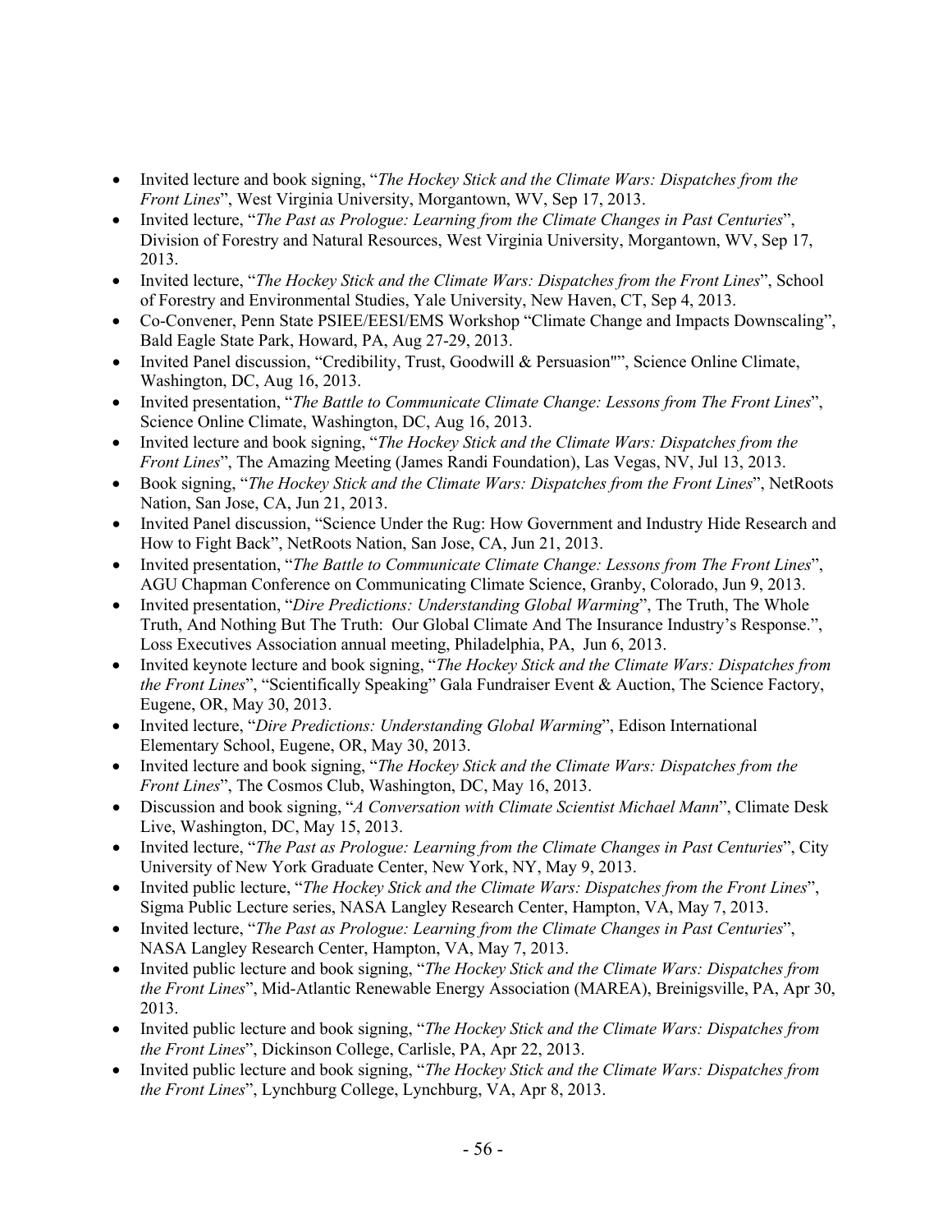- Invited lecture and book signing, "*The Hockey Stick and the Climate Wars: Dispatches from the Front Lines*", West Virginia University, Morgantown, WV, Sep 17, 2013.
- Invited lecture, "*The Past as Prologue: Learning from the Climate Changes in Past Centuries*", Division of Forestry and Natural Resources, West Virginia University, Morgantown, WV, Sep 17, 2013.
- Invited lecture, "*The Hockey Stick and the Climate Wars: Dispatches from the Front Lines*", School of Forestry and Environmental Studies, Yale University, New Haven, CT, Sep 4, 2013.
- Co-Convener, Penn State PSIEE/EESI/EMS Workshop "Climate Change and Impacts Downscaling", Bald Eagle State Park, Howard, PA, Aug 27-29, 2013.
- Invited Panel discussion, "Credibility, Trust, Goodwill & Persuasion"", Science Online Climate, Washington, DC, Aug 16, 2013.
- Invited presentation, "*The Battle to Communicate Climate Change: Lessons from The Front Lines*", Science Online Climate, Washington, DC, Aug 16, 2013.
- Invited lecture and book signing, "*The Hockey Stick and the Climate Wars: Dispatches from the Front Lines*", The Amazing Meeting (James Randi Foundation), Las Vegas, NV, Jul 13, 2013.
- Book signing, "*The Hockey Stick and the Climate Wars: Dispatches from the Front Lines*", NetRoots Nation, San Jose, CA, Jun 21, 2013.
- Invited Panel discussion, "Science Under the Rug: How Government and Industry Hide Research and How to Fight Back", NetRoots Nation, San Jose, CA, Jun 21, 2013.
- Invited presentation, "*The Battle to Communicate Climate Change: Lessons from The Front Lines*", AGU Chapman Conference on Communicating Climate Science, Granby, Colorado, Jun 9, 2013.
- Invited presentation, "*Dire Predictions: Understanding Global Warming*", The Truth, The Whole Truth, And Nothing But The Truth: Our Global Climate And The Insurance Industry's Response.", Loss Executives Association annual meeting, Philadelphia, PA, Jun 6, 2013.
- Invited keynote lecture and book signing, "*The Hockey Stick and the Climate Wars: Dispatches from the Front Lines*", "Scientifically Speaking" Gala Fundraiser Event & Auction, The Science Factory, Eugene, OR, May 30, 2013.
- Invited lecture, "*Dire Predictions: Understanding Global Warming*", Edison International Elementary School, Eugene, OR, May 30, 2013.
- Invited lecture and book signing, "*The Hockey Stick and the Climate Wars: Dispatches from the Front Lines*", The Cosmos Club, Washington, DC, May 16, 2013.
- Discussion and book signing, "*A Conversation with Climate Scientist Michael Mann*", Climate Desk Live, Washington, DC, May 15, 2013.
- Invited lecture, "*The Past as Prologue: Learning from the Climate Changes in Past Centuries*", City University of New York Graduate Center, New York, NY, May 9, 2013.
- Invited public lecture, "*The Hockey Stick and the Climate Wars: Dispatches from the Front Lines*", Sigma Public Lecture series, NASA Langley Research Center, Hampton, VA, May 7, 2013.
- Invited lecture, "*The Past as Prologue: Learning from the Climate Changes in Past Centuries*", NASA Langley Research Center, Hampton, VA, May 7, 2013.
- Invited public lecture and book signing, "*The Hockey Stick and the Climate Wars: Dispatches from the Front Lines*", Mid-Atlantic Renewable Energy Association (MAREA), Breinigsville, PA, Apr 30, 2013.
- Invited public lecture and book signing, "*The Hockey Stick and the Climate Wars: Dispatches from the Front Lines*", Dickinson College, Carlisle, PA, Apr 22, 2013.
- Invited public lecture and book signing, "*The Hockey Stick and the Climate Wars: Dispatches from the Front Lines*", Lynchburg College, Lynchburg, VA, Apr 8, 2013.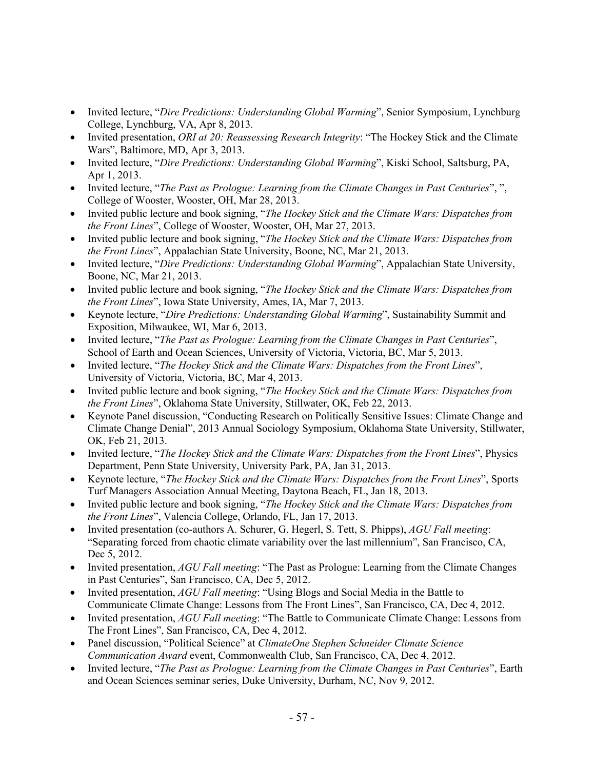- Invited lecture, "*Dire Predictions: Understanding Global Warming*", Senior Symposium, Lynchburg College, Lynchburg, VA, Apr 8, 2013.
- Invited presentation, *ORI at 20: Reassessing Research Integrity*: "The Hockey Stick and the Climate Wars", Baltimore, MD, Apr 3, 2013.
- Invited lecture, "*Dire Predictions: Understanding Global Warming*", Kiski School, Saltsburg, PA, Apr 1, 2013.
- Invited lecture, "*The Past as Prologue: Learning from the Climate Changes in Past Centuries*", ", College of Wooster, Wooster, OH, Mar 28, 2013.
- Invited public lecture and book signing, "*The Hockey Stick and the Climate Wars: Dispatches from the Front Lines*", College of Wooster, Wooster, OH, Mar 27, 2013.
- Invited public lecture and book signing, "*The Hockey Stick and the Climate Wars: Dispatches from the Front Lines*", Appalachian State University, Boone, NC, Mar 21, 2013.
- Invited lecture, "*Dire Predictions: Understanding Global Warming*", Appalachian State University, Boone, NC, Mar 21, 2013.
- Invited public lecture and book signing, "*The Hockey Stick and the Climate Wars: Dispatches from the Front Lines*", Iowa State University, Ames, IA, Mar 7, 2013.
- Keynote lecture, "*Dire Predictions: Understanding Global Warming*", Sustainability Summit and Exposition, Milwaukee, WI, Mar 6, 2013.
- Invited lecture, "*The Past as Prologue: Learning from the Climate Changes in Past Centuries*", School of Earth and Ocean Sciences, University of Victoria, Victoria, BC, Mar 5, 2013.
- Invited lecture, "*The Hockey Stick and the Climate Wars: Dispatches from the Front Lines*", University of Victoria, Victoria, BC, Mar 4, 2013.
- Invited public lecture and book signing, "*The Hockey Stick and the Climate Wars: Dispatches from the Front Lines*", Oklahoma State University, Stillwater, OK, Feb 22, 2013.
- Keynote Panel discussion, "Conducting Research on Politically Sensitive Issues: Climate Change and Climate Change Denial", 2013 Annual Sociology Symposium, Oklahoma State University, Stillwater, OK, Feb 21, 2013.
- Invited lecture, "*The Hockey Stick and the Climate Wars: Dispatches from the Front Lines*", Physics Department, Penn State University, University Park, PA, Jan 31, 2013.
- Keynote lecture, "*The Hockey Stick and the Climate Wars: Dispatches from the Front Lines*", Sports Turf Managers Association Annual Meeting, Daytona Beach, FL, Jan 18, 2013.
- Invited public lecture and book signing, "*The Hockey Stick and the Climate Wars: Dispatches from the Front Lines*", Valencia College, Orlando, FL, Jan 17, 2013.
- Invited presentation (co-authors A. Schurer, G. Hegerl, S. Tett, S. Phipps), *AGU Fall meeting*: "Separating forced from chaotic climate variability over the last millennium", San Francisco, CA, Dec 5, 2012.
- Invited presentation, *AGU Fall meeting*: "The Past as Prologue: Learning from the Climate Changes in Past Centuries", San Francisco, CA, Dec 5, 2012.
- Invited presentation, *AGU Fall meeting*: "Using Blogs and Social Media in the Battle to Communicate Climate Change: Lessons from The Front Lines", San Francisco, CA, Dec 4, 2012.
- Invited presentation, *AGU Fall meeting*: "The Battle to Communicate Climate Change: Lessons from The Front Lines", San Francisco, CA, Dec 4, 2012.
- Panel discussion, "Political Science" at *ClimateOne Stephen Schneider Climate Science Communication Award* event, Commonwealth Club, San Francisco, CA, Dec 4, 2012.
- Invited lecture, "*The Past as Prologue: Learning from the Climate Changes in Past Centuries*", Earth and Ocean Sciences seminar series, Duke University, Durham, NC, Nov 9, 2012.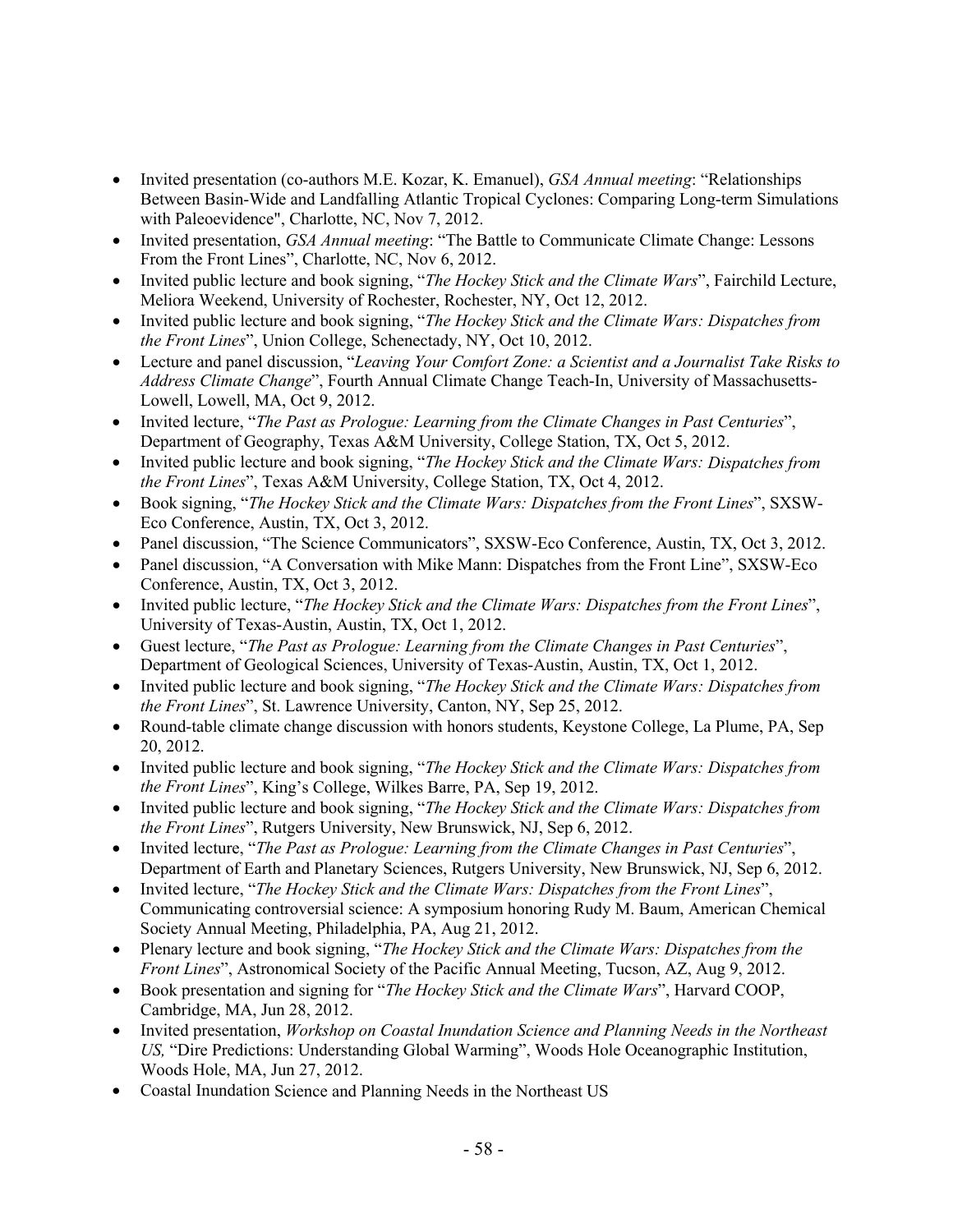- Invited presentation (co-authors M.E. Kozar, K. Emanuel), *GSA Annual meeting*: "Relationships Between Basin-Wide and Landfalling Atlantic Tropical Cyclones: Comparing Long-term Simulations with Paleoevidence", Charlotte, NC, Nov 7, 2012.
- Invited presentation, *GSA Annual meeting*: "The Battle to Communicate Climate Change: Lessons From the Front Lines", Charlotte, NC, Nov 6, 2012.
- Invited public lecture and book signing, "*The Hockey Stick and the Climate Wars*", Fairchild Lecture, Meliora Weekend, University of Rochester, Rochester, NY, Oct 12, 2012.
- Invited public lecture and book signing, "*The Hockey Stick and the Climate Wars: Dispatches from the Front Lines*", Union College, Schenectady, NY, Oct 10, 2012.
- Lecture and panel discussion, "*Leaving Your Comfort Zone: a Scientist and a Journalist Take Risks to Address Climate Change*", Fourth Annual Climate Change Teach-In, University of Massachusetts-Lowell, Lowell, MA, Oct 9, 2012.
- Invited lecture, "*The Past as Prologue: Learning from the Climate Changes in Past Centuries*", Department of Geography, Texas A&M University, College Station, TX, Oct 5, 2012.
- Invited public lecture and book signing, "*The Hockey Stick and the Climate Wars: Dispatches from the Front Lines*", Texas A&M University, College Station, TX, Oct 4, 2012.
- Book signing, "*The Hockey Stick and the Climate Wars: Dispatches from the Front Lines*", SXSW-Eco Conference, Austin, TX, Oct 3, 2012.
- Panel discussion, "The Science Communicators", SXSW-Eco Conference, Austin, TX, Oct 3, 2012.
- Panel discussion, "A Conversation with Mike Mann: Dispatches from the Front Line", SXSW-Eco Conference, Austin, TX, Oct 3, 2012.
- Invited public lecture, "*The Hockey Stick and the Climate Wars: Dispatches from the Front Lines*", University of Texas-Austin, Austin, TX, Oct 1, 2012.
- Guest lecture, "*The Past as Prologue: Learning from the Climate Changes in Past Centuries*", Department of Geological Sciences, University of Texas-Austin, Austin, TX, Oct 1, 2012.
- Invited public lecture and book signing, "*The Hockey Stick and the Climate Wars: Dispatches from the Front Lines*", St. Lawrence University, Canton, NY, Sep 25, 2012.
- Round-table climate change discussion with honors students, Keystone College, La Plume, PA, Sep 20, 2012.
- Invited public lecture and book signing, "*The Hockey Stick and the Climate Wars: Dispatches from the Front Lines*", King's College, Wilkes Barre, PA, Sep 19, 2012.
- Invited public lecture and book signing, "*The Hockey Stick and the Climate Wars: Dispatches from the Front Lines*", Rutgers University, New Brunswick, NJ, Sep 6, 2012.
- Invited lecture, "*The Past as Prologue: Learning from the Climate Changes in Past Centuries*", Department of Earth and Planetary Sciences, Rutgers University, New Brunswick, NJ, Sep 6, 2012.
- Invited lecture, "*The Hockey Stick and the Climate Wars: Dispatches from the Front Lines*", Communicating controversial science: A symposium honoring Rudy M. Baum, American Chemical Society Annual Meeting, Philadelphia, PA, Aug 21, 2012.
- Plenary lecture and book signing, "*The Hockey Stick and the Climate Wars: Dispatches from the Front Lines*", Astronomical Society of the Pacific Annual Meeting, Tucson, AZ, Aug 9, 2012.
- Book presentation and signing for "*The Hockey Stick and the Climate Wars*", Harvard COOP, Cambridge, MA, Jun 28, 2012.
- Invited presentation, *Workshop on Coastal Inundation Science and Planning Needs in the Northeast US,* "Dire Predictions: Understanding Global Warming", Woods Hole Oceanographic Institution, Woods Hole, MA, Jun 27, 2012.
- Coastal Inundation Science and Planning Needs in the Northeast US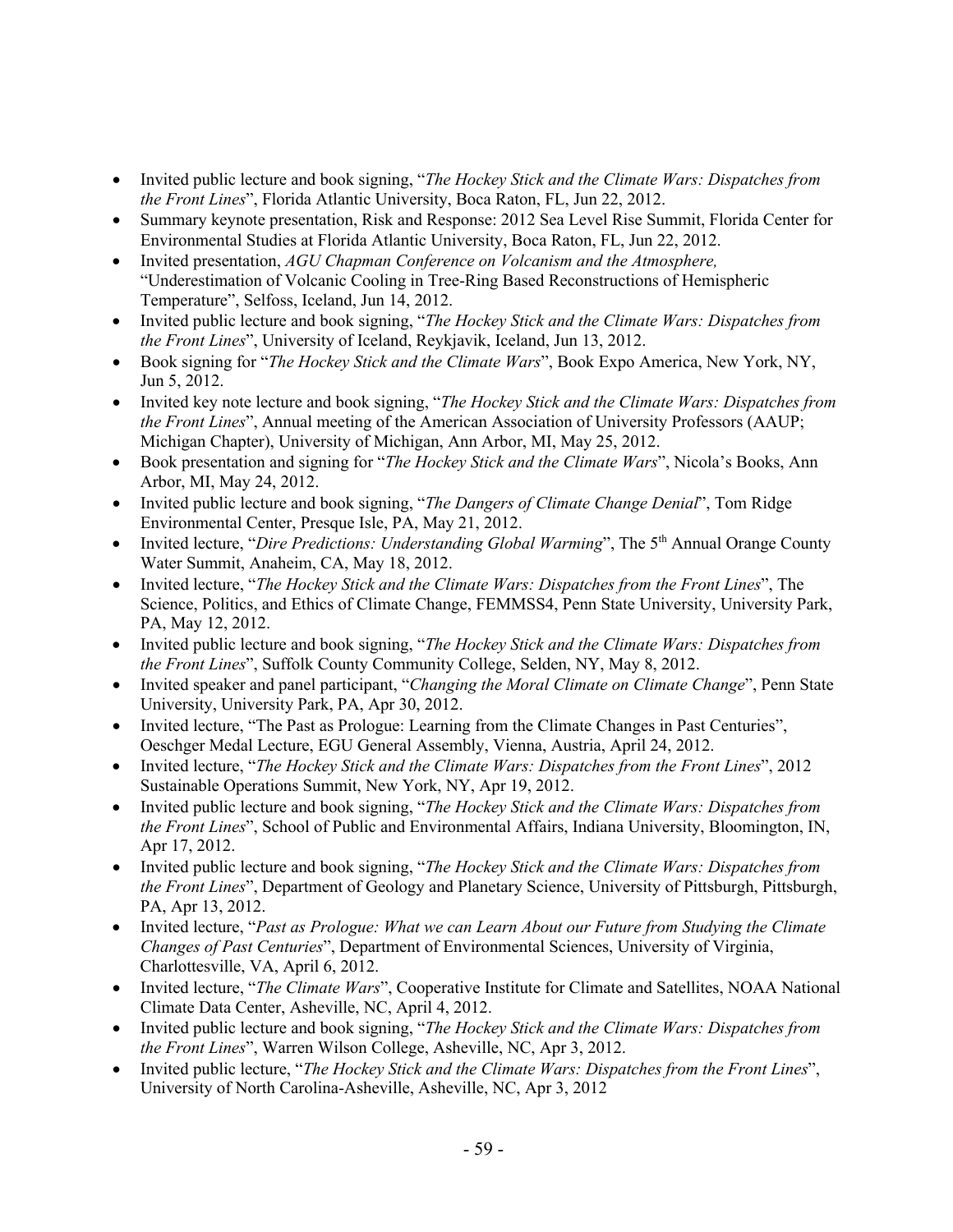- Invited public lecture and book signing, "*The Hockey Stick and the Climate Wars: Dispatches from the Front Lines*", Florida Atlantic University, Boca Raton, FL, Jun 22, 2012.
- Summary keynote presentation, Risk and Response: 2012 Sea Level Rise Summit, Florida Center for Environmental Studies at Florida Atlantic University, Boca Raton, FL, Jun 22, 2012.
- Invited presentation, *AGU Chapman Conference on Volcanism and the Atmosphere,* "Underestimation of Volcanic Cooling in Tree-Ring Based Reconstructions of Hemispheric Temperature", Selfoss, Iceland, Jun 14, 2012.
- Invited public lecture and book signing, "*The Hockey Stick and the Climate Wars: Dispatches from the Front Lines*", University of Iceland, Reykjavik, Iceland, Jun 13, 2012.
- Book signing for "*The Hockey Stick and the Climate Wars*", Book Expo America, New York, NY, Jun 5, 2012.
- Invited key note lecture and book signing, "*The Hockey Stick and the Climate Wars: Dispatches from the Front Lines*", Annual meeting of the American Association of University Professors (AAUP; Michigan Chapter), University of Michigan, Ann Arbor, MI, May 25, 2012.
- Book presentation and signing for "*The Hockey Stick and the Climate Wars*", Nicola's Books, Ann Arbor, MI, May 24, 2012.
- Invited public lecture and book signing, "*The Dangers of Climate Change Denial*", Tom Ridge Environmental Center, Presque Isle, PA, May 21, 2012.
- Invited lecture, "*Dire Predictions: Understanding Global Warming*", The 5th Annual Orange County Water Summit, Anaheim, CA, May 18, 2012.
- Invited lecture, "*The Hockey Stick and the Climate Wars: Dispatches from the Front Lines*", The Science, Politics, and Ethics of Climate Change, FEMMSS4, Penn State University, University Park, PA, May 12, 2012.
- Invited public lecture and book signing, "*The Hockey Stick and the Climate Wars: Dispatches from the Front Lines*", Suffolk County Community College, Selden, NY, May 8, 2012.
- Invited speaker and panel participant, "*Changing the Moral Climate on Climate Change*", Penn State University, University Park, PA, Apr 30, 2012.
- Invited lecture, "The Past as Prologue: Learning from the Climate Changes in Past Centuries", Oeschger Medal Lecture, EGU General Assembly, Vienna, Austria, April 24, 2012.
- Invited lecture, "*The Hockey Stick and the Climate Wars: Dispatches from the Front Lines*", 2012 Sustainable Operations Summit, New York, NY, Apr 19, 2012.
- Invited public lecture and book signing, "*The Hockey Stick and the Climate Wars: Dispatches from the Front Lines*", School of Public and Environmental Affairs, Indiana University, Bloomington, IN, Apr 17, 2012.
- Invited public lecture and book signing, "*The Hockey Stick and the Climate Wars: Dispatches from the Front Lines*", Department of Geology and Planetary Science, University of Pittsburgh, Pittsburgh, PA, Apr 13, 2012.
- Invited lecture, "*Past as Prologue: What we can Learn About our Future from Studying the Climate Changes of Past Centuries*", Department of Environmental Sciences, University of Virginia, Charlottesville, VA, April 6, 2012.
- Invited lecture, "*The Climate Wars*", Cooperative Institute for Climate and Satellites, NOAA National Climate Data Center, Asheville, NC, April 4, 2012.
- Invited public lecture and book signing, "*The Hockey Stick and the Climate Wars: Dispatches from the Front Lines*", Warren Wilson College, Asheville, NC, Apr 3, 2012.
- Invited public lecture, "*The Hockey Stick and the Climate Wars: Dispatches from the Front Lines*", University of North Carolina-Asheville, Asheville, NC, Apr 3, 2012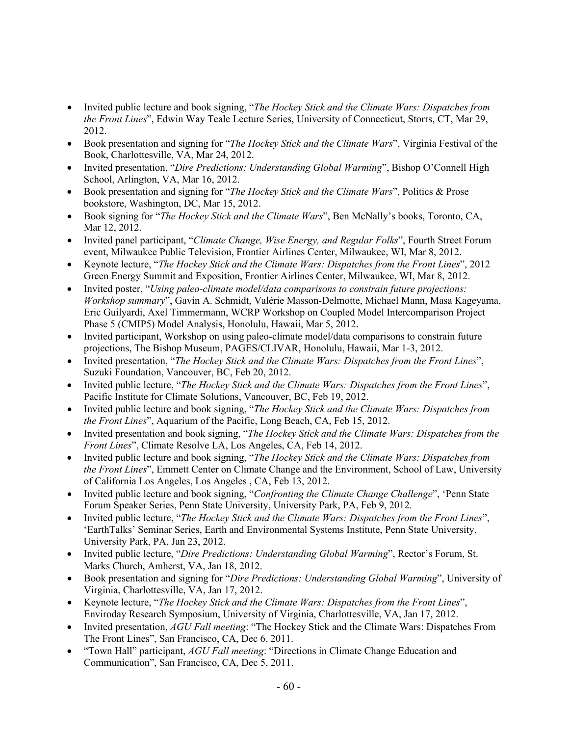- Invited public lecture and book signing, "*The Hockey Stick and the Climate Wars: Dispatches from the Front Lines*", Edwin Way Teale Lecture Series, University of Connecticut, Storrs, CT, Mar 29, 2012.
- Book presentation and signing for "*The Hockey Stick and the Climate Wars*", Virginia Festival of the Book, Charlottesville, VA, Mar 24, 2012.
- Invited presentation, "*Dire Predictions: Understanding Global Warming*", Bishop O'Connell High School, Arlington, VA, Mar 16, 2012.
- Book presentation and signing for "*The Hockey Stick and the Climate Wars*", Politics & Prose bookstore, Washington, DC, Mar 15, 2012.
- Book signing for "*The Hockey Stick and the Climate Wars*", Ben McNally's books, Toronto, CA, Mar 12, 2012.
- Invited panel participant, "*Climate Change, Wise Energy, and Regular Folks*", Fourth Street Forum event, Milwaukee Public Television, Frontier Airlines Center, Milwaukee, WI, Mar 8, 2012.
- Keynote lecture, "*The Hockey Stick and the Climate Wars: Dispatches from the Front Lines*", 2012 Green Energy Summit and Exposition, Frontier Airlines Center, Milwaukee, WI, Mar 8, 2012.
- Invited poster, "*Using paleo-climate model/data comparisons to constrain future projections: Workshop summary*", Gavin A. Schmidt, Valérie Masson-Delmotte, Michael Mann, Masa Kageyama, Eric Guilyardi, Axel Timmermann, WCRP Workshop on Coupled Model Intercomparison Project Phase 5 (CMIP5) Model Analysis, Honolulu, Hawaii, Mar 5, 2012.
- Invited participant, Workshop on using paleo-climate model/data comparisons to constrain future projections, The Bishop Museum, PAGES/CLIVAR, Honolulu, Hawaii, Mar 1-3, 2012.
- Invited presentation, "*The Hockey Stick and the Climate Wars: Dispatches from the Front Lines*", Suzuki Foundation, Vancouver, BC, Feb 20, 2012.
- Invited public lecture, "*The Hockey Stick and the Climate Wars: Dispatches from the Front Lines*", Pacific Institute for Climate Solutions, Vancouver, BC, Feb 19, 2012.
- Invited public lecture and book signing, "*The Hockey Stick and the Climate Wars: Dispatches from the Front Lines*", Aquarium of the Pacific, Long Beach, CA, Feb 15, 2012.
- Invited presentation and book signing, "*The Hockey Stick and the Climate Wars: Dispatches from the Front Lines*", Climate Resolve LA, Los Angeles, CA, Feb 14, 2012.
- Invited public lecture and book signing, "*The Hockey Stick and the Climate Wars: Dispatches from the Front Lines*", Emmett Center on Climate Change and the Environment, School of Law, University of California Los Angeles, Los Angeles , CA, Feb 13, 2012.
- Invited public lecture and book signing, "*Confronting the Climate Change Challenge*", 'Penn State Forum Speaker Series, Penn State University, University Park, PA, Feb 9, 2012.
- Invited public lecture, "*The Hockey Stick and the Climate Wars: Dispatches from the Front Lines*", 'EarthTalks' Seminar Series, Earth and Environmental Systems Institute, Penn State University, University Park, PA, Jan 23, 2012.
- Invited public lecture, "*Dire Predictions: Understanding Global Warming*", Rector's Forum, St. Marks Church, Amherst, VA, Jan 18, 2012.
- Book presentation and signing for "*Dire Predictions: Understanding Global Warming*", University of Virginia, Charlottesville, VA, Jan 17, 2012.
- Keynote lecture, "*The Hockey Stick and the Climate Wars: Dispatches from the Front Lines*", Enviroday Research Symposium, University of Virginia, Charlottesville, VA, Jan 17, 2012.
- Invited presentation, *AGU Fall meeting*: "The Hockey Stick and the Climate Wars: Dispatches From The Front Lines", San Francisco, CA, Dec 6, 2011.
- "Town Hall" participant, *AGU Fall meeting*: "Directions in Climate Change Education and Communication", San Francisco, CA, Dec 5, 2011.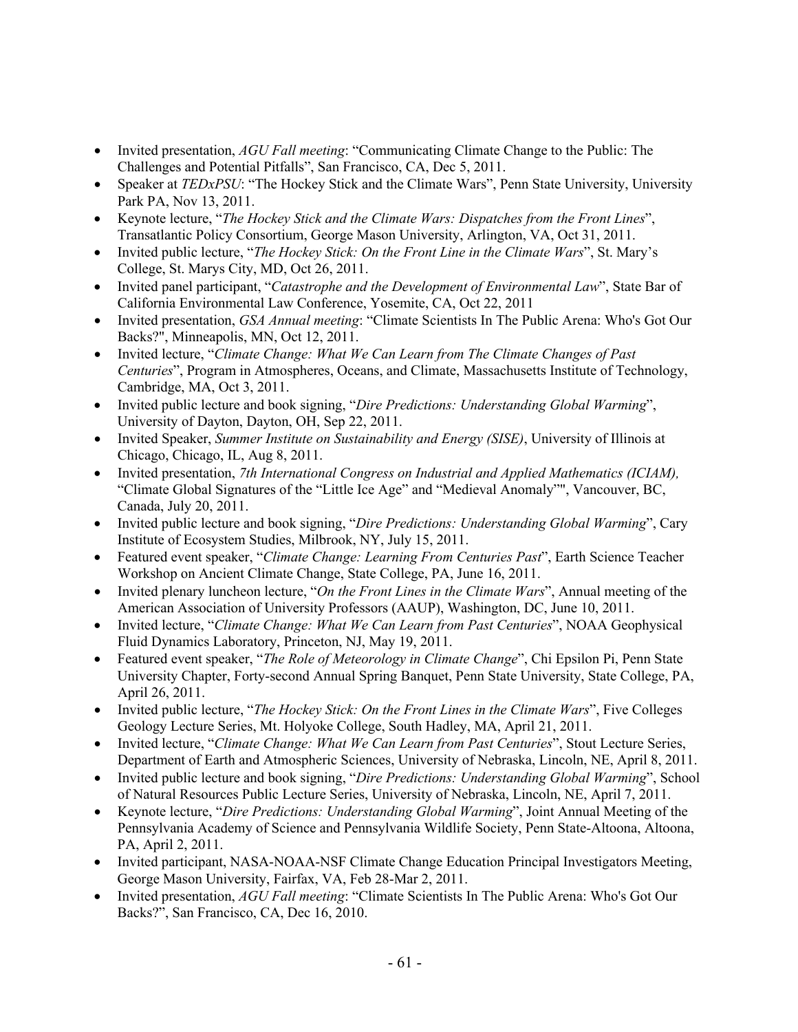- Invited presentation, *AGU Fall meeting*: "Communicating Climate Change to the Public: The Challenges and Potential Pitfalls", San Francisco, CA, Dec 5, 2011.
- Speaker at *TEDxPSU*: "The Hockey Stick and the Climate Wars", Penn State University, University Park PA, Nov 13, 2011.
- Keynote lecture, "*The Hockey Stick and the Climate Wars: Dispatches from the Front Lines*", Transatlantic Policy Consortium, George Mason University, Arlington, VA, Oct 31, 2011.
- Invited public lecture, "*The Hockey Stick: On the Front Line in the Climate Wars*", St. Mary's College, St. Marys City, MD, Oct 26, 2011.
- Invited panel participant, "*Catastrophe and the Development of Environmental Law*", State Bar of California Environmental Law Conference, Yosemite, CA, Oct 22, 2011
- Invited presentation, *GSA Annual meeting*: "Climate Scientists In The Public Arena: Who's Got Our Backs?", Minneapolis, MN, Oct 12, 2011.
- Invited lecture, "*Climate Change: What We Can Learn from The Climate Changes of Past Centuries*", Program in Atmospheres, Oceans, and Climate, Massachusetts Institute of Technology, Cambridge, MA, Oct 3, 2011.
- Invited public lecture and book signing, "*Dire Predictions: Understanding Global Warming*", University of Dayton, Dayton, OH, Sep 22, 2011.
- Invited Speaker, *Summer Institute on Sustainability and Energy (SISE)*, University of Illinois at Chicago, Chicago, IL, Aug 8, 2011.
- Invited presentation, *7th International Congress on Industrial and Applied Mathematics (ICIAM),* "Climate Global Signatures of the "Little Ice Age" and "Medieval Anomaly"", Vancouver, BC, Canada, July 20, 2011.
- Invited public lecture and book signing, "*Dire Predictions: Understanding Global Warming*", Cary Institute of Ecosystem Studies, Milbrook, NY, July 15, 2011.
- Featured event speaker, "*Climate Change: Learning From Centuries Past*", Earth Science Teacher Workshop on Ancient Climate Change, State College, PA, June 16, 2011.
- Invited plenary luncheon lecture, "*On the Front Lines in the Climate Wars*", Annual meeting of the American Association of University Professors (AAUP), Washington, DC, June 10, 2011.
- Invited lecture, "*Climate Change: What We Can Learn from Past Centuries*", NOAA Geophysical Fluid Dynamics Laboratory, Princeton, NJ, May 19, 2011.
- Featured event speaker, "*The Role of Meteorology in Climate Change*", Chi Epsilon Pi, Penn State University Chapter, Forty-second Annual Spring Banquet, Penn State University, State College, PA, April 26, 2011.
- Invited public lecture, "*The Hockey Stick: On the Front Lines in the Climate Wars*", Five Colleges Geology Lecture Series, Mt. Holyoke College, South Hadley, MA, April 21, 2011.
- Invited lecture, "*Climate Change: What We Can Learn from Past Centuries*", Stout Lecture Series, Department of Earth and Atmospheric Sciences, University of Nebraska, Lincoln, NE, April 8, 2011.
- Invited public lecture and book signing, "*Dire Predictions: Understanding Global Warming*", School of Natural Resources Public Lecture Series, University of Nebraska, Lincoln, NE, April 7, 2011.
- Keynote lecture, "*Dire Predictions: Understanding Global Warming*", Joint Annual Meeting of the Pennsylvania Academy of Science and Pennsylvania Wildlife Society, Penn State-Altoona, Altoona, PA, April 2, 2011.
- Invited participant, NASA-NOAA-NSF Climate Change Education Principal Investigators Meeting, George Mason University, Fairfax, VA, Feb 28-Mar 2, 2011.
- Invited presentation, *AGU Fall meeting*: "Climate Scientists In The Public Arena: Who's Got Our Backs?", San Francisco, CA, Dec 16, 2010.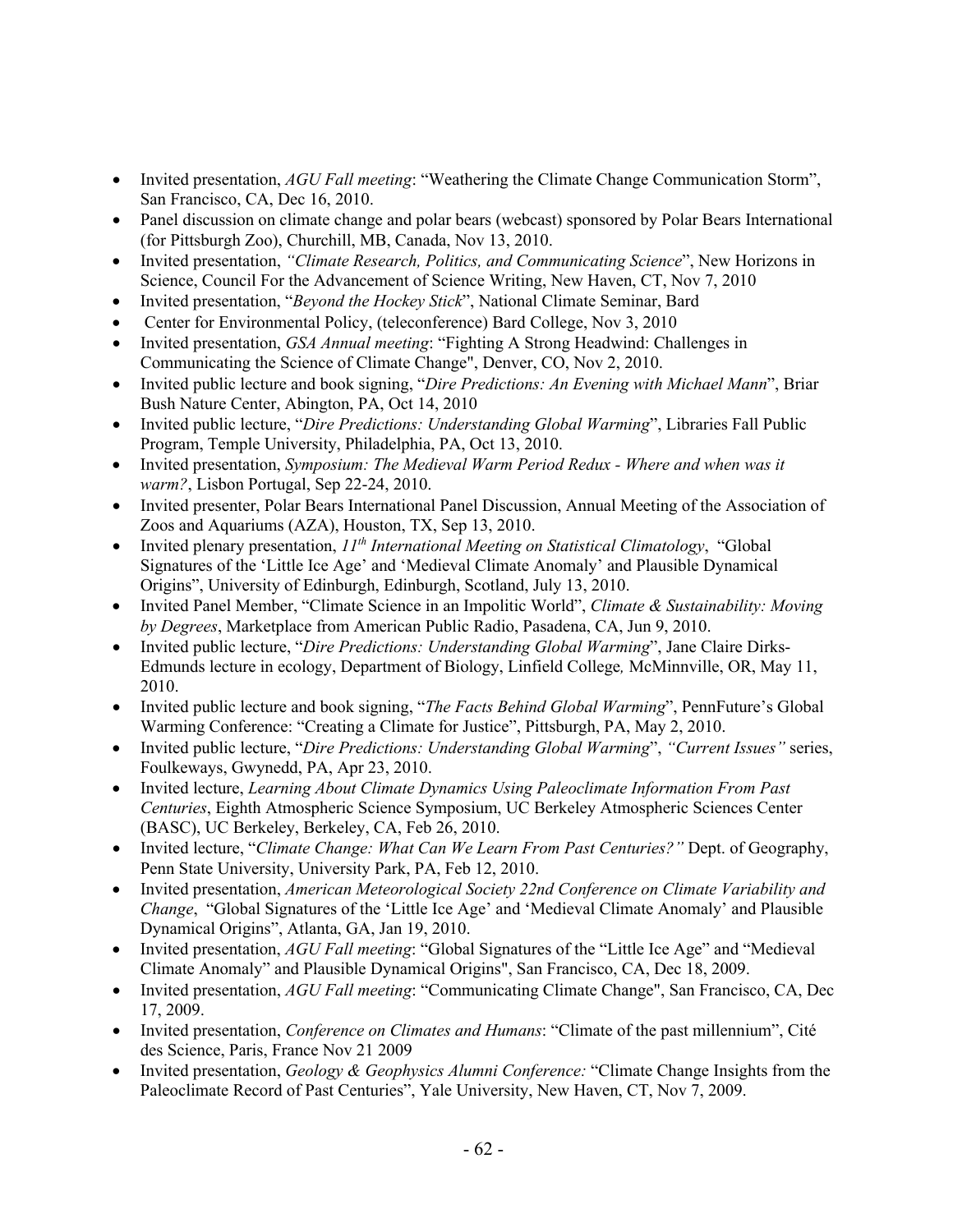- Invited presentation, *AGU Fall meeting*: “Weathering the Climate Change Communication Storm”, San Francisco, CA, Dec 16, 2010.
- Panel discussion on climate change and polar bears (webcast) sponsored by Polar Bears International (for Pittsburgh Zoo), Churchill, MB, Canada, Nov 13, 2010.
- Invited presentation, *“Climate Research, Politics, and Communicating Science*”, New Horizons in Science, Council For the Advancement of Science Writing, New Haven, CT, Nov 7, 2010
- Invited presentation, “*Beyond the Hockey Stick*”, National Climate Seminar, Bard
- Center for Environmental Policy, (teleconference) Bard College, Nov 3, 2010
- Invited presentation, *GSA Annual meeting*: “Fighting A Strong Headwind: Challenges in Communicating the Science of Climate Change", Denver, CO, Nov 2, 2010.
- Invited public lecture and book signing, “*Dire Predictions: An Evening with Michael Mann*”, Briar Bush Nature Center, Abington, PA, Oct 14, 2010
- Invited public lecture, “*Dire Predictions: Understanding Global Warming*”, Libraries Fall Public Program, Temple University, Philadelphia, PA, Oct 13, 2010.
- Invited presentation, *Symposium: The Medieval Warm Period Redux - Where and when was it warm?*, Lisbon Portugal, Sep 22-24, 2010.
- Invited presenter, Polar Bears International Panel Discussion, Annual Meeting of the Association of Zoos and Aquariums (AZA), Houston, TX, Sep 13, 2010.
- Invited plenary presentation, *11th International Meeting on Statistical Climatology*, “Global Signatures of the ‘Little Ice Age’ and ‘Medieval Climate Anomaly’ and Plausible Dynamical Origins”, University of Edinburgh, Edinburgh, Scotland, July 13, 2010.
- Invited Panel Member, “Climate Science in an Impolitic World”, *Climate & Sustainability: Moving by Degrees*, Marketplace from American Public Radio, Pasadena, CA, Jun 9, 2010.
- Invited public lecture, “*Dire Predictions: Understanding Global Warming*”, Jane Claire Dirks-Edmunds lecture in ecology, Department of Biology, Linfield College*,* McMinnville, OR, May 11, 2010.
- Invited public lecture and book signing, “*The Facts Behind Global Warming*”, PennFuture’s Global Warming Conference: “Creating a Climate for Justice”, Pittsburgh, PA, May 2, 2010.
- Invited public lecture, “*Dire Predictions: Understanding Global Warming*”, *“Current Issues”* series, Foulkeways, Gwynedd, PA, Apr 23, 2010.
- Invited lecture, *Learning About Climate Dynamics Using Paleoclimate Information From Past Centuries*, Eighth Atmospheric Science Symposium, UC Berkeley Atmospheric Sciences Center (BASC), UC Berkeley, Berkeley, CA, Feb 26, 2010.
- Invited lecture, “*Climate Change: What Can We Learn From Past Centuries?”* Dept. of Geography, Penn State University, University Park, PA, Feb 12, 2010.
- Invited presentation, *American Meteorological Society 22nd Conference on Climate Variability and Change*, “Global Signatures of the ‘Little Ice Age’ and ‘Medieval Climate Anomaly’ and Plausible Dynamical Origins”, Atlanta, GA, Jan 19, 2010.
- Invited presentation, *AGU Fall meeting*: “Global Signatures of the “Little Ice Age” and “Medieval Climate Anomaly” and Plausible Dynamical Origins", San Francisco, CA, Dec 18, 2009.
- Invited presentation, *AGU Fall meeting*: “Communicating Climate Change", San Francisco, CA, Dec 17, 2009.
- Invited presentation, *Conference on Climates and Humans*: “Climate of the past millennium”, Cité des Science, Paris, France Nov 21 2009
- Invited presentation, *Geology & Geophysics Alumni Conference:* “Climate Change Insights from the Paleoclimate Record of Past Centuries”, Yale University, New Haven, CT, Nov 7, 2009.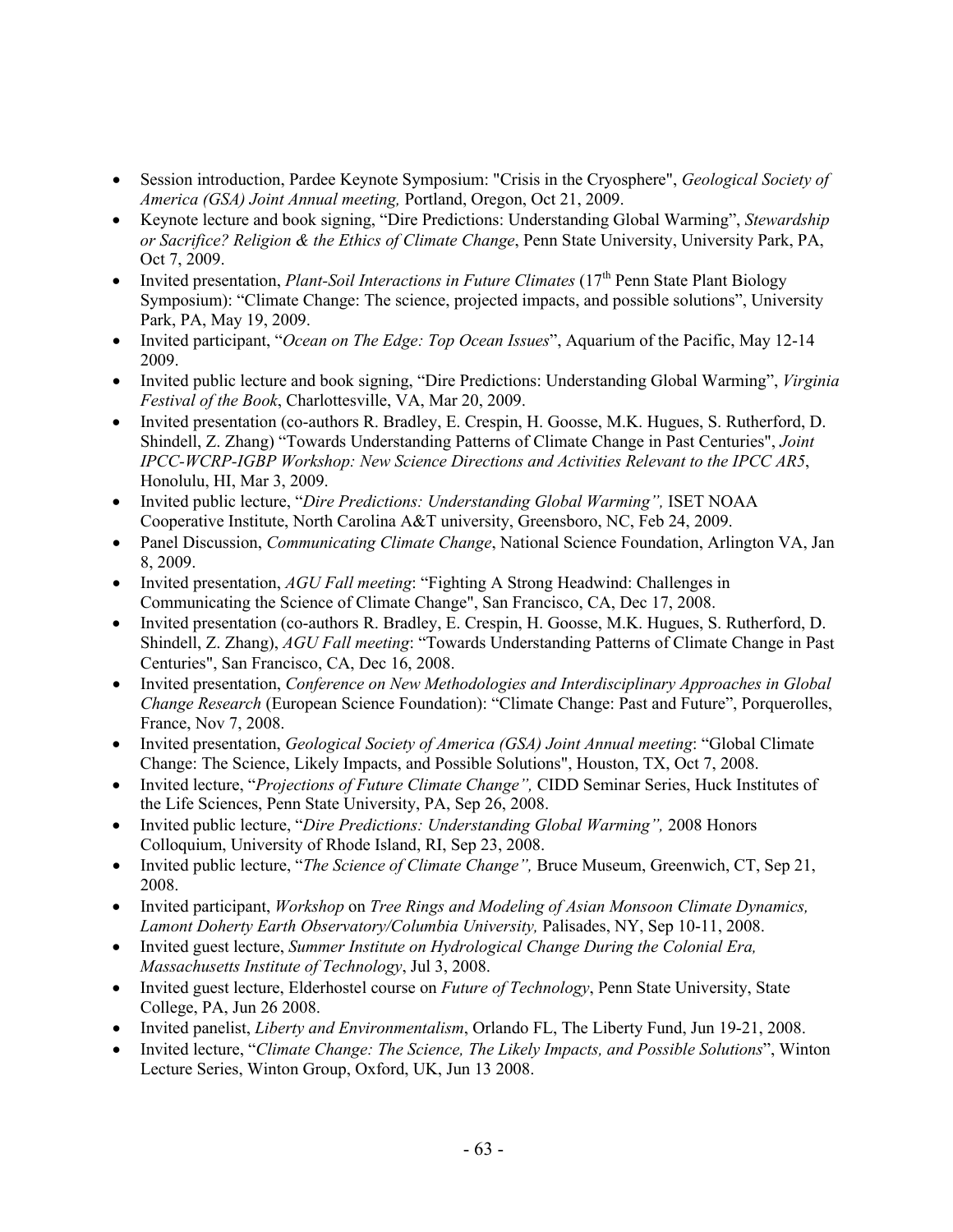- Session introduction, Pardee Keynote Symposium: "Crisis in the Cryosphere", *Geological Society of America (GSA) Joint Annual meeting,* Portland, Oregon, Oct 21, 2009.
- Keynote lecture and book signing, "Dire Predictions: Understanding Global Warming", *Stewardship or Sacrifice? Religion & the Ethics of Climate Change*, Penn State University, University Park, PA, Oct 7, 2009.
- Invited presentation, *Plant-Soil Interactions in Future Climates* (17th Penn State Plant Biology Symposium): "Climate Change: The science, projected impacts, and possible solutions", University Park, PA, May 19, 2009.
- Invited participant, "*Ocean on The Edge: Top Ocean Issues*", Aquarium of the Pacific, May 12-14 2009.
- Invited public lecture and book signing, "Dire Predictions: Understanding Global Warming", *Virginia Festival of the Book*, Charlottesville, VA, Mar 20, 2009.
- Invited presentation (co-authors R. Bradley, E. Crespin, H. Goosse, M.K. Hugues, S. Rutherford, D. Shindell, Z. Zhang) "Towards Understanding Patterns of Climate Change in Past Centuries", *Joint IPCC-WCRP-IGBP Workshop: New Science Directions and Activities Relevant to the IPCC AR5*, Honolulu, HI, Mar 3, 2009.
- Invited public lecture, "*Dire Predictions: Understanding Global Warming",* ISET NOAA Cooperative Institute, North Carolina A&T university, Greensboro, NC, Feb 24, 2009.
- Panel Discussion, *Communicating Climate Change*, National Science Foundation, Arlington VA, Jan 8, 2009.
- Invited presentation, *AGU Fall meeting*: "Fighting A Strong Headwind: Challenges in Communicating the Science of Climate Change", San Francisco, CA, Dec 17, 2008.
- Invited presentation (co-authors R. Bradley, E. Crespin, H. Goosse, M.K. Hugues, S. Rutherford, D. Shindell, Z. Zhang), *AGU Fall meeting*: "Towards Understanding Patterns of Climate Change in Past Centuries", San Francisco, CA, Dec 16, 2008.
- Invited presentation, *Conference on New Methodologies and Interdisciplinary Approaches in Global Change Research* (European Science Foundation): "Climate Change: Past and Future", Porquerolles, France, Nov 7, 2008.
- Invited presentation, *Geological Society of America (GSA) Joint Annual meeting*: "Global Climate Change: The Science, Likely Impacts, and Possible Solutions", Houston, TX, Oct 7, 2008.
- Invited lecture, "*Projections of Future Climate Change",* CIDD Seminar Series, Huck Institutes of the Life Sciences, Penn State University, PA, Sep 26, 2008.
- Invited public lecture, "*Dire Predictions: Understanding Global Warming",* 2008 Honors Colloquium, University of Rhode Island, RI, Sep 23, 2008.
- Invited public lecture, "*The Science of Climate Change",* Bruce Museum, Greenwich, CT, Sep 21, 2008.
- Invited participant, *Workshop* on *Tree Rings and Modeling of Asian Monsoon Climate Dynamics, Lamont Doherty Earth Observatory/Columbia University,* Palisades, NY, Sep 10-11, 2008.
- Invited guest lecture, *Summer Institute on Hydrological Change During the Colonial Era, Massachusetts Institute of Technology*, Jul 3, 2008.
- Invited guest lecture, Elderhostel course on *Future of Technology*, Penn State University, State College, PA, Jun 26 2008.
- Invited panelist, *Liberty and Environmentalism*, Orlando FL, The Liberty Fund, Jun 19-21, 2008.
- Invited lecture, "*Climate Change: The Science, The Likely Impacts, and Possible Solutions*", Winton Lecture Series, Winton Group, Oxford, UK, Jun 13 2008.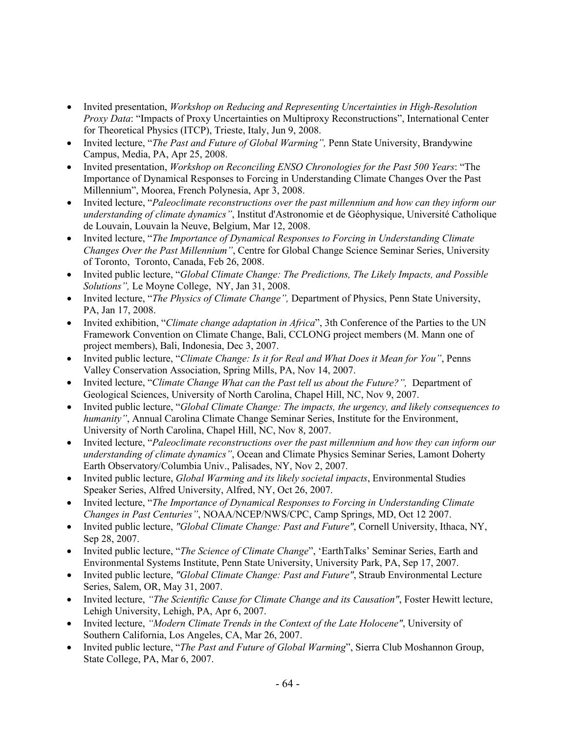- Invited presentation, *Workshop on Reducing and Representing Uncertainties in High-Resolution Proxy Data*: "Impacts of Proxy Uncertainties on Multiproxy Reconstructions", International Center for Theoretical Physics (ITCP), Trieste, Italy, Jun 9, 2008.
- Invited lecture, "*The Past and Future of Global Warming",* Penn State University, Brandywine Campus, Media, PA, Apr 25, 2008.
- Invited presentation, *Workshop on Reconciling ENSO Chronologies for the Past 500 Years*: "The Importance of Dynamical Responses to Forcing in Understanding Climate Changes Over the Past Millennium", Moorea, French Polynesia, Apr 3, 2008.
- Invited lecture, "*Paleoclimate reconstructions over the past millennium and how can they inform our understanding of climate dynamics"*, Institut d'Astronomie et de Géophysique, Université Catholique de Louvain, Louvain la Neuve, Belgium, Mar 12, 2008.
- Invited lecture, "*The Importance of Dynamical Responses to Forcing in Understanding Climate Changes Over the Past Millennium"*, Centre for Global Change Science Seminar Series, University of Toronto, Toronto, Canada, Feb 26, 2008.
- Invited public lecture, "*Global Climate Change: The Predictions, The Likely Impacts, and Possible Solutions",* Le Moyne College, NY, Jan 31, 2008.
- Invited lecture, "*The Physics of Climate Change",* Department of Physics, Penn State University, PA, Jan 17, 2008.
- Invited exhibition, "*Climate change adaptation in Africa*", 3th Conference of the Parties to the UN Framework Convention on Climate Change, Bali, CCLONG project members (M. Mann one of project members), Bali, Indonesia, Dec 3, 2007.
- Invited public lecture, "*Climate Change: Is it for Real and What Does it Mean for You"*, Penns Valley Conservation Association, Spring Mills, PA, Nov 14, 2007.
- Invited lecture, "*Climate Change What can the Past tell us about the Future?",* Department of Geological Sciences, University of North Carolina, Chapel Hill, NC, Nov 9, 2007.
- Invited public lecture, "*Global Climate Change: The impacts, the urgency, and likely consequences to humanity"*, Annual Carolina Climate Change Seminar Series, Institute for the Environment, University of North Carolina, Chapel Hill, NC, Nov 8, 2007.
- Invited lecture, "*Paleoclimate reconstructions over the past millennium and how they can inform our understanding of climate dynamics"*, Ocean and Climate Physics Seminar Series, Lamont Doherty Earth Observatory/Columbia Univ., Palisades, NY, Nov 2, 2007.
- Invited public lecture, *Global Warming and its likely societal impacts*, Environmental Studies Speaker Series, Alfred University, Alfred, NY, Oct 26, 2007.
- Invited lecture, "*The Importance of Dynamical Responses to Forcing in Understanding Climate Changes in Past Centuries"*, NOAA/NCEP/NWS/CPC, Camp Springs, MD, Oct 12 2007.
- Invited public lecture, *"Global Climate Change: Past and Future"*, Cornell University, Ithaca, NY, Sep 28, 2007.
- Invited public lecture, "*The Science of Climate Change*", 'EarthTalks' Seminar Series, Earth and Environmental Systems Institute, Penn State University, University Park, PA, Sep 17, 2007.
- Invited public lecture, *"Global Climate Change: Past and Future"*, Straub Environmental Lecture Series, Salem, OR, May 31, 2007.
- Invited lecture, *"The Scientific Cause for Climate Change and its Causation"*, Foster Hewitt lecture, Lehigh University, Lehigh, PA, Apr 6, 2007.
- Invited lecture, *"Modern Climate Trends in the Context of the Late Holocene"*, University of Southern California, Los Angeles, CA, Mar 26, 2007.
- Invited public lecture, "*The Past and Future of Global Warming*", Sierra Club Moshannon Group, State College, PA, Mar 6, 2007.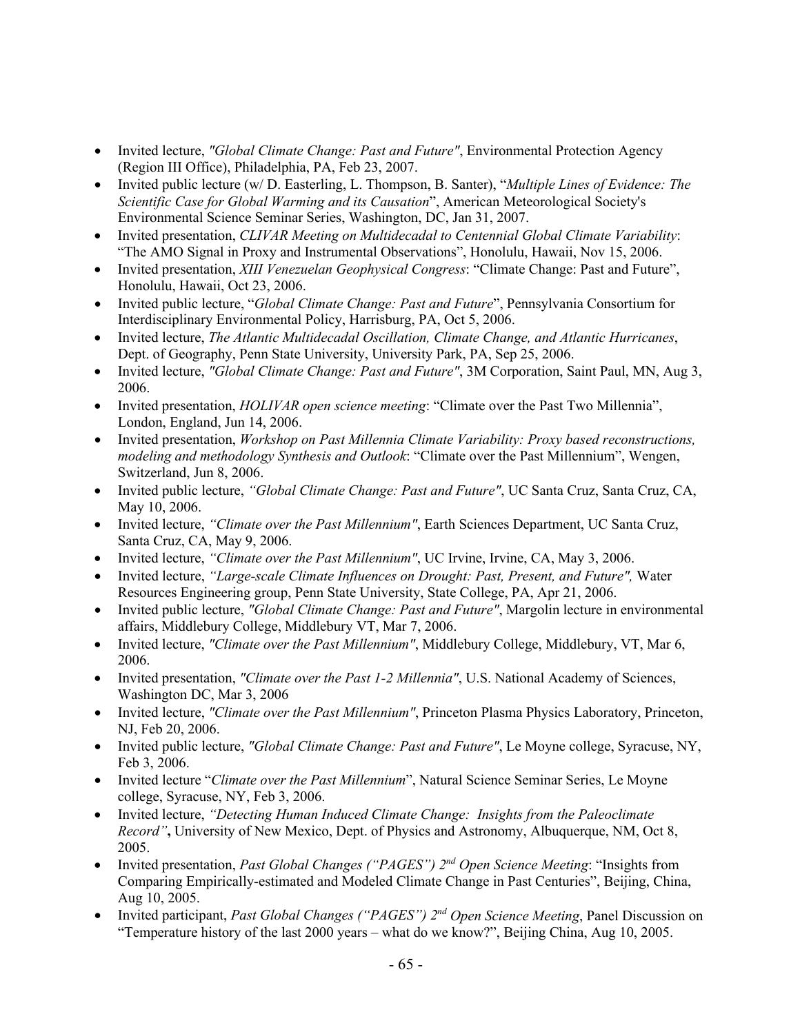- Invited lecture, *"Global Climate Change: Past and Future"*, Environmental Protection Agency (Region III Office), Philadelphia, PA, Feb 23, 2007.
- Invited public lecture (w/ D. Easterling, L. Thompson, B. Santer), "*Multiple Lines of Evidence: The Scientific Case for Global Warming and its Causation*", American Meteorological Society's Environmental Science Seminar Series, Washington, DC, Jan 31, 2007.
- Invited presentation, *CLIVAR Meeting on Multidecadal to Centennial Global Climate Variability*: "The AMO Signal in Proxy and Instrumental Observations", Honolulu, Hawaii, Nov 15, 2006.
- Invited presentation, *XIII Venezuelan Geophysical Congress*: "Climate Change: Past and Future", Honolulu, Hawaii, Oct 23, 2006.
- Invited public lecture, "*Global Climate Change: Past and Future*", Pennsylvania Consortium for Interdisciplinary Environmental Policy, Harrisburg, PA, Oct 5, 2006.
- Invited lecture, *The Atlantic Multidecadal Oscillation, Climate Change, and Atlantic Hurricanes*, Dept. of Geography, Penn State University, University Park, PA, Sep 25, 2006.
- Invited lecture, *"Global Climate Change: Past and Future"*, 3M Corporation, Saint Paul, MN, Aug 3, 2006.
- Invited presentation, *HOLIVAR open science meeting*: "Climate over the Past Two Millennia", London, England, Jun 14, 2006.
- Invited presentation, *Workshop on Past Millennia Climate Variability: Proxy based reconstructions, modeling and methodology Synthesis and Outlook*: "Climate over the Past Millennium", Wengen, Switzerland, Jun 8, 2006.
- Invited public lecture, *"Global Climate Change: Past and Future"*, UC Santa Cruz, Santa Cruz, CA, May 10, 2006.
- Invited lecture, *"Climate over the Past Millennium"*, Earth Sciences Department, UC Santa Cruz, Santa Cruz, CA, May 9, 2006.
- Invited lecture, *"Climate over the Past Millennium"*, UC Irvine, Irvine, CA, May 3, 2006.
- Invited lecture, *"Large-scale Climate Influences on Drought: Past, Present, and Future",* Water Resources Engineering group, Penn State University, State College, PA, Apr 21, 2006.
- Invited public lecture, *"Global Climate Change: Past and Future"*, Margolin lecture in environmental affairs, Middlebury College, Middlebury VT, Mar 7, 2006.
- Invited lecture, *"Climate over the Past Millennium"*, Middlebury College, Middlebury, VT, Mar 6, 2006.
- Invited presentation, *"Climate over the Past 1-2 Millennia"*, U.S. National Academy of Sciences, Washington DC, Mar 3, 2006
- Invited lecture, *"Climate over the Past Millennium"*, Princeton Plasma Physics Laboratory, Princeton, NJ, Feb 20, 2006.
- Invited public lecture, *"Global Climate Change: Past and Future"*, Le Moyne college, Syracuse, NY, Feb 3, 2006.
- Invited lecture "*Climate over the Past Millennium*", Natural Science Seminar Series, Le Moyne college, Syracuse, NY, Feb 3, 2006.
- Invited lecture, *"Detecting Human Induced Climate Change: Insights from the Paleoclimate Record"***,** University of New Mexico, Dept. of Physics and Astronomy, Albuquerque, NM, Oct 8, 2005.
- Invited presentation, *Past Global Changes ("PAGES") 2nd Open Science Meeting*: "Insights from Comparing Empirically-estimated and Modeled Climate Change in Past Centuries", Beijing, China, Aug 10, 2005.
- Invited participant, *Past Global Changes ("PAGES") 2nd Open Science Meeting*, Panel Discussion on "Temperature history of the last 2000 years – what do we know?", Beijing China, Aug 10, 2005.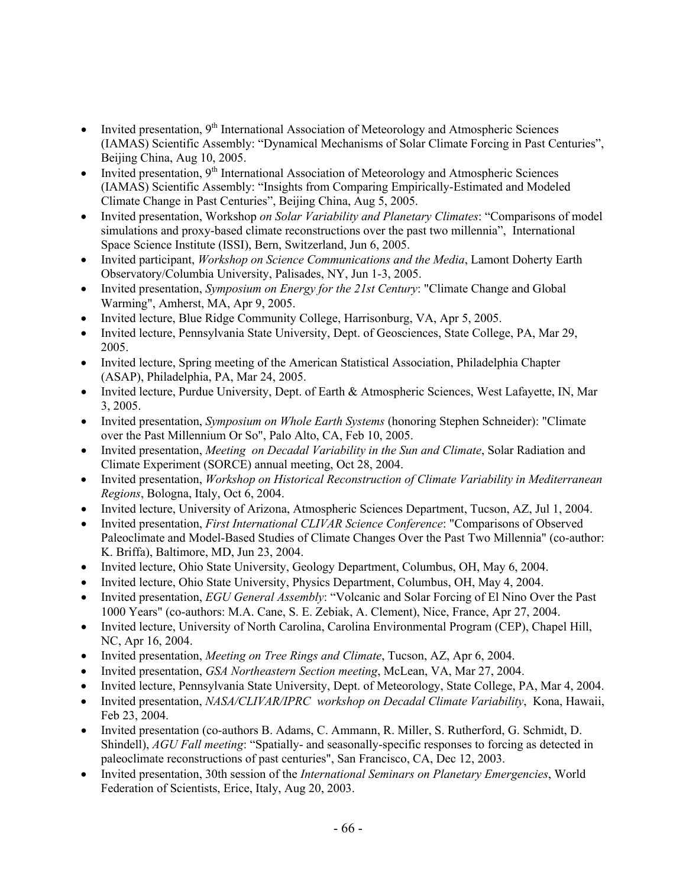- Invited presentation, 9th International Association of Meteorology and Atmospheric Sciences (IAMAS) Scientific Assembly: "Dynamical Mechanisms of Solar Climate Forcing in Past Centuries", Beijing China, Aug 10, 2005.
- Invited presentation, 9th International Association of Meteorology and Atmospheric Sciences (IAMAS) Scientific Assembly: "Insights from Comparing Empirically-Estimated and Modeled Climate Change in Past Centuries", Beijing China, Aug 5, 2005.
- Invited presentation, Workshop *on Solar Variability and Planetary Climates*: "Comparisons of model simulations and proxy-based climate reconstructions over the past two millennia", International Space Science Institute (ISSI), Bern, Switzerland, Jun 6, 2005.
- Invited participant, *Workshop on Science Communications and the Media*, Lamont Doherty Earth Observatory/Columbia University, Palisades, NY, Jun 1-3, 2005.
- Invited presentation, *Symposium on Energy for the 21st Century*: "Climate Change and Global Warming", Amherst, MA, Apr 9, 2005.
- Invited lecture, Blue Ridge Community College, Harrisonburg, VA, Apr 5, 2005.
- Invited lecture, Pennsylvania State University, Dept. of Geosciences, State College, PA, Mar 29, 2005.
- Invited lecture, Spring meeting of the American Statistical Association, Philadelphia Chapter (ASAP), Philadelphia, PA, Mar 24, 2005.
- Invited lecture, Purdue University, Dept. of Earth & Atmospheric Sciences, West Lafayette, IN, Mar 3, 2005.
- Invited presentation, *Symposium on Whole Earth Systems* (honoring Stephen Schneider): "Climate over the Past Millennium Or So", Palo Alto, CA, Feb 10, 2005.
- Invited presentation, *Meeting on Decadal Variability in the Sun and Climate*, Solar Radiation and Climate Experiment (SORCE) annual meeting, Oct 28, 2004.
- Invited presentation, *Workshop on Historical Reconstruction of Climate Variability in Mediterranean Regions*, Bologna, Italy, Oct 6, 2004.
- Invited lecture, University of Arizona, Atmospheric Sciences Department, Tucson, AZ, Jul 1, 2004.
- Invited presentation, *First International CLIVAR Science Conference*: "Comparisons of Observed Paleoclimate and Model-Based Studies of Climate Changes Over the Past Two Millennia" (co-author: K. Briffa), Baltimore, MD, Jun 23, 2004.
- Invited lecture, Ohio State University, Geology Department, Columbus, OH, May 6, 2004.
- Invited lecture, Ohio State University, Physics Department, Columbus, OH, May 4, 2004.
- Invited presentation, *EGU General Assembly*: "Volcanic and Solar Forcing of El Nino Over the Past 1000 Years" (co-authors: M.A. Cane, S. E. Zebiak, A. Clement), Nice, France, Apr 27, 2004.
- Invited lecture, University of North Carolina, Carolina Environmental Program (CEP), Chapel Hill, NC, Apr 16, 2004.
- Invited presentation, *Meeting on Tree Rings and Climate*, Tucson, AZ, Apr 6, 2004.
- Invited presentation, *GSA Northeastern Section meeting*, McLean, VA, Mar 27, 2004.
- Invited lecture, Pennsylvania State University, Dept. of Meteorology, State College, PA, Mar 4, 2004.
- Invited presentation, *NASA/CLIVAR/IPRC workshop on Decadal Climate Variability*, Kona, Hawaii, Feb 23, 2004.
- Invited presentation (co-authors B. Adams, C. Ammann, R. Miller, S. Rutherford, G. Schmidt, D. Shindell), *AGU Fall meeting*: "Spatially- and seasonally-specific responses to forcing as detected in paleoclimate reconstructions of past centuries", San Francisco, CA, Dec 12, 2003.
- Invited presentation, 30th session of the *International Seminars on Planetary Emergencies*, World Federation of Scientists, Erice, Italy, Aug 20, 2003.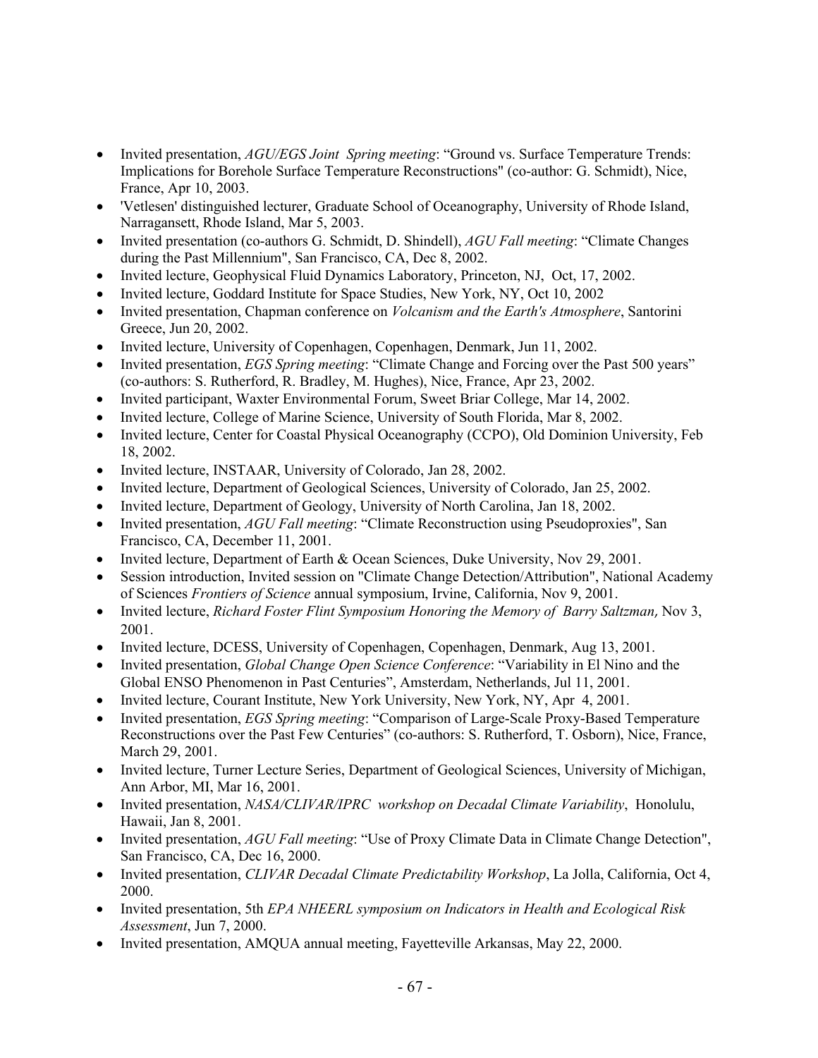- Invited presentation, *AGU/EGS Joint Spring meeting*: "Ground vs. Surface Temperature Trends: Implications for Borehole Surface Temperature Reconstructions" (co-author: G. Schmidt), Nice, France, Apr 10, 2003.
- 'Vetlesen' distinguished lecturer, Graduate School of Oceanography, University of Rhode Island, Narragansett, Rhode Island, Mar 5, 2003.
- Invited presentation (co-authors G. Schmidt, D. Shindell), *AGU Fall meeting*: "Climate Changes during the Past Millennium", San Francisco, CA, Dec 8, 2002.
- Invited lecture, Geophysical Fluid Dynamics Laboratory, Princeton, NJ, Oct, 17, 2002.
- Invited lecture, Goddard Institute for Space Studies, New York, NY, Oct 10, 2002
- Invited presentation, Chapman conference on *Volcanism and the Earth's Atmosphere*, Santorini Greece, Jun 20, 2002.
- Invited lecture, University of Copenhagen, Copenhagen, Denmark, Jun 11, 2002.
- Invited presentation, *EGS Spring meeting*: "Climate Change and Forcing over the Past 500 years" (co-authors: S. Rutherford, R. Bradley, M. Hughes), Nice, France, Apr 23, 2002.
- Invited participant, Waxter Environmental Forum, Sweet Briar College, Mar 14, 2002.
- Invited lecture, College of Marine Science, University of South Florida, Mar 8, 2002.
- Invited lecture, Center for Coastal Physical Oceanography (CCPO), Old Dominion University, Feb 18, 2002.
- Invited lecture, INSTAAR, University of Colorado, Jan 28, 2002.
- Invited lecture, Department of Geological Sciences, University of Colorado, Jan 25, 2002.
- Invited lecture, Department of Geology, University of North Carolina, Jan 18, 2002.
- Invited presentation, *AGU Fall meeting*: "Climate Reconstruction using Pseudoproxies", San Francisco, CA, December 11, 2001.
- Invited lecture, Department of Earth & Ocean Sciences, Duke University, Nov 29, 2001.
- Session introduction, Invited session on "Climate Change Detection/Attribution", National Academy of Sciences *Frontiers of Science* annual symposium, Irvine, California, Nov 9, 2001.
- Invited lecture, *Richard Foster Flint Symposium Honoring the Memory of Barry Saltzman*, Nov 3, 2001.
- Invited lecture, DCESS, University of Copenhagen, Copenhagen, Denmark, Aug 13, 2001.
- Invited presentation, *Global Change Open Science Conference*: "Variability in El Nino and the Global ENSO Phenomenon in Past Centuries", Amsterdam, Netherlands, Jul 11, 2001.
- Invited lecture, Courant Institute, New York University, New York, NY, Apr 4, 2001.
- Invited presentation, *EGS Spring meeting*: "Comparison of Large-Scale Proxy-Based Temperature Reconstructions over the Past Few Centuries" (co-authors: S. Rutherford, T. Osborn), Nice, France, March 29, 2001.
- Invited lecture, Turner Lecture Series, Department of Geological Sciences, University of Michigan, Ann Arbor, MI, Mar 16, 2001.
- Invited presentation, *NASA/CLIVAR/IPRC workshop on Decadal Climate Variability*, Honolulu, Hawaii, Jan 8, 2001.
- Invited presentation, *AGU Fall meeting*: "Use of Proxy Climate Data in Climate Change Detection", San Francisco, CA, Dec 16, 2000.
- Invited presentation, *CLIVAR Decadal Climate Predictability Workshop*, La Jolla, California, Oct 4, 2000.
- Invited presentation, 5th *EPA NHEERL symposium on Indicators in Health and Ecological Risk Assessment*, Jun 7, 2000.
- Invited presentation, AMQUA annual meeting, Fayetteville Arkansas, May 22, 2000.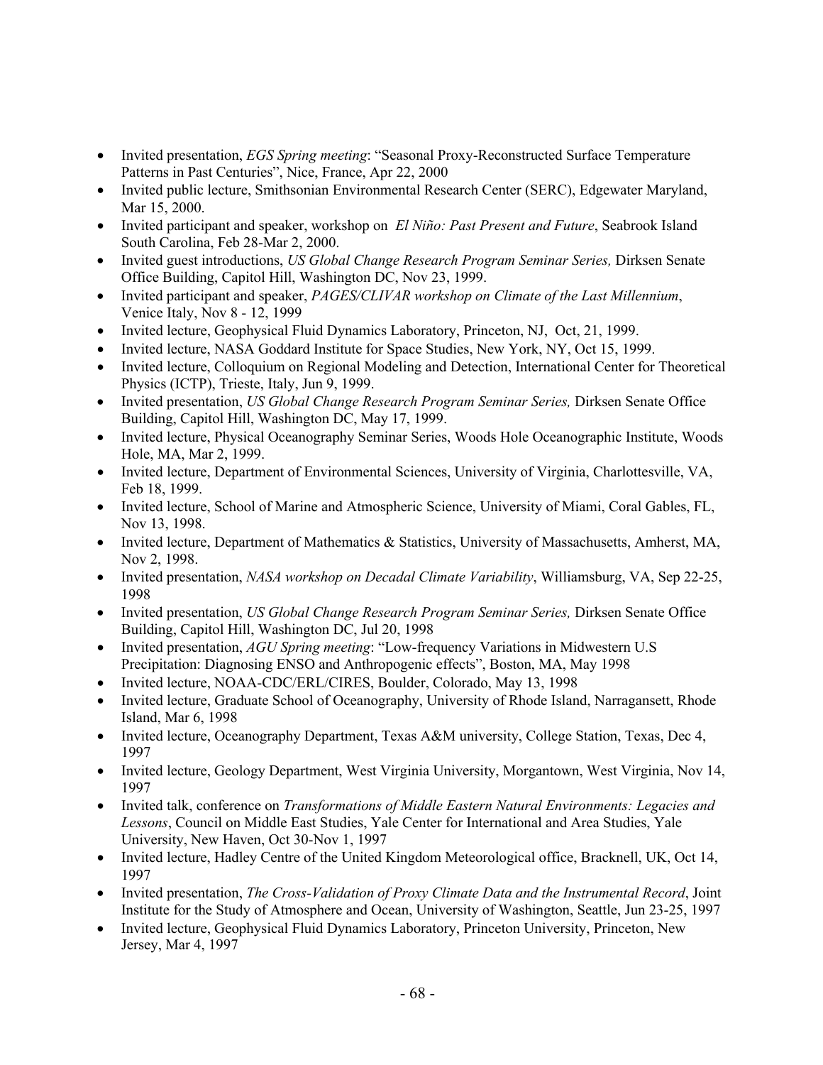- Invited presentation, *EGS Spring meeting*: "Seasonal Proxy-Reconstructed Surface Temperature Patterns in Past Centuries", Nice, France, Apr 22, 2000
- Invited public lecture, Smithsonian Environmental Research Center (SERC), Edgewater Maryland, Mar 15, 2000.
- Invited participant and speaker, workshop on *El Niño: Past Present and Future*, Seabrook Island South Carolina, Feb 28-Mar 2, 2000.
- Invited guest introductions, *US Global Change Research Program Seminar Series,* Dirksen Senate Office Building, Capitol Hill, Washington DC, Nov 23, 1999.
- Invited participant and speaker, *PAGES/CLIVAR workshop on Climate of the Last Millennium*, Venice Italy, Nov 8 - 12, 1999
- Invited lecture, Geophysical Fluid Dynamics Laboratory, Princeton, NJ, Oct, 21, 1999.
- Invited lecture, NASA Goddard Institute for Space Studies, New York, NY, Oct 15, 1999.
- Invited lecture, Colloquium on Regional Modeling and Detection, International Center for Theoretical Physics (ICTP), Trieste, Italy, Jun 9, 1999.
- Invited presentation, *US Global Change Research Program Seminar Series,* Dirksen Senate Office Building, Capitol Hill, Washington DC, May 17, 1999.
- Invited lecture, Physical Oceanography Seminar Series, Woods Hole Oceanographic Institute, Woods Hole, MA, Mar 2, 1999.
- Invited lecture, Department of Environmental Sciences, University of Virginia, Charlottesville, VA, Feb 18, 1999.
- Invited lecture, School of Marine and Atmospheric Science, University of Miami, Coral Gables, FL, Nov 13, 1998.
- Invited lecture, Department of Mathematics & Statistics, University of Massachusetts, Amherst, MA, Nov 2, 1998.
- Invited presentation, *NASA workshop on Decadal Climate Variability*, Williamsburg, VA, Sep 22-25, 1998
- Invited presentation, *US Global Change Research Program Seminar Series,* Dirksen Senate Office Building, Capitol Hill, Washington DC, Jul 20, 1998
- Invited presentation, *AGU Spring meeting*: "Low-frequency Variations in Midwestern U.S Precipitation: Diagnosing ENSO and Anthropogenic effects", Boston, MA, May 1998
- Invited lecture, NOAA-CDC/ERL/CIRES, Boulder, Colorado, May 13, 1998
- Invited lecture, Graduate School of Oceanography, University of Rhode Island, Narragansett, Rhode Island, Mar 6, 1998
- Invited lecture, Oceanography Department, Texas A&M university, College Station, Texas, Dec 4, 1997
- Invited lecture, Geology Department, West Virginia University, Morgantown, West Virginia, Nov 14, 1997
- Invited talk, conference on *Transformations of Middle Eastern Natural Environments: Legacies and Lessons*, Council on Middle East Studies, Yale Center for International and Area Studies, Yale University, New Haven, Oct 30-Nov 1, 1997
- Invited lecture, Hadley Centre of the United Kingdom Meteorological office, Bracknell, UK, Oct 14, 1997
- Invited presentation, *The Cross-Validation of Proxy Climate Data and the Instrumental Record*, Joint Institute for the Study of Atmosphere and Ocean, University of Washington, Seattle, Jun 23-25, 1997
- Invited lecture, Geophysical Fluid Dynamics Laboratory, Princeton University, Princeton, New Jersey, Mar 4, 1997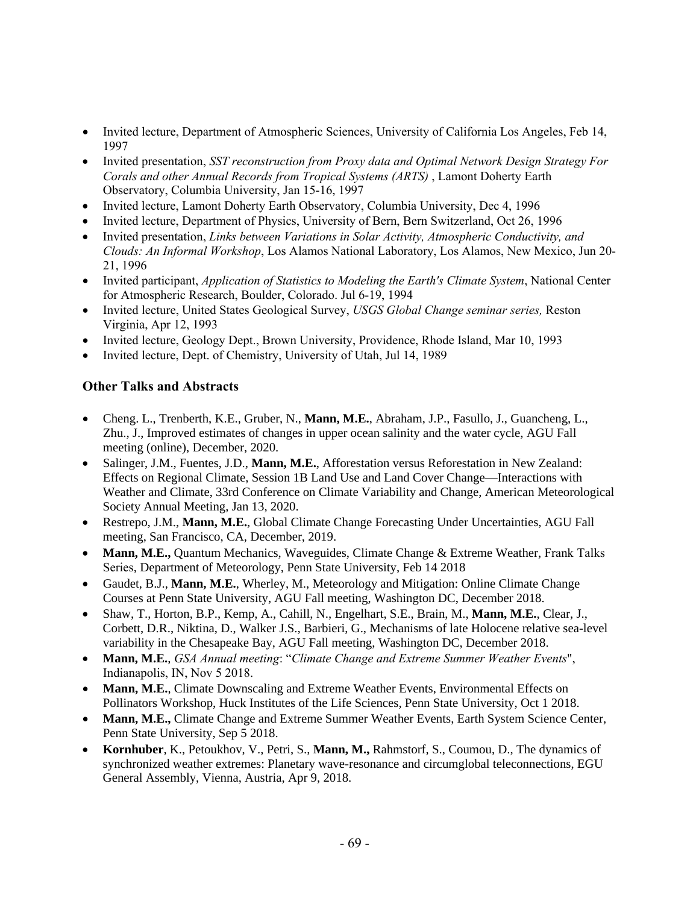- Invited lecture, Department of Atmospheric Sciences, University of California Los Angeles, Feb 14, 1997
- Invited presentation, *SST reconstruction from Proxy data and Optimal Network Design Strategy For Corals and other Annual Records from Tropical Systems (ARTS)* , Lamont Doherty Earth Observatory, Columbia University, Jan 15-16, 1997
- Invited lecture, Lamont Doherty Earth Observatory, Columbia University, Dec 4, 1996
- Invited lecture, Department of Physics, University of Bern, Bern Switzerland, Oct 26, 1996
- Invited presentation, *Links between Variations in Solar Activity, Atmospheric Conductivity, and Clouds: An Informal Workshop*, Los Alamos National Laboratory, Los Alamos, New Mexico, Jun 20-21, 1996
- Invited participant, *Application of Statistics to Modeling the Earth's Climate System*, National Center for Atmospheric Research, Boulder, Colorado. Jul 6-19, 1994
- Invited lecture, United States Geological Survey, *USGS Global Change seminar series,* Reston Virginia, Apr 12, 1993
- Invited lecture, Geology Dept., Brown University, Providence, Rhode Island, Mar 10, 1993
- Invited lecture, Dept. of Chemistry, University of Utah, Jul 14, 1989

### Other Talks and Abstracts

- Cheng. L., Trenberth, K.E., Gruber, N., **Mann, M.E.**, Abraham, J.P., Fasullo, J., Guancheng, L., Zhu., J., Improved estimates of changes in upper ocean salinity and the water cycle, AGU Fall meeting (online), December, 2020.
- Salinger, J.M., Fuentes, J.D., **Mann, M.E.**, Afforestation versus Reforestation in New Zealand: Effects on Regional Climate, Session 1B Land Use and Land Cover Change—Interactions with Weather and Climate, 33rd Conference on Climate Variability and Change, American Meteorological Society Annual Meeting, Jan 13, 2020.
- Restrepo, J.M., **Mann, M.E.**, Global Climate Change Forecasting Under Uncertainties, AGU Fall meeting, San Francisco, CA, December, 2019.
- **Mann, M.E.,** Quantum Mechanics, Waveguides, Climate Change & Extreme Weather, Frank Talks Series, Department of Meteorology, Penn State University, Feb 14 2018
- Gaudet, B.J., **Mann, M.E.**, Wherley, M., Meteorology and Mitigation: Online Climate Change Courses at Penn State University, AGU Fall meeting, Washington DC, December 2018.
- Shaw, T., Horton, B.P., Kemp, A., Cahill, N., Engelhart, S.E., Brain, M., **Mann, M.E.**, Clear, J., Corbett, D.R., Niktina, D., Walker J.S., Barbieri, G., Mechanisms of late Holocene relative sea-level variability in the Chesapeake Bay, AGU Fall meeting, Washington DC, December 2018.
- **Mann, M.E.**, *GSA Annual meeting*: "*Climate Change and Extreme Summer Weather Events*", Indianapolis, IN, Nov 5 2018.
- **Mann, M.E.**, Climate Downscaling and Extreme Weather Events, Environmental Effects on Pollinators Workshop, Huck Institutes of the Life Sciences, Penn State University, Oct 1 2018.
- **Mann, M.E.,** Climate Change and Extreme Summer Weather Events, Earth System Science Center, Penn State University, Sep 5 2018.
- **Kornhuber**, K., Petoukhov, V., Petri, S., **Mann, M.,** Rahmstorf, S., Coumou, D., The dynamics of synchronized weather extremes: Planetary wave-resonance and circumglobal teleconnections, EGU General Assembly, Vienna, Austria, Apr 9, 2018.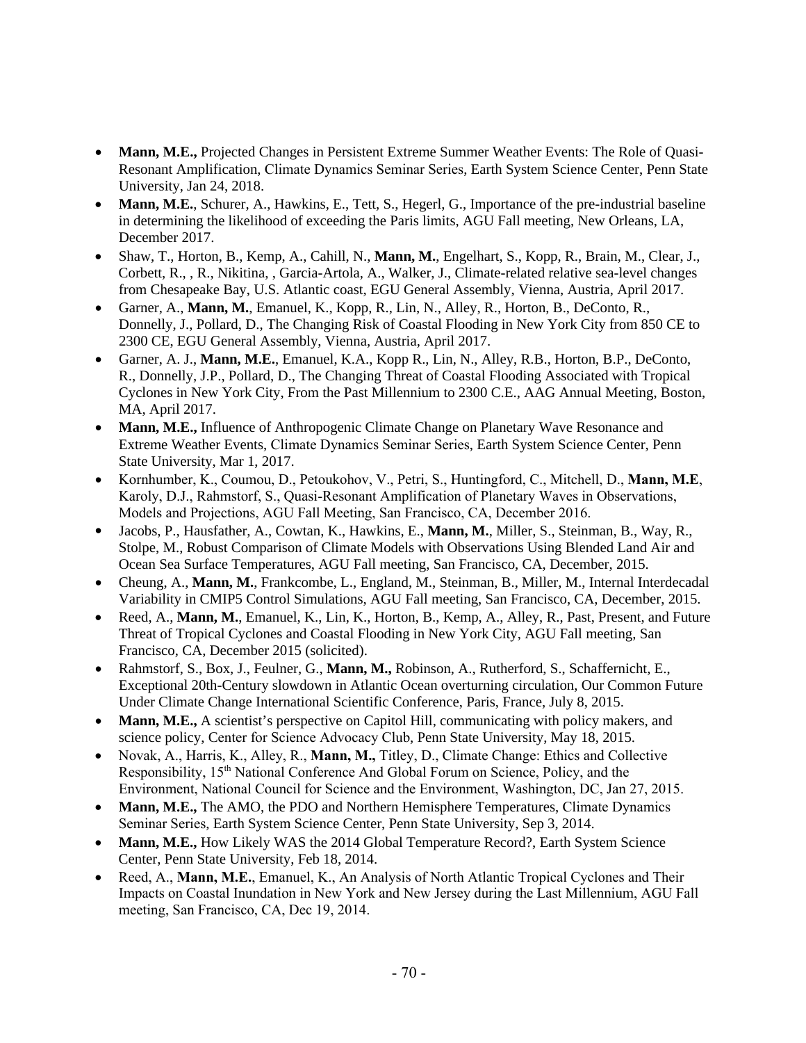- **Mann, M.E.,** Projected Changes in Persistent Extreme Summer Weather Events: The Role of Quasi-Resonant Amplification, Climate Dynamics Seminar Series, Earth System Science Center, Penn State University, Jan 24, 2018.
- **Mann, M.E.**, Schurer, A., Hawkins, E., Tett, S., Hegerl, G., Importance of the pre-industrial baseline in determining the likelihood of exceeding the Paris limits, AGU Fall meeting, New Orleans, LA, December 2017.
- Shaw, T., Horton, B., Kemp, A., Cahill, N., **Mann, M.**, Engelhart, S., Kopp, R., Brain, M., Clear, J., Corbett, R., , R., Nikitina, , Garcia-Artola, A., Walker, J., Climate-related relative sea-level changes from Chesapeake Bay, U.S. Atlantic coast, EGU General Assembly, Vienna, Austria, April 2017.
- Garner, A., **Mann, M.**, Emanuel, K., Kopp, R., Lin, N., Alley, R., Horton, B., DeConto, R., Donnelly, J., Pollard, D., The Changing Risk of Coastal Flooding in New York City from 850 CE to 2300 CE, EGU General Assembly, Vienna, Austria, April 2017.
- Garner, A. J., **Mann, M.E.**, Emanuel, K.A., Kopp R., Lin, N., Alley, R.B., Horton, B.P., DeConto, R., Donnelly, J.P., Pollard, D., The Changing Threat of Coastal Flooding Associated with Tropical Cyclones in New York City, From the Past Millennium to 2300 C.E., AAG Annual Meeting, Boston, MA, April 2017.
- **Mann, M.E.,** Influence of Anthropogenic Climate Change on Planetary Wave Resonance and Extreme Weather Events, Climate Dynamics Seminar Series, Earth System Science Center, Penn State University, Mar 1, 2017.
- Kornhumber, K., Coumou, D., Petoukohov, V., Petri, S., Huntingford, C., Mitchell, D., **Mann, M.E**, Karoly, D.J., Rahmstorf, S., Quasi-Resonant Amplification of Planetary Waves in Observations, Models and Projections, AGU Fall Meeting, San Francisco, CA, December 2016.
- Jacobs, P., Hausfather, A., Cowtan, K., Hawkins, E., **Mann, M.**, Miller, S., Steinman, B., Way, R., Stolpe, M., Robust Comparison of Climate Models with Observations Using Blended Land Air and Ocean Sea Surface Temperatures, AGU Fall meeting, San Francisco, CA, December, 2015.
- Cheung, A., **Mann, M.**, Frankcombe, L., England, M., Steinman, B., Miller, M., Internal Interdecadal Variability in CMIP5 Control Simulations, AGU Fall meeting, San Francisco, CA, December, 2015.
- Reed, A., **Mann, M.**, Emanuel, K., Lin, K., Horton, B., Kemp, A., Alley, R., Past, Present, and Future Threat of Tropical Cyclones and Coastal Flooding in New York City, AGU Fall meeting, San Francisco, CA, December 2015 (solicited).
- Rahmstorf, S., Box, J., Feulner, G., **Mann, M.,** Robinson, A., Rutherford, S., Schaffernicht, E., Exceptional 20th-Century slowdown in Atlantic Ocean overturning circulation, Our Common Future Under Climate Change International Scientific Conference, Paris, France, July 8, 2015.
- **Mann, M.E.,** A scientist's perspective on Capitol Hill, communicating with policy makers, and science policy, Center for Science Advocacy Club, Penn State University, May 18, 2015.
- Novak, A., Harris, K., Alley, R., **Mann, M.,** Titley, D., Climate Change: Ethics and Collective Responsibility, 15th National Conference And Global Forum on Science, Policy, and the Environment, National Council for Science and the Environment, Washington, DC, Jan 27, 2015.
- **Mann, M.E.,** The AMO, the PDO and Northern Hemisphere Temperatures, Climate Dynamics Seminar Series, Earth System Science Center, Penn State University, Sep 3, 2014.
- **Mann, M.E.,** How Likely WAS the 2014 Global Temperature Record?, Earth System Science Center, Penn State University, Feb 18, 2014.
- Reed, A., **Mann, M.E.**, Emanuel, K., An Analysis of North Atlantic Tropical Cyclones and Their Impacts on Coastal Inundation in New York and New Jersey during the Last Millennium, AGU Fall meeting, San Francisco, CA, Dec 19, 2014.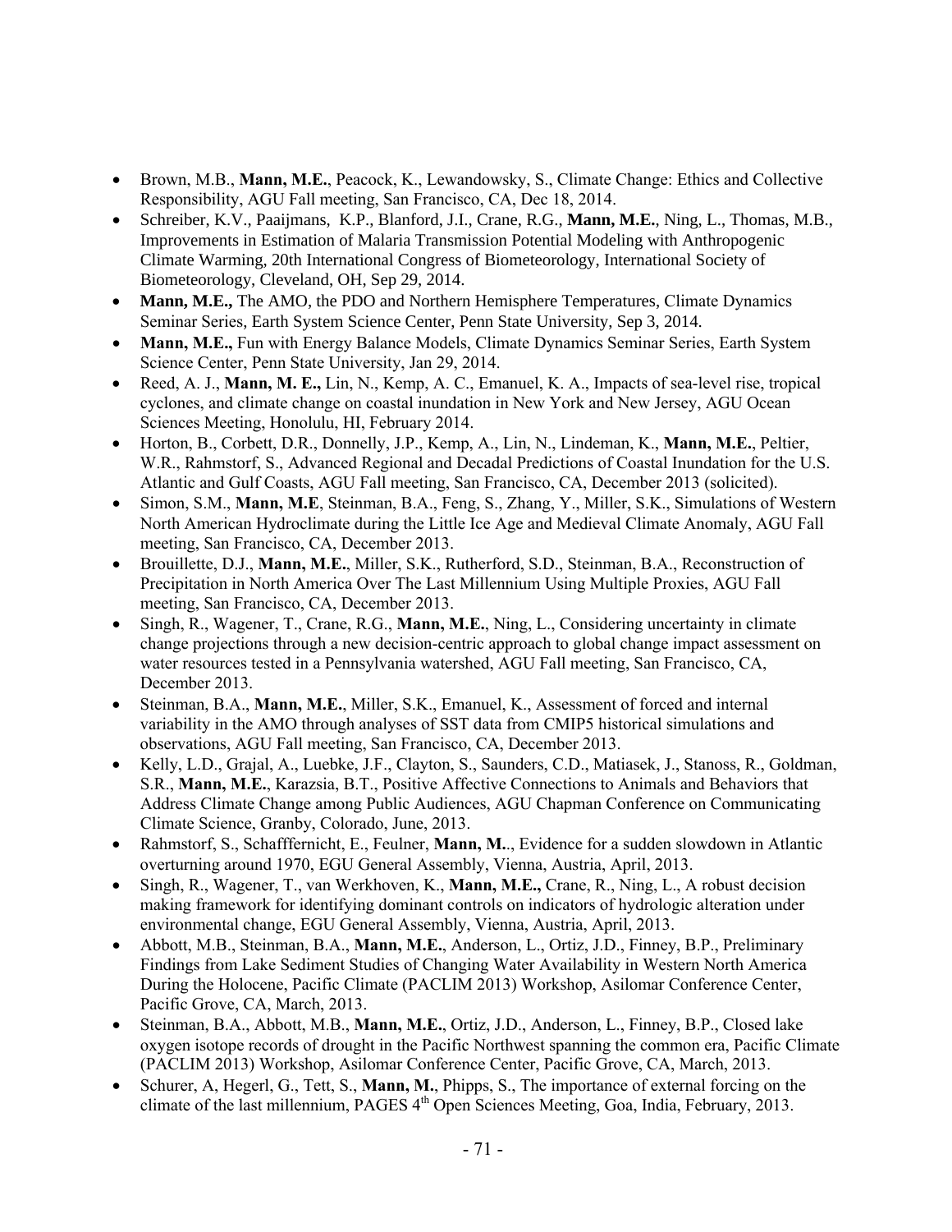- Brown, M.B., **Mann, M.E.**, Peacock, K., Lewandowsky, S., Climate Change: Ethics and Collective Responsibility, AGU Fall meeting, San Francisco, CA, Dec 18, 2014.
- Schreiber, K.V., Paaijmans, K.P., Blanford, J.I., Crane, R.G., **Mann, M.E.**, Ning, L., Thomas, M.B., Improvements in Estimation of Malaria Transmission Potential Modeling with Anthropogenic Climate Warming, 20th International Congress of Biometeorology, International Society of Biometeorology, Cleveland, OH, Sep 29, 2014.
- **Mann, M.E.,** The AMO, the PDO and Northern Hemisphere Temperatures, Climate Dynamics Seminar Series, Earth System Science Center, Penn State University, Sep 3, 2014.
- **Mann, M.E.,** Fun with Energy Balance Models, Climate Dynamics Seminar Series, Earth System Science Center, Penn State University, Jan 29, 2014.
- Reed, A. J., **Mann, M. E.,** Lin, N., Kemp, A. C., Emanuel, K. A., Impacts of sea-level rise, tropical cyclones, and climate change on coastal inundation in New York and New Jersey, AGU Ocean Sciences Meeting, Honolulu, HI, February 2014.
- Horton, B., Corbett, D.R., Donnelly, J.P., Kemp, A., Lin, N., Lindeman, K., **Mann, M.E.**, Peltier, W.R., Rahmstorf, S., Advanced Regional and Decadal Predictions of Coastal Inundation for the U.S. Atlantic and Gulf Coasts, AGU Fall meeting, San Francisco, CA, December 2013 (solicited).
- Simon, S.M., **Mann, M.E**, Steinman, B.A., Feng, S., Zhang, Y., Miller, S.K., Simulations of Western North American Hydroclimate during the Little Ice Age and Medieval Climate Anomaly, AGU Fall meeting, San Francisco, CA, December 2013.
- Brouillette, D.J., **Mann, M.E.**, Miller, S.K., Rutherford, S.D., Steinman, B.A., Reconstruction of Precipitation in North America Over The Last Millennium Using Multiple Proxies, AGU Fall meeting, San Francisco, CA, December 2013.
- Singh, R., Wagener, T., Crane, R.G., **Mann, M.E.**, Ning, L., Considering uncertainty in climate change projections through a new decision-centric approach to global change impact assessment on water resources tested in a Pennsylvania watershed, AGU Fall meeting, San Francisco, CA, December 2013.
- Steinman, B.A., **Mann, M.E.**, Miller, S.K., Emanuel, K., Assessment of forced and internal variability in the AMO through analyses of SST data from CMIP5 historical simulations and observations, AGU Fall meeting, San Francisco, CA, December 2013.
- Kelly, L.D., Grajal, A., Luebke, J.F., Clayton, S., Saunders, C.D., Matiasek, J., Stanoss, R., Goldman, S.R., **Mann, M.E.**, Karazsia, B.T., Positive Affective Connections to Animals and Behaviors that Address Climate Change among Public Audiences, AGU Chapman Conference on Communicating Climate Science, Granby, Colorado, June, 2013.
- Rahmstorf, S., Schafffernicht, E., Feulner, **Mann, M.**., Evidence for a sudden slowdown in Atlantic overturning around 1970, EGU General Assembly, Vienna, Austria, April, 2013.
- Singh, R., Wagener, T., van Werkhoven, K., **Mann, M.E.,** Crane, R., Ning, L., A robust decision making framework for identifying dominant controls on indicators of hydrologic alteration under environmental change, EGU General Assembly, Vienna, Austria, April, 2013.
- Abbott, M.B., Steinman, B.A., **Mann, M.E.**, Anderson, L., Ortiz, J.D., Finney, B.P., Preliminary Findings from Lake Sediment Studies of Changing Water Availability in Western North America During the Holocene, Pacific Climate (PACLIM 2013) Workshop, Asilomar Conference Center, Pacific Grove, CA, March, 2013.
- Steinman, B.A., Abbott, M.B., **Mann, M.E.**, Ortiz, J.D., Anderson, L., Finney, B.P., Closed lake oxygen isotope records of drought in the Pacific Northwest spanning the common era, Pacific Climate (PACLIM 2013) Workshop, Asilomar Conference Center, Pacific Grove, CA, March, 2013.
- Schurer, A, Hegerl, G., Tett, S., **Mann, M.**, Phipps, S., The importance of external forcing on the climate of the last millennium, PAGES 4th Open Sciences Meeting, Goa, India, February, 2013.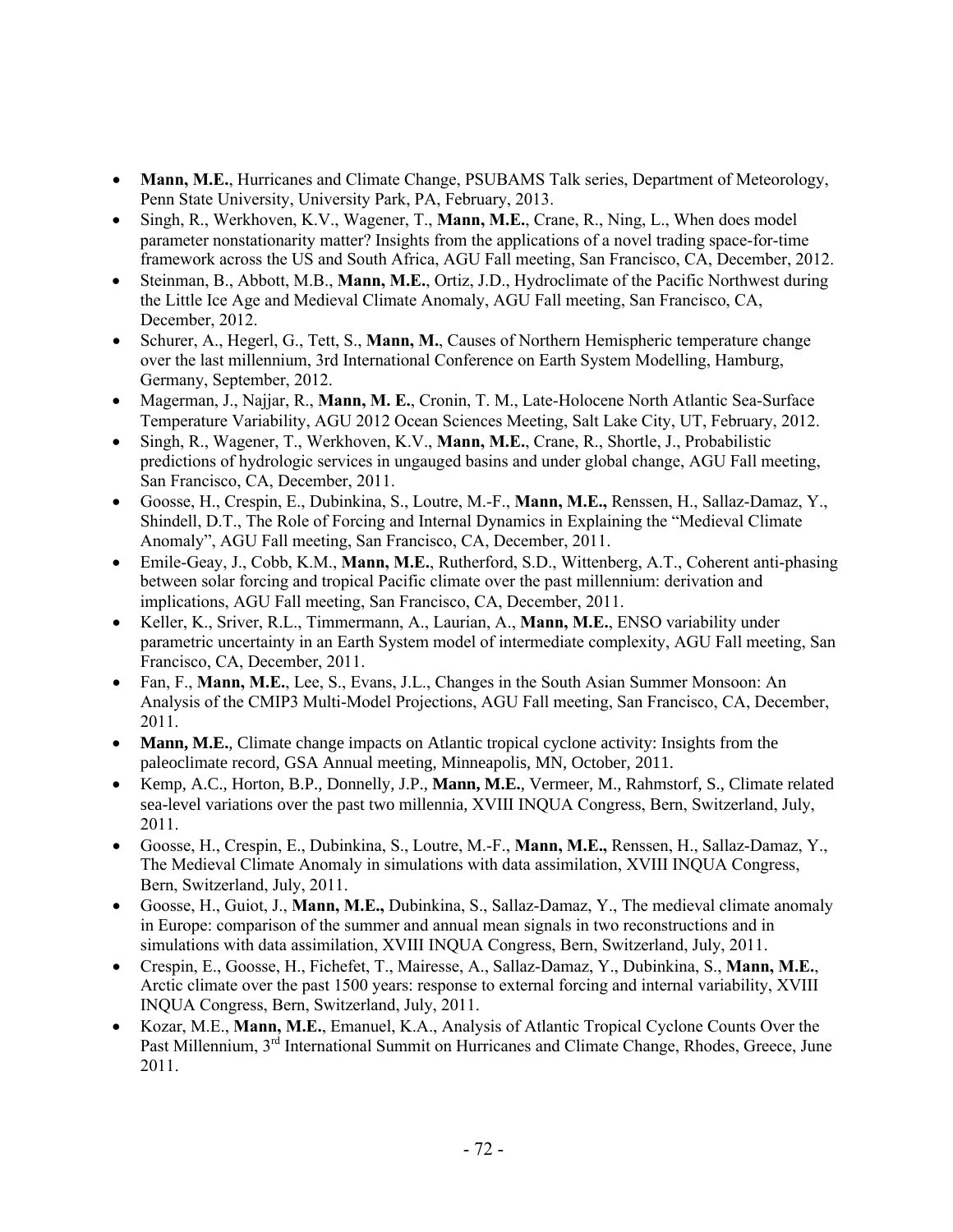- **Mann, M.E.**, Hurricanes and Climate Change, PSUBAMS Talk series, Department of Meteorology, Penn State University, University Park, PA, February, 2013.
- Singh, R., Werkhoven, K.V., Wagener, T., **Mann, M.E.**, Crane, R., Ning, L., When does model parameter nonstationarity matter? Insights from the applications of a novel trading space-for-time framework across the US and South Africa, AGU Fall meeting, San Francisco, CA, December, 2012.
- Steinman, B., Abbott, M.B., **Mann, M.E.**, Ortiz, J.D., Hydroclimate of the Pacific Northwest during the Little Ice Age and Medieval Climate Anomaly, AGU Fall meeting, San Francisco, CA, December, 2012.
- Schurer, A., Hegerl, G., Tett, S., **Mann, M.**, Causes of Northern Hemispheric temperature change over the last millennium, 3rd International Conference on Earth System Modelling, Hamburg, Germany, September, 2012.
- Magerman, J., Najjar, R., **Mann, M. E.**, Cronin, T. M., Late-Holocene North Atlantic Sea-Surface Temperature Variability, AGU 2012 Ocean Sciences Meeting, Salt Lake City, UT, February, 2012.
- Singh, R., Wagener, T., Werkhoven, K.V., **Mann, M.E.**, Crane, R., Shortle, J., Probabilistic predictions of hydrologic services in ungauged basins and under global change, AGU Fall meeting, San Francisco, CA, December, 2011.
- Goosse, H., Crespin, E., Dubinkina, S., Loutre, M.-F., **Mann, M.E.,** Renssen, H., Sallaz-Damaz, Y., Shindell, D.T., The Role of Forcing and Internal Dynamics in Explaining the "Medieval Climate Anomaly", AGU Fall meeting, San Francisco, CA, December, 2011.
- Emile-Geay, J., Cobb, K.M., **Mann, M.E.**, Rutherford, S.D., Wittenberg, A.T., Coherent anti-phasing between solar forcing and tropical Pacific climate over the past millennium: derivation and implications, AGU Fall meeting, San Francisco, CA, December, 2011.
- Keller, K., Sriver, R.L., Timmermann, A., Laurian, A., **Mann, M.E.**, ENSO variability under parametric uncertainty in an Earth System model of intermediate complexity, AGU Fall meeting, San Francisco, CA, December, 2011.
- Fan, F., **Mann, M.E.**, Lee, S., Evans, J.L., Changes in the South Asian Summer Monsoon: An Analysis of the CMIP3 Multi-Model Projections, AGU Fall meeting, San Francisco, CA, December, 2011.
- **Mann, M.E.**, Climate change impacts on Atlantic tropical cyclone activity: Insights from the paleoclimate record, GSA Annual meeting, Minneapolis, MN, October, 2011.
- Kemp, A.C., Horton, B.P., Donnelly, J.P., **Mann, M.E.**, Vermeer, M., Rahmstorf, S., Climate related sea-level variations over the past two millennia, XVIII INQUA Congress, Bern, Switzerland, July, 2011.
- Goosse, H., Crespin, E., Dubinkina, S., Loutre, M.-F., **Mann, M.E.,** Renssen, H., Sallaz-Damaz, Y., The Medieval Climate Anomaly in simulations with data assimilation, XVIII INQUA Congress, Bern, Switzerland, July, 2011.
- Goosse, H., Guiot, J., **Mann, M.E.,** Dubinkina, S., Sallaz-Damaz, Y., The medieval climate anomaly in Europe: comparison of the summer and annual mean signals in two reconstructions and in simulations with data assimilation, XVIII INQUA Congress, Bern, Switzerland, July, 2011.
- Crespin, E., Goosse, H., Fichefet, T., Mairesse, A., Sallaz-Damaz, Y., Dubinkina, S., **Mann, M.E.**, Arctic climate over the past 1500 years: response to external forcing and internal variability, XVIII INQUA Congress, Bern, Switzerland, July, 2011.
- Kozar, M.E., **Mann, M.E.**, Emanuel, K.A., Analysis of Atlantic Tropical Cyclone Counts Over the Past Millennium, 3rd International Summit on Hurricanes and Climate Change, Rhodes, Greece, June 2011.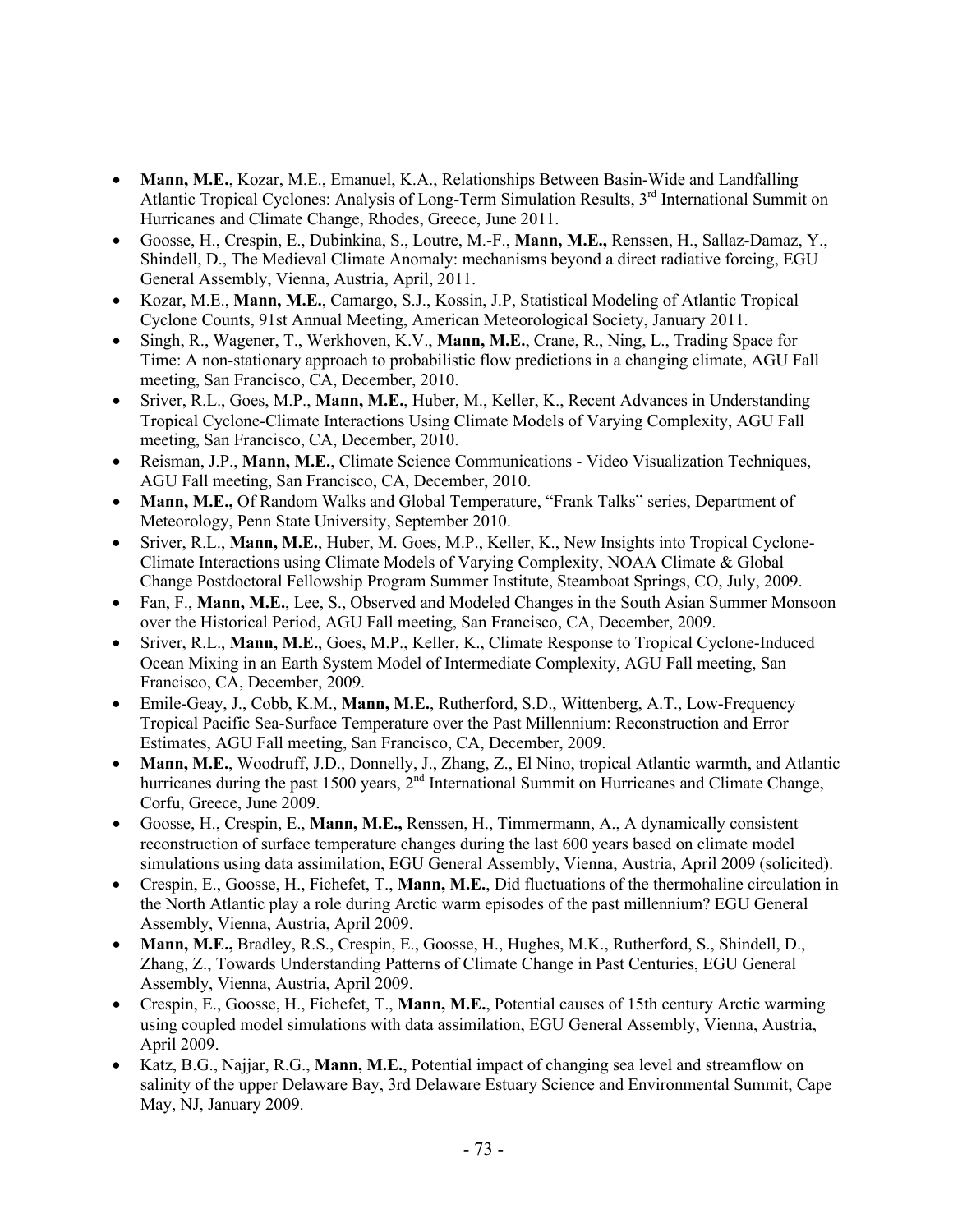- **Mann, M.E.**, Kozar, M.E., Emanuel, K.A., Relationships Between Basin-Wide and Landfalling Atlantic Tropical Cyclones: Analysis of Long-Term Simulation Results, 3rd International Summit on Hurricanes and Climate Change, Rhodes, Greece, June 2011.
- Goosse, H., Crespin, E., Dubinkina, S., Loutre, M.-F., **Mann, M.E.,** Renssen, H., Sallaz-Damaz, Y., Shindell, D., The Medieval Climate Anomaly: mechanisms beyond a direct radiative forcing, EGU General Assembly, Vienna, Austria, April, 2011.
- Kozar, M.E., **Mann, M.E.**, Camargo, S.J., Kossin, J.P, Statistical Modeling of Atlantic Tropical Cyclone Counts, 91st Annual Meeting, American Meteorological Society, January 2011.
- Singh, R., Wagener, T., Werkhoven, K.V., **Mann, M.E.**, Crane, R., Ning, L., Trading Space for Time: A non-stationary approach to probabilistic flow predictions in a changing climate, AGU Fall meeting, San Francisco, CA, December, 2010.
- Sriver, R.L., Goes, M.P., **Mann, M.E.**, Huber, M., Keller, K., Recent Advances in Understanding Tropical Cyclone-Climate Interactions Using Climate Models of Varying Complexity, AGU Fall meeting, San Francisco, CA, December, 2010.
- Reisman, J.P., **Mann, M.E.**, Climate Science Communications - Video Visualization Techniques, AGU Fall meeting, San Francisco, CA, December, 2010.
- **Mann, M.E.,** Of Random Walks and Global Temperature, "Frank Talks" series, Department of Meteorology, Penn State University, September 2010.
- Sriver, R.L., **Mann, M.E.**, Huber, M. Goes, M.P., Keller, K., New Insights into Tropical Cyclone-Climate Interactions using Climate Models of Varying Complexity, NOAA Climate & Global Change Postdoctoral Fellowship Program Summer Institute, Steamboat Springs, CO, July, 2009.
- Fan, F., **Mann, M.E.**, Lee, S., Observed and Modeled Changes in the South Asian Summer Monsoon over the Historical Period, AGU Fall meeting, San Francisco, CA, December, 2009.
- Sriver, R.L., **Mann, M.E.**, Goes, M.P., Keller, K., Climate Response to Tropical Cyclone-Induced Ocean Mixing in an Earth System Model of Intermediate Complexity, AGU Fall meeting, San Francisco, CA, December, 2009.
- Emile-Geay, J., Cobb, K.M., **Mann, M.E.**, Rutherford, S.D., Wittenberg, A.T., Low-Frequency Tropical Pacific Sea-Surface Temperature over the Past Millennium: Reconstruction and Error Estimates, AGU Fall meeting, San Francisco, CA, December, 2009.
- **Mann, M.E.**, Woodruff, J.D., Donnelly, J., Zhang, Z., El Nino, tropical Atlantic warmth, and Atlantic hurricanes during the past 1500 years, 2nd International Summit on Hurricanes and Climate Change, Corfu, Greece, June 2009.
- Goosse, H., Crespin, E., **Mann, M.E.,** Renssen, H., Timmermann, A., A dynamically consistent reconstruction of surface temperature changes during the last 600 years based on climate model simulations using data assimilation, EGU General Assembly, Vienna, Austria, April 2009 (solicited).
- Crespin, E., Goosse, H., Fichefet, T., **Mann, M.E.**, Did fluctuations of the thermohaline circulation in the North Atlantic play a role during Arctic warm episodes of the past millennium? EGU General Assembly, Vienna, Austria, April 2009.
- **Mann, M.E.,** Bradley, R.S., Crespin, E., Goosse, H., Hughes, M.K., Rutherford, S., Shindell, D., Zhang, Z., Towards Understanding Patterns of Climate Change in Past Centuries, EGU General Assembly, Vienna, Austria, April 2009.
- Crespin, E., Goosse, H., Fichefet, T., **Mann, M.E.**, Potential causes of 15th century Arctic warming using coupled model simulations with data assimilation, EGU General Assembly, Vienna, Austria, April 2009.
- Katz, B.G., Najjar, R.G., **Mann, M.E.**, Potential impact of changing sea level and streamflow on salinity of the upper Delaware Bay, 3rd Delaware Estuary Science and Environmental Summit, Cape May, NJ, January 2009.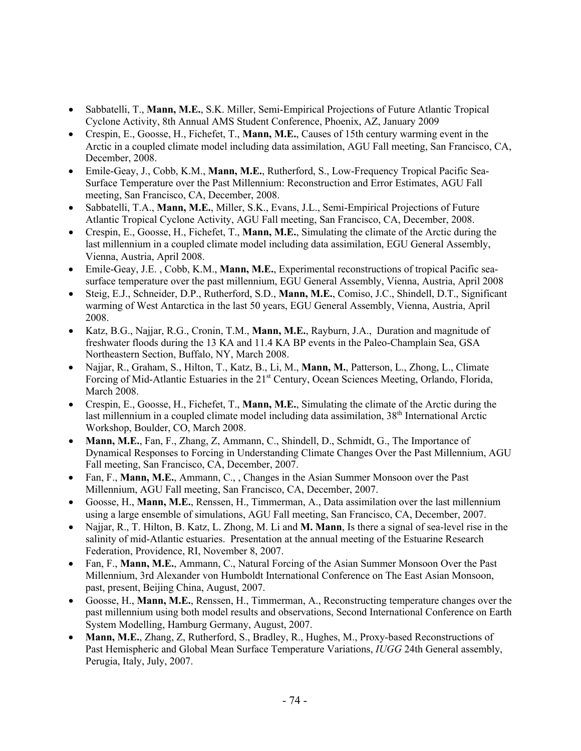- Sabbatelli, T., **Mann, M.E.**, S.K. Miller, Semi-Empirical Projections of Future Atlantic Tropical Cyclone Activity, 8th Annual AMS Student Conference, Phoenix, AZ, January 2009
- Crespin, E., Goosse, H., Fichefet, T., **Mann, M.E.**, Causes of 15th century warming event in the Arctic in a coupled climate model including data assimilation, AGU Fall meeting, San Francisco, CA, December, 2008.
- Emile-Geay, J., Cobb, K.M., **Mann, M.E.**, Rutherford, S., Low-Frequency Tropical Pacific Sea-Surface Temperature over the Past Millennium: Reconstruction and Error Estimates, AGU Fall meeting, San Francisco, CA, December, 2008.
- Sabbatelli, T.A., **Mann, M.E.**, Miller, S.K., Evans, J.L., Semi-Empirical Projections of Future Atlantic Tropical Cyclone Activity, AGU Fall meeting, San Francisco, CA, December, 2008.
- Crespin, E., Goosse, H., Fichefet, T., **Mann, M.E.**, Simulating the climate of the Arctic during the last millennium in a coupled climate model including data assimilation, EGU General Assembly, Vienna, Austria, April 2008.
- Emile-Geay, J.E. , Cobb, K.M., **Mann, M.E.**, Experimental reconstructions of tropical Pacific sea-surface temperature over the past millennium, EGU General Assembly, Vienna, Austria, April 2008
- Steig, E.J., Schneider, D.P., Rutherford, S.D., **Mann, M.E.**, Comiso, J.C., Shindell, D.T., Significant warming of West Antarctica in the last 50 years, EGU General Assembly, Vienna, Austria, April 2008.
- Katz, B.G., Najjar, R.G., Cronin, T.M., **Mann, M.E.**, Rayburn, J.A., Duration and magnitude of freshwater floods during the 13 KA and 11.4 KA BP events in the Paleo-Champlain Sea, GSA Northeastern Section, Buffalo, NY, March 2008.
- Najjar, R., Graham, S., Hilton, T., Katz, B., Li, M., **Mann, M.**, Patterson, L., Zhong, L., Climate Forcing of Mid-Atlantic Estuaries in the 21st Century, Ocean Sciences Meeting, Orlando, Florida, March 2008.
- Crespin, E., Goosse, H., Fichefet, T., **Mann, M.E.**, Simulating the climate of the Arctic during the last millennium in a coupled climate model including data assimilation, 38th International Arctic Workshop, Boulder, CO, March 2008.
- **Mann, M.E.**, Fan, F., Zhang, Z, Ammann, C., Shindell, D., Schmidt, G., The Importance of Dynamical Responses to Forcing in Understanding Climate Changes Over the Past Millennium, AGU Fall meeting, San Francisco, CA, December, 2007.
- Fan, F., **Mann, M.E.**, Ammann, C., , Changes in the Asian Summer Monsoon over the Past Millennium, AGU Fall meeting, San Francisco, CA, December, 2007.
- Goosse, H., **Mann, M.E.**, Renssen, H., Timmerman, A., Data assimilation over the last millennium using a large ensemble of simulations, AGU Fall meeting, San Francisco, CA, December, 2007.
- Najjar, R., T. Hilton, B. Katz, L. Zhong, M. Li and **M. Mann**, Is there a signal of sea-level rise in the salinity of mid-Atlantic estuaries. Presentation at the annual meeting of the Estuarine Research Federation, Providence, RI, November 8, 2007.
- Fan, F., **Mann, M.E.**, Ammann, C., Natural Forcing of the Asian Summer Monsoon Over the Past Millennium, 3rd Alexander von Humboldt International Conference on The East Asian Monsoon, past, present, Beijing China, August, 2007.
- Goosse, H., **Mann, M.E.**, Renssen, H., Timmerman, A., Reconstructing temperature changes over the past millennium using both model results and observations, Second International Conference on Earth System Modelling, Hamburg Germany, August, 2007.
- **Mann, M.E.**, Zhang, Z, Rutherford, S., Bradley, R., Hughes, M., Proxy-based Reconstructions of Past Hemispheric and Global Mean Surface Temperature Variations, *IUGG* 24th General assembly, Perugia, Italy, July, 2007.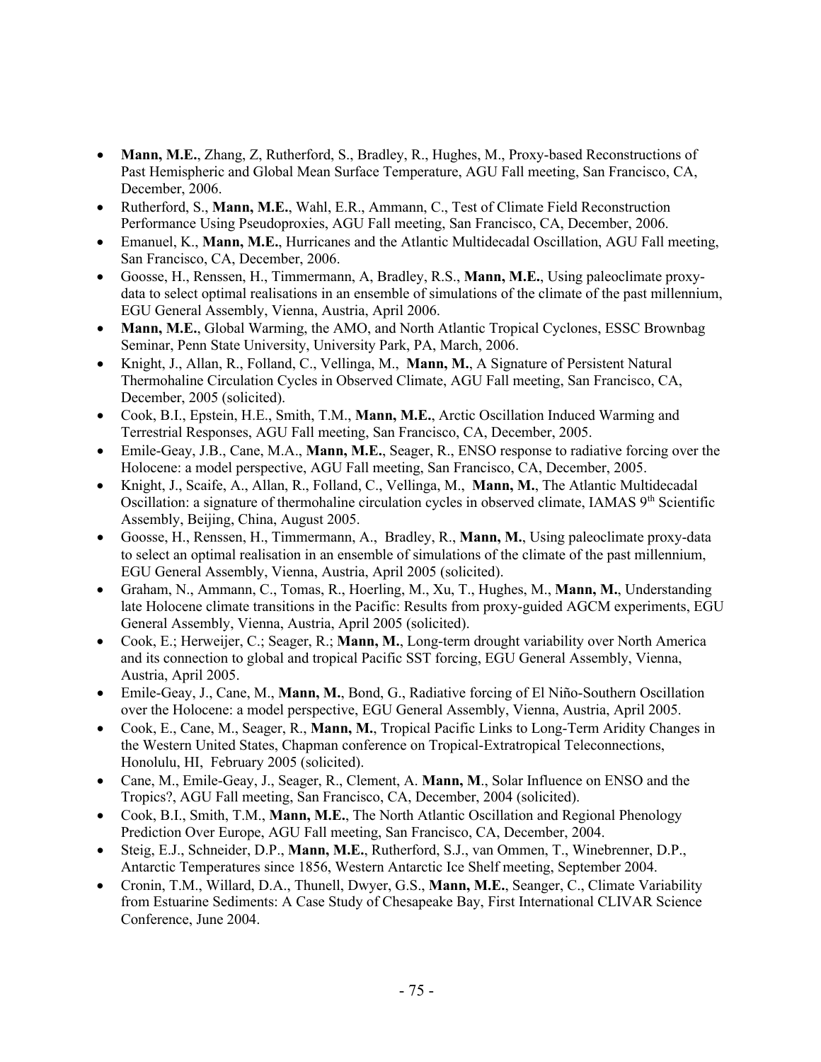- **Mann, M.E.**, Zhang, Z, Rutherford, S., Bradley, R., Hughes, M., Proxy-based Reconstructions of Past Hemispheric and Global Mean Surface Temperature, AGU Fall meeting, San Francisco, CA, December, 2006.
- Rutherford, S., **Mann, M.E.**, Wahl, E.R., Ammann, C., Test of Climate Field Reconstruction Performance Using Pseudoproxies, AGU Fall meeting, San Francisco, CA, December, 2006.
- Emanuel, K., **Mann, M.E.**, Hurricanes and the Atlantic Multidecadal Oscillation, AGU Fall meeting, San Francisco, CA, December, 2006.
- Goosse, H., Renssen, H., Timmermann, A, Bradley, R.S., **Mann, M.E.**, Using paleoclimate proxy-data to select optimal realisations in an ensemble of simulations of the climate of the past millennium, EGU General Assembly, Vienna, Austria, April 2006.
- **Mann, M.E.**, Global Warming, the AMO, and North Atlantic Tropical Cyclones, ESSC Brownbag Seminar, Penn State University, University Park, PA, March, 2006.
- Knight, J., Allan, R., Folland, C., Vellinga, M., **Mann, M.**, A Signature of Persistent Natural Thermohaline Circulation Cycles in Observed Climate, AGU Fall meeting, San Francisco, CA, December, 2005 (solicited).
- Cook, B.I., Epstein, H.E., Smith, T.M., **Mann, M.E.**, Arctic Oscillation Induced Warming and Terrestrial Responses, AGU Fall meeting, San Francisco, CA, December, 2005.
- Emile-Geay, J.B., Cane, M.A., **Mann, M.E.**, Seager, R., ENSO response to radiative forcing over the Holocene: a model perspective, AGU Fall meeting, San Francisco, CA, December, 2005.
- Knight, J., Scaife, A., Allan, R., Folland, C., Vellinga, M., **Mann, M.**, The Atlantic Multidecadal Oscillation: a signature of thermohaline circulation cycles in observed climate, IAMAS 9th Scientific Assembly, Beijing, China, August 2005.
- Goosse, H., Renssen, H., Timmermann, A., Bradley, R., **Mann, M.**, Using paleoclimate proxy-data to select an optimal realisation in an ensemble of simulations of the climate of the past millennium, EGU General Assembly, Vienna, Austria, April 2005 (solicited).
- Graham, N., Ammann, C., Tomas, R., Hoerling, M., Xu, T., Hughes, M., **Mann, M.**, Understanding late Holocene climate transitions in the Pacific: Results from proxy-guided AGCM experiments, EGU General Assembly, Vienna, Austria, April 2005 (solicited).
- Cook, E.; Herweijer, C.; Seager, R.; **Mann, M.**, Long-term drought variability over North America and its connection to global and tropical Pacific SST forcing, EGU General Assembly, Vienna, Austria, April 2005.
- Emile-Geay, J., Cane, M., **Mann, M.**, Bond, G., Radiative forcing of El Niño-Southern Oscillation over the Holocene: a model perspective, EGU General Assembly, Vienna, Austria, April 2005.
- Cook, E., Cane, M., Seager, R., **Mann, M.**, Tropical Pacific Links to Long-Term Aridity Changes in the Western United States, Chapman conference on Tropical-Extratropical Teleconnections, Honolulu, HI, February 2005 (solicited).
- Cane, M., Emile-Geay, J., Seager, R., Clement, A. **Mann, M**., Solar Influence on ENSO and the Tropics?, AGU Fall meeting, San Francisco, CA, December, 2004 (solicited).
- Cook, B.I., Smith, T.M., **Mann, M.E.**, The North Atlantic Oscillation and Regional Phenology Prediction Over Europe, AGU Fall meeting, San Francisco, CA, December, 2004.
- Steig, E.J., Schneider, D.P., **Mann, M.E.**, Rutherford, S.J., van Ommen, T., Winebrenner, D.P., Antarctic Temperatures since 1856, Western Antarctic Ice Shelf meeting, September 2004.
- Cronin, T.M., Willard, D.A., Thunell, Dwyer, G.S., **Mann, M.E.**, Seanger, C., Climate Variability from Estuarine Sediments: A Case Study of Chesapeake Bay, First International CLIVAR Science Conference, June 2004.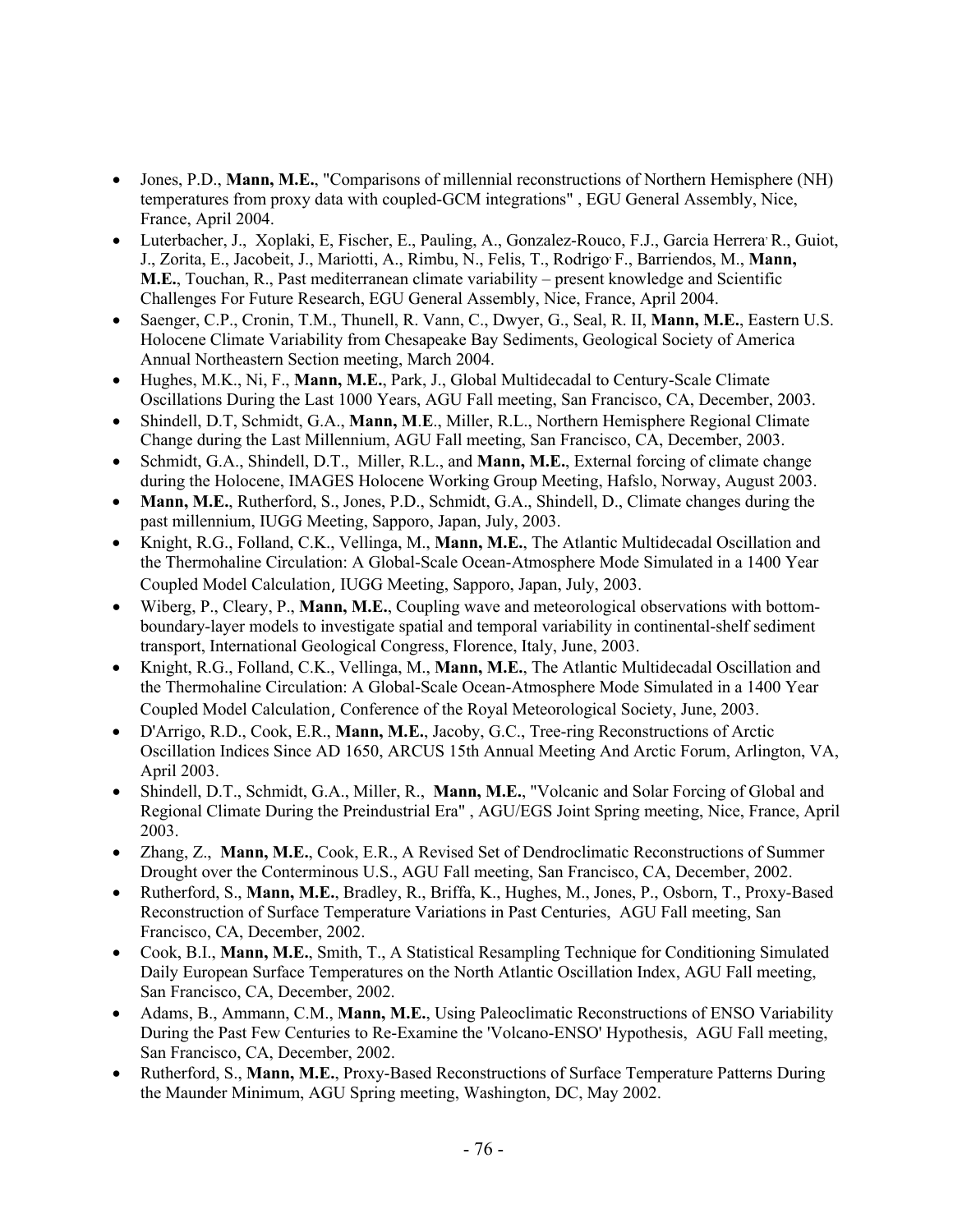- Jones, P.D., **Mann, M.E.**, "Comparisons of millennial reconstructions of Northern Hemisphere (NH) temperatures from proxy data with coupled-GCM integrations" , EGU General Assembly, Nice, France, April 2004.
- Luterbacher, J., Xoplaki, E, Fischer, E., Pauling, A., Gonzalez-Rouco, F.J., Garcia Herrera, R., Guiot, J., Zorita, E., Jacobeit, J., Mariotti, A., Rimbu, N., Felis, T., Rodrigo, F., Barriendos, M., **Mann, M.E.**, Touchan, R., Past mediterranean climate variability – present knowledge and Scientific Challenges For Future Research, EGU General Assembly, Nice, France, April 2004.
- Saenger, C.P., Cronin, T.M., Thunell, R. Vann, C., Dwyer, G., Seal, R. II, **Mann, M.E.**, Eastern U.S. Holocene Climate Variability from Chesapeake Bay Sediments, Geological Society of America Annual Northeastern Section meeting, March 2004.
- Hughes, M.K., Ni, F., **Mann, M.E.**, Park, J., Global Multidecadal to Century-Scale Climate Oscillations During the Last 1000 Years, AGU Fall meeting, San Francisco, CA, December, 2003.
- Shindell, D.T, Schmidt, G.A., **Mann, M.E.**, Miller, R.L., Northern Hemisphere Regional Climate Change during the Last Millennium, AGU Fall meeting, San Francisco, CA, December, 2003.
- Schmidt, G.A., Shindell, D.T., Miller, R.L., and **Mann, M.E.**, External forcing of climate change during the Holocene, IMAGES Holocene Working Group Meeting, Hafslo, Norway, August 2003.
- **Mann, M.E.**, Rutherford, S., Jones, P.D., Schmidt, G.A., Shindell, D., Climate changes during the past millennium, IUGG Meeting, Sapporo, Japan, July, 2003.
- Knight, R.G., Folland, C.K., Vellinga, M., **Mann, M.E.**, The Atlantic Multidecadal Oscillation and the Thermohaline Circulation: A Global-Scale Ocean-Atmosphere Mode Simulated in a 1400 Year Coupled Model Calculation, IUGG Meeting, Sapporo, Japan, July, 2003.
- Wiberg, P., Cleary, P., **Mann, M.E.**, Coupling wave and meteorological observations with bottom-boundary-layer models to investigate spatial and temporal variability in continental-shelf sediment transport, International Geological Congress, Florence, Italy, June, 2003.
- Knight, R.G., Folland, C.K., Vellinga, M., **Mann, M.E.**, The Atlantic Multidecadal Oscillation and the Thermohaline Circulation: A Global-Scale Ocean-Atmosphere Mode Simulated in a 1400 Year Coupled Model Calculation, Conference of the Royal Meteorological Society, June, 2003.
- D'Arrigo, R.D., Cook, E.R., **Mann, M.E.**, Jacoby, G.C., Tree-ring Reconstructions of Arctic Oscillation Indices Since AD 1650, ARCUS 15th Annual Meeting And Arctic Forum, Arlington, VA, April 2003.
- Shindell, D.T., Schmidt, G.A., Miller, R., **Mann, M.E.**, "Volcanic and Solar Forcing of Global and Regional Climate During the Preindustrial Era" , AGU/EGS Joint Spring meeting, Nice, France, April 2003.
- Zhang, Z., **Mann, M.E.**, Cook, E.R., A Revised Set of Dendroclimatic Reconstructions of Summer Drought over the Conterminous U.S., AGU Fall meeting, San Francisco, CA, December, 2002.
- Rutherford, S., **Mann, M.E.**, Bradley, R., Briffa, K., Hughes, M., Jones, P., Osborn, T., Proxy-Based Reconstruction of Surface Temperature Variations in Past Centuries, AGU Fall meeting, San Francisco, CA, December, 2002.
- Cook, B.I., **Mann, M.E.**, Smith, T., A Statistical Resampling Technique for Conditioning Simulated Daily European Surface Temperatures on the North Atlantic Oscillation Index, AGU Fall meeting, San Francisco, CA, December, 2002.
- Adams, B., Ammann, C.M., **Mann, M.E.**, Using Paleoclimatic Reconstructions of ENSO Variability During the Past Few Centuries to Re-Examine the 'Volcano-ENSO' Hypothesis, AGU Fall meeting, San Francisco, CA, December, 2002.
- Rutherford, S., **Mann, M.E.**, Proxy-Based Reconstructions of Surface Temperature Patterns During the Maunder Minimum, AGU Spring meeting, Washington, DC, May 2002.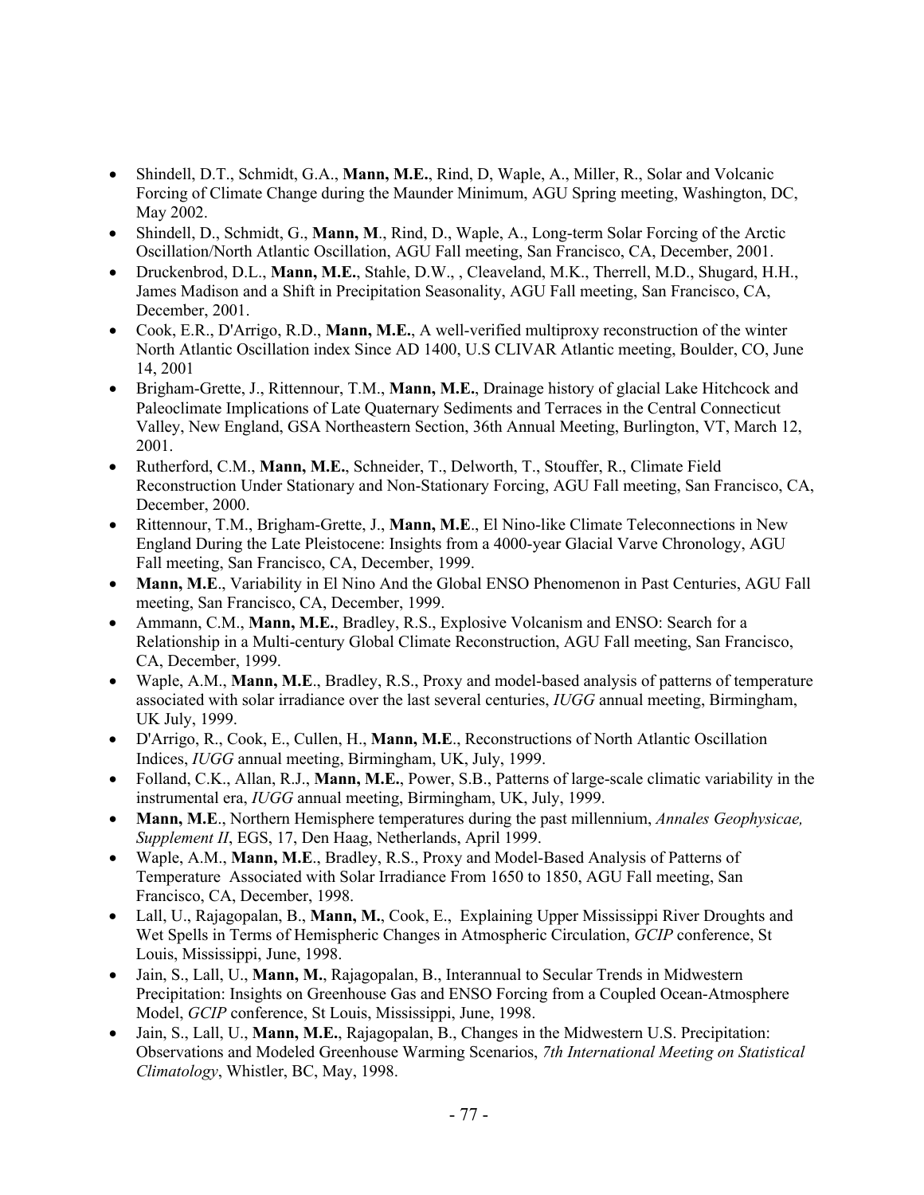- Shindell, D.T., Schmidt, G.A., **Mann, M.E.**, Rind, D, Waple, A., Miller, R., Solar and Volcanic Forcing of Climate Change during the Maunder Minimum, AGU Spring meeting, Washington, DC, May 2002.
- Shindell, D., Schmidt, G., **Mann, M**., Rind, D., Waple, A., Long-term Solar Forcing of the Arctic Oscillation/North Atlantic Oscillation, AGU Fall meeting, San Francisco, CA, December, 2001.
- Druckenbrod, D.L., **Mann, M.E.**, Stahle, D.W., , Cleaveland, M.K., Therrell, M.D., Shugard, H.H., James Madison and a Shift in Precipitation Seasonality, AGU Fall meeting, San Francisco, CA, December, 2001.
- Cook, E.R., D'Arrigo, R.D., **Mann, M.E.**, A well-verified multiproxy reconstruction of the winter North Atlantic Oscillation index Since AD 1400, U.S CLIVAR Atlantic meeting, Boulder, CO, June 14, 2001
- Brigham-Grette, J., Rittennour, T.M., **Mann, M.E.**, Drainage history of glacial Lake Hitchcock and Paleoclimate Implications of Late Quaternary Sediments and Terraces in the Central Connecticut Valley, New England, GSA Northeastern Section, 36th Annual Meeting, Burlington, VT, March 12, 2001.
- Rutherford, C.M., **Mann, M.E.**, Schneider, T., Delworth, T., Stouffer, R., Climate Field Reconstruction Under Stationary and Non-Stationary Forcing, AGU Fall meeting, San Francisco, CA, December, 2000.
- Rittennour, T.M., Brigham-Grette, J., **Mann, M.E**., El Nino-like Climate Teleconnections in New England During the Late Pleistocene: Insights from a 4000-year Glacial Varve Chronology, AGU Fall meeting, San Francisco, CA, December, 1999.
- **Mann, M.E**., Variability in El Nino And the Global ENSO Phenomenon in Past Centuries, AGU Fall meeting, San Francisco, CA, December, 1999.
- Ammann, C.M., **Mann, M.E.**, Bradley, R.S., Explosive Volcanism and ENSO: Search for a Relationship in a Multi-century Global Climate Reconstruction, AGU Fall meeting, San Francisco, CA, December, 1999.
- Waple, A.M., **Mann, M.E**., Bradley, R.S., Proxy and model-based analysis of patterns of temperature associated with solar irradiance over the last several centuries, *IUGG* annual meeting, Birmingham, UK July, 1999.
- D'Arrigo, R., Cook, E., Cullen, H., **Mann, M.E**., Reconstructions of North Atlantic Oscillation Indices, *IUGG* annual meeting, Birmingham, UK, July, 1999.
- Folland, C.K., Allan, R.J., **Mann, M.E.**, Power, S.B., Patterns of large-scale climatic variability in the instrumental era, *IUGG* annual meeting, Birmingham, UK, July, 1999.
- **Mann, M.E**., Northern Hemisphere temperatures during the past millennium, *Annales Geophysicae, Supplement II*, EGS, 17, Den Haag, Netherlands, April 1999.
- Waple, A.M., **Mann, M.E**., Bradley, R.S., Proxy and Model-Based Analysis of Patterns of Temperature Associated with Solar Irradiance From 1650 to 1850, AGU Fall meeting, San Francisco, CA, December, 1998.
- Lall, U., Rajagopalan, B., **Mann, M.**, Cook, E., Explaining Upper Mississippi River Droughts and Wet Spells in Terms of Hemispheric Changes in Atmospheric Circulation, *GCIP* conference, St Louis, Mississippi, June, 1998.
- Jain, S., Lall, U., **Mann, M.**, Rajagopalan, B., Interannual to Secular Trends in Midwestern Precipitation: Insights on Greenhouse Gas and ENSO Forcing from a Coupled Ocean-Atmosphere Model, *GCIP* conference, St Louis, Mississippi, June, 1998.
- Jain, S., Lall, U., **Mann, M.E.**, Rajagopalan, B., Changes in the Midwestern U.S. Precipitation: Observations and Modeled Greenhouse Warming Scenarios, *7th International Meeting on Statistical Climatology*, Whistler, BC, May, 1998.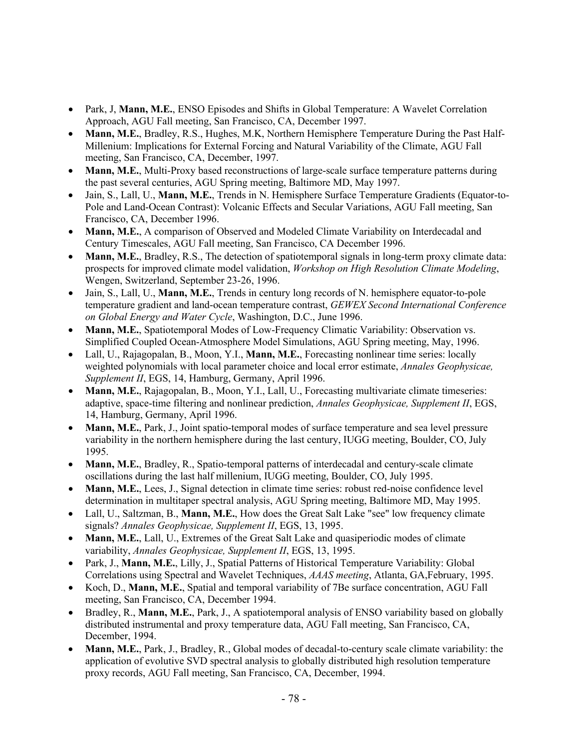- Park, J, **Mann, M.E.**, ENSO Episodes and Shifts in Global Temperature: A Wavelet Correlation Approach, AGU Fall meeting, San Francisco, CA, December 1997.
- **Mann, M.E.**, Bradley, R.S., Hughes, M.K, Northern Hemisphere Temperature During the Past Half-Millenium: Implications for External Forcing and Natural Variability of the Climate, AGU Fall meeting, San Francisco, CA, December, 1997.
- **Mann, M.E.**, Multi-Proxy based reconstructions of large-scale surface temperature patterns during the past several centuries, AGU Spring meeting, Baltimore MD, May 1997.
- Jain, S., Lall, U., **Mann, M.E.**, Trends in N. Hemisphere Surface Temperature Gradients (Equator-to-Pole and Land-Ocean Contrast): Volcanic Effects and Secular Variations, AGU Fall meeting, San Francisco, CA, December 1996.
- **Mann, M.E.**, A comparison of Observed and Modeled Climate Variability on Interdecadal and Century Timescales, AGU Fall meeting, San Francisco, CA December 1996.
- **Mann, M.E.**, Bradley, R.S., The detection of spatiotemporal signals in long-term proxy climate data: prospects for improved climate model validation, *Workshop on High Resolution Climate Modeling*, Wengen, Switzerland, September 23-26, 1996.
- Jain, S., Lall, U., **Mann, M.E.**, Trends in century long records of N. hemisphere equator-to-pole temperature gradient and land-ocean temperature contrast, *GEWEX Second International Conference on Global Energy and Water Cycle*, Washington, D.C., June 1996.
- **Mann, M.E.**, Spatiotemporal Modes of Low-Frequency Climatic Variability: Observation vs. Simplified Coupled Ocean-Atmosphere Model Simulations, AGU Spring meeting, May, 1996.
- Lall, U., Rajagopalan, B., Moon, Y.I., **Mann, M.E.**, Forecasting nonlinear time series: locally weighted polynomials with local parameter choice and local error estimate, *Annales Geophysicae, Supplement II*, EGS, 14, Hamburg, Germany, April 1996.
- **Mann, M.E.**, Rajagopalan, B., Moon, Y.I., Lall, U., Forecasting multivariate climate timeseries: adaptive, space-time filtering and nonlinear prediction, *Annales Geophysicae, Supplement II*, EGS, 14, Hamburg, Germany, April 1996.
- **Mann, M.E.**, Park, J., Joint spatio-temporal modes of surface temperature and sea level pressure variability in the northern hemisphere during the last century, IUGG meeting, Boulder, CO, July 1995.
- **Mann, M.E.**, Bradley, R., Spatio-temporal patterns of interdecadal and century-scale climate oscillations during the last half millenium, IUGG meeting, Boulder, CO, July 1995.
- **Mann, M.E.**, Lees, J., Signal detection in climate time series: robust red-noise confidence level determination in multitaper spectral analysis, AGU Spring meeting, Baltimore MD, May 1995.
- Lall, U., Saltzman, B., **Mann, M.E.**, How does the Great Salt Lake "see" low frequency climate signals? *Annales Geophysicae, Supplement II*, EGS, 13, 1995.
- **Mann, M.E.**, Lall, U., Extremes of the Great Salt Lake and quasiperiodic modes of climate variability, *Annales Geophysicae, Supplement II*, EGS, 13, 1995.
- Park, J., **Mann, M.E.**, Lilly, J., Spatial Patterns of Historical Temperature Variability: Global Correlations using Spectral and Wavelet Techniques, *AAAS meeting*, Atlanta, GA,February, 1995.
- Koch, D., **Mann, M.E.**, Spatial and temporal variability of 7Be surface concentration, AGU Fall meeting, San Francisco, CA, December 1994.
- Bradley, R., **Mann, M.E.**, Park, J., A spatiotemporal analysis of ENSO variability based on globally distributed instrumental and proxy temperature data, AGU Fall meeting, San Francisco, CA, December, 1994.
- **Mann, M.E.**, Park, J., Bradley, R., Global modes of decadal-to-century scale climate variability: the application of evolutive SVD spectral analysis to globally distributed high resolution temperature proxy records, AGU Fall meeting, San Francisco, CA, December, 1994.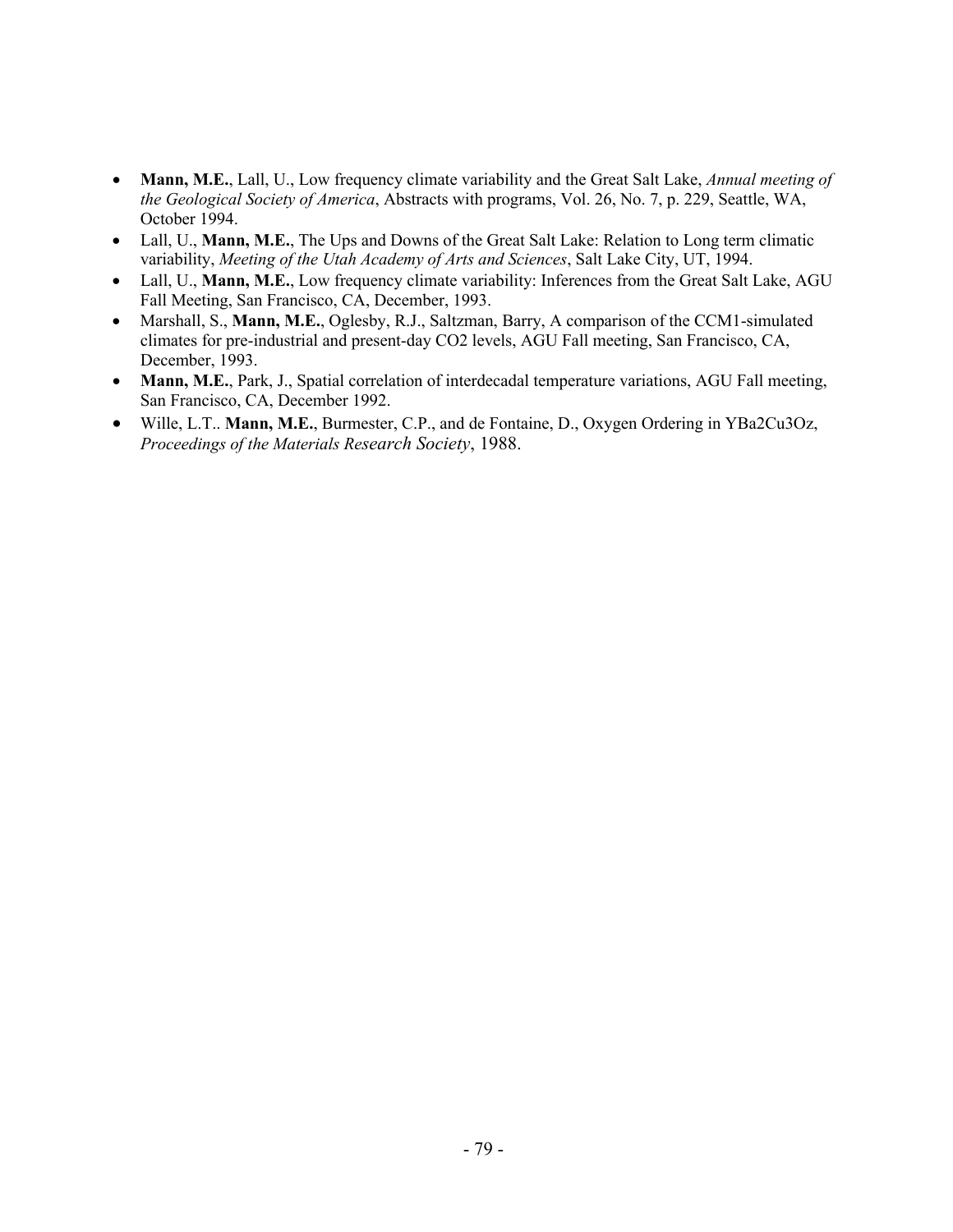- **Mann, M.E.**, Lall, U., Low frequency climate variability and the Great Salt Lake, *Annual meeting of the Geological Society of America*, Abstracts with programs, Vol. 26, No. 7, p. 229, Seattle, WA, October 1994.
- Lall, U., **Mann, M.E.**, The Ups and Downs of the Great Salt Lake: Relation to Long term climatic variability, *Meeting of the Utah Academy of Arts and Sciences*, Salt Lake City, UT, 1994.
- Lall, U., **Mann, M.E.**, Low frequency climate variability: Inferences from the Great Salt Lake, AGU Fall Meeting, San Francisco, CA, December, 1993.
- Marshall, S., **Mann, M.E.**, Oglesby, R.J., Saltzman, Barry, A comparison of the CCM1-simulated climates for pre-industrial and present-day CO2 levels, AGU Fall meeting, San Francisco, CA, December, 1993.
- **Mann, M.E.**, Park, J., Spatial correlation of interdecadal temperature variations, AGU Fall meeting, San Francisco, CA, December 1992.
- Wille, L.T.. **Mann, M.E.**, Burmester, C.P., and de Fontaine, D., Oxygen Ordering in YBa2Cu3Oz, *Proceedings of the Materials Research Society*, 1988.